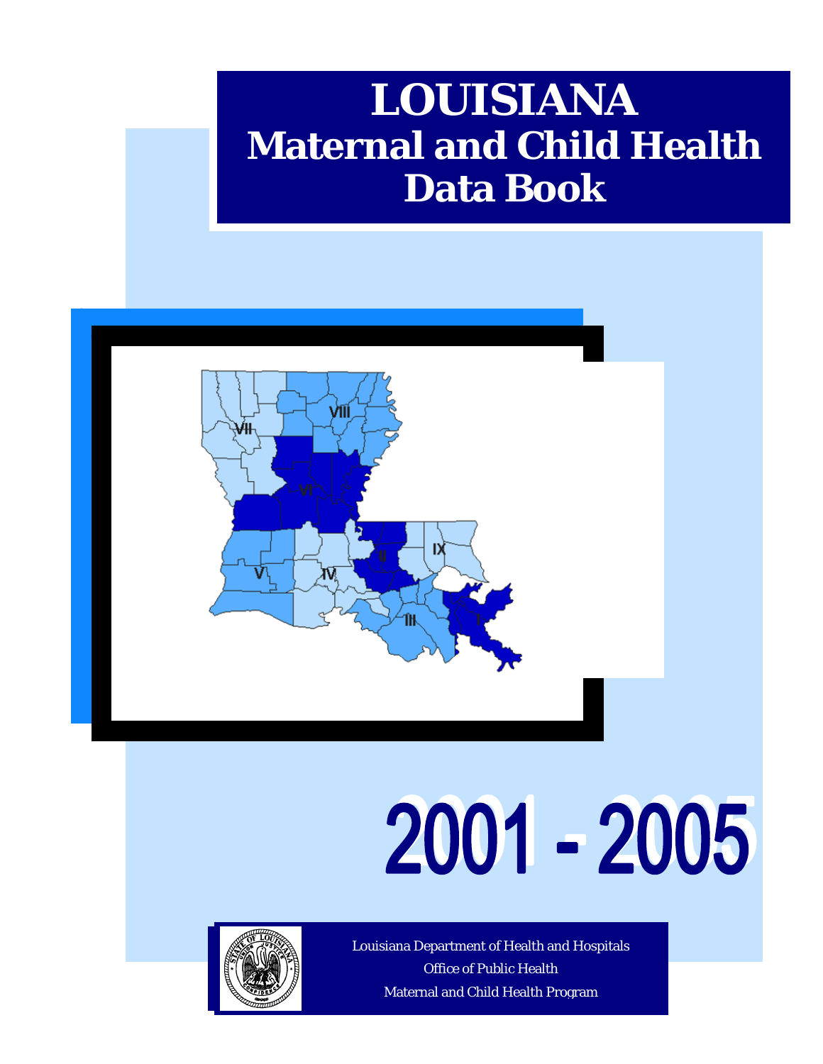# LOUISIANA
## Maternal and Child Health Data Book

VII VIII VI IX II V IV III I

# 2001 - 2005

Louisiana Department of Health and Hospitals

Office of Public Health

Maternal and Child Health Program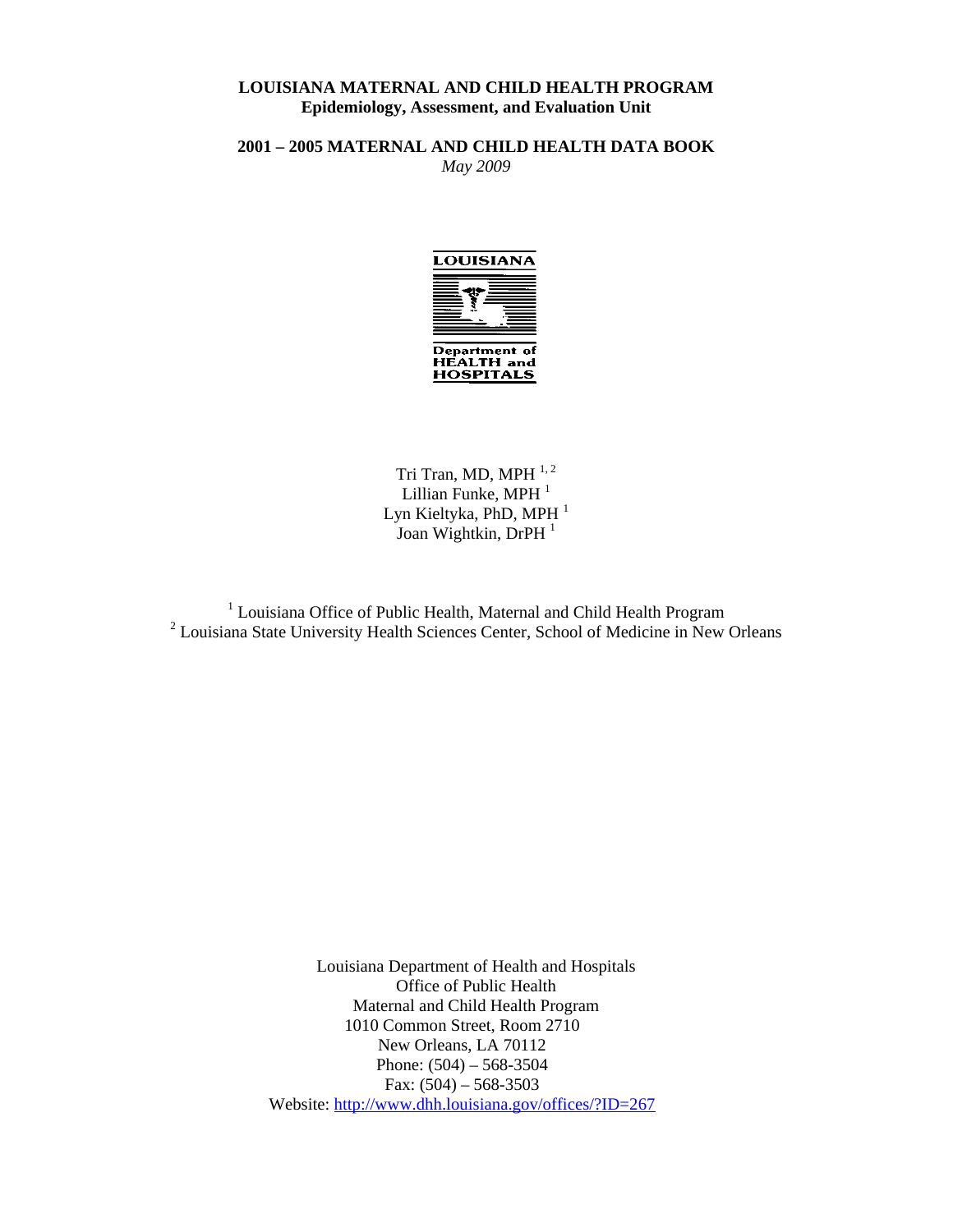**LOUISIANA MATERNAL AND CHILD HEALTH PROGRAM**
**Epidemiology, Assessment, and Evaluation Unit**

**2001 – 2005 MATERNAL AND CHILD HEALTH DATA BOOK**
*May 2009*

LOUISIANA
Department of HEALTH and HOSPITALS

Tri Tran, MD, MPH [1,2]
Lillian Funke, MPH [1]
Lyn Kieltyka, PhD, MPH [1]
Joan Wightkin, DrPH [1]

[1] Louisiana Office of Public Health, Maternal and Child Health Program
[2] Louisiana State University Health Sciences Center, School of Medicine in New Orleans

Louisiana Department of Health and Hospitals
Office of Public Health
Maternal and Child Health Program
1010 Common Street, Room 2710
New Orleans, LA 70112
Phone: (504) – 568-3504
Fax: (504) – 568-3503
Website: http://www.dhh.louisiana.gov/offices/?ID=267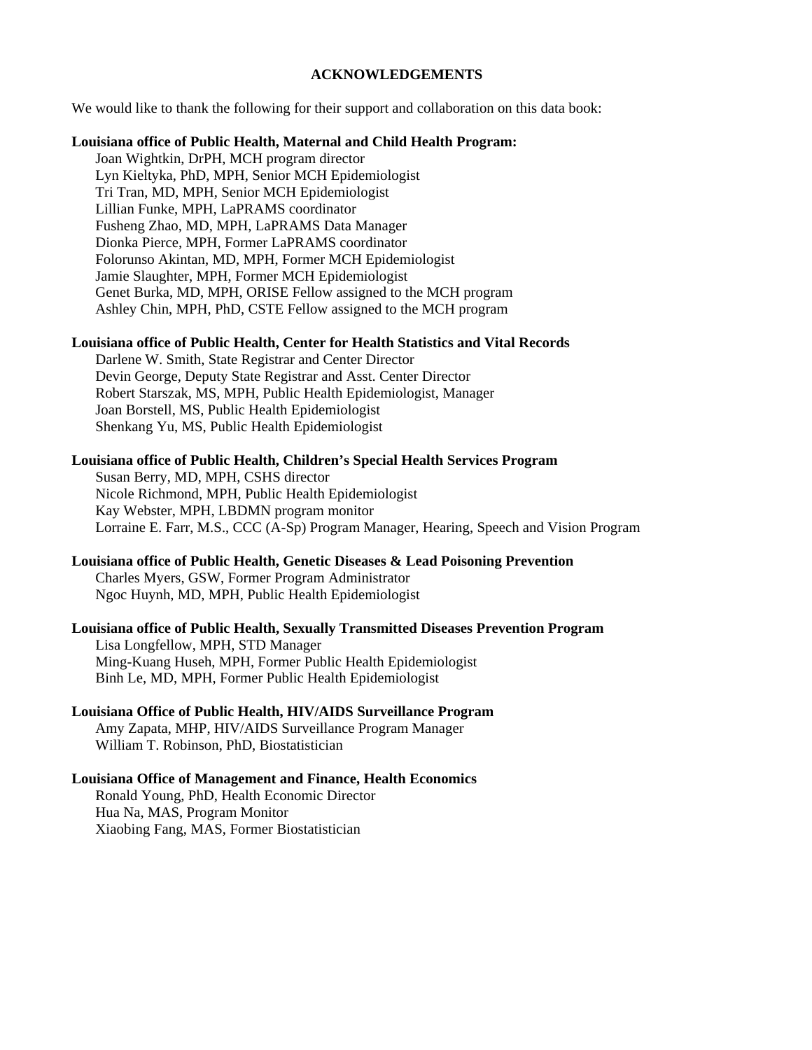## ACKNOWLEDGEMENTS

We would like to thank the following for their support and collaboration on this data book:

**Louisiana office of Public Health, Maternal and Child Health Program:**

Joan Wightkin, DrPH, MCH program director
Lyn Kieltyka, PhD, MPH, Senior MCH Epidemiologist
Tri Tran, MD, MPH, Senior MCH Epidemiologist
Lillian Funke, MPH, LaPRAMS coordinator
Fusheng Zhao, MD, MPH, LaPRAMS Data Manager
Dionka Pierce, MPH, Former LaPRAMS coordinator
Folorunso Akintan, MD, MPH, Former MCH Epidemiologist
Jamie Slaughter, MPH, Former MCH Epidemiologist
Genet Burka, MD, MPH, ORISE Fellow assigned to the MCH program
Ashley Chin, MPH, PhD, CSTE Fellow assigned to the MCH program

**Louisiana office of Public Health, Center for Health Statistics and Vital Records**

Darlene W. Smith, State Registrar and Center Director
Devin George, Deputy State Registrar and Asst. Center Director
Robert Starszak, MS, MPH, Public Health Epidemiologist, Manager
Joan Borstell, MS, Public Health Epidemiologist
Shenkang Yu, MS, Public Health Epidemiologist

**Louisiana office of Public Health, Children's Special Health Services Program**

Susan Berry, MD, MPH, CSHS director
Nicole Richmond, MPH, Public Health Epidemiologist
Kay Webster, MPH, LBDMN program monitor
Lorraine E. Farr, M.S., CCC (A-Sp) Program Manager, Hearing, Speech and Vision Program

**Louisiana office of Public Health, Genetic Diseases & Lead Poisoning Prevention**

Charles Myers, GSW, Former Program Administrator
Ngoc Huynh, MD, MPH, Public Health Epidemiologist

**Louisiana office of Public Health, Sexually Transmitted Diseases Prevention Program**

Lisa Longfellow, MPH, STD Manager
Ming-Kuang Huseh, MPH, Former Public Health Epidemiologist
Binh Le, MD, MPH, Former Public Health Epidemiologist

**Louisiana Office of Public Health, HIV/AIDS Surveillance Program**

Amy Zapata, MHP, HIV/AIDS Surveillance Program Manager
William T. Robinson, PhD, Biostatistician

**Louisiana Office of Management and Finance, Health Economics**

Ronald Young, PhD, Health Economic Director
Hua Na, MAS, Program Monitor
Xiaobing Fang, MAS, Former Biostatistician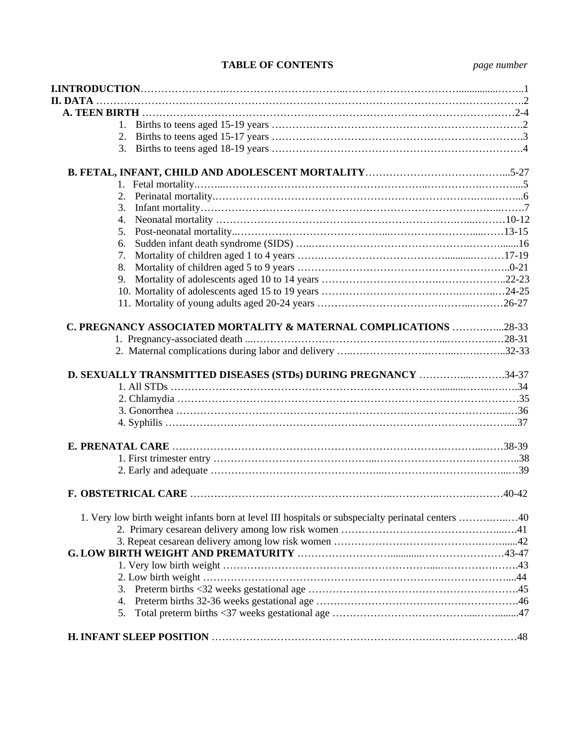**TABLE OF CONTENTS** *page number*

**I.INTRODUCTION** …… 1

**II. DATA** …… 2

**A. TEEN BIRTH** …… 2-4

1. Births to teens aged 15-19 years …… 2
2. Births to teens aged 15-17 years …… 3
3. Births to teens aged 18-19 years …… 4

**B. FETAL, INFANT, CHILD AND ADOLESCENT MORTALITY** …… 5-27

1. Fetal mortality …… 5
2. Perinatal mortality …… 6
3. Infant mortality …… 7
4. Neonatal mortality …… 10-12
5. Post-neonatal mortality …… 13-15
6. Sudden infant death syndrome (SIDS) …… 16
7. Mortality of children aged 1 to 4 years …… 17-19
8. Mortality of children aged 5 to 9 years …… 0-21
9. Mortality of adolescents aged 10 to 14 years …… 22-23
10. Mortality of adolescents aged 15 to 19 years …… 24-25
11. Mortality of young adults aged 20-24 years …… 26-27

**C. PREGNANCY ASSOCIATED MORTALITY & MATERNAL COMPLICATIONS** …… 28-33

1. Pregnancy-associated death …… 28-31
2. Maternal complications during labor and delivery …… 32-33

**D. SEXUALLY TRANSMITTED DISEASES (STDs) DURING PREGNANCY** …… 34-37

1. All STDs …… 34
2. Chlamydia …… 35
3. Gonorrhea …… 36
4. Syphilis …… 37

**E. PRENATAL CARE** …… 38-39

1. First trimester entry …… 38
2. Early and adequate …… 39

**F. OBSTETRICAL CARE** …… 40-42

1. Very low birth weight infants born at level III hospitals or subspecialty perinatal centers …… 40
2. Primary cesarean delivery among low risk women …… 41
3. Repeat cesarean delivery among low risk women …… 42

**G. LOW BIRTH WEIGHT AND PREMATURITY** …… 43-47

1. Very low birth weight …… 43
2. Low birth weight …… 44
3. Preterm births <32 weeks gestational age …… 45
4. Preterm births 32-36 weeks gestational age …… 46
5. Total preterm births <37 weeks gestational age …… 47

**H. INFANT SLEEP POSITION** …… 48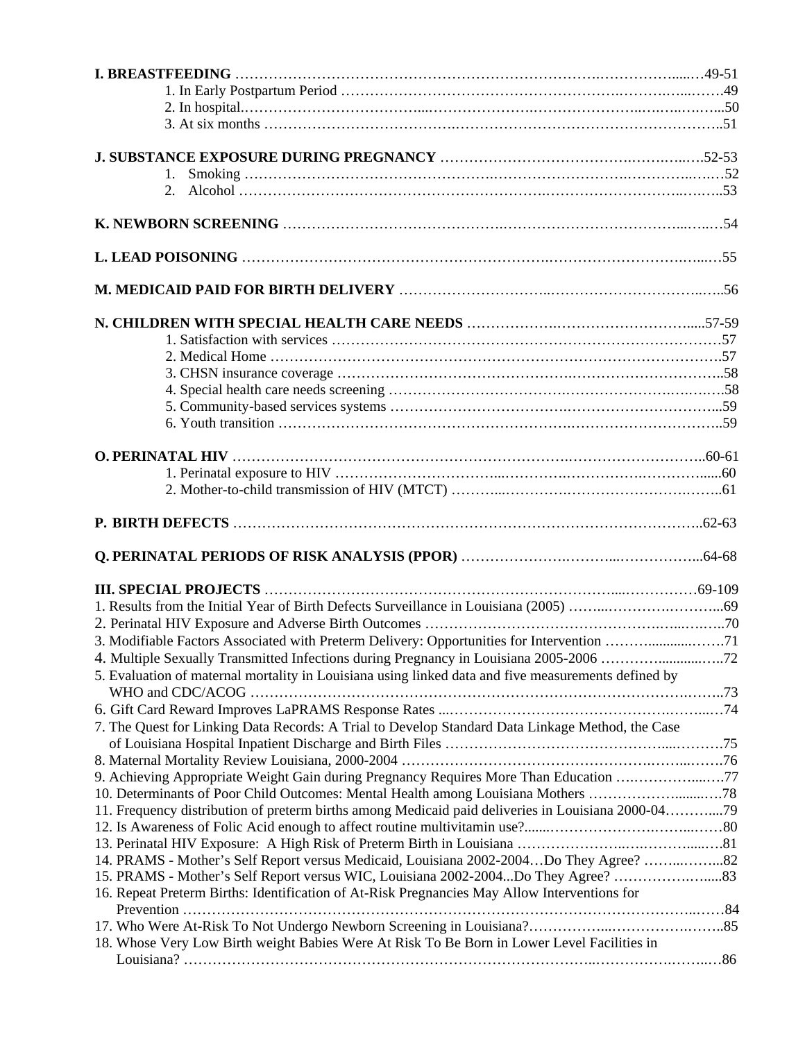**I. BREASTFEEDING** ……………………………………………………………………………………………49-51

1. In Early Postpartum Period ……………………………………………………………………49
2. In hospital……………………………………………………………………………………50
3. At six months …………………………………………………………………………………51

**J. SUBSTANCE EXPOSURE DURING PREGNANCY** …………………………………………………52-53

1. Smoking ……………………………………………………………………………………52
2. Alcohol ……………………………………………………………………………………53

**K. NEWBORN SCREENING** ……………………………………………………………………………54

**L. LEAD POISONING** …………………………………………………………………………………55

**M. MEDICAID PAID FOR BIRTH DELIVERY** …………………………………………………………56

**N. CHILDREN WITH SPECIAL HEALTH CARE NEEDS** ……………………………………………57-59

1. Satisfaction with services ……………………………………………………………………57
2. Medical Home …………………………………………………………………………………57
3. CHSN insurance coverage …………………………………………………………………58
4. Special health care needs screening ………………………………………………………58
5. Community-based services systems ………………………………………………………59
6. Youth transition ……………………………………………………………………………59

**O. PERINATAL HIV** …………………………………………………………………………………60-61

1. Perinatal exposure to HIV ……………………………………………………………………60
2. Mother-to-child transmission of HIV (MTCT) ………………………………………………61

**P. BIRTH DEFECTS** …………………………………………………………………………………62-63

**Q. PERINATAL PERIODS OF RISK ANALYSIS (PPOR)** ……………………………………………64-68

**III. SPECIAL PROJECTS** …………………………………………………………………………69-109

1. Results from the Initial Year of Birth Defects Surveillance in Louisiana (2005) ……………………69
2. Perinatal HIV Exposure and Adverse Birth Outcomes …………………………………………70
3. Modifiable Factors Associated with Preterm Delivery: Opportunities for Intervention ……………71
4. Multiple Sexually Transmitted Infections during Pregnancy in Louisiana 2005-2006 ………………72
5. Evaluation of maternal mortality in Louisiana using linked data and five measurements defined by WHO and CDC/ACOG ……………………………………………………………………………73
6. Gift Card Reward Improves LaPRAMS Response Rates …………………………………………74
7. The Quest for Linking Data Records: A Trial to Develop Standard Data Linkage Method, the Case of Louisiana Hospital Inpatient Discharge and Birth Files …………………………………………75
8. Maternal Mortality Review Louisiana, 2000-2004 ………………………………………………76
9. Achieving Appropriate Weight Gain during Pregnancy Requires More Than Education ……………77
10. Determinants of Poor Child Outcomes: Mental Health among Louisiana Mothers …………………78
11. Frequency distribution of preterm births among Medicaid paid deliveries in Louisiana 2000-04……79
12. Is Awareness of Folic Acid enough to affect routine multivitamin use?…………………………80
13. Perinatal HIV Exposure: A High Risk of Preterm Birth in Louisiana ……………………………81
14. PRAMS - Mother's Self Report versus Medicaid, Louisiana 2002-2004…Do They Agree? …………82
15. PRAMS - Mother's Self Report versus WIC, Louisiana 2002-2004...Do They Agree? ………………83
16. Repeat Preterm Births: Identification of At-Risk Pregnancies May Allow Interventions for Prevention ……………………………………………………………………………………………84
17. Who Were At-Risk To Not Undergo Newborn Screening in Louisiana?……………………………85
18. Whose Very Low Birth weight Babies Were At Risk To Be Born in Lower Level Facilities in Louisiana? ……………………………………………………………………………………………86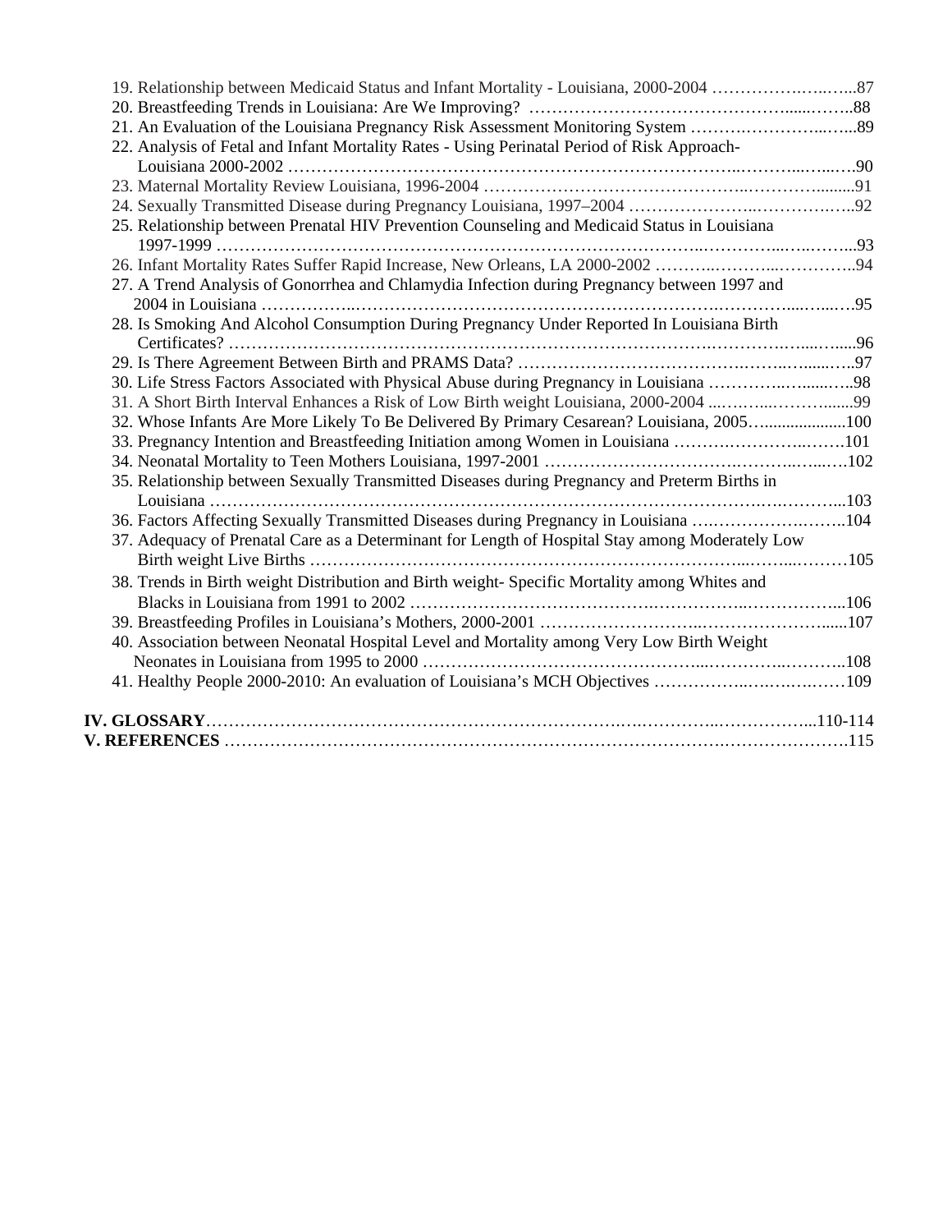19. Relationship between Medicaid Status and Infant Mortality - Louisiana, 2000-2004 ……………….…..…..87
20. Breastfeeding Trends in Louisiana: Are We Improving? ………………………………………......……..88
21. An Evaluation of the Louisiana Pregnancy Risk Assessment Monitoring System ……….…………...…...89
22. Analysis of Fetal and Infant Mortality Rates - Using Perinatal Period of Risk Approach- Louisiana 2000-2002 …………………………………………………………………..………...…...….90
23. Maternal Mortality Review Louisiana, 1996-2004 ……………………………………..…………........91
24. Sexually Transmitted Disease during Pregnancy Louisiana, 1997–2004 …………………..…………..…..92
25. Relationship between Prenatal HIV Prevention Counseling and Medicaid Status in Louisiana 1997-1999 …………………………………………………………………………..…………..…..……..93
26. Infant Mortality Rates Suffer Rapid Increase, New Orleans, LA 2000-2002 ………..………..…………..94
27. A Trend Analysis of Gonorrhea and Chlamydia Infection during Pregnancy between 1997 and 2004 in Louisiana ……………..………………………………………………….…………....…..….95
28. Is Smoking And Alcohol Consumption During Pregnancy Under Reported In Louisiana Birth Certificates? ……………………………………………………………………….…………..…....…....96
29. Is There Agreement Between Birth and PRAMS Data? ………………………………….……..…......…..97
30. Life Stress Factors Associated with Physical Abuse during Pregnancy in Louisiana …………..…......…..98
31. A Short Birth Interval Enhances a Risk of Low Birth weight Louisiana, 2000-2004 ...……...……….......99
32. Whose Infants Are More Likely To Be Delivered By Primary Cesarean? Louisiana, 2005…..................100
33. Pregnancy Intention and Breastfeeding Initiation among Women in Louisiana ……….…………..…….101
34. Neonatal Mortality to Teen Mothers Louisiana, 1997-2001 …………………………….………..…...….102
35. Relationship between Sexually Transmitted Diseases during Pregnancy and Preterm Births in Louisiana ………………………………………………………………………………….….………...103
36. Factors Affecting Sexually Transmitted Diseases during Pregnancy in Louisiana ….…………….……..104
37. Adequacy of Prenatal Care as a Determinant for Length of Hospital Stay among Moderately Low Birth weight Live Births …………………………………………………………………...……...………105
38. Trends in Birth weight Distribution and Birth weight- Specific Mortality among Whites and Blacks in Louisiana from 1991 to 2002 ……………………………….……………..……………...106
39. Breastfeeding Profiles in Louisiana's Mothers, 2000-2001 ……………………..…………………......107
40. Association between Neonatal Hospital Level and Mortality among Very Low Birth Weight Neonates in Louisiana from 1995 to 2000 ……………………………………...…………..………..108
41. Healthy People 2000-2010: An evaluation of Louisiana's MCH Objectives ……………..….…….……109

**IV. GLOSSARY**……………………………………………………………….….…………..……………...110-114

**V. REFERENCES** …………………………………………………………………………….………………….115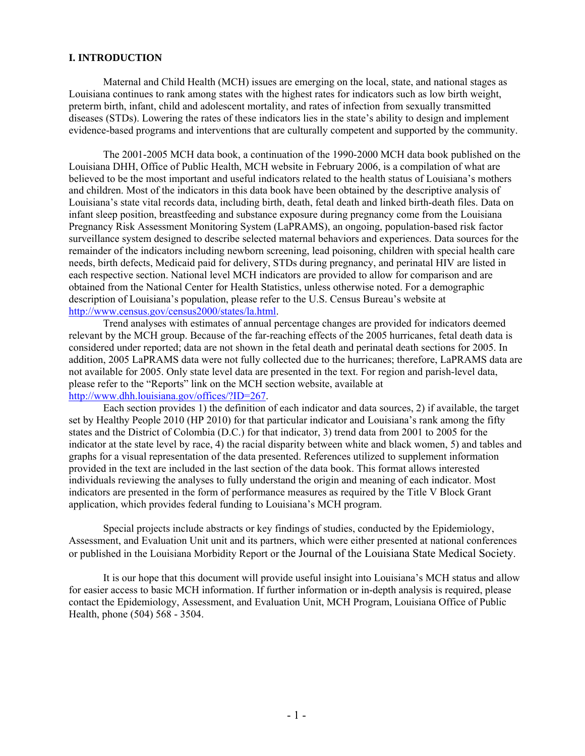## I. INTRODUCTION

Maternal and Child Health (MCH) issues are emerging on the local, state, and national stages as Louisiana continues to rank among states with the highest rates for indicators such as low birth weight, preterm birth, infant, child and adolescent mortality, and rates of infection from sexually transmitted diseases (STDs). Lowering the rates of these indicators lies in the state's ability to design and implement evidence-based programs and interventions that are culturally competent and supported by the community.

The 2001-2005 MCH data book, a continuation of the 1990-2000 MCH data book published on the Louisiana DHH, Office of Public Health, MCH website in February 2006, is a compilation of what are believed to be the most important and useful indicators related to the health status of Louisiana's mothers and children. Most of the indicators in this data book have been obtained by the descriptive analysis of Louisiana's state vital records data, including birth, death, fetal death and linked birth-death files. Data on infant sleep position, breastfeeding and substance exposure during pregnancy come from the Louisiana Pregnancy Risk Assessment Monitoring System (LaPRAMS), an ongoing, population-based risk factor surveillance system designed to describe selected maternal behaviors and experiences. Data sources for the remainder of the indicators including newborn screening, lead poisoning, children with special health care needs, birth defects, Medicaid paid for delivery, STDs during pregnancy, and perinatal HIV are listed in each respective section. National level MCH indicators are provided to allow for comparison and are obtained from the National Center for Health Statistics, unless otherwise noted. For a demographic description of Louisiana's population, please refer to the U.S. Census Bureau's website at http://www.census.gov/census2000/states/la.html.

Trend analyses with estimates of annual percentage changes are provided for indicators deemed relevant by the MCH group. Because of the far-reaching effects of the 2005 hurricanes, fetal death data is considered under reported; data are not shown in the fetal death and perinatal death sections for 2005. In addition, 2005 LaPRAMS data were not fully collected due to the hurricanes; therefore, LaPRAMS data are not available for 2005. Only state level data are presented in the text. For region and parish-level data, please refer to the "Reports" link on the MCH section website, available at http://www.dhh.louisiana.gov/offices/?ID=267.

Each section provides 1) the definition of each indicator and data sources, 2) if available, the target set by Healthy People 2010 (HP 2010) for that particular indicator and Louisiana's rank among the fifty states and the District of Colombia (D.C.) for that indicator, 3) trend data from 2001 to 2005 for the indicator at the state level by race, 4) the racial disparity between white and black women, 5) and tables and graphs for a visual representation of the data presented. References utilized to supplement information provided in the text are included in the last section of the data book. This format allows interested individuals reviewing the analyses to fully understand the origin and meaning of each indicator. Most indicators are presented in the form of performance measures as required by the Title V Block Grant application, which provides federal funding to Louisiana's MCH program.

Special projects include abstracts or key findings of studies, conducted by the Epidemiology, Assessment, and Evaluation Unit unit and its partners, which were either presented at national conferences or published in the Louisiana Morbidity Report or the Journal of the Louisiana State Medical Society.

It is our hope that this document will provide useful insight into Louisiana's MCH status and allow for easier access to basic MCH information. If further information or in-depth analysis is required, please contact the Epidemiology, Assessment, and Evaluation Unit, MCH Program, Louisiana Office of Public Health, phone (504) 568 - 3504.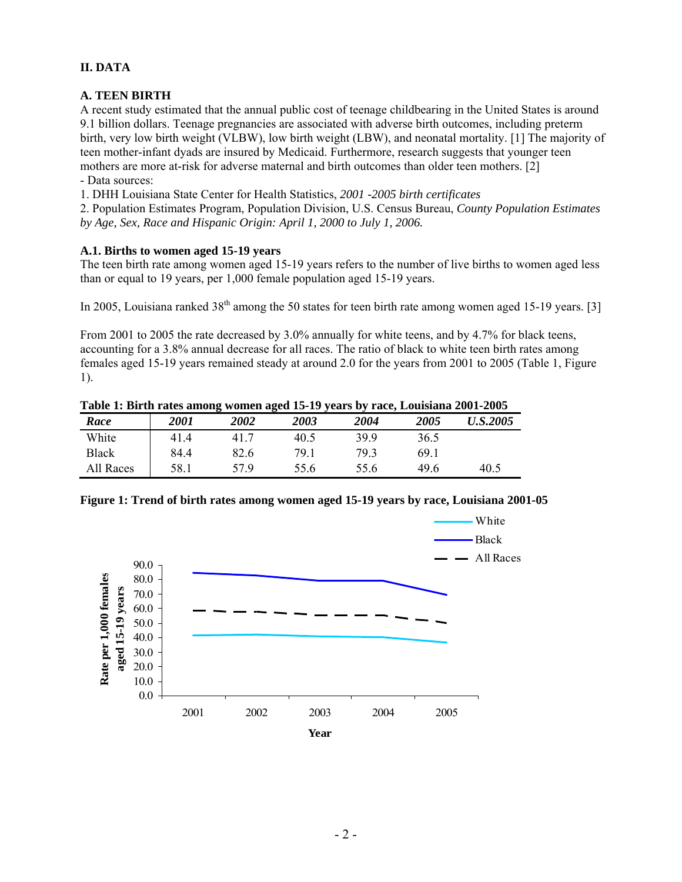## II. DATA

### A. TEEN BIRTH

A recent study estimated that the annual public cost of teenage childbearing in the United States is around 9.1 billion dollars. Teenage pregnancies are associated with adverse birth outcomes, including preterm birth, very low birth weight (VLBW), low birth weight (LBW), and neonatal mortality. [1] The majority of teen mother-infant dyads are insured by Medicaid. Furthermore, research suggests that younger teen mothers are more at-risk for adverse maternal and birth outcomes than older teen mothers. [2]

- Data sources:

1. DHH Louisiana State Center for Health Statistics, *2001 -2005 birth certificates*
2. Population Estimates Program, Population Division, U.S. Census Bureau, *County Population Estimates by Age, Sex, Race and Hispanic Origin: April 1, 2000 to July 1, 2006.*

#### A.1. Births to women aged 15-19 years

The teen birth rate among women aged 15-19 years refers to the number of live births to women aged less than or equal to 19 years, per 1,000 female population aged 15-19 years.

In 2005, Louisiana ranked 38th among the 50 states for teen birth rate among women aged 15-19 years. [3]

From 2001 to 2005 the rate decreased by 3.0% annually for white teens, and by 4.7% for black teens, accounting for a 3.8% annual decrease for all races. The ratio of black to white teen birth rates among females aged 15-19 years remained steady at around 2.0 for the years from 2001 to 2005 (Table 1, Figure 1).

**Table 1: Birth rates among women aged 15-19 years by race, Louisiana 2001-2005**

| *Race* | *2001* | *2002* | *2003* | *2004* | *2005* | *U.S.2005* |
|---|---|---|---|---|---|---|
| White | 41.4 | 41.7 | 40.5 | 39.9 | 36.5 | |
| Black | 84.4 | 82.6 | 79.1 | 79.3 | 69.1 | |
| All Races | 58.1 | 57.9 | 55.6 | 55.6 | 49.6 | 40.5 |

**Figure 1: Trend of birth rates among women aged 15-19 years by race, Louisiana 2001-05**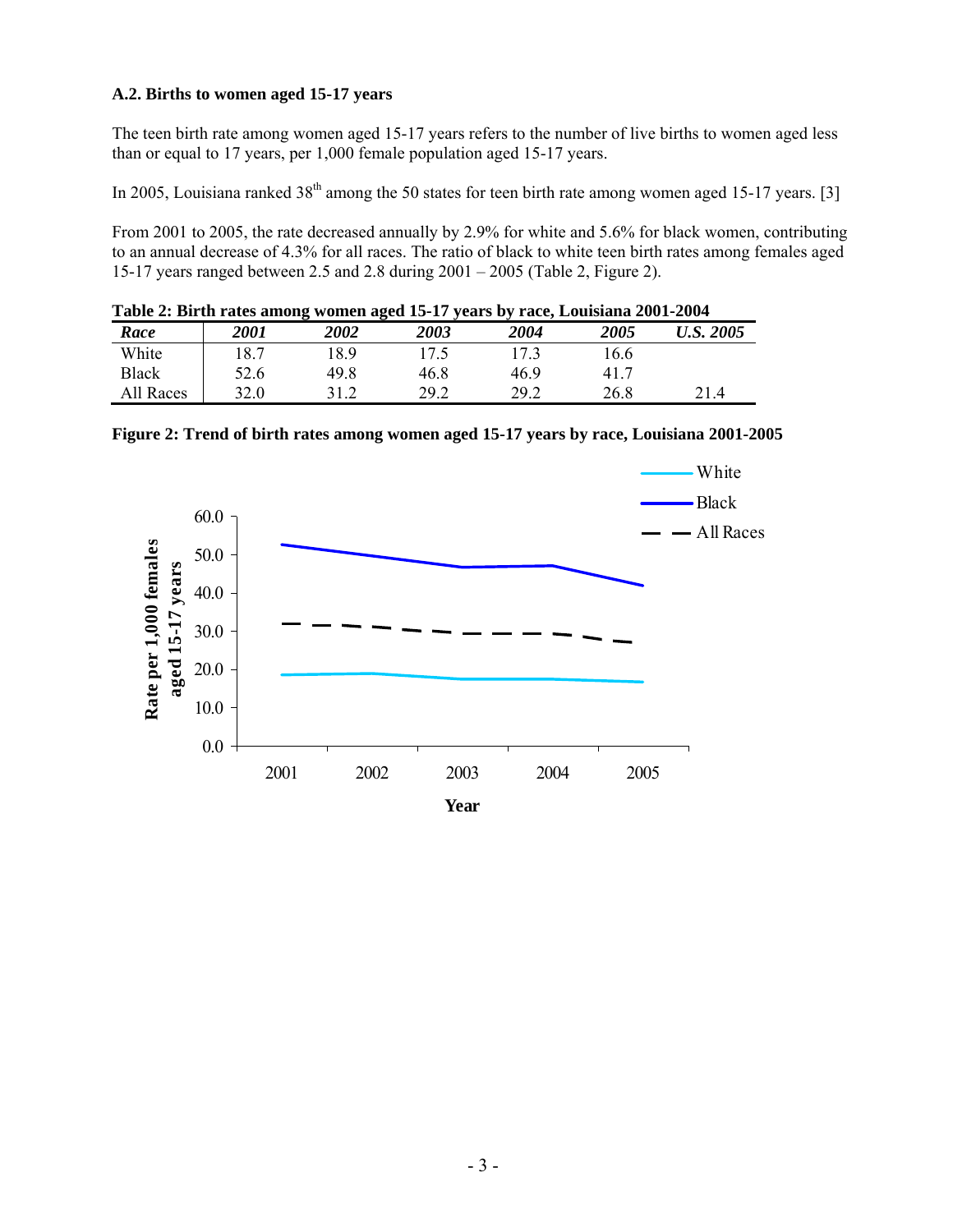### A.2. Births to women aged 15-17 years

The teen birth rate among women aged 15-17 years refers to the number of live births to women aged less than or equal to 17 years, per 1,000 female population aged 15-17 years.

In 2005, Louisiana ranked 38[th] among the 50 states for teen birth rate among women aged 15-17 years. [3]

From 2001 to 2005, the rate decreased annually by 2.9% for white and 5.6% for black women, contributing to an annual decrease of 4.3% for all races. The ratio of black to white teen birth rates among females aged 15-17 years ranged between 2.5 and 2.8 during 2001 – 2005 (Table 2, Figure 2).

**Table 2: Birth rates among women aged 15-17 years by race, Louisiana 2001-2004**

| *Race* | *2001* | *2002* | *2003* | *2004* | *2005* | *U.S. 2005* |
|---|---|---|---|---|---|---|
| White | 18.7 | 18.9 | 17.5 | 17.3 | 16.6 | |
| Black | 52.6 | 49.8 | 46.8 | 46.9 | 41.7 | |
| All Races | 32.0 | 31.2 | 29.2 | 29.2 | 26.8 | 21.4 |

**Figure 2: Trend of birth rates among women aged 15-17 years by race, Louisiana 2001-2005**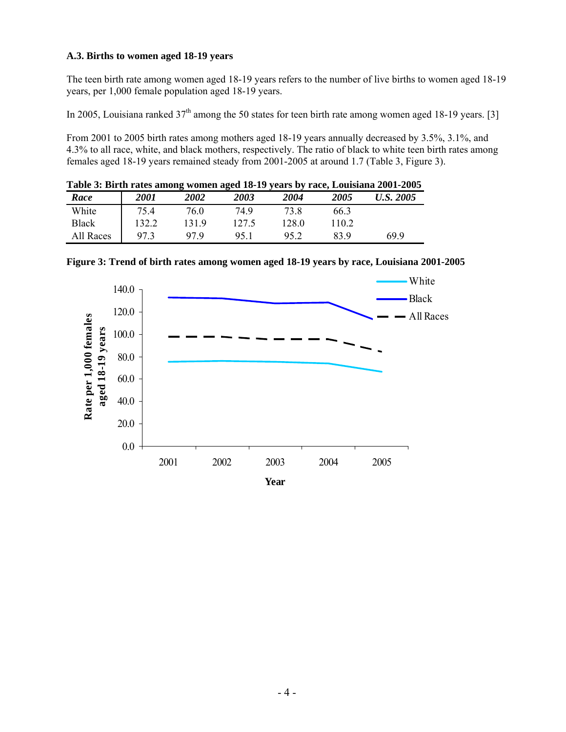**A.3. Births to women aged 18-19 years**

The teen birth rate among women aged 18-19 years refers to the number of live births to women aged 18-19 years, per 1,000 female population aged 18-19 years.

In 2005, Louisiana ranked 37th among the 50 states for teen birth rate among women aged 18-19 years. [3]

From 2001 to 2005 birth rates among mothers aged 18-19 years annually decreased by 3.5%, 3.1%, and 4.3% to all race, white, and black mothers, respectively. The ratio of black to white teen birth rates among females aged 18-19 years remained steady from 2001-2005 at around 1.7 (Table 3, Figure 3).

**Table 3: Birth rates among women aged 18-19 years by race, Louisiana 2001-2005**

| *Race* | *2001* | *2002* | *2003* | *2004* | *2005* | *U.S. 2005* |
|---|---|---|---|---|---|---|
| White | 75.4 | 76.0 | 74.9 | 73.8 | 66.3 | |
| Black | 132.2 | 131.9 | 127.5 | 128.0 | 110.2 | |
| All Races | 97.3 | 97.9 | 95.1 | 95.2 | 83.9 | 69.9 |

**Figure 3: Trend of birth rates among women aged 18-19 years by race, Louisiana 2001-2005**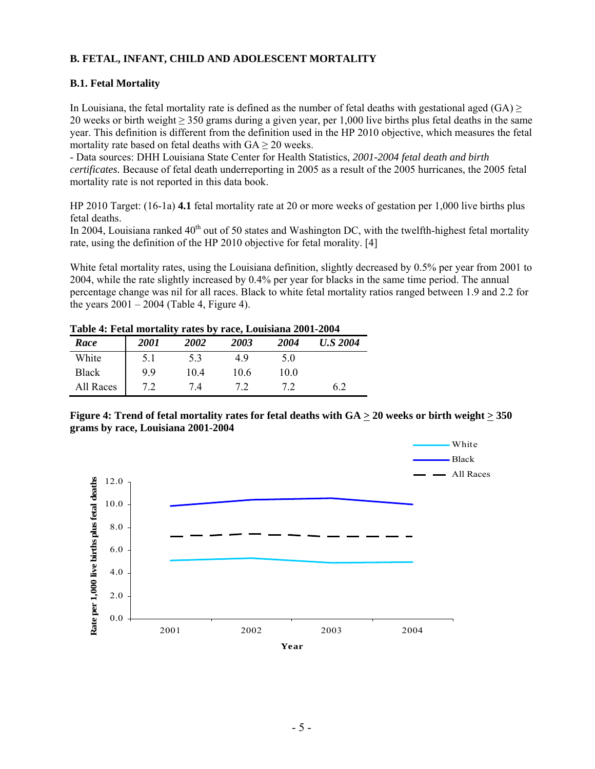## B. FETAL, INFANT, CHILD AND ADOLESCENT MORTALITY

### B.1. Fetal Mortality

In Louisiana, the fetal mortality rate is defined as the number of fetal deaths with gestational aged (GA) ≥ 20 weeks or birth weight ≥ 350 grams during a given year, per 1,000 live births plus fetal deaths in the same year. This definition is different from the definition used in the HP 2010 objective, which measures the fetal mortality rate based on fetal deaths with GA ≥ 20 weeks.

- Data sources: DHH Louisiana State Center for Health Statistics, *2001-2004 fetal death and birth certificates.* Because of fetal death underreporting in 2005 as a result of the 2005 hurricanes, the 2005 fetal mortality rate is not reported in this data book.

HP 2010 Target: (16-1a) **4.1** fetal mortality rate at 20 or more weeks of gestation per 1,000 live births plus fetal deaths.

In 2004, Louisiana ranked 40th out of 50 states and Washington DC, with the twelfth-highest fetal mortality rate, using the definition of the HP 2010 objective for fetal morality. [4]

White fetal mortality rates, using the Louisiana definition, slightly decreased by 0.5% per year from 2001 to 2004, while the rate slightly increased by 0.4% per year for blacks in the same time period. The annual percentage change was nil for all races. Black to white fetal mortality ratios ranged between 1.9 and 2.2 for the years 2001 – 2004 (Table 4, Figure 4).

**Table 4: Fetal mortality rates by race, Louisiana 2001-2004**

| *Race* | *2001* | *2002* | *2003* | *2004* | *U.S 2004* |
|---|---|---|---|---|---|
| White | 5.1 | 5.3 | 4.9 | 5.0 | |
| Black | 9.9 | 10.4 | 10.6 | 10.0 | |
| All Races | 7.2 | 7.4 | 7.2 | 7.2 | 6.2 |

**Figure 4: Trend of fetal mortality rates for fetal deaths with GA ≥ 20 weeks or birth weight ≥ 350 grams by race, Louisiana 2001-2004**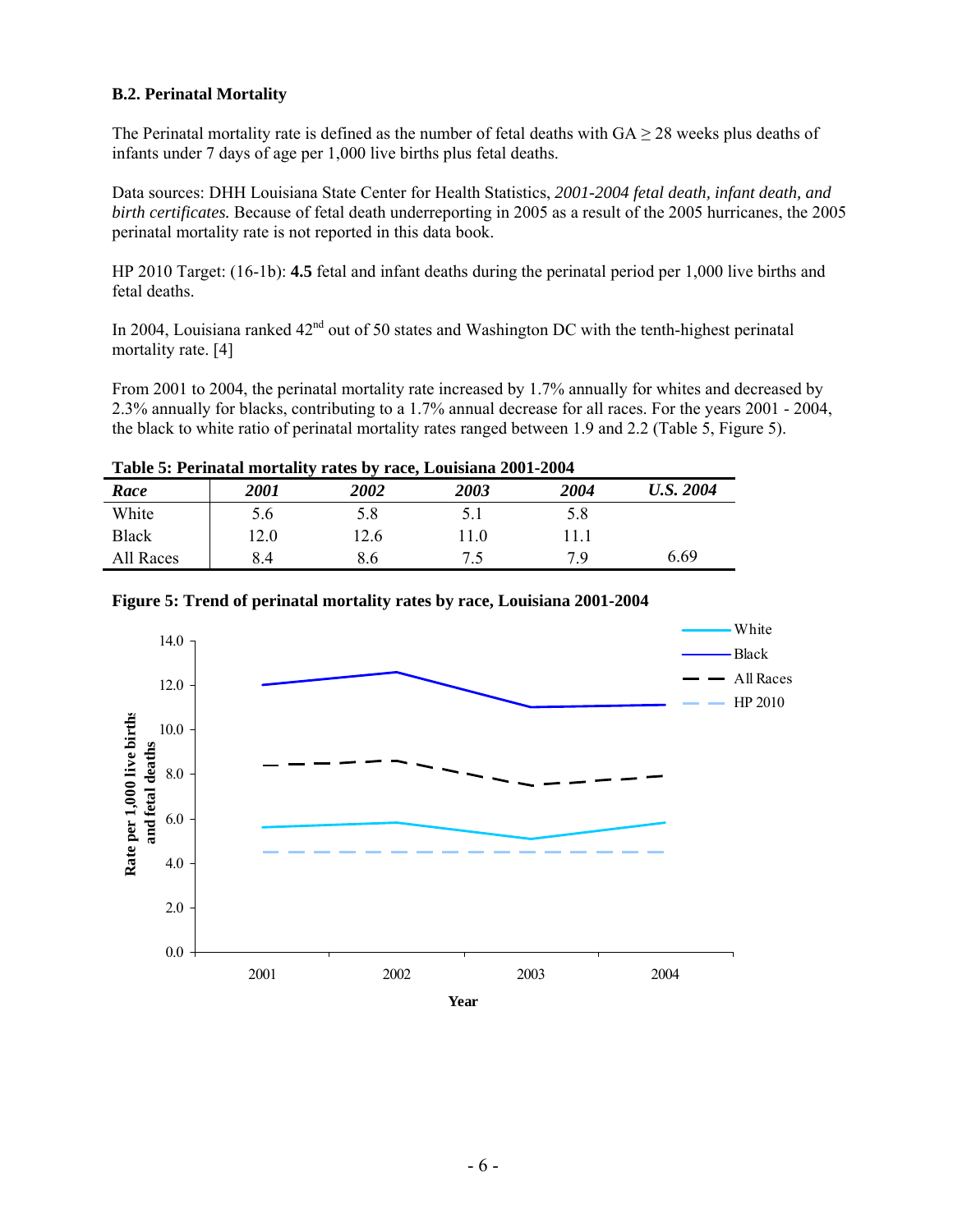### B.2. Perinatal Mortality

The Perinatal mortality rate is defined as the number of fetal deaths with GA ≥ 28 weeks plus deaths of infants under 7 days of age per 1,000 live births plus fetal deaths.

Data sources: DHH Louisiana State Center for Health Statistics, *2001-2004 fetal death, infant death, and birth certificates.* Because of fetal death underreporting in 2005 as a result of the 2005 hurricanes, the 2005 perinatal mortality rate is not reported in this data book.

HP 2010 Target: (16-1b): **4.5** fetal and infant deaths during the perinatal period per 1,000 live births and fetal deaths.

In 2004, Louisiana ranked 42nd out of 50 states and Washington DC with the tenth-highest perinatal mortality rate. [4]

From 2001 to 2004, the perinatal mortality rate increased by 1.7% annually for whites and decreased by 2.3% annually for blacks, contributing to a 1.7% annual decrease for all races. For the years 2001 - 2004, the black to white ratio of perinatal mortality rates ranged between 1.9 and 2.2 (Table 5, Figure 5).

**Table 5: Perinatal mortality rates by race, Louisiana 2001-2004**

| *Race* | *2001* | *2002* | *2003* | *2004* | *U.S. 2004* |
|---|---|---|---|---|---|
| White | 5.6 | 5.8 | 5.1 | 5.8 | |
| Black | 12.0 | 12.6 | 11.0 | 11.1 | |
| All Races | 8.4 | 8.6 | 7.5 | 7.9 | 6.69 |

**Figure 5: Trend of perinatal mortality rates by race, Louisiana 2001-2004**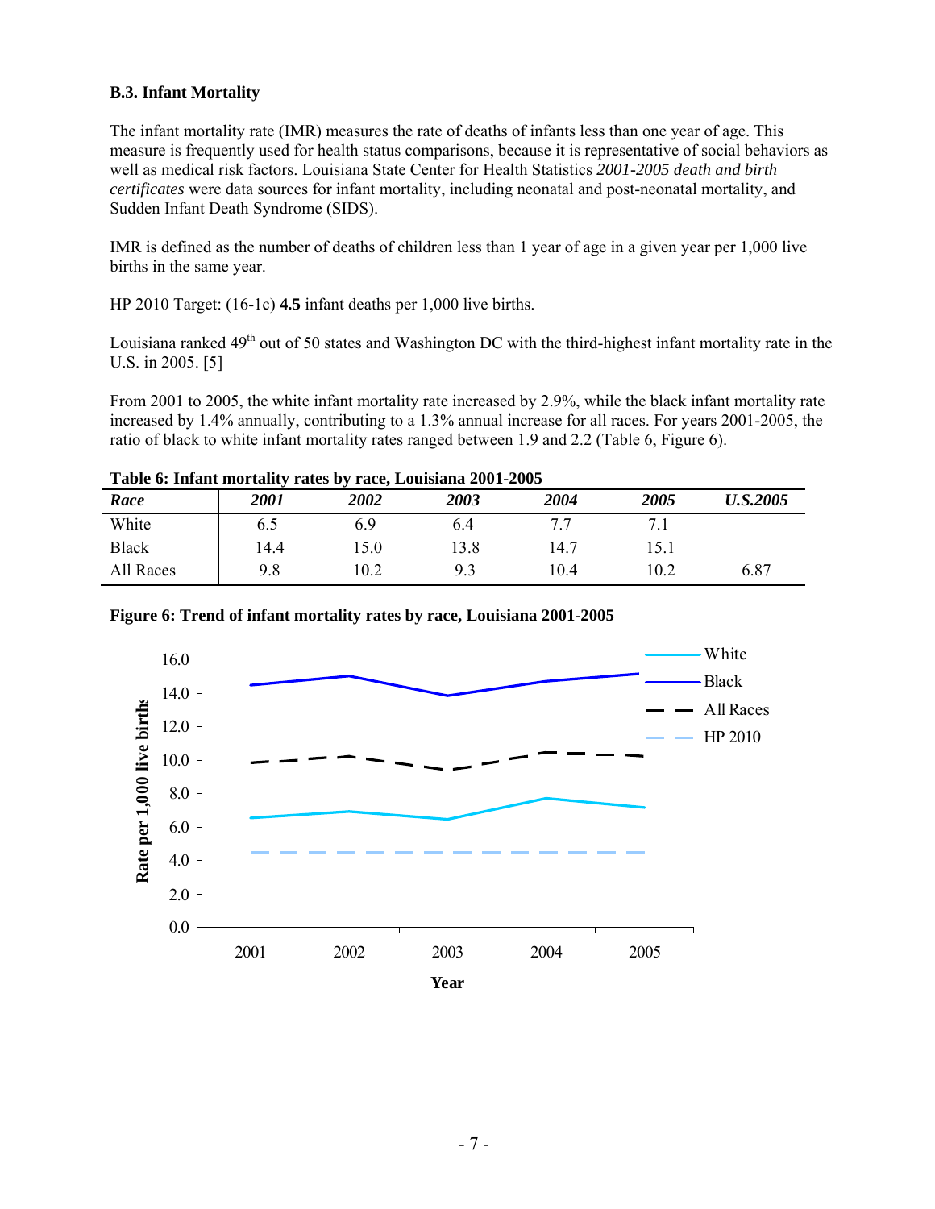### B.3. Infant Mortality

The infant mortality rate (IMR) measures the rate of deaths of infants less than one year of age. This measure is frequently used for health status comparisons, because it is representative of social behaviors as well as medical risk factors. Louisiana State Center for Health Statistics *2001-2005 death and birth certificates* were data sources for infant mortality, including neonatal and post-neonatal mortality, and Sudden Infant Death Syndrome (SIDS).

IMR is defined as the number of deaths of children less than 1 year of age in a given year per 1,000 live births in the same year.

HP 2010 Target: (16-1c) **4.5** infant deaths per 1,000 live births.

Louisiana ranked 49th out of 50 states and Washington DC with the third-highest infant mortality rate in the U.S. in 2005. [5]

From 2001 to 2005, the white infant mortality rate increased by 2.9%, while the black infant mortality rate increased by 1.4% annually, contributing to a 1.3% annual increase for all races. For years 2001-2005, the ratio of black to white infant mortality rates ranged between 1.9 and 2.2 (Table 6, Figure 6).

**Table 6: Infant mortality rates by race, Louisiana 2001-2005**

| *Race* | *2001* | *2002* | *2003* | *2004* | *2005* | *U.S.2005* |
|---|---|---|---|---|---|---|
| White | 6.5 | 6.9 | 6.4 | 7.7 | 7.1 | |
| Black | 14.4 | 15.0 | 13.8 | 14.7 | 15.1 | |
| All Races | 9.8 | 10.2 | 9.3 | 10.4 | 10.2 | 6.87 |

**Figure 6: Trend of infant mortality rates by race, Louisiana 2001-2005**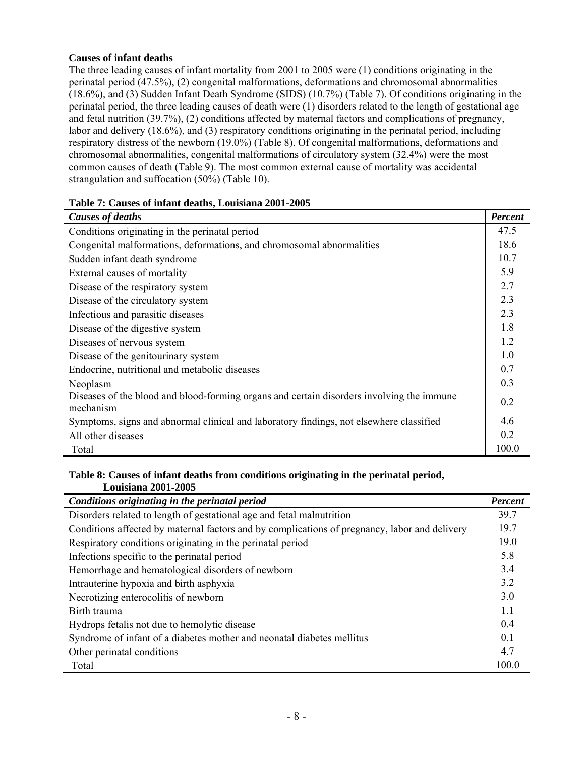**Causes of infant deaths**

The three leading causes of infant mortality from 2001 to 2005 were (1) conditions originating in the perinatal period (47.5%), (2) congenital malformations, deformations and chromosomal abnormalities (18.6%), and (3) Sudden Infant Death Syndrome (SIDS) (10.7%) (Table 7). Of conditions originating in the perinatal period, the three leading causes of death were (1) disorders related to the length of gestational age and fetal nutrition (39.7%), (2) conditions affected by maternal factors and complications of pregnancy, labor and delivery (18.6%), and (3) respiratory conditions originating in the perinatal period, including respiratory distress of the newborn (19.0%) (Table 8). Of congenital malformations, deformations and chromosomal abnormalities, congenital malformations of circulatory system (32.4%) were the most common causes of death (Table 9). The most common external cause of mortality was accidental strangulation and suffocation (50%) (Table 10).

**Table 7: Causes of infant deaths, Louisiana 2001-2005**

| *Causes of deaths* | *Percent* |
|---|---|
| Conditions originating in the perinatal period | 47.5 |
| Congenital malformations, deformations, and chromosomal abnormalities | 18.6 |
| Sudden infant death syndrome | 10.7 |
| External causes of mortality | 5.9 |
| Disease of the respiratory system | 2.7 |
| Disease of the circulatory system | 2.3 |
| Infectious and parasitic diseases | 2.3 |
| Disease of the digestive system | 1.8 |
| Diseases of nervous system | 1.2 |
| Disease of the genitourinary system | 1.0 |
| Endocrine, nutritional and metabolic diseases | 0.7 |
| Neoplasm | 0.3 |
| Diseases of the blood and blood-forming organs and certain disorders involving the immune mechanism | 0.2 |
| Symptoms, signs and abnormal clinical and laboratory findings, not elsewhere classified | 4.6 |
| All other diseases | 0.2 |
| Total | 100.0 |

**Table 8: Causes of infant deaths from conditions originating in the perinatal period, Louisiana 2001-2005**

| *Conditions originating in the perinatal period* | *Percent* |
|---|---|
| Disorders related to length of gestational age and fetal malnutrition | 39.7 |
| Conditions affected by maternal factors and by complications of pregnancy, labor and delivery | 19.7 |
| Respiratory conditions originating in the perinatal period | 19.0 |
| Infections specific to the perinatal period | 5.8 |
| Hemorrhage and hematological disorders of newborn | 3.4 |
| Intrauterine hypoxia and birth asphyxia | 3.2 |
| Necrotizing enterocolitis of newborn | 3.0 |
| Birth trauma | 1.1 |
| Hydrops fetalis not due to hemolytic disease | 0.4 |
| Syndrome of infant of a diabetes mother and neonatal diabetes mellitus | 0.1 |
| Other perinatal conditions | 4.7 |
| Total | 100.0 |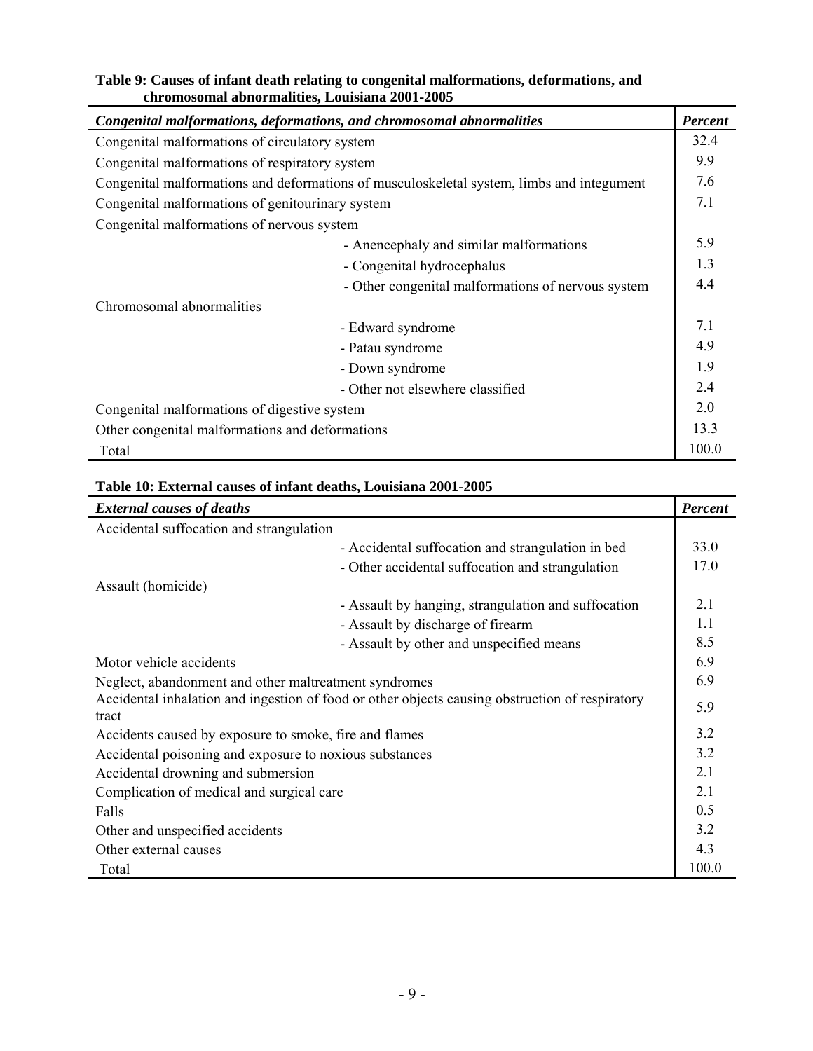**Table 9: Causes of infant death relating to congenital malformations, deformations, and chromosomal abnormalities, Louisiana 2001-2005**

| *Congenital malformations, deformations, and chromosomal abnormalities* | | *Percent* |
|---|---|---|
| Congenital malformations of circulatory system | | 32.4 |
| Congenital malformations of respiratory system | | 9.9 |
| Congenital malformations and deformations of musculoskeletal system, limbs and integument | | 7.6 |
| Congenital malformations of genitourinary system | | 7.1 |
| Congenital malformations of nervous system | | |
| | - Anencephaly and similar malformations | 5.9 |
| | - Congenital hydrocephalus | 1.3 |
| | - Other congenital malformations of nervous system | 4.4 |
| Chromosomal abnormalities | | |
| | - Edward syndrome | 7.1 |
| | - Patau syndrome | 4.9 |
| | - Down syndrome | 1.9 |
| | - Other not elsewhere classified | 2.4 |
| Congenital malformations of digestive system | | 2.0 |
| Other congenital malformations and deformations | | 13.3 |
| Total | | 100.0 |

**Table 10: External causes of infant deaths, Louisiana 2001-2005**

| *External causes of deaths* | | *Percent* |
|---|---|---|
| Accidental suffocation and strangulation | | |
| | - Accidental suffocation and strangulation in bed | 33.0 |
| | - Other accidental suffocation and strangulation | 17.0 |
| Assault (homicide) | | |
| | - Assault by hanging, strangulation and suffocation | 2.1 |
| | - Assault by discharge of firearm | 1.1 |
| | - Assault by other and unspecified means | 8.5 |
| Motor vehicle accidents | | 6.9 |
| Neglect, abandonment and other maltreatment syndromes | | 6.9 |
| Accidental inhalation and ingestion of food or other objects causing obstruction of respiratory tract | | 5.9 |
| Accidents caused by exposure to smoke, fire and flames | | 3.2 |
| Accidental poisoning and exposure to noxious substances | | 3.2 |
| Accidental drowning and submersion | | 2.1 |
| Complication of medical and surgical care | | 2.1 |
| Falls | | 0.5 |
| Other and unspecified accidents | | 3.2 |
| Other external causes | | 4.3 |
| Total | | 100.0 |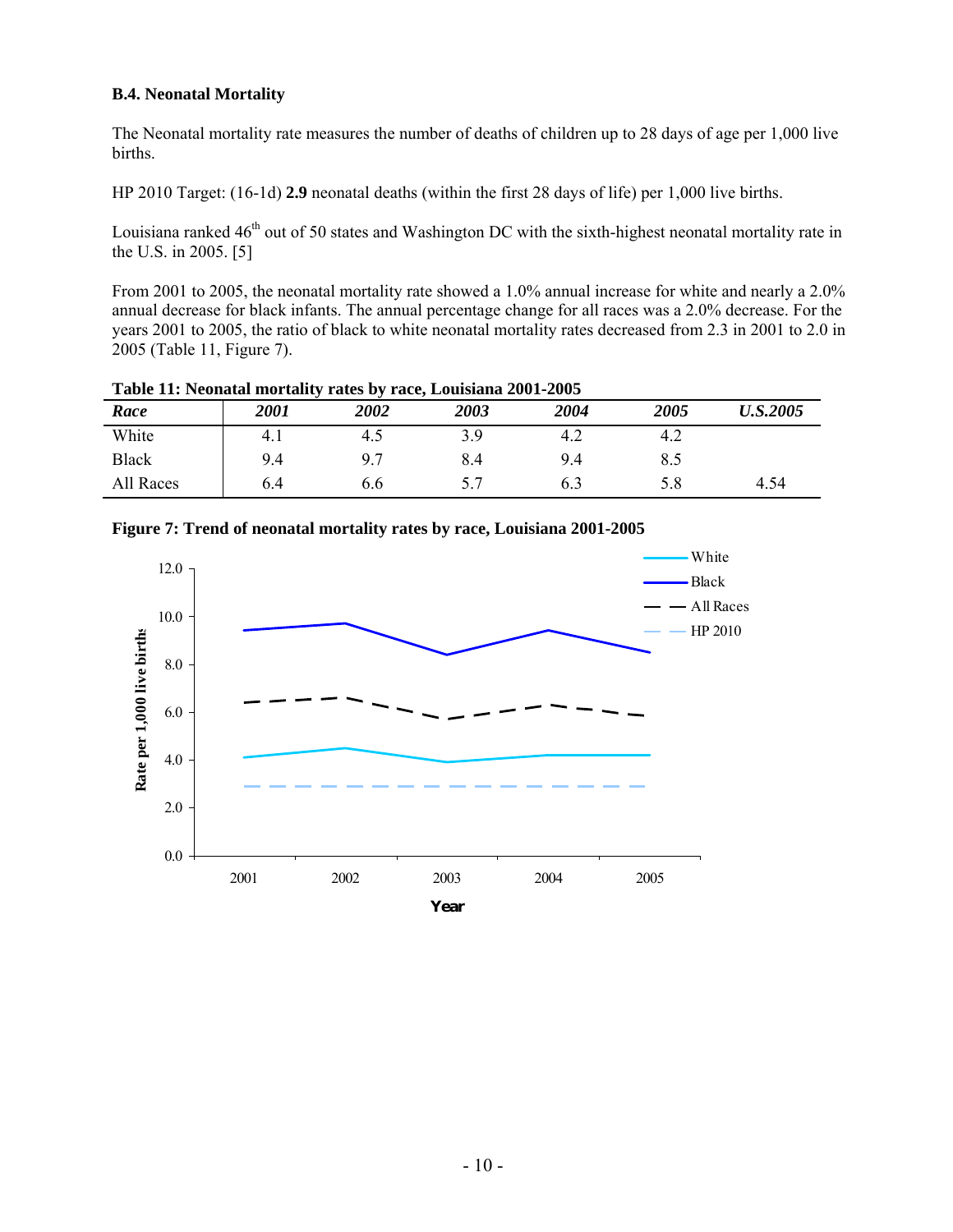### B.4. Neonatal Mortality

The Neonatal mortality rate measures the number of deaths of children up to 28 days of age per 1,000 live births.

HP 2010 Target: (16-1d) **2.9** neonatal deaths (within the first 28 days of life) per 1,000 live births.

Louisiana ranked 46th out of 50 states and Washington DC with the sixth-highest neonatal mortality rate in the U.S. in 2005. [5]

From 2001 to 2005, the neonatal mortality rate showed a 1.0% annual increase for white and nearly a 2.0% annual decrease for black infants. The annual percentage change for all races was a 2.0% decrease. For the years 2001 to 2005, the ratio of black to white neonatal mortality rates decreased from 2.3 in 2001 to 2.0 in 2005 (Table 11, Figure 7).

**Table 11: Neonatal mortality rates by race, Louisiana 2001-2005**

| *Race* | *2001* | *2002* | *2003* | *2004* | *2005* | *U.S.2005* |
|---|---|---|---|---|---|---|
| White | 4.1 | 4.5 | 3.9 | 4.2 | 4.2 | |
| Black | 9.4 | 9.7 | 8.4 | 9.4 | 8.5 | |
| All Races | 6.4 | 6.6 | 5.7 | 6.3 | 5.8 | 4.54 |

**Figure 7: Trend of neonatal mortality rates by race, Louisiana 2001-2005**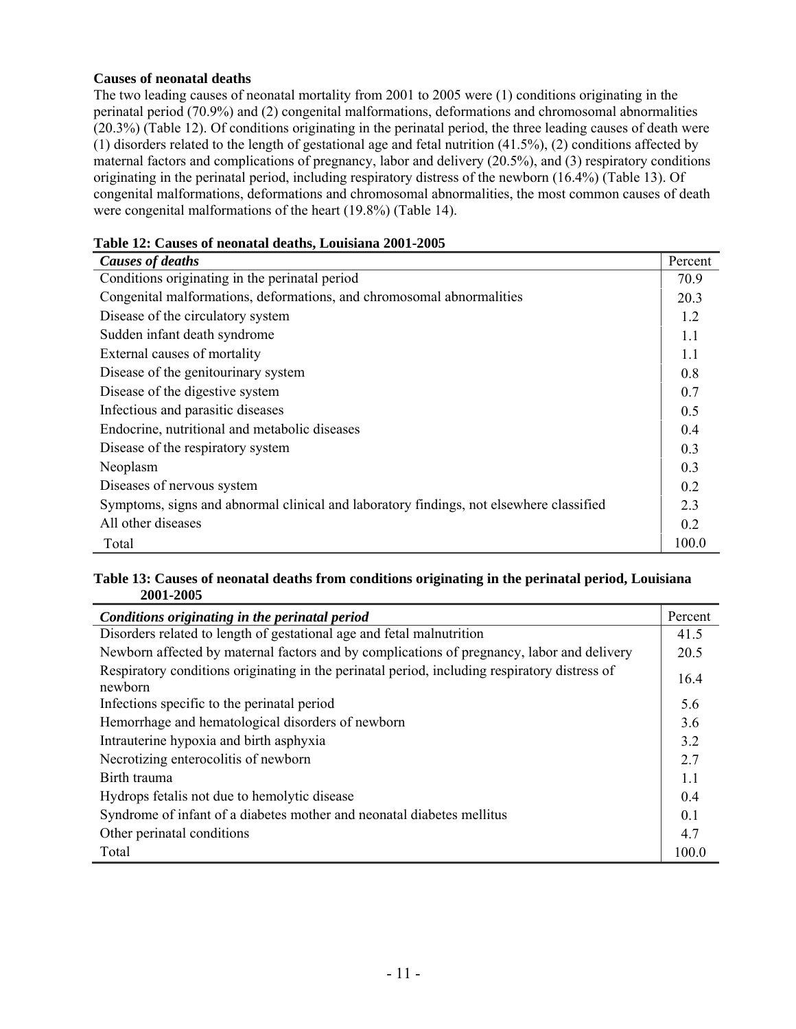### Causes of neonatal deaths

The two leading causes of neonatal mortality from 2001 to 2005 were (1) conditions originating in the perinatal period (70.9%) and (2) congenital malformations, deformations and chromosomal abnormalities (20.3%) (Table 12). Of conditions originating in the perinatal period, the three leading causes of death were (1) disorders related to the length of gestational age and fetal nutrition (41.5%), (2) conditions affected by maternal factors and complications of pregnancy, labor and delivery (20.5%), and (3) respiratory conditions originating in the perinatal period, including respiratory distress of the newborn (16.4%) (Table 13). Of congenital malformations, deformations and chromosomal abnormalities, the most common causes of death were congenital malformations of the heart (19.8%) (Table 14).

**Table 12: Causes of neonatal deaths, Louisiana 2001-2005**

| *Causes of deaths* | Percent |
|---|---|
| Conditions originating in the perinatal period | 70.9 |
| Congenital malformations, deformations, and chromosomal abnormalities | 20.3 |
| Disease of the circulatory system | 1.2 |
| Sudden infant death syndrome | 1.1 |
| External causes of mortality | 1.1 |
| Disease of the genitourinary system | 0.8 |
| Disease of the digestive system | 0.7 |
| Infectious and parasitic diseases | 0.5 |
| Endocrine, nutritional and metabolic diseases | 0.4 |
| Disease of the respiratory system | 0.3 |
| Neoplasm | 0.3 |
| Diseases of nervous system | 0.2 |
| Symptoms, signs and abnormal clinical and laboratory findings, not elsewhere classified | 2.3 |
| All other diseases | 0.2 |
| Total | 100.0 |

**Table 13: Causes of neonatal deaths from conditions originating in the perinatal period, Louisiana 2001-2005**

| *Conditions originating in the perinatal period* | Percent |
|---|---|
| Disorders related to length of gestational age and fetal malnutrition | 41.5 |
| Newborn affected by maternal factors and by complications of pregnancy, labor and delivery | 20.5 |
| Respiratory conditions originating in the perinatal period, including respiratory distress of newborn | 16.4 |
| Infections specific to the perinatal period | 5.6 |
| Hemorrhage and hematological disorders of newborn | 3.6 |
| Intrauterine hypoxia and birth asphyxia | 3.2 |
| Necrotizing enterocolitis of newborn | 2.7 |
| Birth trauma | 1.1 |
| Hydrops fetalis not due to hemolytic disease | 0.4 |
| Syndrome of infant of a diabetes mother and neonatal diabetes mellitus | 0.1 |
| Other perinatal conditions | 4.7 |
| Total | 100.0 |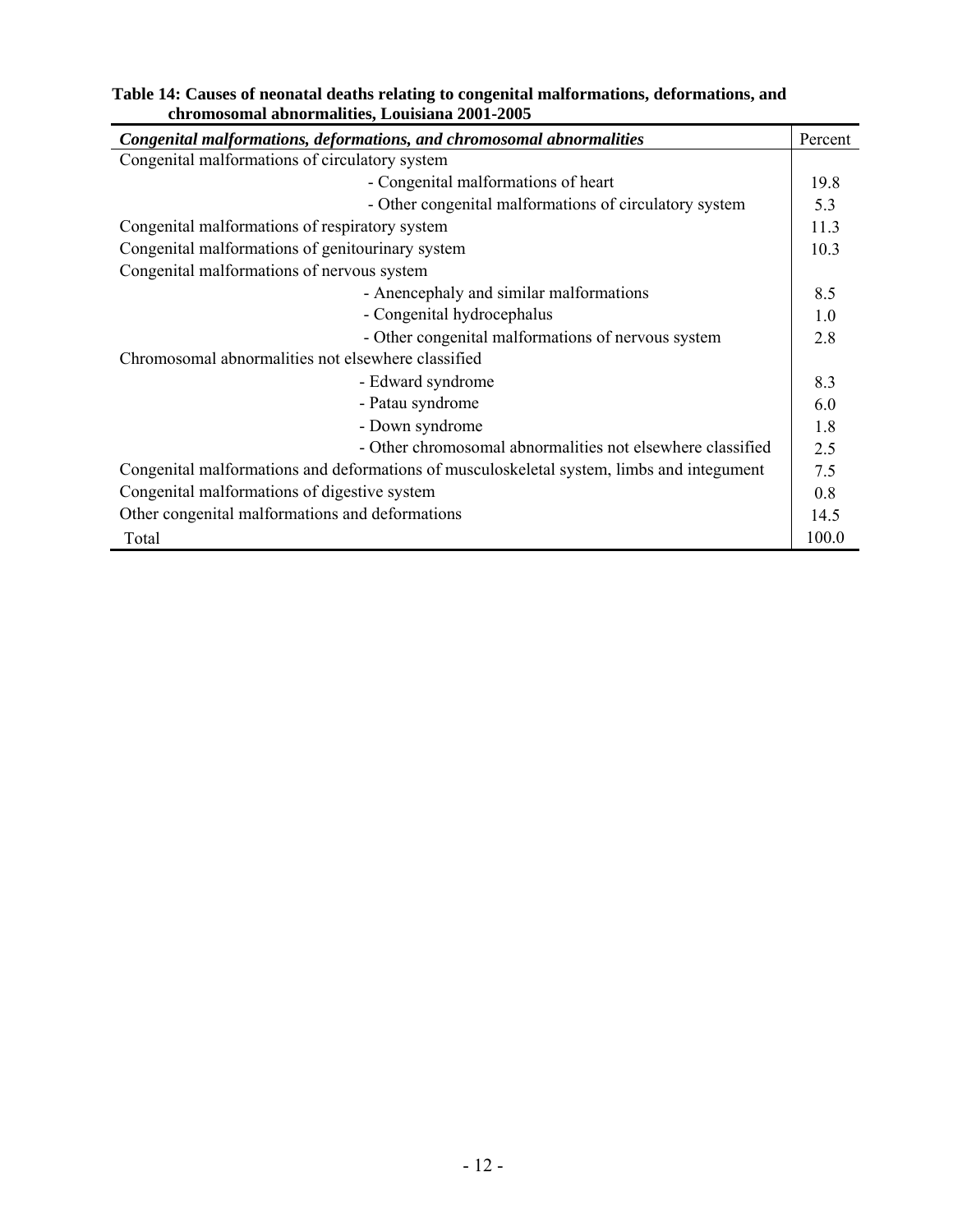**Table 14: Causes of neonatal deaths relating to congenital malformations, deformations, and chromosomal abnormalities, Louisiana 2001-2005**

| *Congenital malformations, deformations, and chromosomal abnormalities* | Percent |
|---|---|
| Congenital malformations of circulatory system | |
| - Congenital malformations of heart | 19.8 |
| - Other congenital malformations of circulatory system | 5.3 |
| Congenital malformations of respiratory system | 11.3 |
| Congenital malformations of genitourinary system | 10.3 |
| Congenital malformations of nervous system | |
| - Anencephaly and similar malformations | 8.5 |
| - Congenital hydrocephalus | 1.0 |
| - Other congenital malformations of nervous system | 2.8 |
| Chromosomal abnormalities not elsewhere classified | |
| - Edward syndrome | 8.3 |
| - Patau syndrome | 6.0 |
| - Down syndrome | 1.8 |
| - Other chromosomal abnormalities not elsewhere classified | 2.5 |
| Congenital malformations and deformations of musculoskeletal system, limbs and integument | 7.5 |
| Congenital malformations of digestive system | 0.8 |
| Other congenital malformations and deformations | 14.5 |
| Total | 100.0 |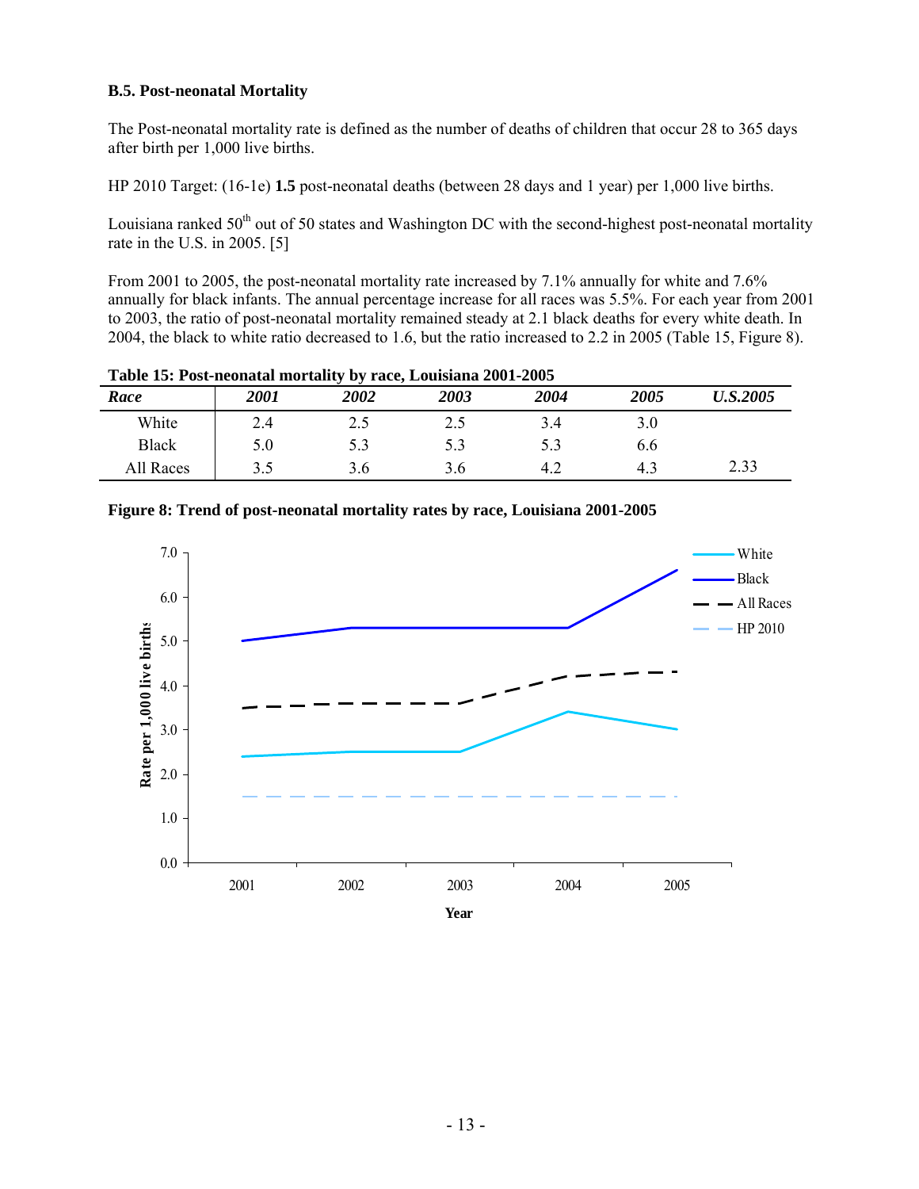### B.5. Post-neonatal Mortality

The Post-neonatal mortality rate is defined as the number of deaths of children that occur 28 to 365 days after birth per 1,000 live births.

HP 2010 Target: (16-1e) **1.5** post-neonatal deaths (between 28 days and 1 year) per 1,000 live births.

Louisiana ranked 50th out of 50 states and Washington DC with the second-highest post-neonatal mortality rate in the U.S. in 2005. [5]

From 2001 to 2005, the post-neonatal mortality rate increased by 7.1% annually for white and 7.6% annually for black infants. The annual percentage increase for all races was 5.5%. For each year from 2001 to 2003, the ratio of post-neonatal mortality remained steady at 2.1 black deaths for every white death. In 2004, the black to white ratio decreased to 1.6, but the ratio increased to 2.2 in 2005 (Table 15, Figure 8).

**Table 15: Post-neonatal mortality by race, Louisiana 2001-2005**

| *Race* | *2001* | *2002* | *2003* | *2004* | *2005* | *U.S.2005* |
|---|---|---|---|---|---|---|
| White | 2.4 | 2.5 | 2.5 | 3.4 | 3.0 | |
| Black | 5.0 | 5.3 | 5.3 | 5.3 | 6.6 | |
| All Races | 3.5 | 3.6 | 3.6 | 4.2 | 4.3 | 2.33 |

**Figure 8: Trend of post-neonatal mortality rates by race, Louisiana 2001-2005**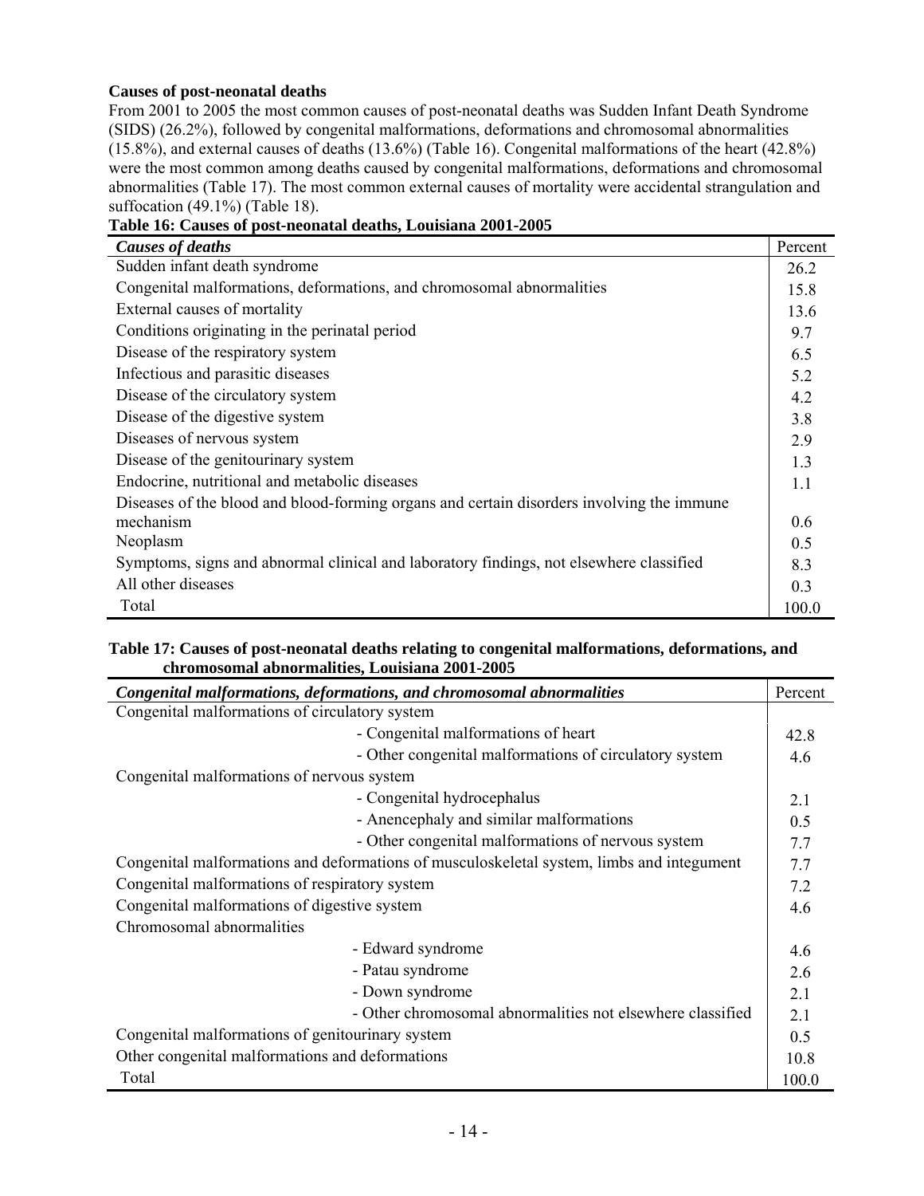### Causes of post-neonatal deaths

From 2001 to 2005 the most common causes of post-neonatal deaths was Sudden Infant Death Syndrome (SIDS) (26.2%), followed by congenital malformations, deformations and chromosomal abnormalities (15.8%), and external causes of deaths (13.6%) (Table 16). Congenital malformations of the heart (42.8%) were the most common among deaths caused by congenital malformations, deformations and chromosomal abnormalities (Table 17). The most common external causes of mortality were accidental strangulation and suffocation (49.1%) (Table 18).

**Table 16: Causes of post-neonatal deaths, Louisiana 2001-2005**

| *Causes of deaths* | Percent |
|---|---|
| Sudden infant death syndrome | 26.2 |
| Congenital malformations, deformations, and chromosomal abnormalities | 15.8 |
| External causes of mortality | 13.6 |
| Conditions originating in the perinatal period | 9.7 |
| Disease of the respiratory system | 6.5 |
| Infectious and parasitic diseases | 5.2 |
| Disease of the circulatory system | 4.2 |
| Disease of the digestive system | 3.8 |
| Diseases of nervous system | 2.9 |
| Disease of the genitourinary system | 1.3 |
| Endocrine, nutritional and metabolic diseases | 1.1 |
| Diseases of the blood and blood-forming organs and certain disorders involving the immune mechanism | 0.6 |
| Neoplasm | 0.5 |
| Symptoms, signs and abnormal clinical and laboratory findings, not elsewhere classified | 8.3 |
| All other diseases | 0.3 |
| Total | 100.0 |

**Table 17: Causes of post-neonatal deaths relating to congenital malformations, deformations, and chromosomal abnormalities, Louisiana 2001-2005**

| *Congenital malformations, deformations, and chromosomal abnormalities* | Percent |
|---|---|
| Congenital malformations of circulatory system | |
| - Congenital malformations of heart | 42.8 |
| - Other congenital malformations of circulatory system | 4.6 |
| Congenital malformations of nervous system | |
| - Congenital hydrocephalus | 2.1 |
| - Anencephaly and similar malformations | 0.5 |
| - Other congenital malformations of nervous system | 7.7 |
| Congenital malformations and deformations of musculoskeletal system, limbs and integument | 7.7 |
| Congenital malformations of respiratory system | 7.2 |
| Congenital malformations of digestive system | 4.6 |
| Chromosomal abnormalities | |
| - Edward syndrome | 4.6 |
| - Patau syndrome | 2.6 |
| - Down syndrome | 2.1 |
| - Other chromosomal abnormalities not elsewhere classified | 2.1 |
| Congenital malformations of genitourinary system | 0.5 |
| Other congenital malformations and deformations | 10.8 |
| Total | 100.0 |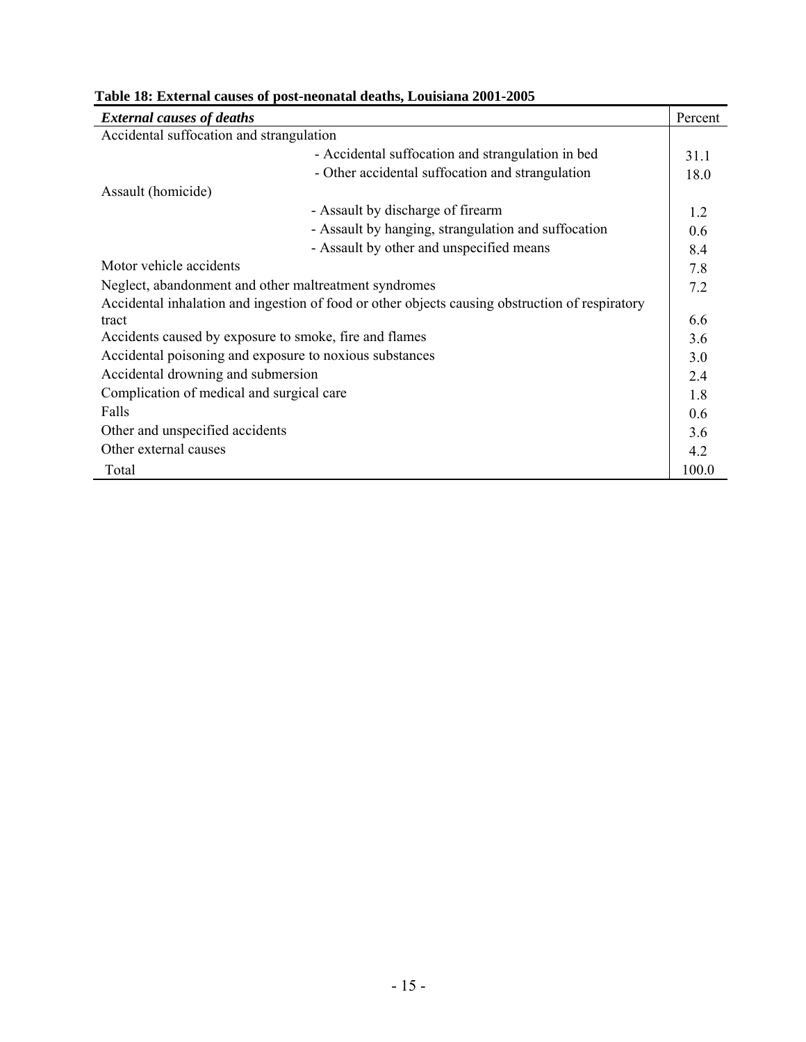**Table 18: External causes of post-neonatal deaths, Louisiana 2001-2005**

| *External causes of deaths* | Percent |
|---|---|
| Accidental suffocation and strangulation | |
| - Accidental suffocation and strangulation in bed | 31.1 |
| - Other accidental suffocation and strangulation | 18.0 |
| Assault (homicide) | |
| - Assault by discharge of firearm | 1.2 |
| - Assault by hanging, strangulation and suffocation | 0.6 |
| - Assault by other and unspecified means | 8.4 |
| Motor vehicle accidents | 7.8 |
| Neglect, abandonment and other maltreatment syndromes | 7.2 |
| Accidental inhalation and ingestion of food or other objects causing obstruction of respiratory tract | 6.6 |
| Accidents caused by exposure to smoke, fire and flames | 3.6 |
| Accidental poisoning and exposure to noxious substances | 3.0 |
| Accidental drowning and submersion | 2.4 |
| Complication of medical and surgical care | 1.8 |
| Falls | 0.6 |
| Other and unspecified accidents | 3.6 |
| Other external causes | 4.2 |
| Total | 100.0 |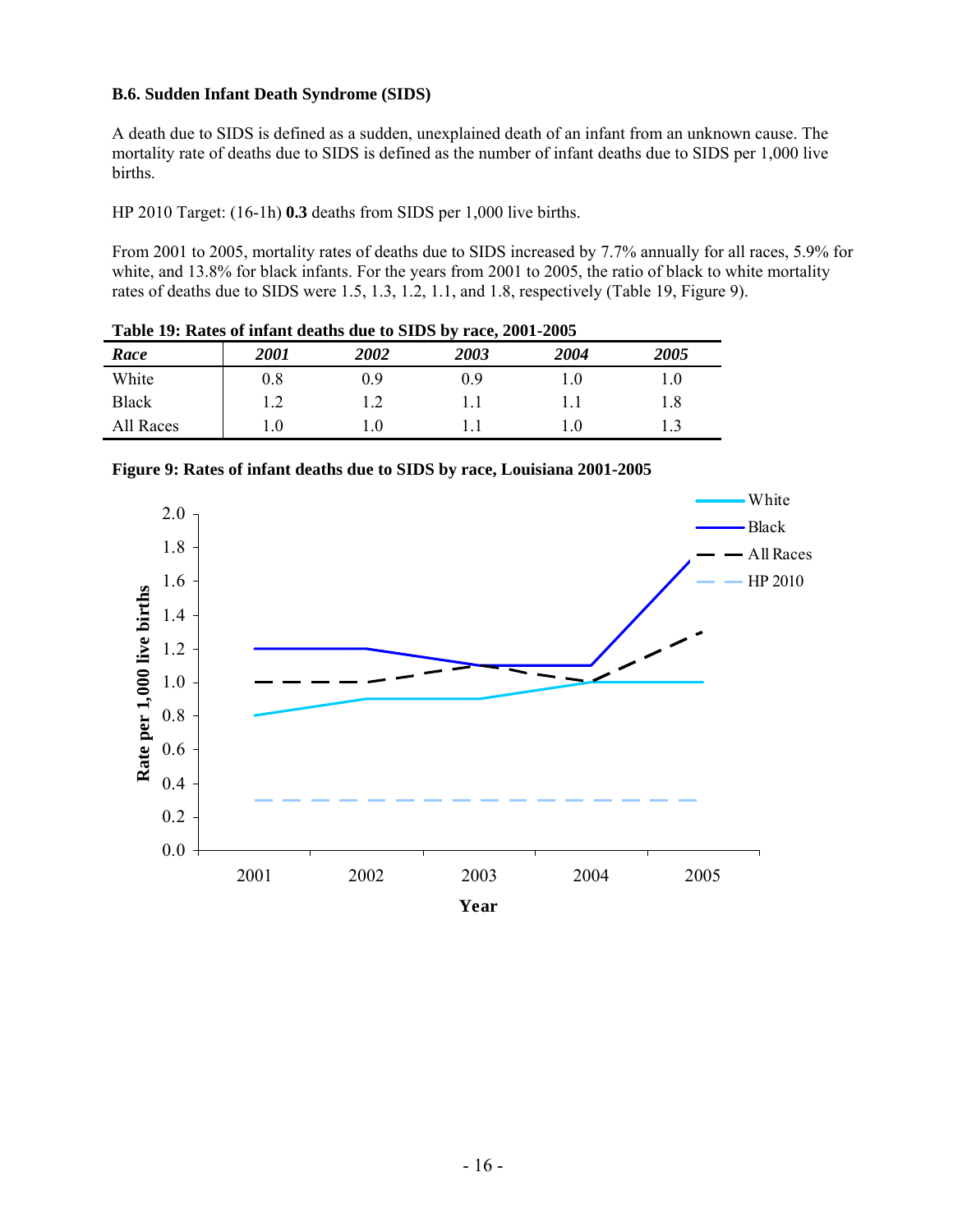### B.6. Sudden Infant Death Syndrome (SIDS)

A death due to SIDS is defined as a sudden, unexplained death of an infant from an unknown cause. The mortality rate of deaths due to SIDS is defined as the number of infant deaths due to SIDS per 1,000 live births.

HP 2010 Target: (16-1h) **0.3** deaths from SIDS per 1,000 live births.

From 2001 to 2005, mortality rates of deaths due to SIDS increased by 7.7% annually for all races, 5.9% for white, and 13.8% for black infants. For the years from 2001 to 2005, the ratio of black to white mortality rates of deaths due to SIDS were 1.5, 1.3, 1.2, 1.1, and 1.8, respectively (Table 19, Figure 9).

**Table 19: Rates of infant deaths due to SIDS by race, 2001-2005**

| *Race* | *2001* | *2002* | *2003* | *2004* | *2005* |
|---|---|---|---|---|---|
| White | 0.8 | 0.9 | 0.9 | 1.0 | 1.0 |
| Black | 1.2 | 1.2 | 1.1 | 1.1 | 1.8 |
| All Races | 1.0 | 1.0 | 1.1 | 1.0 | 1.3 |

**Figure 9: Rates of infant deaths due to SIDS by race, Louisiana 2001-2005**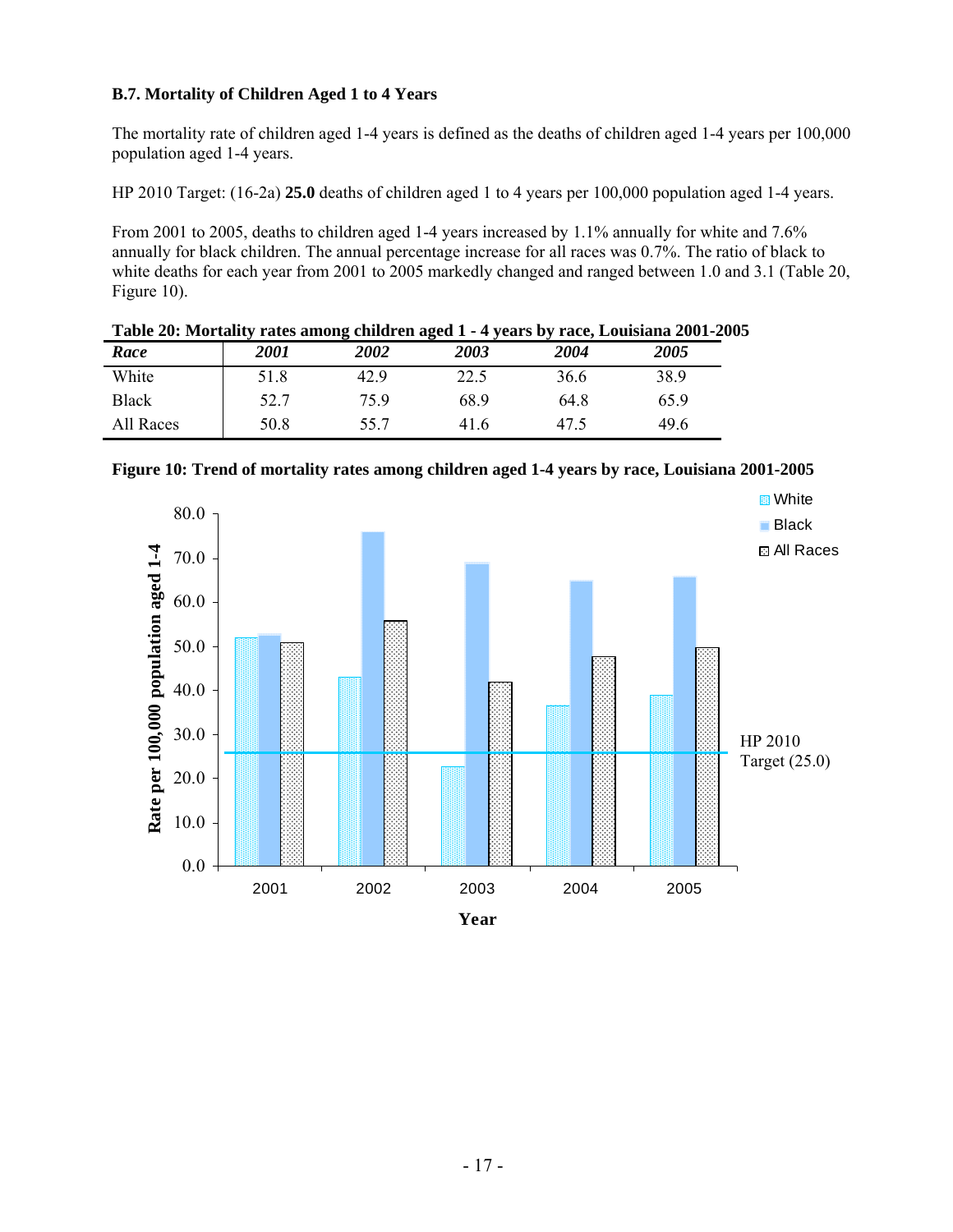### B.7. Mortality of Children Aged 1 to 4 Years

The mortality rate of children aged 1-4 years is defined as the deaths of children aged 1-4 years per 100,000 population aged 1-4 years.

HP 2010 Target: (16-2a) **25.0** deaths of children aged 1 to 4 years per 100,000 population aged 1-4 years.

From 2001 to 2005, deaths to children aged 1-4 years increased by 1.1% annually for white and 7.6% annually for black children. The annual percentage increase for all races was 0.7%. The ratio of black to white deaths for each year from 2001 to 2005 markedly changed and ranged between 1.0 and 3.1 (Table 20, Figure 10).

**Table 20: Mortality rates among children aged 1 - 4 years by race, Louisiana 2001-2005**

| *Race* | *2001* | *2002* | *2003* | *2004* | *2005* |
|---|---|---|---|---|---|
| White | 51.8 | 42.9 | 22.5 | 36.6 | 38.9 |
| Black | 52.7 | 75.9 | 68.9 | 64.8 | 65.9 |
| All Races | 50.8 | 55.7 | 41.6 | 47.5 | 49.6 |

**Figure 10: Trend of mortality rates among children aged 1-4 years by race, Louisiana 2001-2005**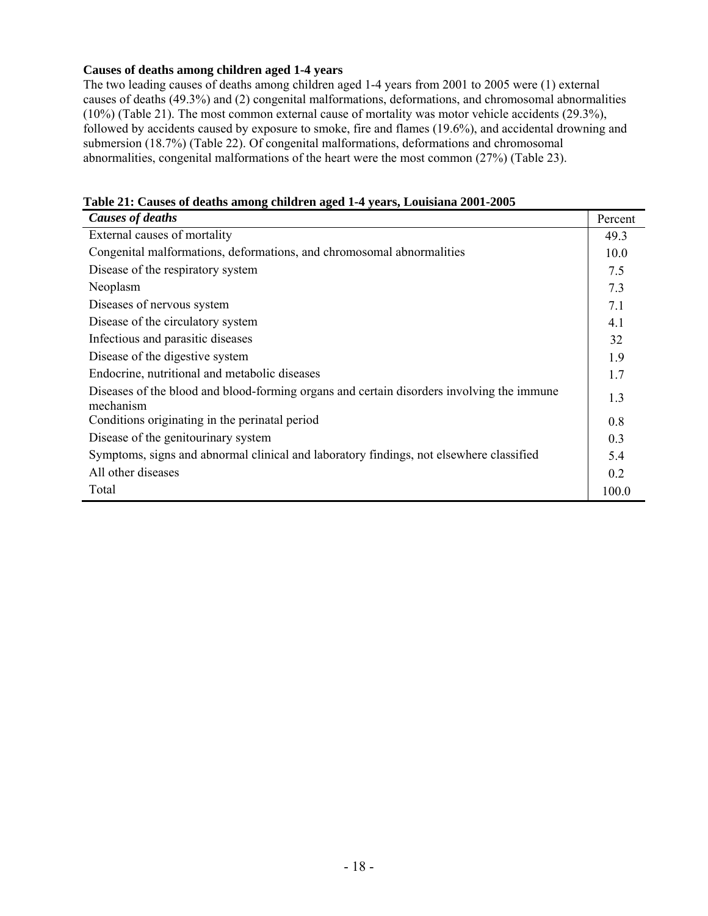**Causes of deaths among children aged 1-4 years**

The two leading causes of deaths among children aged 1-4 years from 2001 to 2005 were (1) external causes of deaths (49.3%) and (2) congenital malformations, deformations, and chromosomal abnormalities (10%) (Table 21). The most common external cause of mortality was motor vehicle accidents (29.3%), followed by accidents caused by exposure to smoke, fire and flames (19.6%), and accidental drowning and submersion (18.7%) (Table 22). Of congenital malformations, deformations and chromosomal abnormalities, congenital malformations of the heart were the most common (27%) (Table 23).

**Table 21: Causes of deaths among children aged 1-4 years, Louisiana 2001-2005**

| ***Causes of deaths*** | Percent |
|---|---|
| External causes of mortality | 49.3 |
| Congenital malformations, deformations, and chromosomal abnormalities | 10.0 |
| Disease of the respiratory system | 7.5 |
| Neoplasm | 7.3 |
| Diseases of nervous system | 7.1 |
| Disease of the circulatory system | 4.1 |
| Infectious and parasitic diseases | 32 |
| Disease of the digestive system | 1.9 |
| Endocrine, nutritional and metabolic diseases | 1.7 |
| Diseases of the blood and blood-forming organs and certain disorders involving the immune mechanism | 1.3 |
| Conditions originating in the perinatal period | 0.8 |
| Disease of the genitourinary system | 0.3 |
| Symptoms, signs and abnormal clinical and laboratory findings, not elsewhere classified | 5.4 |
| All other diseases | 0.2 |
| Total | 100.0 |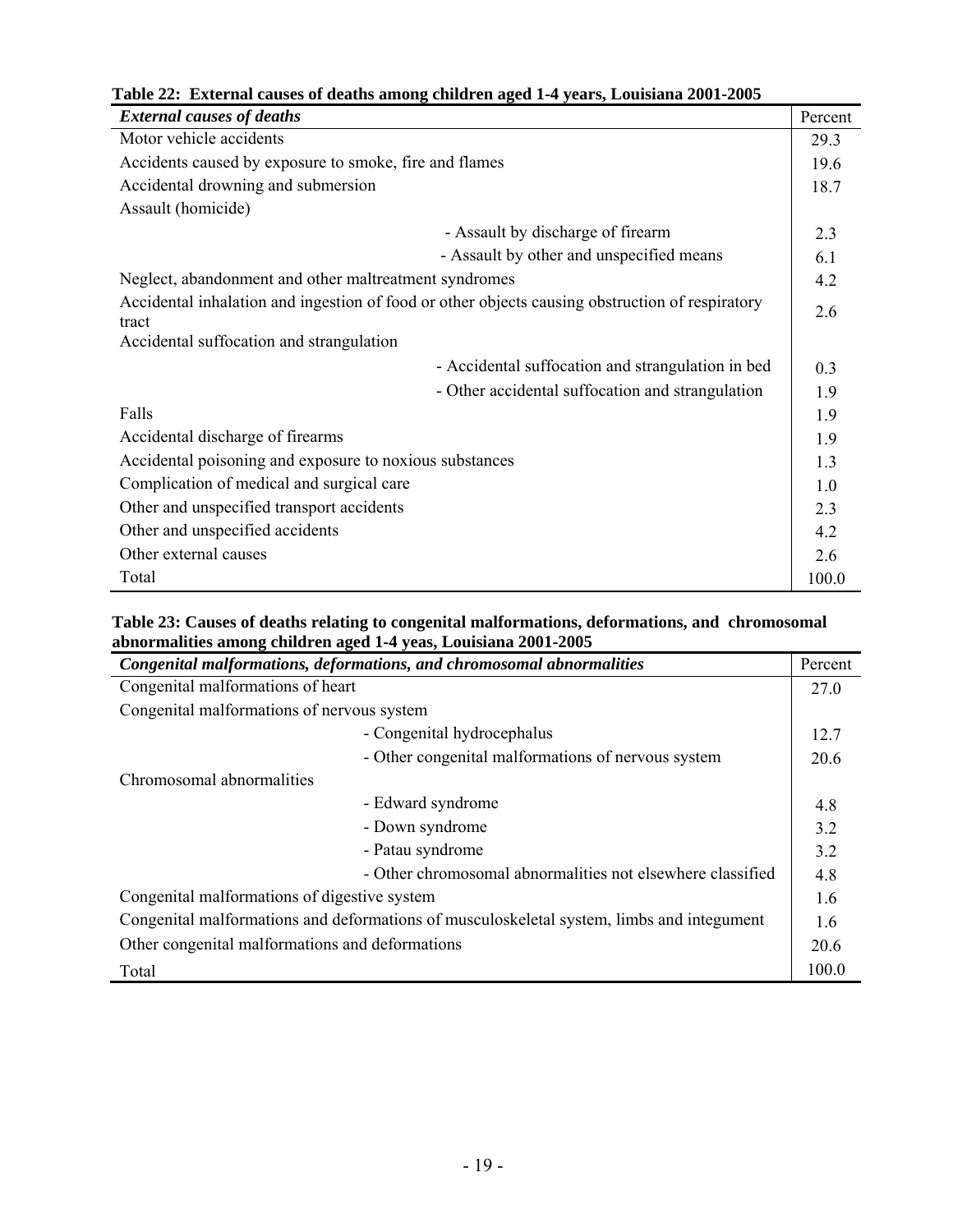**Table 22: External causes of deaths among children aged 1-4 years, Louisiana 2001-2005**

| *External causes of deaths* | Percent |
|---|---|
| Motor vehicle accidents | 29.3 |
| Accidents caused by exposure to smoke, fire and flames | 19.6 |
| Accidental drowning and submersion | 18.7 |
| Assault (homicide) | |
| - Assault by discharge of firearm | 2.3 |
| - Assault by other and unspecified means | 6.1 |
| Neglect, abandonment and other maltreatment syndromes | 4.2 |
| Accidental inhalation and ingestion of food or other objects causing obstruction of respiratory tract | 2.6 |
| Accidental suffocation and strangulation | |
| - Accidental suffocation and strangulation in bed | 0.3 |
| - Other accidental suffocation and strangulation | 1.9 |
| Falls | 1.9 |
| Accidental discharge of firearms | 1.9 |
| Accidental poisoning and exposure to noxious substances | 1.3 |
| Complication of medical and surgical care | 1.0 |
| Other and unspecified transport accidents | 2.3 |
| Other and unspecified accidents | 4.2 |
| Other external causes | 2.6 |
| Total | 100.0 |

**Table 23: Causes of deaths relating to congenital malformations, deformations, and chromosomal abnormalities among children aged 1-4 yeas, Louisiana 2001-2005**

| *Congenital malformations, deformations, and chromosomal abnormalities* | Percent |
|---|---|
| Congenital malformations of heart | 27.0 |
| Congenital malformations of nervous system | |
| - Congenital hydrocephalus | 12.7 |
| - Other congenital malformations of nervous system | 20.6 |
| Chromosomal abnormalities | |
| - Edward syndrome | 4.8 |
| - Down syndrome | 3.2 |
| - Patau syndrome | 3.2 |
| - Other chromosomal abnormalities not elsewhere classified | 4.8 |
| Congenital malformations of digestive system | 1.6 |
| Congenital malformations and deformations of musculoskeletal system, limbs and integument | 1.6 |
| Other congenital malformations and deformations | 20.6 |
| Total | 100.0 |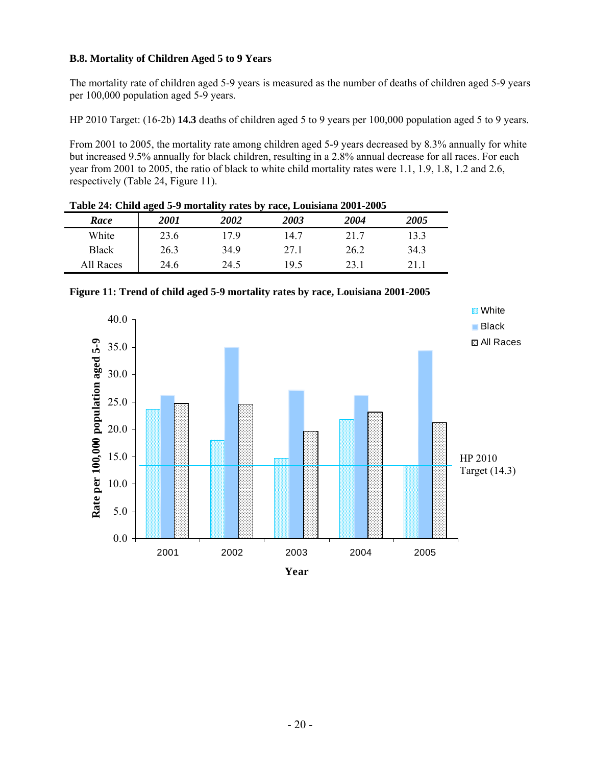### B.8. Mortality of Children Aged 5 to 9 Years

The mortality rate of children aged 5-9 years is measured as the number of deaths of children aged 5-9 years per 100,000 population aged 5-9 years.

HP 2010 Target: (16-2b) **14.3** deaths of children aged 5 to 9 years per 100,000 population aged 5 to 9 years.

From 2001 to 2005, the mortality rate among children aged 5-9 years decreased by 8.3% annually for white but increased 9.5% annually for black children, resulting in a 2.8% annual decrease for all races. For each year from 2001 to 2005, the ratio of black to white child mortality rates were 1.1, 1.9, 1.8, 1.2 and 2.6, respectively (Table 24, Figure 11).

**Table 24: Child aged 5-9 mortality rates by race, Louisiana 2001-2005**

| *Race* | *2001* | *2002* | *2003* | *2004* | *2005* |
|---|---|---|---|---|---|
| White | 23.6 | 17.9 | 14.7 | 21.7 | 13.3 |
| Black | 26.3 | 34.9 | 27.1 | 26.2 | 34.3 |
| All Races | 24.6 | 24.5 | 19.5 | 23.1 | 21.1 |

**Figure 11: Trend of child aged 5-9 mortality rates by race, Louisiana 2001-2005**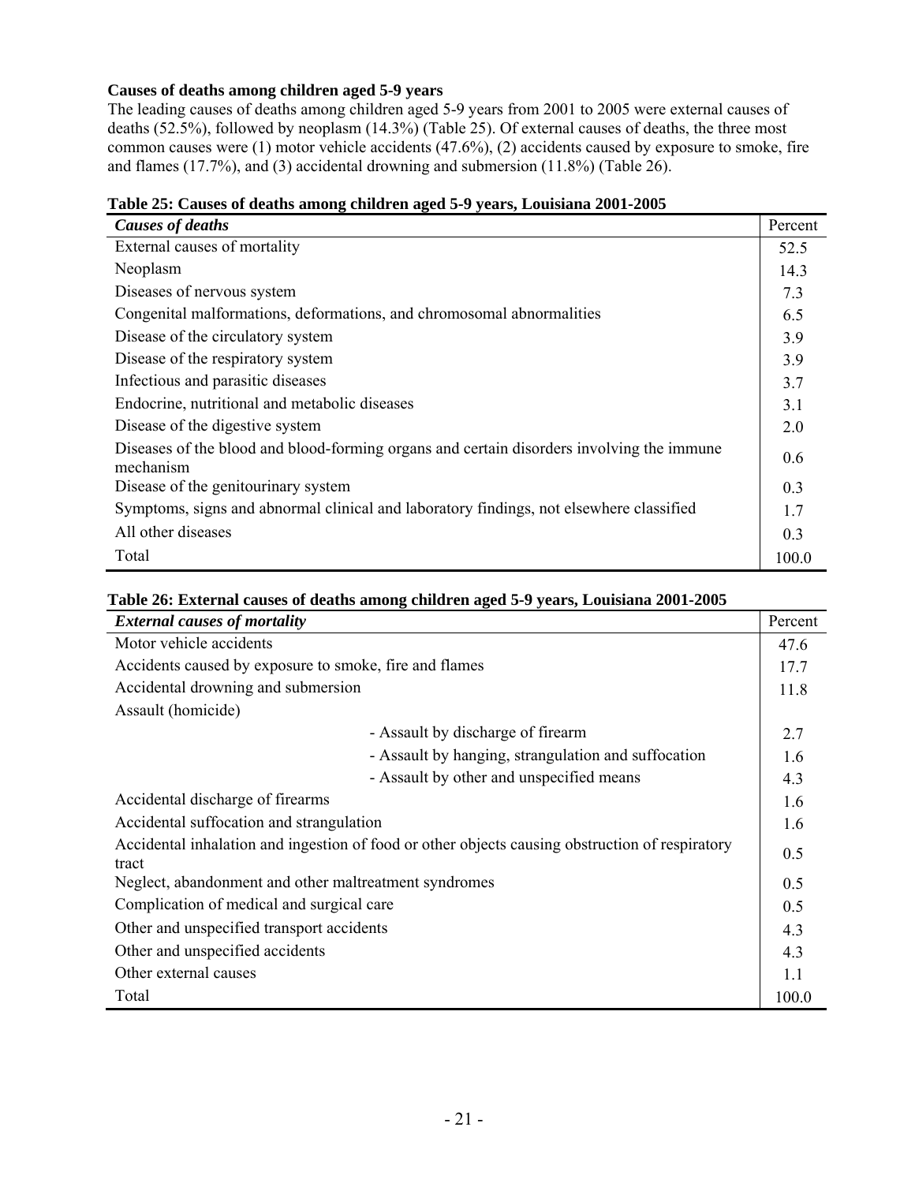**Causes of deaths among children aged 5-9 years**

The leading causes of deaths among children aged 5-9 years from 2001 to 2005 were external causes of deaths (52.5%), followed by neoplasm (14.3%) (Table 25). Of external causes of deaths, the three most common causes were (1) motor vehicle accidents (47.6%), (2) accidents caused by exposure to smoke, fire and flames (17.7%), and (3) accidental drowning and submersion (11.8%) (Table 26).

**Table 25: Causes of deaths among children aged 5-9 years, Louisiana 2001-2005**

| *Causes of deaths* | Percent |
|---|---|
| External causes of mortality | 52.5 |
| Neoplasm | 14.3 |
| Diseases of nervous system | 7.3 |
| Congenital malformations, deformations, and chromosomal abnormalities | 6.5 |
| Disease of the circulatory system | 3.9 |
| Disease of the respiratory system | 3.9 |
| Infectious and parasitic diseases | 3.7 |
| Endocrine, nutritional and metabolic diseases | 3.1 |
| Disease of the digestive system | 2.0 |
| Diseases of the blood and blood-forming organs and certain disorders involving the immune mechanism | 0.6 |
| Disease of the genitourinary system | 0.3 |
| Symptoms, signs and abnormal clinical and laboratory findings, not elsewhere classified | 1.7 |
| All other diseases | 0.3 |
| Total | 100.0 |

**Table 26: External causes of deaths among children aged 5-9 years, Louisiana 2001-2005**

| *External causes of mortality* | Percent |
|---|---|
| Motor vehicle accidents | 47.6 |
| Accidents caused by exposure to smoke, fire and flames | 17.7 |
| Accidental drowning and submersion | 11.8 |
| Assault (homicide) | |
| - Assault by discharge of firearm | 2.7 |
| - Assault by hanging, strangulation and suffocation | 1.6 |
| - Assault by other and unspecified means | 4.3 |
| Accidental discharge of firearms | 1.6 |
| Accidental suffocation and strangulation | 1.6 |
| Accidental inhalation and ingestion of food or other objects causing obstruction of respiratory tract | 0.5 |
| Neglect, abandonment and other maltreatment syndromes | 0.5 |
| Complication of medical and surgical care | 0.5 |
| Other and unspecified transport accidents | 4.3 |
| Other and unspecified accidents | 4.3 |
| Other external causes | 1.1 |
| Total | 100.0 |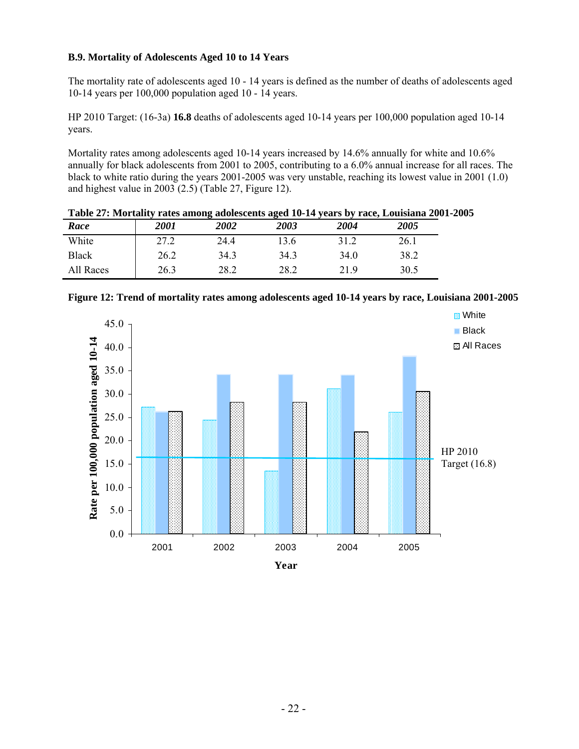### B.9. Mortality of Adolescents Aged 10 to 14 Years

The mortality rate of adolescents aged 10 - 14 years is defined as the number of deaths of adolescents aged 10-14 years per 100,000 population aged 10 - 14 years.

HP 2010 Target: (16-3a) **16.8** deaths of adolescents aged 10-14 years per 100,000 population aged 10-14 years.

Mortality rates among adolescents aged 10-14 years increased by 14.6% annually for white and 10.6% annually for black adolescents from 2001 to 2005, contributing to a 6.0% annual increase for all races. The black to white ratio during the years 2001-2005 was very unstable, reaching its lowest value in 2001 (1.0) and highest value in 2003 (2.5) (Table 27, Figure 12).

**Table 27: Mortality rates among adolescents aged 10-14 years by race, Louisiana 2001-2005**

| *Race* | *2001* | *2002* | *2003* | *2004* | *2005* |
|---|---|---|---|---|---|
| White | 27.2 | 24.4 | 13.6 | 31.2 | 26.1 |
| Black | 26.2 | 34.3 | 34.3 | 34.0 | 38.2 |
| All Races | 26.3 | 28.2 | 28.2 | 21.9 | 30.5 |

**Figure 12: Trend of mortality rates among adolescents aged 10-14 years by race, Louisiana 2001-2005**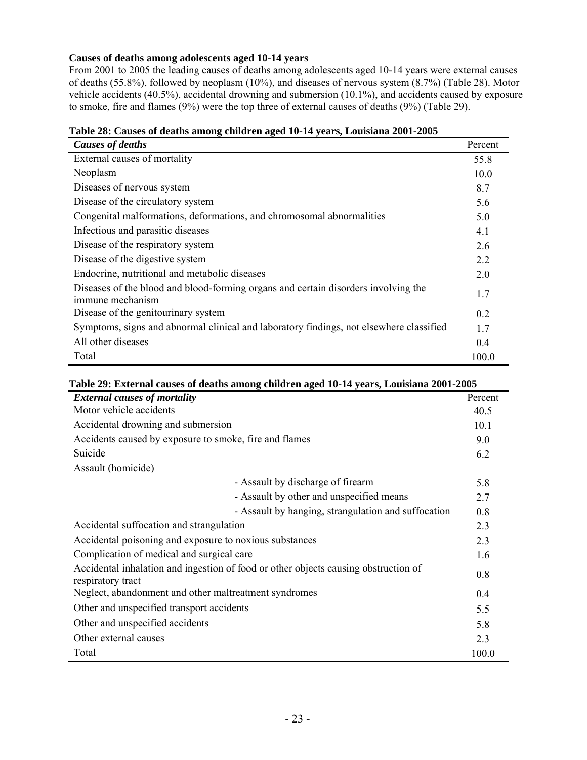**Causes of deaths among adolescents aged 10-14 years**

From 2001 to 2005 the leading causes of deaths among adolescents aged 10-14 years were external causes of deaths (55.8%), followed by neoplasm (10%), and diseases of nervous system (8.7%) (Table 28). Motor vehicle accidents (40.5%), accidental drowning and submersion (10.1%), and accidents caused by exposure to smoke, fire and flames (9%) were the top three of external causes of deaths (9%) (Table 29).

**Table 28: Causes of deaths among children aged 10-14 years, Louisiana 2001-2005**

| ***Causes of deaths*** | Percent |
|---|---|
| External causes of mortality | 55.8 |
| Neoplasm | 10.0 |
| Diseases of nervous system | 8.7 |
| Disease of the circulatory system | 5.6 |
| Congenital malformations, deformations, and chromosomal abnormalities | 5.0 |
| Infectious and parasitic diseases | 4.1 |
| Disease of the respiratory system | 2.6 |
| Disease of the digestive system | 2.2 |
| Endocrine, nutritional and metabolic diseases | 2.0 |
| Diseases of the blood and blood-forming organs and certain disorders involving the immune mechanism | 1.7 |
| Disease of the genitourinary system | 0.2 |
| Symptoms, signs and abnormal clinical and laboratory findings, not elsewhere classified | 1.7 |
| All other diseases | 0.4 |
| Total | 100.0 |

**Table 29: External causes of deaths among children aged 10-14 years, Louisiana 2001-2005**

| ***External causes of mortality*** | Percent |
|---|---|
| Motor vehicle accidents | 40.5 |
| Accidental drowning and submersion | 10.1 |
| Accidents caused by exposure to smoke, fire and flames | 9.0 |
| Suicide | 6.2 |
| Assault (homicide) | |
| - Assault by discharge of firearm | 5.8 |
| - Assault by other and unspecified means | 2.7 |
| - Assault by hanging, strangulation and suffocation | 0.8 |
| Accidental suffocation and strangulation | 2.3 |
| Accidental poisoning and exposure to noxious substances | 2.3 |
| Complication of medical and surgical care | 1.6 |
| Accidental inhalation and ingestion of food or other objects causing obstruction of respiratory tract | 0.8 |
| Neglect, abandonment and other maltreatment syndromes | 0.4 |
| Other and unspecified transport accidents | 5.5 |
| Other and unspecified accidents | 5.8 |
| Other external causes | 2.3 |
| Total | 100.0 |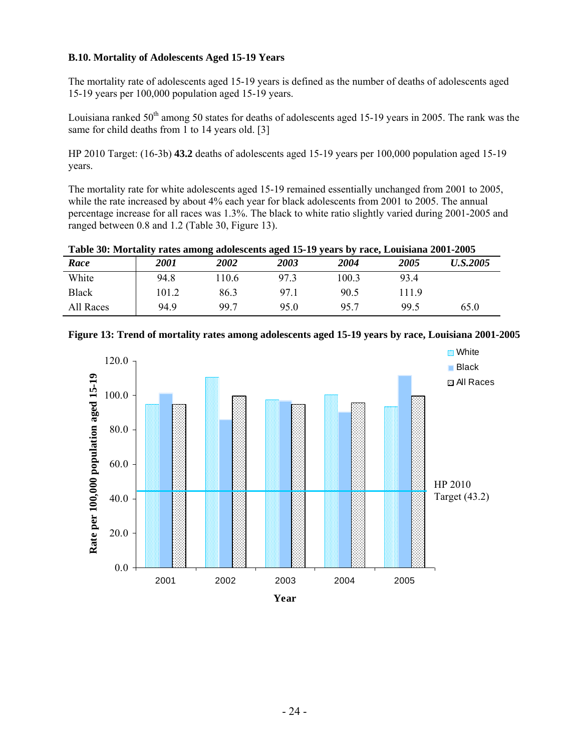### B.10. Mortality of Adolescents Aged 15-19 Years

The mortality rate of adolescents aged 15-19 years is defined as the number of deaths of adolescents aged 15-19 years per 100,000 population aged 15-19 years.

Louisiana ranked 50th among 50 states for deaths of adolescents aged 15-19 years in 2005. The rank was the same for child deaths from 1 to 14 years old. [3]

HP 2010 Target: (16-3b) **43.2** deaths of adolescents aged 15-19 years per 100,000 population aged 15-19 years.

The mortality rate for white adolescents aged 15-19 remained essentially unchanged from 2001 to 2005, while the rate increased by about 4% each year for black adolescents from 2001 to 2005. The annual percentage increase for all races was 1.3%. The black to white ratio slightly varied during 2001-2005 and ranged between 0.8 and 1.2 (Table 30, Figure 13).

**Table 30: Mortality rates among adolescents aged 15-19 years by race, Louisiana 2001-2005**

| *Race* | *2001* | *2002* | *2003* | *2004* | *2005* | *U.S.2005* |
|---|---|---|---|---|---|---|
| White | 94.8 | 110.6 | 97.3 | 100.3 | 93.4 | |
| Black | 101.2 | 86.3 | 97.1 | 90.5 | 111.9 | |
| All Races | 94.9 | 99.7 | 95.0 | 95.7 | 99.5 | 65.0 |

**Figure 13: Trend of mortality rates among adolescents aged 15-19 years by race, Louisiana 2001-2005**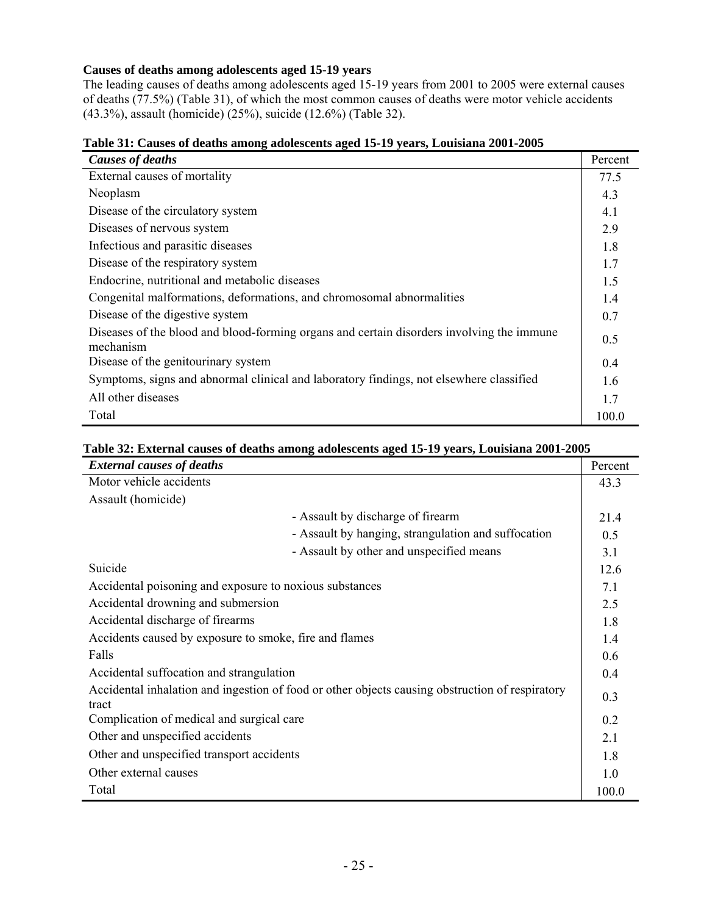### Causes of deaths among adolescents aged 15-19 years

The leading causes of deaths among adolescents aged 15-19 years from 2001 to 2005 were external causes of deaths (77.5%) (Table 31), of which the most common causes of deaths were motor vehicle accidents (43.3%), assault (homicide) (25%), suicide (12.6%) (Table 32).

**Table 31: Causes of deaths among adolescents aged 15-19 years, Louisiana 2001-2005**

| *Causes of deaths* | Percent |
|---|---|
| External causes of mortality | 77.5 |
| Neoplasm | 4.3 |
| Disease of the circulatory system | 4.1 |
| Diseases of nervous system | 2.9 |
| Infectious and parasitic diseases | 1.8 |
| Disease of the respiratory system | 1.7 |
| Endocrine, nutritional and metabolic diseases | 1.5 |
| Congenital malformations, deformations, and chromosomal abnormalities | 1.4 |
| Disease of the digestive system | 0.7 |
| Diseases of the blood and blood-forming organs and certain disorders involving the immune mechanism | 0.5 |
| Disease of the genitourinary system | 0.4 |
| Symptoms, signs and abnormal clinical and laboratory findings, not elsewhere classified | 1.6 |
| All other diseases | 1.7 |
| Total | 100.0 |

**Table 32: External causes of deaths among adolescents aged 15-19 years, Louisiana 2001-2005**

| *External causes of deaths* | | Percent |
|---|---|---|
| Motor vehicle accidents | | 43.3 |
| Assault (homicide) | | |
| | - Assault by discharge of firearm | 21.4 |
| | - Assault by hanging, strangulation and suffocation | 0.5 |
| | - Assault by other and unspecified means | 3.1 |
| Suicide | | 12.6 |
| Accidental poisoning and exposure to noxious substances | | 7.1 |
| Accidental drowning and submersion | | 2.5 |
| Accidental discharge of firearms | | 1.8 |
| Accidents caused by exposure to smoke, fire and flames | | 1.4 |
| Falls | | 0.6 |
| Accidental suffocation and strangulation | | 0.4 |
| Accidental inhalation and ingestion of food or other objects causing obstruction of respiratory tract | | 0.3 |
| Complication of medical and surgical care | | 0.2 |
| Other and unspecified accidents | | 2.1 |
| Other and unspecified transport accidents | | 1.8 |
| Other external causes | | 1.0 |
| Total | | 100.0 |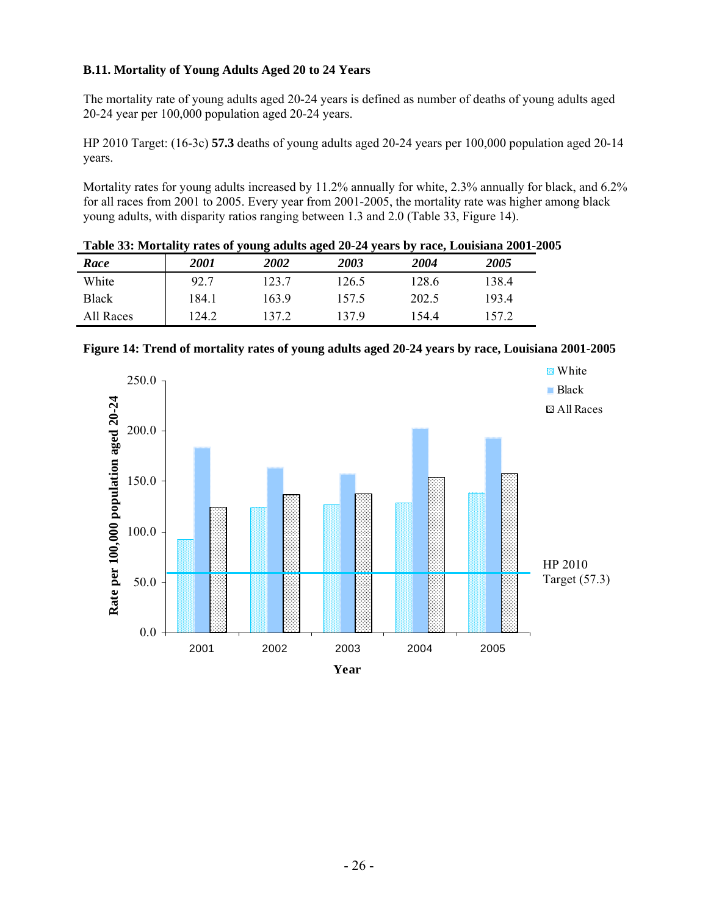### B.11. Mortality of Young Adults Aged 20 to 24 Years

The mortality rate of young adults aged 20-24 years is defined as number of deaths of young adults aged 20-24 year per 100,000 population aged 20-24 years.

HP 2010 Target: (16-3c) **57.3** deaths of young adults aged 20-24 years per 100,000 population aged 20-14 years.

Mortality rates for young adults increased by 11.2% annually for white, 2.3% annually for black, and 6.2% for all races from 2001 to 2005. Every year from 2001-2005, the mortality rate was higher among black young adults, with disparity ratios ranging between 1.3 and 2.0 (Table 33, Figure 14).

**Table 33: Mortality rates of young adults aged 20-24 years by race, Louisiana 2001-2005**

| *Race* | *2001* | *2002* | *2003* | *2004* | *2005* |
|---|---|---|---|---|---|
| White | 92.7 | 123.7 | 126.5 | 128.6 | 138.4 |
| Black | 184.1 | 163.9 | 157.5 | 202.5 | 193.4 |
| All Races | 124.2 | 137.2 | 137.9 | 154.4 | 157.2 |

**Figure 14: Trend of mortality rates of young adults aged 20-24 years by race, Louisiana 2001-2005**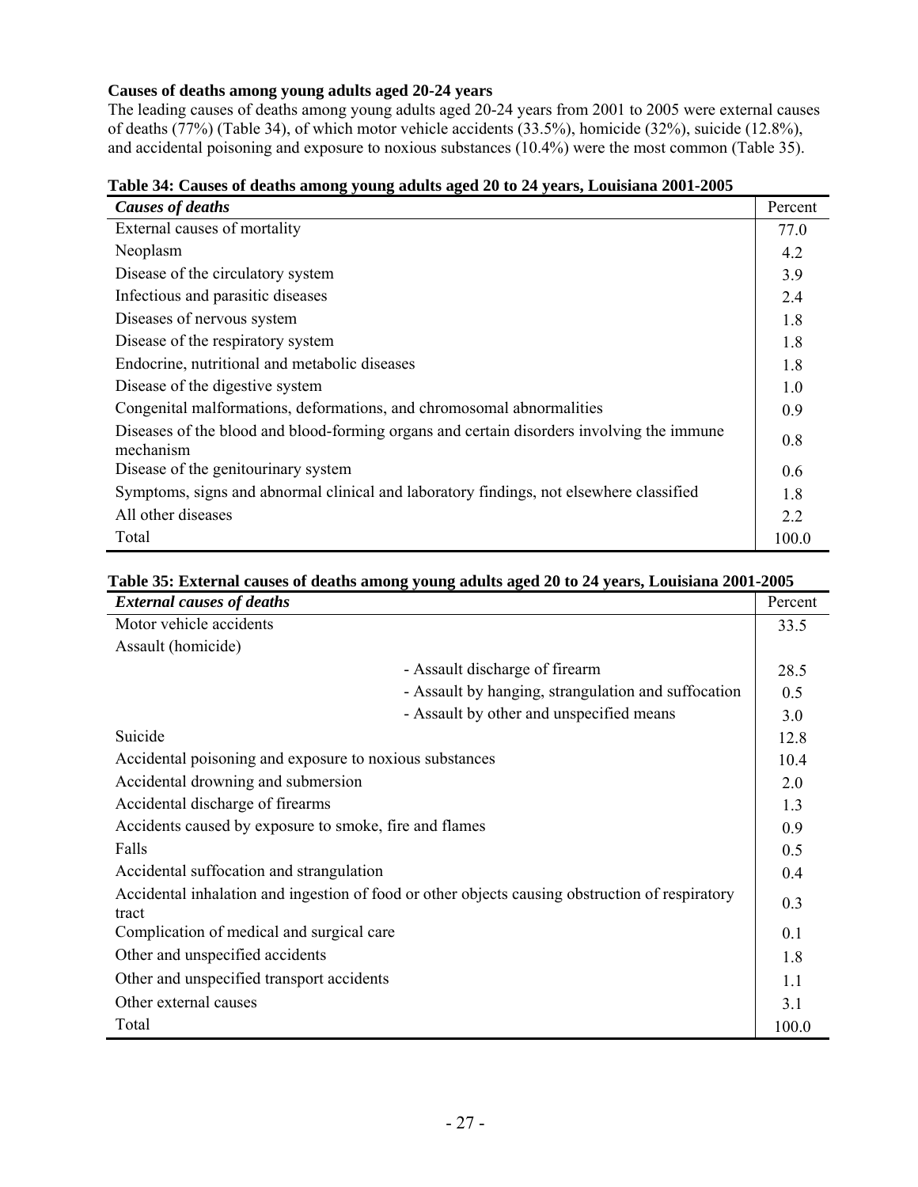### Causes of deaths among young adults aged 20-24 years

The leading causes of deaths among young adults aged 20-24 years from 2001 to 2005 were external causes of deaths (77%) (Table 34), of which motor vehicle accidents (33.5%), homicide (32%), suicide (12.8%), and accidental poisoning and exposure to noxious substances (10.4%) were the most common (Table 35).

**Table 34: Causes of deaths among young adults aged 20 to 24 years, Louisiana 2001-2005**

| *Causes of deaths* | Percent |
|---|---|
| External causes of mortality | 77.0 |
| Neoplasm | 4.2 |
| Disease of the circulatory system | 3.9 |
| Infectious and parasitic diseases | 2.4 |
| Diseases of nervous system | 1.8 |
| Disease of the respiratory system | 1.8 |
| Endocrine, nutritional and metabolic diseases | 1.8 |
| Disease of the digestive system | 1.0 |
| Congenital malformations, deformations, and chromosomal abnormalities | 0.9 |
| Diseases of the blood and blood-forming organs and certain disorders involving the immune mechanism | 0.8 |
| Disease of the genitourinary system | 0.6 |
| Symptoms, signs and abnormal clinical and laboratory findings, not elsewhere classified | 1.8 |
| All other diseases | 2.2 |
| Total | 100.0 |

**Table 35: External causes of deaths among young adults aged 20 to 24 years, Louisiana 2001-2005**

| *External causes of deaths* | | Percent |
|---|---|---|
| Motor vehicle accidents | | 33.5 |
| Assault (homicide) | | |
| | - Assault discharge of firearm | 28.5 |
| | - Assault by hanging, strangulation and suffocation | 0.5 |
| | - Assault by other and unspecified means | 3.0 |
| Suicide | | 12.8 |
| Accidental poisoning and exposure to noxious substances | | 10.4 |
| Accidental drowning and submersion | | 2.0 |
| Accidental discharge of firearms | | 1.3 |
| Accidents caused by exposure to smoke, fire and flames | | 0.9 |
| Falls | | 0.5 |
| Accidental suffocation and strangulation | | 0.4 |
| Accidental inhalation and ingestion of food or other objects causing obstruction of respiratory tract | | 0.3 |
| Complication of medical and surgical care | | 0.1 |
| Other and unspecified accidents | | 1.8 |
| Other and unspecified transport accidents | | 1.1 |
| Other external causes | | 3.1 |
| Total | | 100.0 |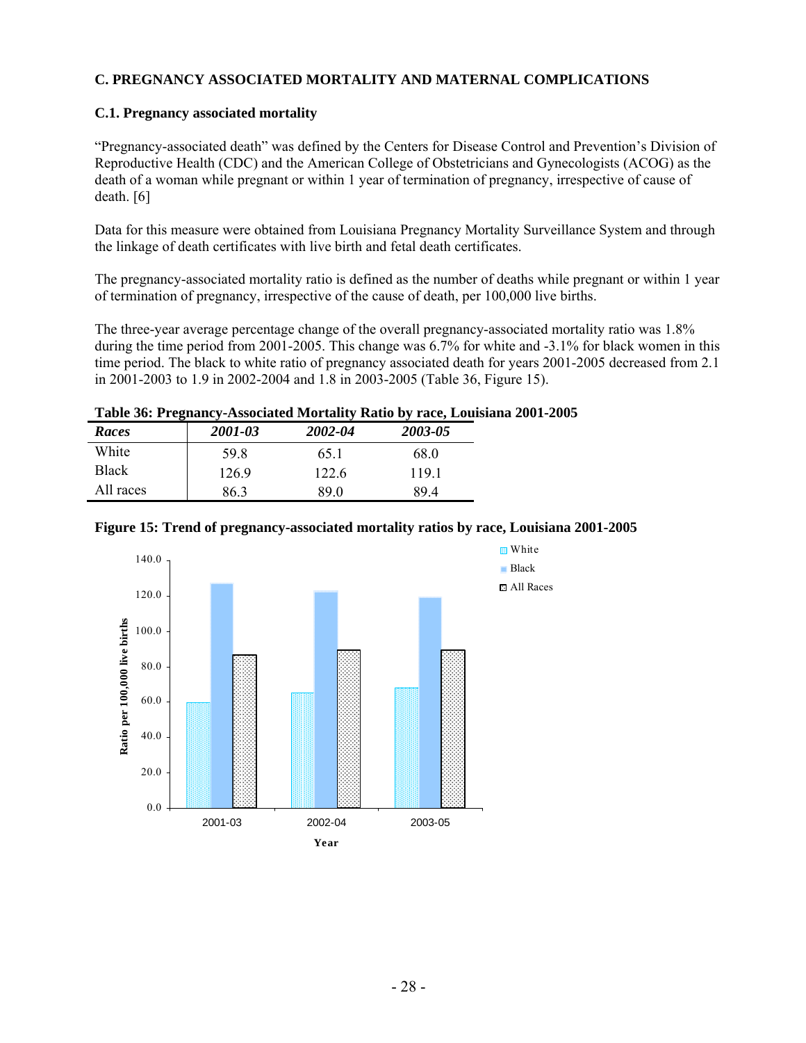## C. PREGNANCY ASSOCIATED MORTALITY AND MATERNAL COMPLICATIONS

### C.1. Pregnancy associated mortality

"Pregnancy-associated death" was defined by the Centers for Disease Control and Prevention's Division of Reproductive Health (CDC) and the American College of Obstetricians and Gynecologists (ACOG) as the death of a woman while pregnant or within 1 year of termination of pregnancy, irrespective of cause of death. [6]

Data for this measure were obtained from Louisiana Pregnancy Mortality Surveillance System and through the linkage of death certificates with live birth and fetal death certificates.

The pregnancy-associated mortality ratio is defined as the number of deaths while pregnant or within 1 year of termination of pregnancy, irrespective of the cause of death, per 100,000 live births.

The three-year average percentage change of the overall pregnancy-associated mortality ratio was 1.8% during the time period from 2001-2005. This change was 6.7% for white and -3.1% for black women in this time period. The black to white ratio of pregnancy associated death for years 2001-2005 decreased from 2.1 in 2001-2003 to 1.9 in 2002-2004 and 1.8 in 2003-2005 (Table 36, Figure 15).

**Table 36: Pregnancy-Associated Mortality Ratio by race, Louisiana 2001-2005**

| *Races* | *2001-03* | *2002-04* | *2003-05* |
|---|---|---|---|
| White | 59.8 | 65.1 | 68.0 |
| Black | 126.9 | 122.6 | 119.1 |
| All races | 86.3 | 89.0 | 89.4 |

**Figure 15: Trend of pregnancy-associated mortality ratios by race, Louisiana 2001-2005**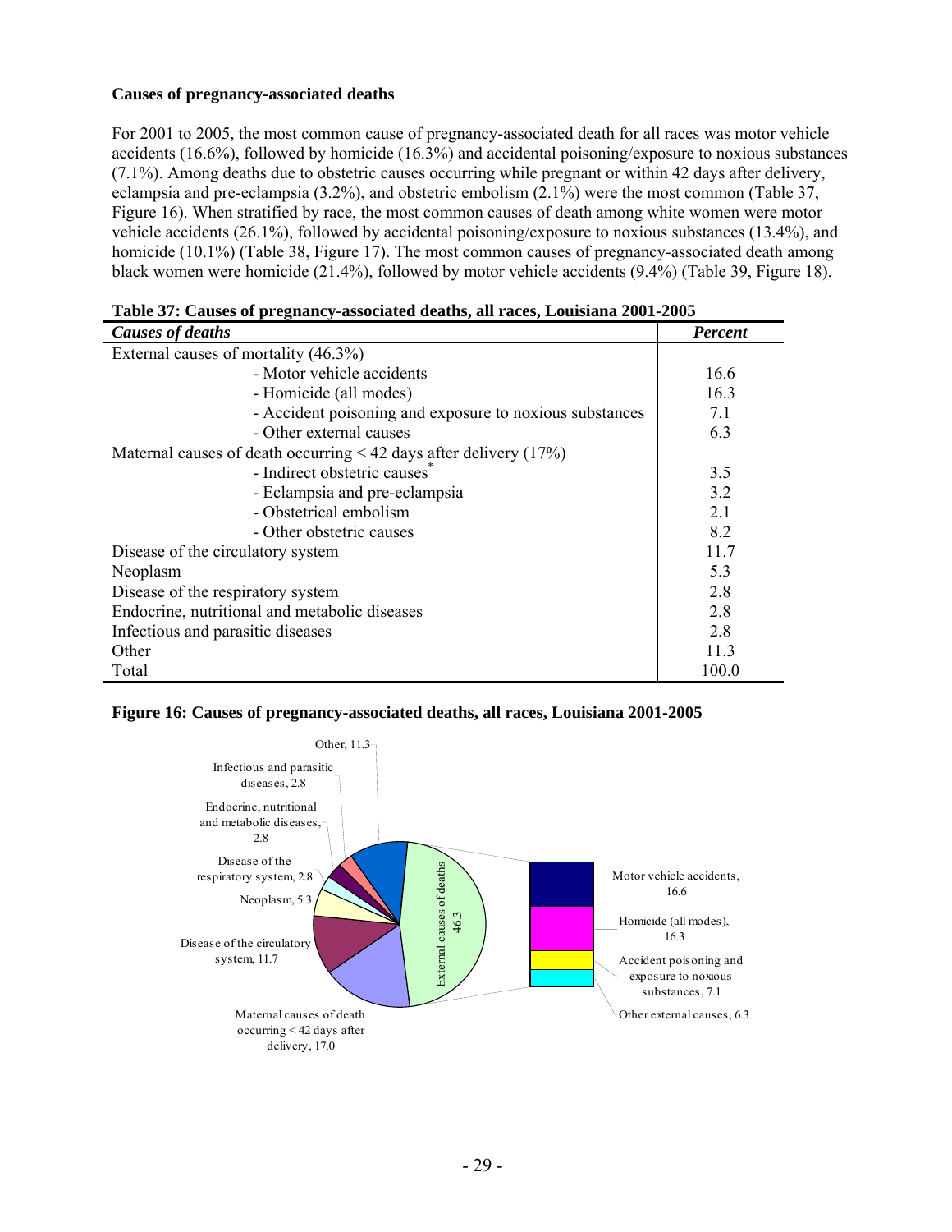**Causes of pregnancy-associated deaths**

For 2001 to 2005, the most common cause of pregnancy-associated death for all races was motor vehicle accidents (16.6%), followed by homicide (16.3%) and accidental poisoning/exposure to noxious substances (7.1%). Among deaths due to obstetric causes occurring while pregnant or within 42 days after delivery, eclampsia and pre-eclampsia (3.2%), and obstetric embolism (2.1%) were the most common (Table 37, Figure 16). When stratified by race, the most common causes of death among white women were motor vehicle accidents (26.1%), followed by accidental poisoning/exposure to noxious substances (13.4%), and homicide (10.1%) (Table 38, Figure 17). The most common causes of pregnancy-associated death among black women were homicide (21.4%), followed by motor vehicle accidents (9.4%) (Table 39, Figure 18).

**Table 37: Causes of pregnancy-associated deaths, all races, Louisiana 2001-2005**

| *Causes of deaths* | *Percent* |
|---|---|
| External causes of mortality (46.3%) | |
| - Motor vehicle accidents | 16.6 |
| - Homicide (all modes) | 16.3 |
| - Accident poisoning and exposure to noxious substances | 7.1 |
| - Other external causes | 6.3 |
| Maternal causes of death occurring < 42 days after delivery (17%) | |
| - Indirect obstetric causes* | 3.5 |
| - Eclampsia and pre-eclampsia | 3.2 |
| - Obstetrical embolism | 2.1 |
| - Other obstetric causes | 8.2 |
| Disease of the circulatory system | 11.7 |
| Neoplasm | 5.3 |
| Disease of the respiratory system | 2.8 |
| Endocrine, nutritional and metabolic diseases | 2.8 |
| Infectious and parasitic diseases | 2.8 |
| Other | 11.3 |
| Total | 100.0 |

**Figure 16: Causes of pregnancy-associated deaths, all races, Louisiana 2001-2005**

Other, 11.3
Infectious and parasitic diseases, 2.8
Endocrine, nutritional and metabolic diseases, 2.8
Disease of the respiratory system, 2.8
Neoplasm, 5.3
Disease of the circulatory system, 11.7
Maternal causes of death occurring < 42 days after delivery, 17.0
External causes of deaths 46.3
Motor vehicle accidents, 16.6
Homicide (all modes), 16.3
Accident poisoning and exposure to noxious substances, 7.1
Other external causes, 6.3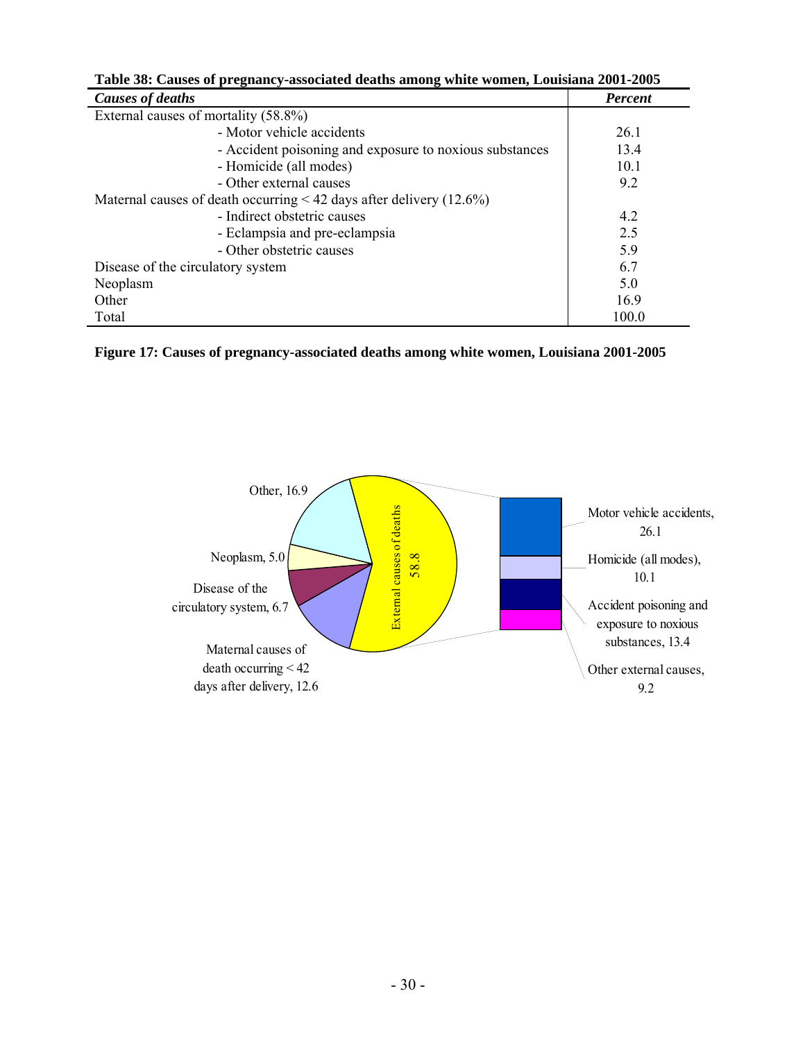**Table 38: Causes of pregnancy-associated deaths among white women, Louisiana 2001-2005**

| *Causes of deaths* | *Percent* |
|---|---|
| External causes of mortality (58.8%) | |
| - Motor vehicle accidents | 26.1 |
| - Accident poisoning and exposure to noxious substances | 13.4 |
| - Homicide (all modes) | 10.1 |
| - Other external causes | 9.2 |
| Maternal causes of death occurring < 42 days after delivery (12.6%) | |
| - Indirect obstetric causes | 4.2 |
| - Eclampsia and pre-eclampsia | 2.5 |
| - Other obstetric causes | 5.9 |
| Disease of the circulatory system | 6.7 |
| Neoplasm | 5.0 |
| Other | 16.9 |
| Total | 100.0 |

**Figure 17: Causes of pregnancy-associated deaths among white women, Louisiana 2001-2005**

Other, 16.9

Neoplasm, 5.0

Disease of the circulatory system, 6.7

Maternal causes of death occurring < 42 days after delivery, 12.6

External causes of deaths 58.8

Motor vehicle accidents, 26.1

Homicide (all modes), 10.1

Accident poisoning and exposure to noxious substances, 13.4

Other external causes, 9.2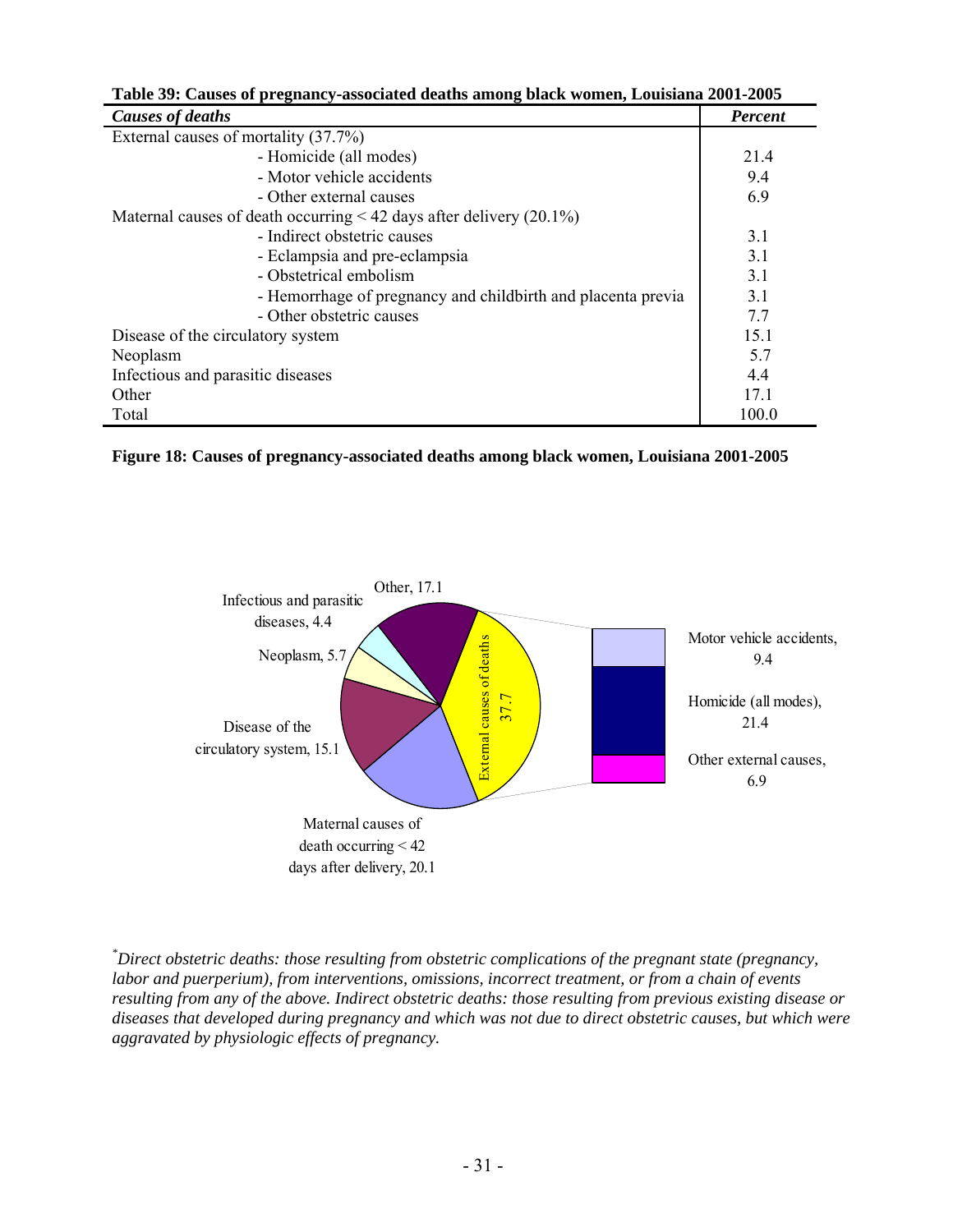**Table 39: Causes of pregnancy-associated deaths among black women, Louisiana 2001-2005**

| *Causes of deaths* | *Percent* |
|---|---|
| External causes of mortality (37.7%) | |
| - Homicide (all modes) | 21.4 |
| - Motor vehicle accidents | 9.4 |
| - Other external causes | 6.9 |
| Maternal causes of death occurring < 42 days after delivery (20.1%) | |
| - Indirect obstetric causes | 3.1 |
| - Eclampsia and pre-eclampsia | 3.1 |
| - Obstetrical embolism | 3.1 |
| - Hemorrhage of pregnancy and childbirth and placenta previa | 3.1 |
| - Other obstetric causes | 7.7 |
| Disease of the circulatory system | 15.1 |
| Neoplasm | 5.7 |
| Infectious and parasitic diseases | 4.4 |
| Other | 17.1 |
| Total | 100.0 |

**Figure 18: Causes of pregnancy-associated deaths among black women, Louisiana 2001-2005**

Other, 17.1
Infectious and parasitic diseases, 4.4
Neoplasm, 5.7
Disease of the circulatory system, 15.1
Maternal causes of death occurring < 42 days after delivery, 20.1
External causes of deaths 37.7
Motor vehicle accidents, 9.4
Homicide (all modes), 21.4
Other external causes, 6.9

*Direct obstetric deaths: those resulting from obstetric complications of the pregnant state (pregnancy, labor and puerperium), from interventions, omissions, incorrect treatment, or from a chain of events resulting from any of the above. Indirect obstetric deaths: those resulting from previous existing disease or diseases that developed during pregnancy and which was not due to direct obstetric causes, but which were aggravated by physiologic effects of pregnancy.*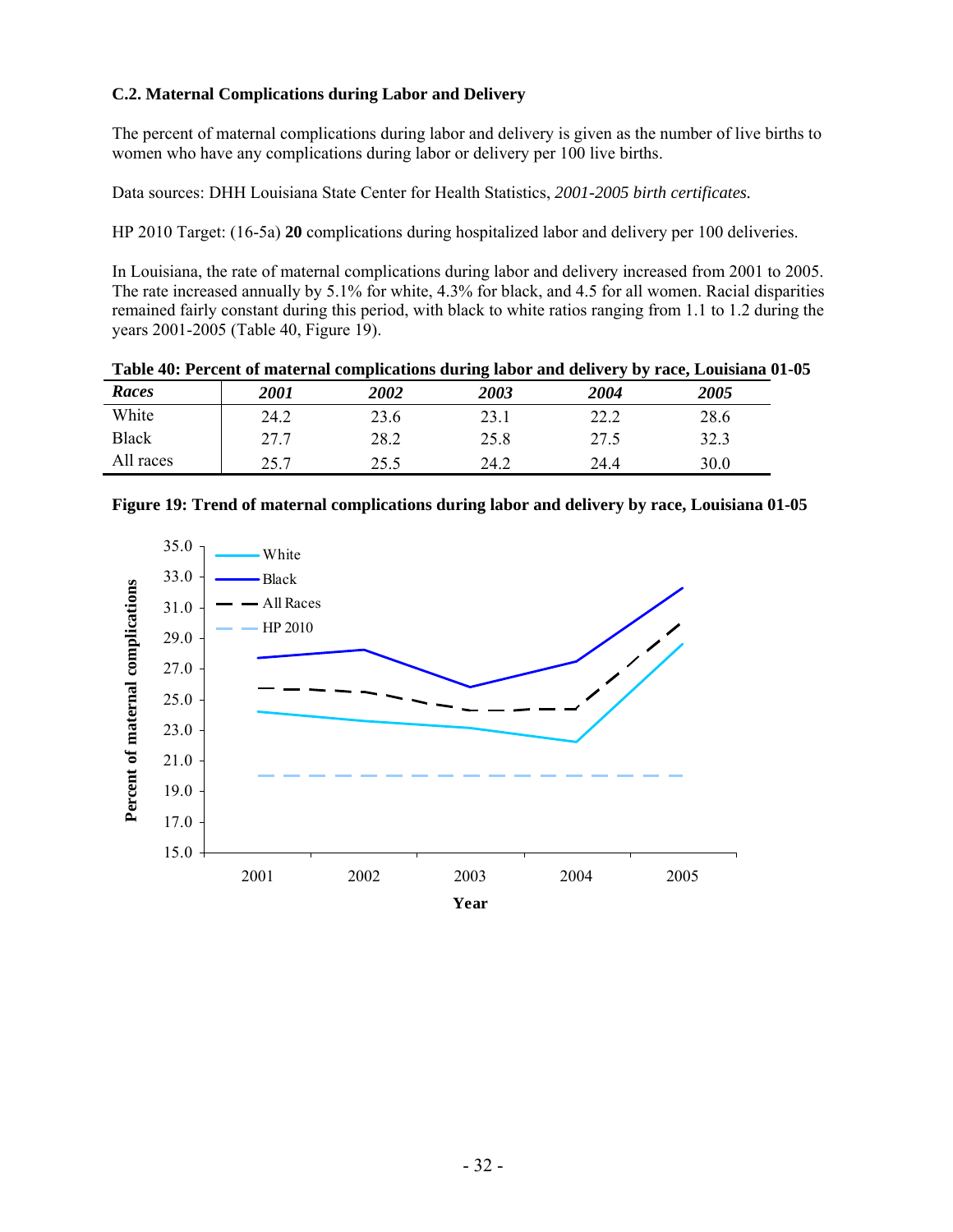### C.2. Maternal Complications during Labor and Delivery

The percent of maternal complications during labor and delivery is given as the number of live births to women who have any complications during labor or delivery per 100 live births.

Data sources: DHH Louisiana State Center for Health Statistics, *2001-2005 birth certificates.*

HP 2010 Target: (16-5a) **20** complications during hospitalized labor and delivery per 100 deliveries.

In Louisiana, the rate of maternal complications during labor and delivery increased from 2001 to 2005. The rate increased annually by 5.1% for white, 4.3% for black, and 4.5 for all women. Racial disparities remained fairly constant during this period, with black to white ratios ranging from 1.1 to 1.2 during the years 2001-2005 (Table 40, Figure 19).

**Table 40: Percent of maternal complications during labor and delivery by race, Louisiana 01-05**

| *Races* | *2001* | *2002* | *2003* | *2004* | *2005* |
|---|---|---|---|---|---|
| White | 24.2 | 23.6 | 23.1 | 22.2 | 28.6 |
| Black | 27.7 | 28.2 | 25.8 | 27.5 | 32.3 |
| All races | 25.7 | 25.5 | 24.2 | 24.4 | 30.0 |

**Figure 19: Trend of maternal complications during labor and delivery by race, Louisiana 01-05**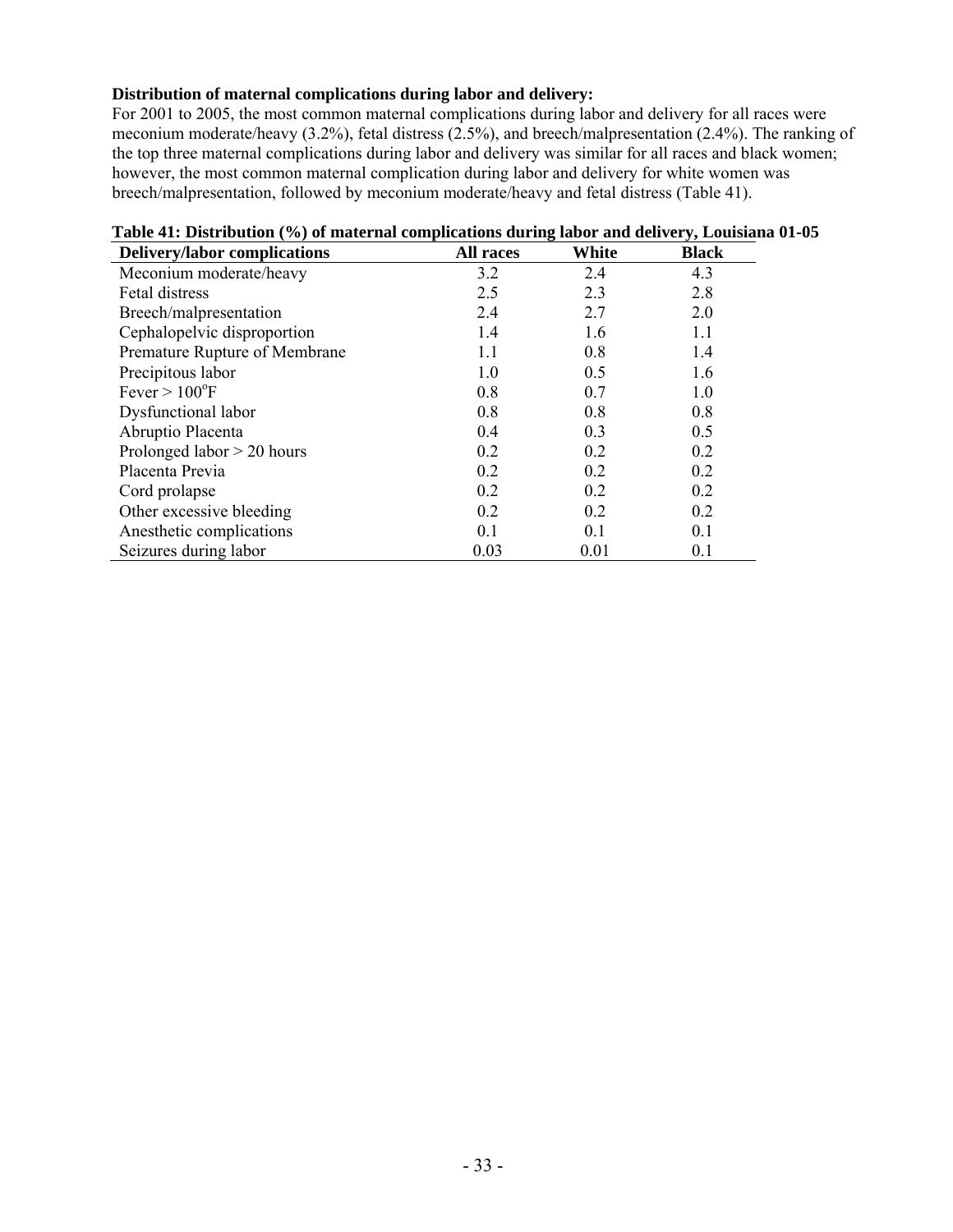**Distribution of maternal complications during labor and delivery:**

For 2001 to 2005, the most common maternal complications during labor and delivery for all races were meconium moderate/heavy (3.2%), fetal distress (2.5%), and breech/malpresentation (2.4%). The ranking of the top three maternal complications during labor and delivery was similar for all races and black women; however, the most common maternal complication during labor and delivery for white women was breech/malpresentation, followed by meconium moderate/heavy and fetal distress (Table 41).

**Table 41: Distribution (%) of maternal complications during labor and delivery, Louisiana 01-05**

| Delivery/labor complications | All races | White | Black |
|---|---|---|---|
| Meconium moderate/heavy | 3.2 | 2.4 | 4.3 |
| Fetal distress | 2.5 | 2.3 | 2.8 |
| Breech/malpresentation | 2.4 | 2.7 | 2.0 |
| Cephalopelvic disproportion | 1.4 | 1.6 | 1.1 |
| Premature Rupture of Membrane | 1.1 | 0.8 | 1.4 |
| Precipitous labor | 1.0 | 0.5 | 1.6 |
| Fever > 100°F | 0.8 | 0.7 | 1.0 |
| Dysfunctional labor | 0.8 | 0.8 | 0.8 |
| Abruptio Placenta | 0.4 | 0.3 | 0.5 |
| Prolonged labor > 20 hours | 0.2 | 0.2 | 0.2 |
| Placenta Previa | 0.2 | 0.2 | 0.2 |
| Cord prolapse | 0.2 | 0.2 | 0.2 |
| Other excessive bleeding | 0.2 | 0.2 | 0.2 |
| Anesthetic complications | 0.1 | 0.1 | 0.1 |
| Seizures during labor | 0.03 | 0.01 | 0.1 |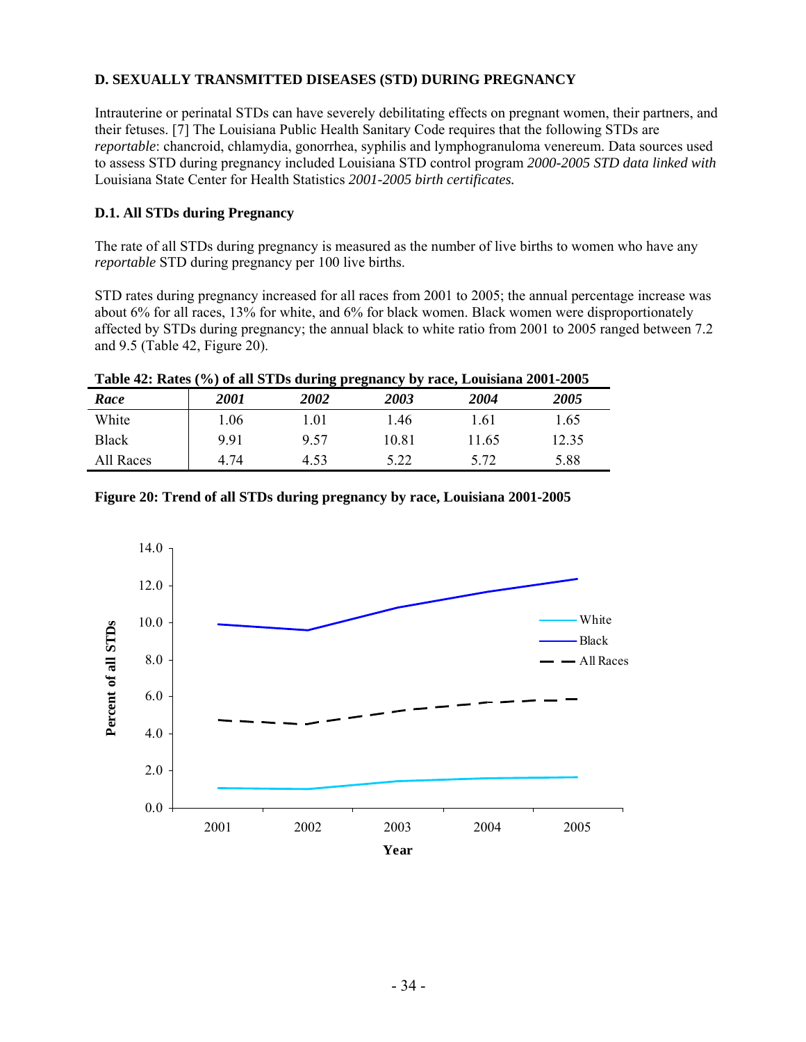### D. SEXUALLY TRANSMITTED DISEASES (STD) DURING PREGNANCY

Intrauterine or perinatal STDs can have severely debilitating effects on pregnant women, their partners, and their fetuses. [7] The Louisiana Public Health Sanitary Code requires that the following STDs are *reportable*: chancroid, chlamydia, gonorrhea, syphilis and lymphogranuloma venereum. Data sources used to assess STD during pregnancy included Louisiana STD control program *2000-2005 STD data linked with* Louisiana State Center for Health Statistics *2001-2005 birth certificates.*

#### D.1. All STDs during Pregnancy

The rate of all STDs during pregnancy is measured as the number of live births to women who have any *reportable* STD during pregnancy per 100 live births.

STD rates during pregnancy increased for all races from 2001 to 2005; the annual percentage increase was about 6% for all races, 13% for white, and 6% for black women. Black women were disproportionately affected by STDs during pregnancy; the annual black to white ratio from 2001 to 2005 ranged between 7.2 and 9.5 (Table 42, Figure 20).

**Table 42: Rates (%) of all STDs during pregnancy by race, Louisiana 2001-2005**

| *Race* | *2001* | *2002* | *2003* | *2004* | *2005* |
|---|---|---|---|---|---|
| White | 1.06 | 1.01 | 1.46 | 1.61 | 1.65 |
| Black | 9.91 | 9.57 | 10.81 | 11.65 | 12.35 |
| All Races | 4.74 | 4.53 | 5.22 | 5.72 | 5.88 |

**Figure 20: Trend of all STDs during pregnancy by race, Louisiana 2001-2005**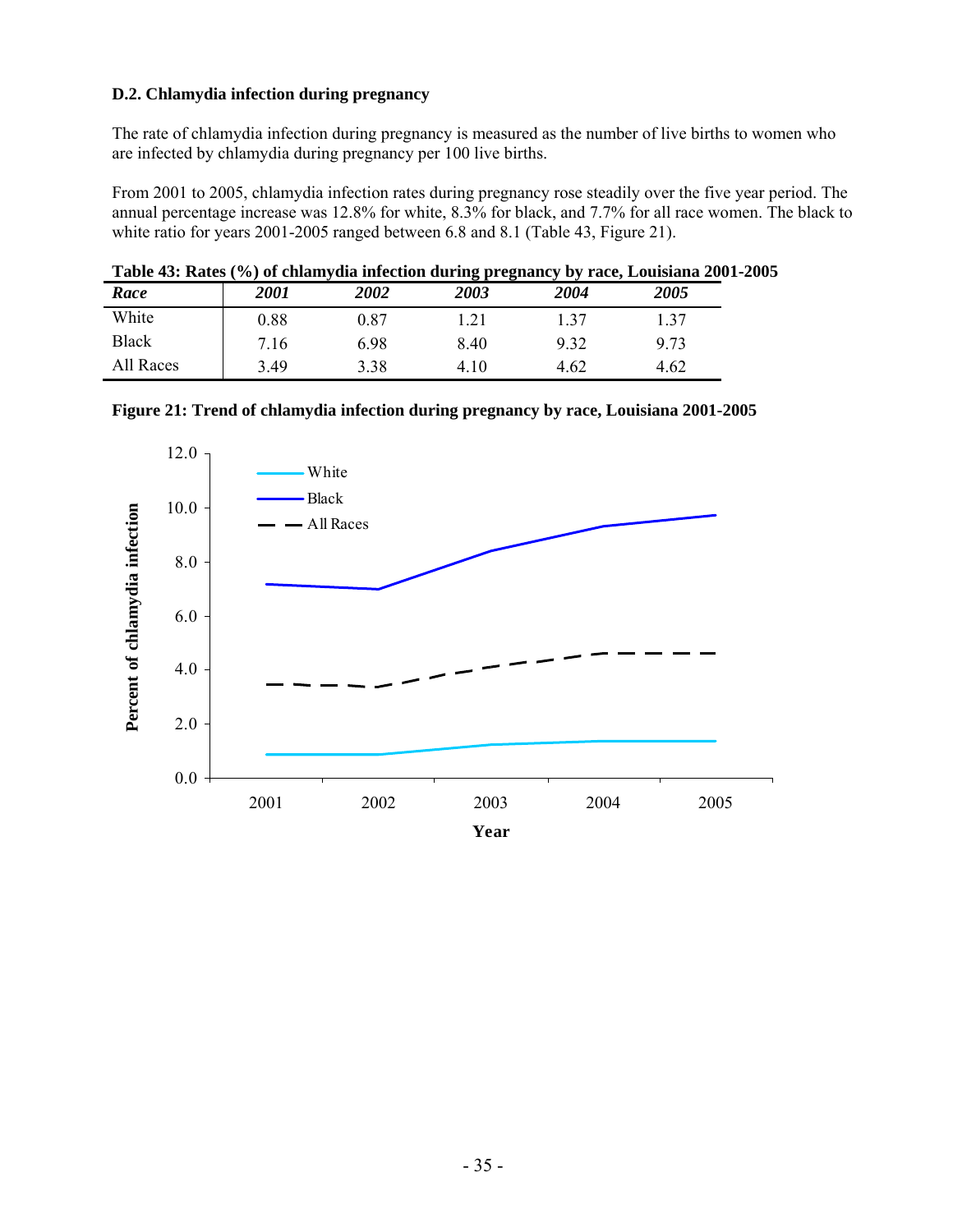### D.2. Chlamydia infection during pregnancy

The rate of chlamydia infection during pregnancy is measured as the number of live births to women who are infected by chlamydia during pregnancy per 100 live births.

From 2001 to 2005, chlamydia infection rates during pregnancy rose steadily over the five year period. The annual percentage increase was 12.8% for white, 8.3% for black, and 7.7% for all race women. The black to white ratio for years 2001-2005 ranged between 6.8 and 8.1 (Table 43, Figure 21).

**Table 43: Rates (%) of chlamydia infection during pregnancy by race, Louisiana 2001-2005**

| *Race* | *2001* | *2002* | *2003* | *2004* | *2005* |
|---|---|---|---|---|---|
| White | 0.88 | 0.87 | 1.21 | 1.37 | 1.37 |
| Black | 7.16 | 6.98 | 8.40 | 9.32 | 9.73 |
| All Races | 3.49 | 3.38 | 4.10 | 4.62 | 4.62 |

**Figure 21: Trend of chlamydia infection during pregnancy by race, Louisiana 2001-2005**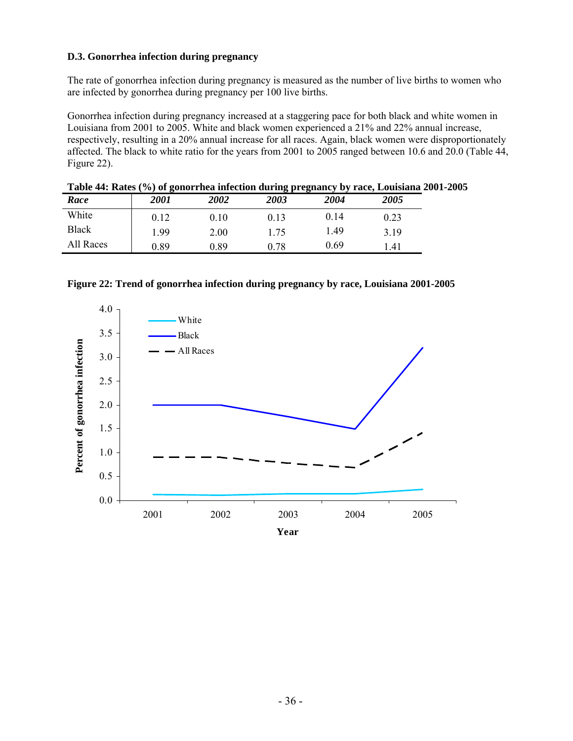### D.3. Gonorrhea infection during pregnancy

The rate of gonorrhea infection during pregnancy is measured as the number of live births to women who are infected by gonorrhea during pregnancy per 100 live births.

Gonorrhea infection during pregnancy increased at a staggering pace for both black and white women in Louisiana from 2001 to 2005. White and black women experienced a 21% and 22% annual increase, respectively, resulting in a 20% annual increase for all races. Again, black women were disproportionately affected. The black to white ratio for the years from 2001 to 2005 ranged between 10.6 and 20.0 (Table 44, Figure 22).

**Table 44: Rates (%) of gonorrhea infection during pregnancy by race, Louisiana 2001-2005**

| *Race* | *2001* | *2002* | *2003* | *2004* | *2005* |
|---|---|---|---|---|---|
| White | 0.12 | 0.10 | 0.13 | 0.14 | 0.23 |
| Black | 1.99 | 2.00 | 1.75 | 1.49 | 3.19 |
| All Races | 0.89 | 0.89 | 0.78 | 0.69 | 1.41 |

**Figure 22: Trend of gonorrhea infection during pregnancy by race, Louisiana 2001-2005**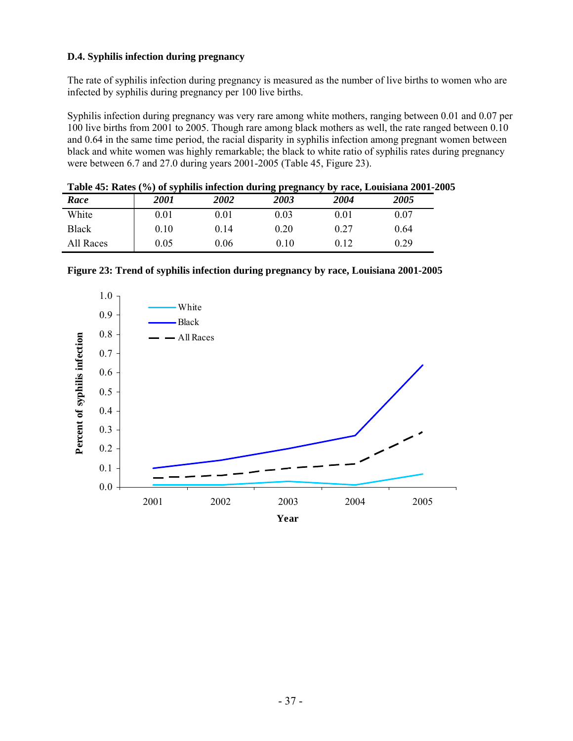### D.4. Syphilis infection during pregnancy

The rate of syphilis infection during pregnancy is measured as the number of live births to women who are infected by syphilis during pregnancy per 100 live births.

Syphilis infection during pregnancy was very rare among white mothers, ranging between 0.01 and 0.07 per 100 live births from 2001 to 2005. Though rare among black mothers as well, the rate ranged between 0.10 and 0.64 in the same time period, the racial disparity in syphilis infection among pregnant women between black and white women was highly remarkable; the black to white ratio of syphilis rates during pregnancy were between 6.7 and 27.0 during years 2001-2005 (Table 45, Figure 23).

**Table 45: Rates (%) of syphilis infection during pregnancy by race, Louisiana 2001-2005**

| *Race* | *2001* | *2002* | *2003* | *2004* | *2005* |
|---|---|---|---|---|---|
| White | 0.01 | 0.01 | 0.03 | 0.01 | 0.07 |
| Black | 0.10 | 0.14 | 0.20 | 0.27 | 0.64 |
| All Races | 0.05 | 0.06 | 0.10 | 0.12 | 0.29 |

**Figure 23: Trend of syphilis infection during pregnancy by race, Louisiana 2001-2005**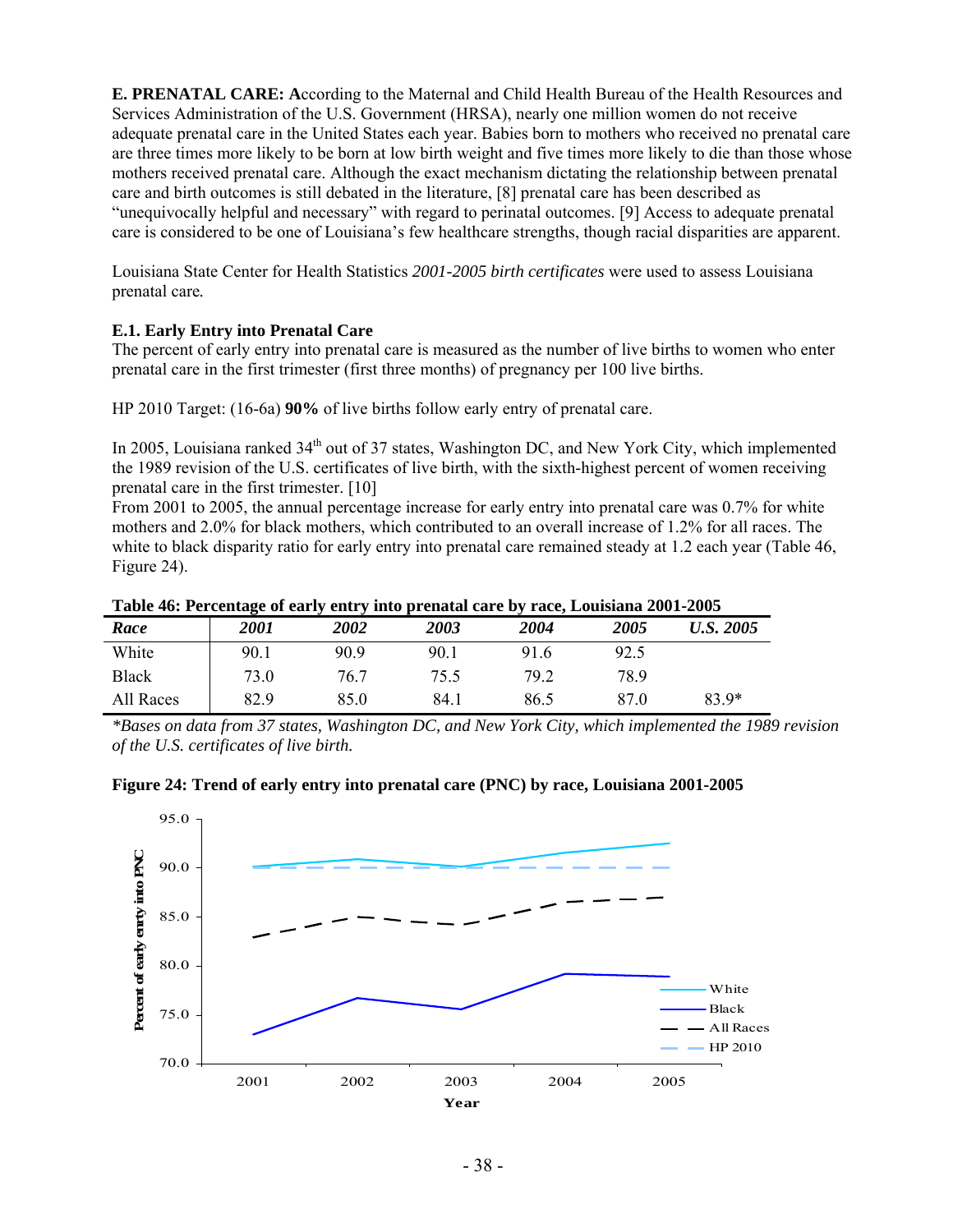**E. PRENATAL CARE: A**ccording to the Maternal and Child Health Bureau of the Health Resources and Services Administration of the U.S. Government (HRSA), nearly one million women do not receive adequate prenatal care in the United States each year. Babies born to mothers who received no prenatal care are three times more likely to be born at low birth weight and five times more likely to die than those whose mothers received prenatal care. Although the exact mechanism dictating the relationship between prenatal care and birth outcomes is still debated in the literature, [8] prenatal care has been described as "unequivocally helpful and necessary" with regard to perinatal outcomes. [9] Access to adequate prenatal care is considered to be one of Louisiana's few healthcare strengths, though racial disparities are apparent.

Louisiana State Center for Health Statistics *2001-2005 birth certificates* were used to assess Louisiana prenatal care.

### E.1. Early Entry into Prenatal Care

The percent of early entry into prenatal care is measured as the number of live births to women who enter prenatal care in the first trimester (first three months) of pregnancy per 100 live births.

HP 2010 Target: (16-6a) **90%** of live births follow early entry of prenatal care.

In 2005, Louisiana ranked 34th out of 37 states, Washington DC, and New York City, which implemented the 1989 revision of the U.S. certificates of live birth, with the sixth-highest percent of women receiving prenatal care in the first trimester. [10]

From 2001 to 2005, the annual percentage increase for early entry into prenatal care was 0.7% for white mothers and 2.0% for black mothers, which contributed to an overall increase of 1.2% for all races. The white to black disparity ratio for early entry into prenatal care remained steady at 1.2 each year (Table 46, Figure 24).

**Table 46: Percentage of early entry into prenatal care by race, Louisiana 2001-2005**

| *Race* | *2001* | *2002* | *2003* | *2004* | *2005* | *U.S. 2005* |
|---|---|---|---|---|---|---|
| White | 90.1 | 90.9 | 90.1 | 91.6 | 92.5 | |
| Black | 73.0 | 76.7 | 75.5 | 79.2 | 78.9 | |
| All Races | 82.9 | 85.0 | 84.1 | 86.5 | 87.0 | 83.9* |

*\*Bases on data from 37 states, Washington DC, and New York City, which implemented the 1989 revision of the U.S. certificates of live birth.*

**Figure 24: Trend of early entry into prenatal care (PNC) by race, Louisiana 2001-2005**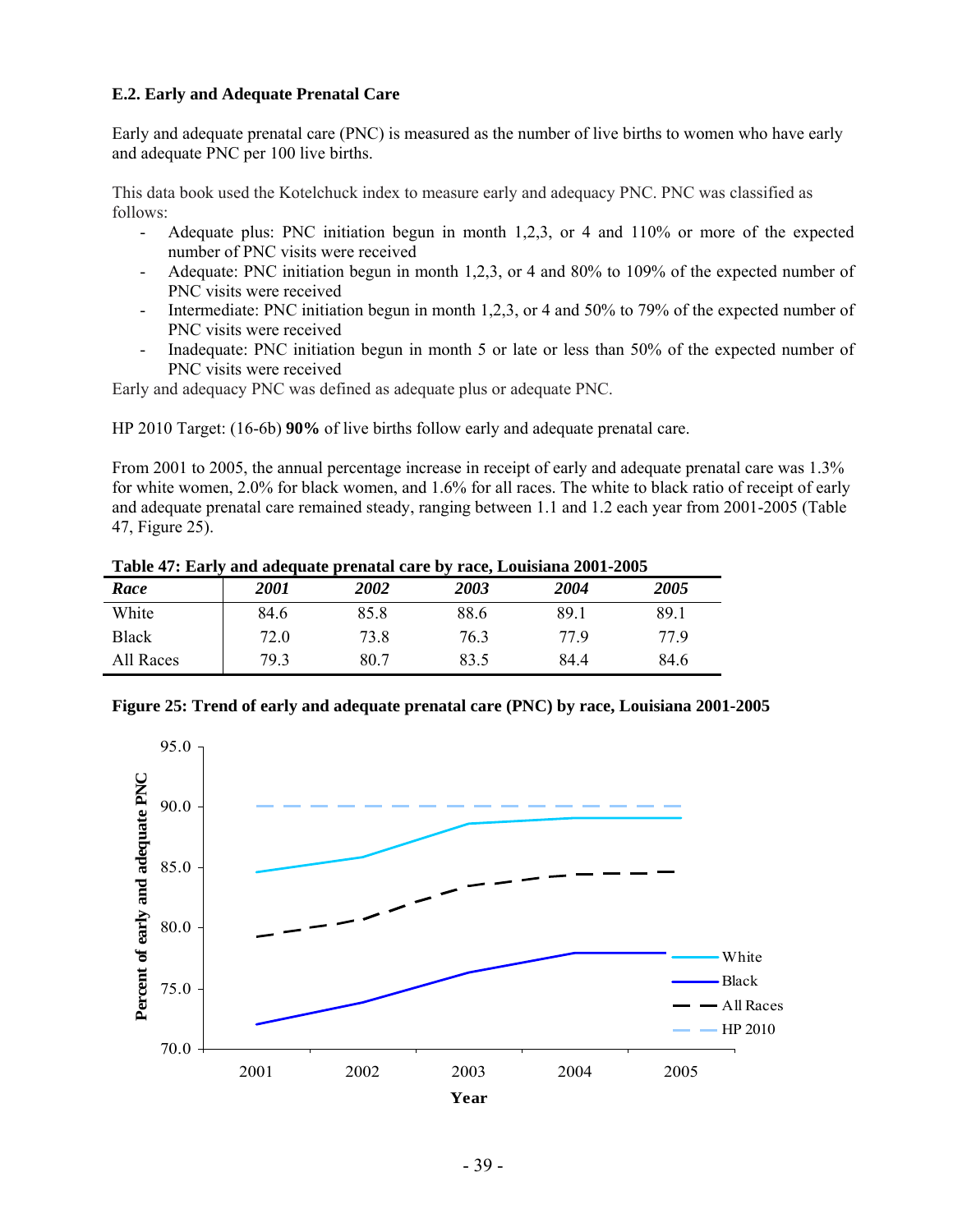### E.2. Early and Adequate Prenatal Care

Early and adequate prenatal care (PNC) is measured as the number of live births to women who have early and adequate PNC per 100 live births.

This data book used the Kotelchuck index to measure early and adequacy PNC. PNC was classified as follows:

- Adequate plus: PNC initiation begun in month 1,2,3, or 4 and 110% or more of the expected number of PNC visits were received
- Adequate: PNC initiation begun in month 1,2,3, or 4 and 80% to 109% of the expected number of PNC visits were received
- Intermediate: PNC initiation begun in month 1,2,3, or 4 and 50% to 79% of the expected number of PNC visits were received
- Inadequate: PNC initiation begun in month 5 or late or less than 50% of the expected number of PNC visits were received

Early and adequacy PNC was defined as adequate plus or adequate PNC.

HP 2010 Target: (16-6b) **90%** of live births follow early and adequate prenatal care.

From 2001 to 2005, the annual percentage increase in receipt of early and adequate prenatal care was 1.3% for white women, 2.0% for black women, and 1.6% for all races. The white to black ratio of receipt of early and adequate prenatal care remained steady, ranging between 1.1 and 1.2 each year from 2001-2005 (Table 47, Figure 25).

**Table 47: Early and adequate prenatal care by race, Louisiana 2001-2005**

| *Race* | *2001* | *2002* | *2003* | *2004* | *2005* |
|---|---|---|---|---|---|
| White | 84.6 | 85.8 | 88.6 | 89.1 | 89.1 |
| Black | 72.0 | 73.8 | 76.3 | 77.9 | 77.9 |
| All Races | 79.3 | 80.7 | 83.5 | 84.4 | 84.6 |

**Figure 25: Trend of early and adequate prenatal care (PNC) by race, Louisiana 2001-2005**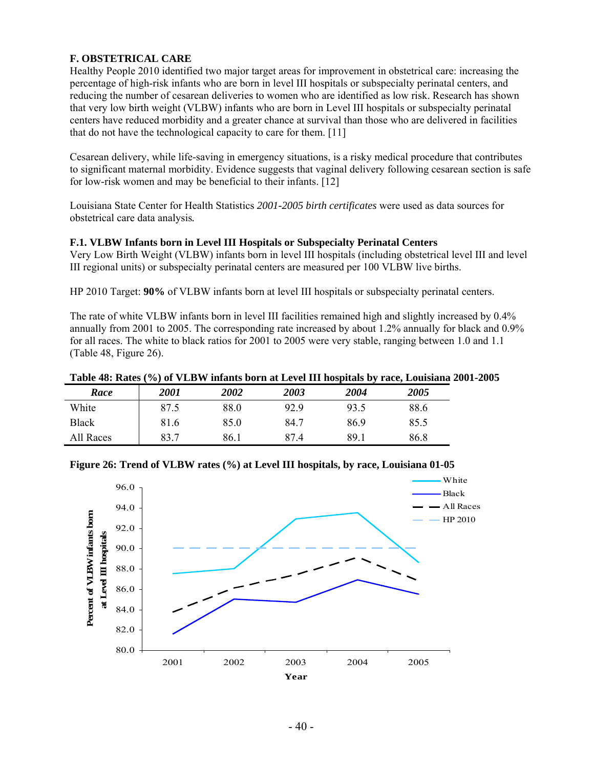## F. OBSTETRICAL CARE

Healthy People 2010 identified two major target areas for improvement in obstetrical care: increasing the percentage of high-risk infants who are born in level III hospitals or subspecialty perinatal centers, and reducing the number of cesarean deliveries to women who are identified as low risk. Research has shown that very low birth weight (VLBW) infants who are born in Level III hospitals or subspecialty perinatal centers have reduced morbidity and a greater chance at survival than those who are delivered in facilities that do not have the technological capacity to care for them. [11]

Cesarean delivery, while life-saving in emergency situations, is a risky medical procedure that contributes to significant maternal morbidity. Evidence suggests that vaginal delivery following cesarean section is safe for low-risk women and may be beneficial to their infants. [12]

Louisiana State Center for Health Statistics *2001-2005 birth certificates* were used as data sources for obstetrical care data analysis*.*

### F.1. VLBW Infants born in Level III Hospitals or Subspecialty Perinatal Centers

Very Low Birth Weight (VLBW) infants born in level III hospitals (including obstetrical level III and level III regional units) or subspecialty perinatal centers are measured per 100 VLBW live births.

HP 2010 Target: **90%** of VLBW infants born at level III hospitals or subspecialty perinatal centers.

The rate of white VLBW infants born in level III facilities remained high and slightly increased by 0.4% annually from 2001 to 2005. The corresponding rate increased by about 1.2% annually for black and 0.9% for all races. The white to black ratios for 2001 to 2005 were very stable, ranging between 1.0 and 1.1 (Table 48, Figure 26).

**Table 48: Rates (%) of VLBW infants born at Level III hospitals by race, Louisiana 2001-2005**

| *Race* | *2001* | *2002* | *2003* | *2004* | *2005* |
|---|---|---|---|---|---|
| White | 87.5 | 88.0 | 92.9 | 93.5 | 88.6 |
| Black | 81.6 | 85.0 | 84.7 | 86.9 | 85.5 |
| All Races | 83.7 | 86.1 | 87.4 | 89.1 | 86.8 |

**Figure 26: Trend of VLBW rates (%) at Level III hospitals, by race, Louisiana 01-05**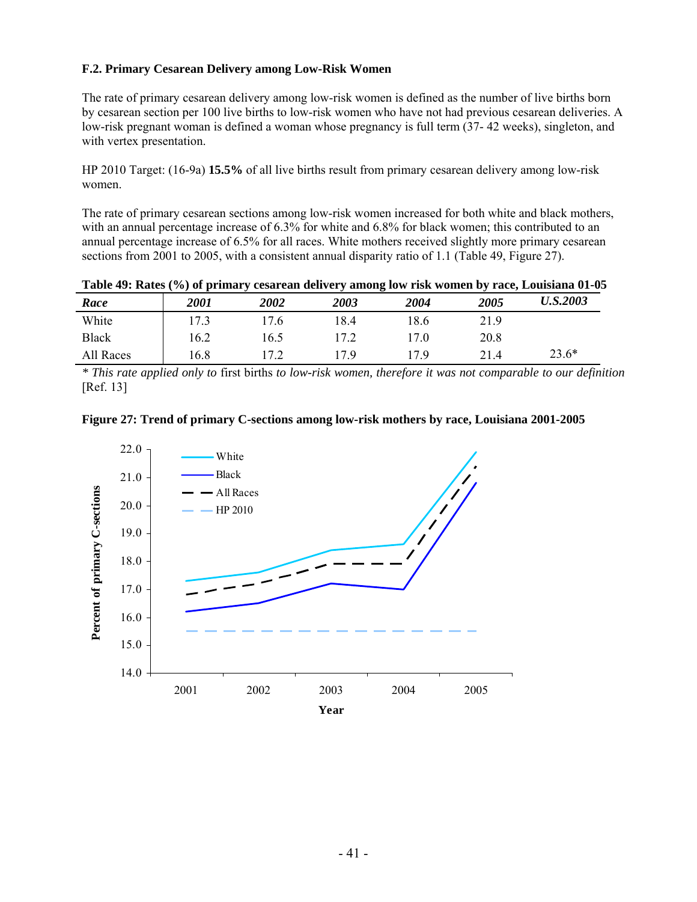**F.2. Primary Cesarean Delivery among Low-Risk Women**

The rate of primary cesarean delivery among low-risk women is defined as the number of live births born by cesarean section per 100 live births to low-risk women who have not had previous cesarean deliveries. A low-risk pregnant woman is defined a woman whose pregnancy is full term (37- 42 weeks), singleton, and with vertex presentation.

HP 2010 Target: (16-9a) **15.5%** of all live births result from primary cesarean delivery among low-risk women.

The rate of primary cesarean sections among low-risk women increased for both white and black mothers, with an annual percentage increase of 6.3% for white and 6.8% for black women; this contributed to an annual percentage increase of 6.5% for all races. White mothers received slightly more primary cesarean sections from 2001 to 2005, with a consistent annual disparity ratio of 1.1 (Table 49, Figure 27).

**Table 49: Rates (%) of primary cesarean delivery among low risk women by race, Louisiana 01-05**

| *Race* | *2001* | *2002* | *2003* | *2004* | *2005* | *U.S.2003* |
|---|---|---|---|---|---|---|
| White | 17.3 | 17.6 | 18.4 | 18.6 | 21.9 | |
| Black | 16.2 | 16.5 | 17.2 | 17.0 | 20.8 | |
| All Races | 16.8 | 17.2 | 17.9 | 17.9 | 21.4 | 23.6* |

*\* This rate applied only to* first births *to low-risk women, therefore it was not comparable to our definition* [Ref. 13]

**Figure 27: Trend of primary C-sections among low-risk mothers by race, Louisiana 2001-2005**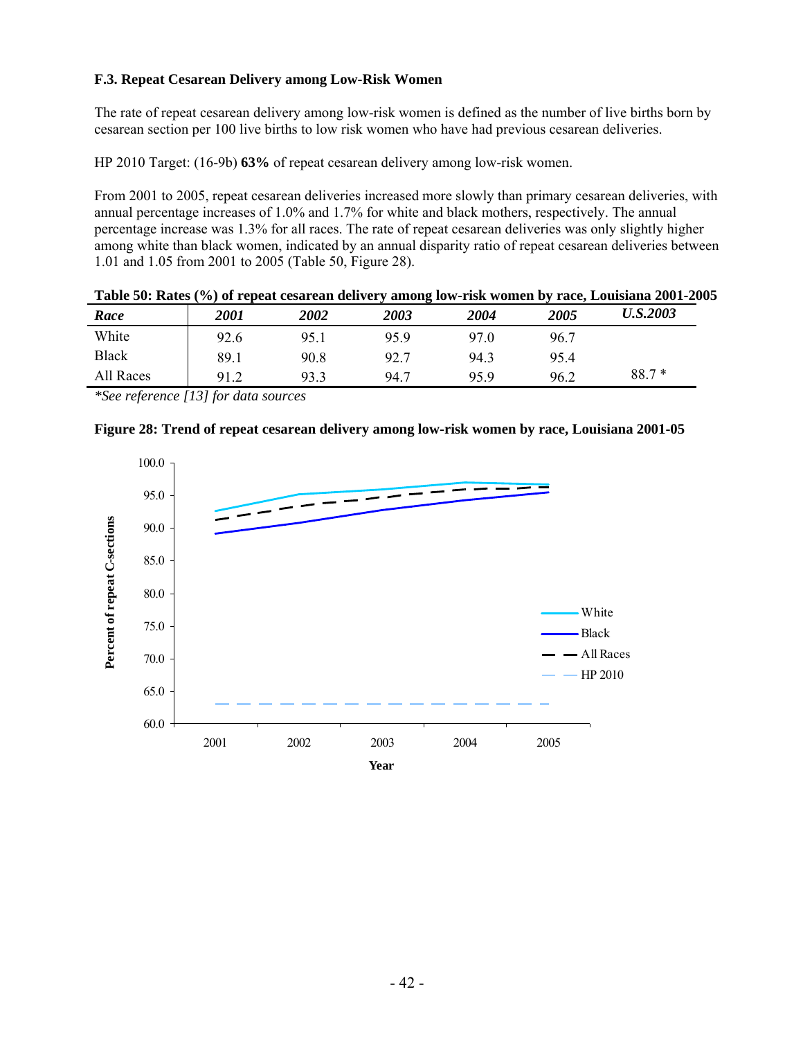### F.3. Repeat Cesarean Delivery among Low-Risk Women

The rate of repeat cesarean delivery among low-risk women is defined as the number of live births born by cesarean section per 100 live births to low risk women who have had previous cesarean deliveries.

HP 2010 Target: (16-9b) **63%** of repeat cesarean delivery among low-risk women.

From 2001 to 2005, repeat cesarean deliveries increased more slowly than primary cesarean deliveries, with annual percentage increases of 1.0% and 1.7% for white and black mothers, respectively. The annual percentage increase was 1.3% for all races. The rate of repeat cesarean deliveries was only slightly higher among white than black women, indicated by an annual disparity ratio of repeat cesarean deliveries between 1.01 and 1.05 from 2001 to 2005 (Table 50, Figure 28).

**Table 50: Rates (%) of repeat cesarean delivery among low-risk women by race, Louisiana 2001-2005**

| *Race* | *2001* | *2002* | *2003* | *2004* | *2005* | *U.S.2003* |
|---|---|---|---|---|---|---|
| White | 92.6 | 95.1 | 95.9 | 97.0 | 96.7 | |
| Black | 89.1 | 90.8 | 92.7 | 94.3 | 95.4 | |
| All Races | 91.2 | 93.3 | 94.7 | 95.9 | 96.2 | 88.7 * |

*\*See reference [13] for data sources*

**Figure 28: Trend of repeat cesarean delivery among low-risk women by race, Louisiana 2001-05**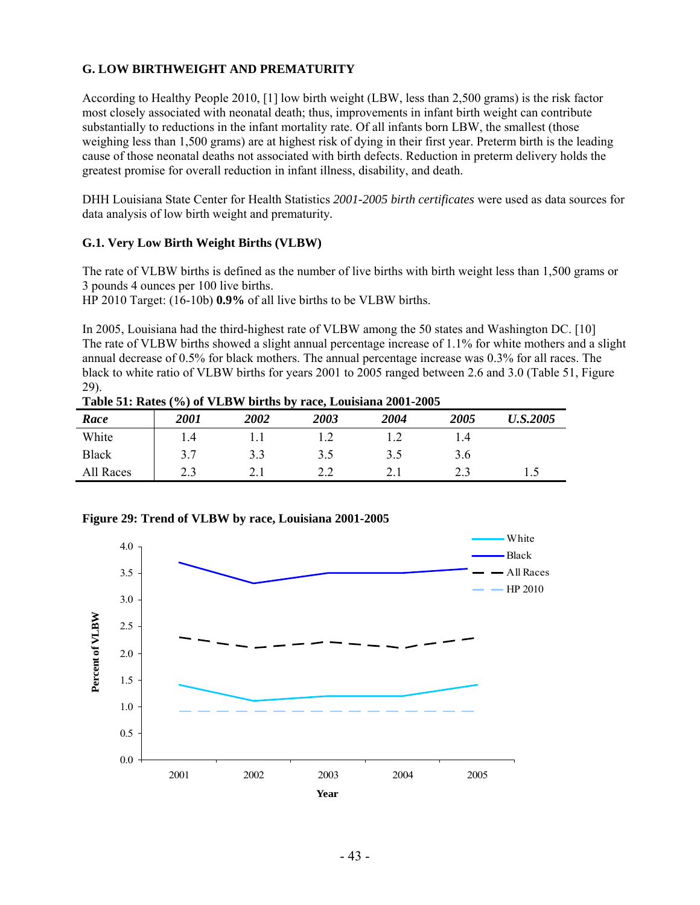## G. LOW BIRTHWEIGHT AND PREMATURITY

According to Healthy People 2010, [1] low birth weight (LBW, less than 2,500 grams) is the risk factor most closely associated with neonatal death; thus, improvements in infant birth weight can contribute substantially to reductions in the infant mortality rate. Of all infants born LBW, the smallest (those weighing less than 1,500 grams) are at highest risk of dying in their first year. Preterm birth is the leading cause of those neonatal deaths not associated with birth defects. Reduction in preterm delivery holds the greatest promise for overall reduction in infant illness, disability, and death.

DHH Louisiana State Center for Health Statistics *2001-2005 birth certificates* were used as data sources for data analysis of low birth weight and prematurity.

### G.1. Very Low Birth Weight Births (VLBW)

The rate of VLBW births is defined as the number of live births with birth weight less than 1,500 grams or 3 pounds 4 ounces per 100 live births.
HP 2010 Target: (16-10b) **0.9%** of all live births to be VLBW births.

In 2005, Louisiana had the third-highest rate of VLBW among the 50 states and Washington DC. [10] The rate of VLBW births showed a slight annual percentage increase of 1.1% for white mothers and a slight annual decrease of 0.5% for black mothers. The annual percentage increase was 0.3% for all races. The black to white ratio of VLBW births for years 2001 to 2005 ranged between 2.6 and 3.0 (Table 51, Figure 29).

**Table 51: Rates (%) of VLBW births by race, Louisiana 2001-2005**

| *Race* | *2001* | *2002* | *2003* | *2004* | *2005* | *U.S.2005* |
|---|---|---|---|---|---|---|
| White | 1.4 | 1.1 | 1.2 | 1.2 | 1.4 | |
| Black | 3.7 | 3.3 | 3.5 | 3.5 | 3.6 | |
| All Races | 2.3 | 2.1 | 2.2 | 2.1 | 2.3 | 1.5 |

**Figure 29: Trend of VLBW by race, Louisiana 2001-2005**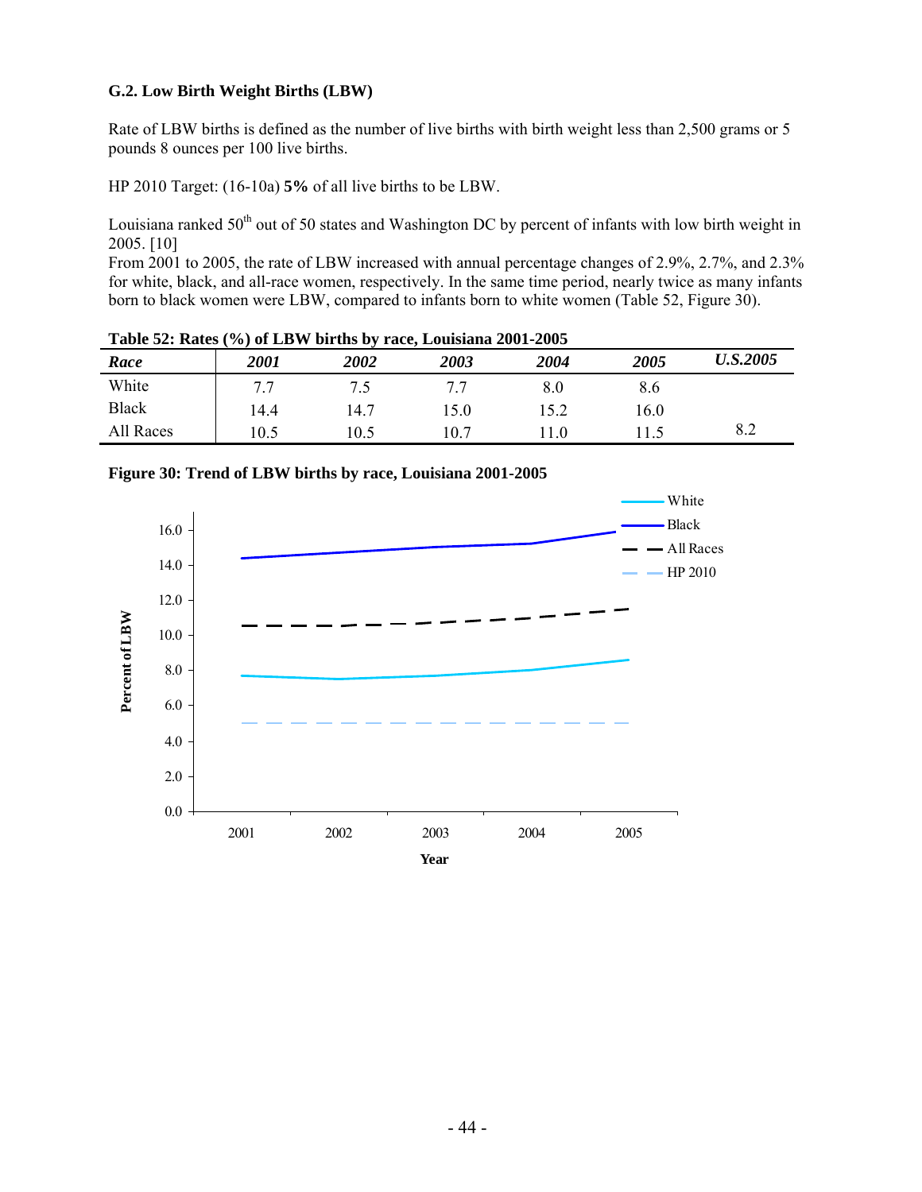### G.2. Low Birth Weight Births (LBW)

Rate of LBW births is defined as the number of live births with birth weight less than 2,500 grams or 5 pounds 8 ounces per 100 live births.

HP 2010 Target: (16-10a) **5%** of all live births to be LBW.

Louisiana ranked 50th out of 50 states and Washington DC by percent of infants with low birth weight in 2005. [10]
From 2001 to 2005, the rate of LBW increased with annual percentage changes of 2.9%, 2.7%, and 2.3% for white, black, and all-race women, respectively. In the same time period, nearly twice as many infants born to black women were LBW, compared to infants born to white women (Table 52, Figure 30).

**Table 52: Rates (%) of LBW births by race, Louisiana 2001-2005**

| *Race* | *2001* | *2002* | *2003* | *2004* | *2005* | *U.S.2005* |
|---|---|---|---|---|---|---|
| White | 7.7 | 7.5 | 7.7 | 8.0 | 8.6 | |
| Black | 14.4 | 14.7 | 15.0 | 15.2 | 16.0 | |
| All Races | 10.5 | 10.5 | 10.7 | 11.0 | 11.5 | 8.2 |

**Figure 30: Trend of LBW births by race, Louisiana 2001-2005**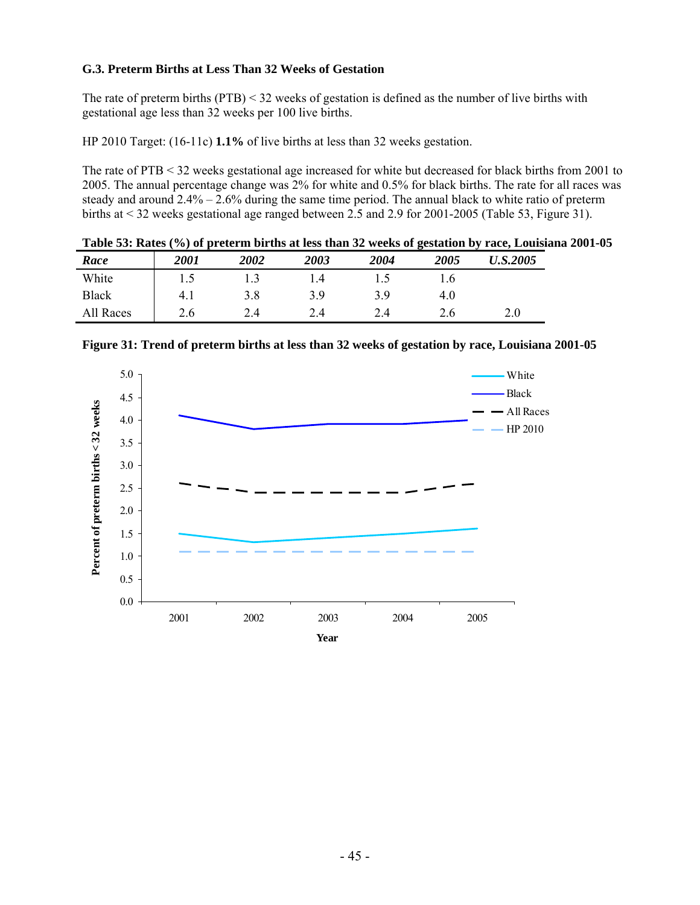### G.3. Preterm Births at Less Than 32 Weeks of Gestation

The rate of preterm births (PTB) < 32 weeks of gestation is defined as the number of live births with gestational age less than 32 weeks per 100 live births.

HP 2010 Target: (16-11c) **1.1%** of live births at less than 32 weeks gestation.

The rate of PTB < 32 weeks gestational age increased for white but decreased for black births from 2001 to 2005. The annual percentage change was 2% for white and 0.5% for black births. The rate for all races was steady and around 2.4% – 2.6% during the same time period. The annual black to white ratio of preterm births at < 32 weeks gestational age ranged between 2.5 and 2.9 for 2001-2005 (Table 53, Figure 31).

**Table 53: Rates (%) of preterm births at less than 32 weeks of gestation by race, Louisiana 2001-05**

| *Race* | *2001* | *2002* | *2003* | *2004* | *2005* | *U.S.2005* |
|---|---|---|---|---|---|---|
| White | 1.5 | 1.3 | 1.4 | 1.5 | 1.6 | |
| Black | 4.1 | 3.8 | 3.9 | 3.9 | 4.0 | |
| All Races | 2.6 | 2.4 | 2.4 | 2.4 | 2.6 | 2.0 |

**Figure 31: Trend of preterm births at less than 32 weeks of gestation by race, Louisiana 2001-05**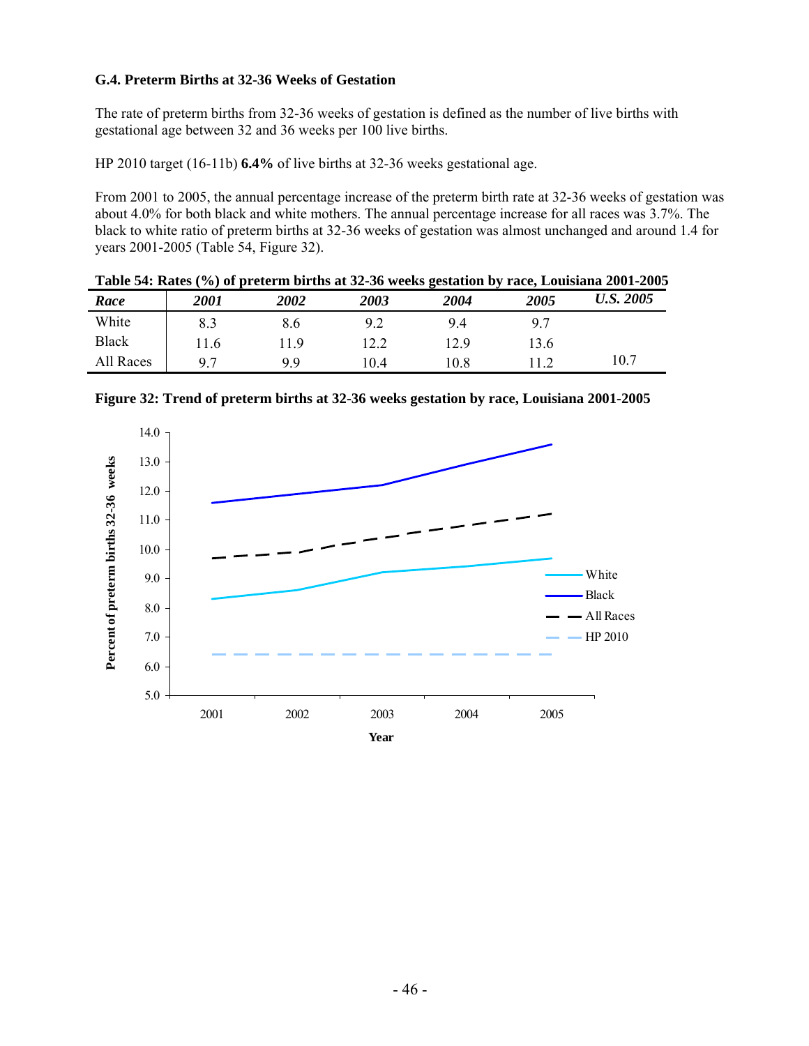### G.4. Preterm Births at 32-36 Weeks of Gestation

The rate of preterm births from 32-36 weeks of gestation is defined as the number of live births with gestational age between 32 and 36 weeks per 100 live births.

HP 2010 target (16-11b) **6.4%** of live births at 32-36 weeks gestational age.

From 2001 to 2005, the annual percentage increase of the preterm birth rate at 32-36 weeks of gestation was about 4.0% for both black and white mothers. The annual percentage increase for all races was 3.7%. The black to white ratio of preterm births at 32-36 weeks of gestation was almost unchanged and around 1.4 for years 2001-2005 (Table 54, Figure 32).

**Table 54: Rates (%) of preterm births at 32-36 weeks gestation by race, Louisiana 2001-2005**

| *Race* | *2001* | *2002* | *2003* | *2004* | *2005* | *U.S. 2005* |
|---|---|---|---|---|---|---|
| White | 8.3 | 8.6 | 9.2 | 9.4 | 9.7 | |
| Black | 11.6 | 11.9 | 12.2 | 12.9 | 13.6 | |
| All Races | 9.7 | 9.9 | 10.4 | 10.8 | 11.2 | 10.7 |

**Figure 32: Trend of preterm births at 32-36 weeks gestation by race, Louisiana 2001-2005**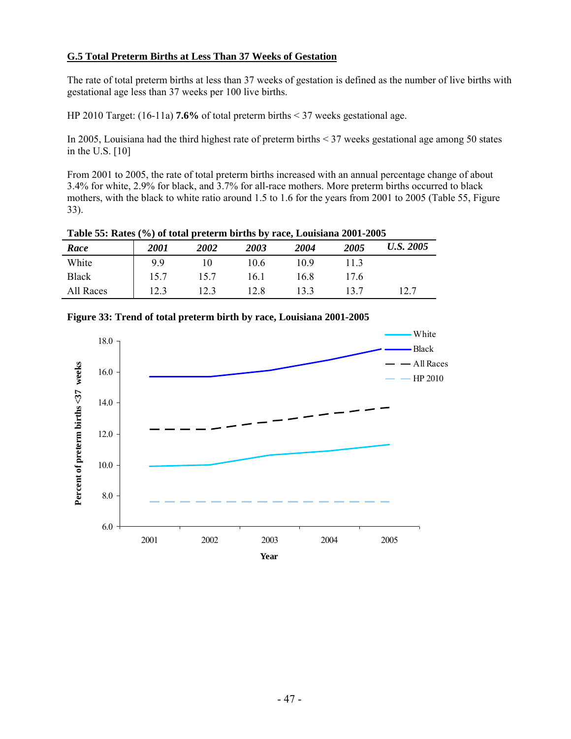## G.5 Total Preterm Births at Less Than 37 Weeks of Gestation

The rate of total preterm births at less than 37 weeks of gestation is defined as the number of live births with gestational age less than 37 weeks per 100 live births.

HP 2010 Target: (16-11a) **7.6%** of total preterm births < 37 weeks gestational age.

In 2005, Louisiana had the third highest rate of preterm births < 37 weeks gestational age among 50 states in the U.S. [10]

From 2001 to 2005, the rate of total preterm births increased with an annual percentage change of about 3.4% for white, 2.9% for black, and 3.7% for all-race mothers. More preterm births occurred to black mothers, with the black to white ratio around 1.5 to 1.6 for the years from 2001 to 2005 (Table 55, Figure 33).

**Table 55: Rates (%) of total preterm births by race, Louisiana 2001-2005**

| *Race* | *2001* | *2002* | *2003* | *2004* | *2005* | *U.S. 2005* |
|---|---|---|---|---|---|---|
| White | 9.9 | 10 | 10.6 | 10.9 | 11.3 | |
| Black | 15.7 | 15.7 | 16.1 | 16.8 | 17.6 | |
| All Races | 12.3 | 12.3 | 12.8 | 13.3 | 13.7 | 12.7 |

**Figure 33: Trend of total preterm birth by race, Louisiana 2001-2005**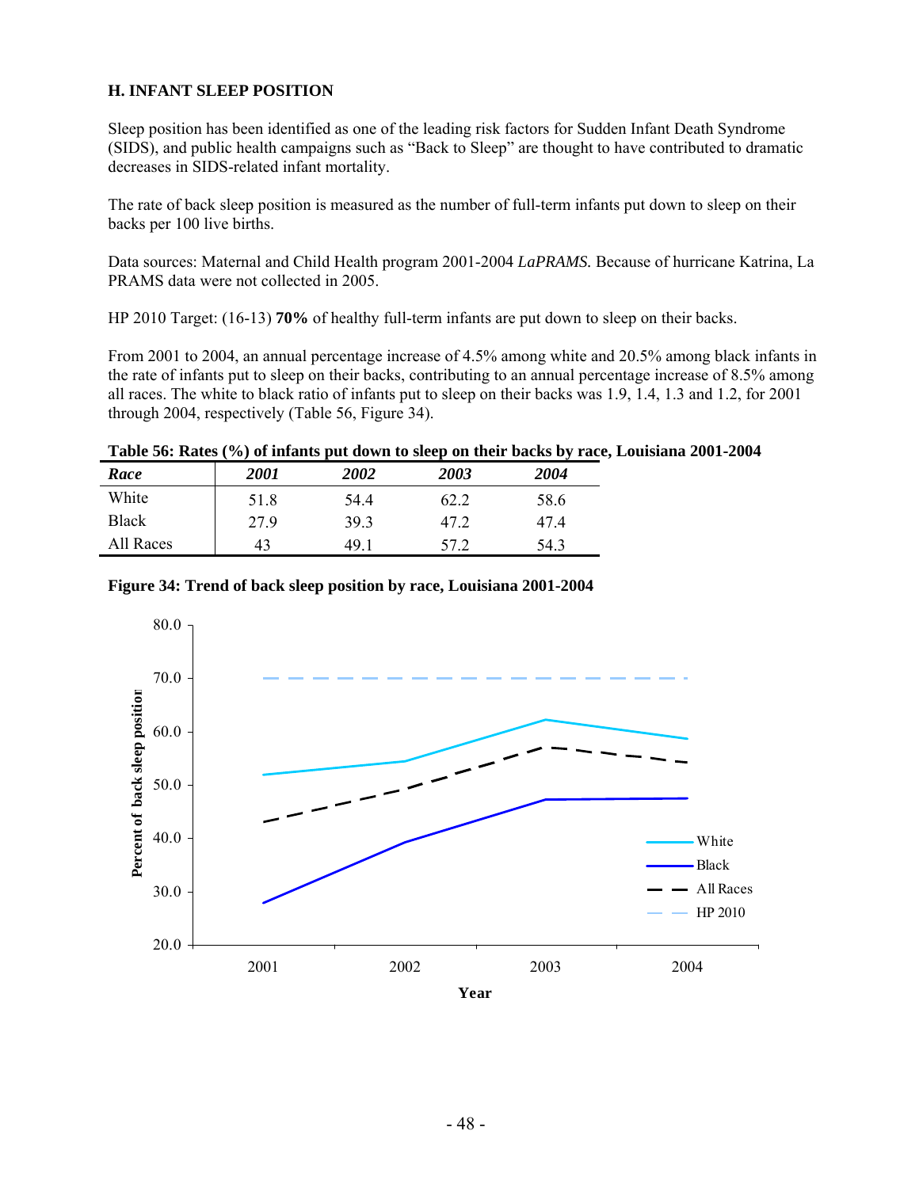### H. INFANT SLEEP POSITION

Sleep position has been identified as one of the leading risk factors for Sudden Infant Death Syndrome (SIDS), and public health campaigns such as "Back to Sleep" are thought to have contributed to dramatic decreases in SIDS-related infant mortality.

The rate of back sleep position is measured as the number of full-term infants put down to sleep on their backs per 100 live births.

Data sources: Maternal and Child Health program 2001-2004 *LaPRAMS.* Because of hurricane Katrina, La PRAMS data were not collected in 2005.

HP 2010 Target: (16-13) **70%** of healthy full-term infants are put down to sleep on their backs.

From 2001 to 2004, an annual percentage increase of 4.5% among white and 20.5% among black infants in the rate of infants put to sleep on their backs, contributing to an annual percentage increase of 8.5% among all races. The white to black ratio of infants put to sleep on their backs was 1.9, 1.4, 1.3 and 1.2, for 2001 through 2004, respectively (Table 56, Figure 34).

**Table 56: Rates (%) of infants put down to sleep on their backs by race, Louisiana 2001-2004**

| *Race* | *2001* | *2002* | *2003* | *2004* |
|---|---|---|---|---|
| White | 51.8 | 54.4 | 62.2 | 58.6 |
| Black | 27.9 | 39.3 | 47.2 | 47.4 |
| All Races | 43 | 49.1 | 57.2 | 54.3 |

**Figure 34: Trend of back sleep position by race, Louisiana 2001-2004**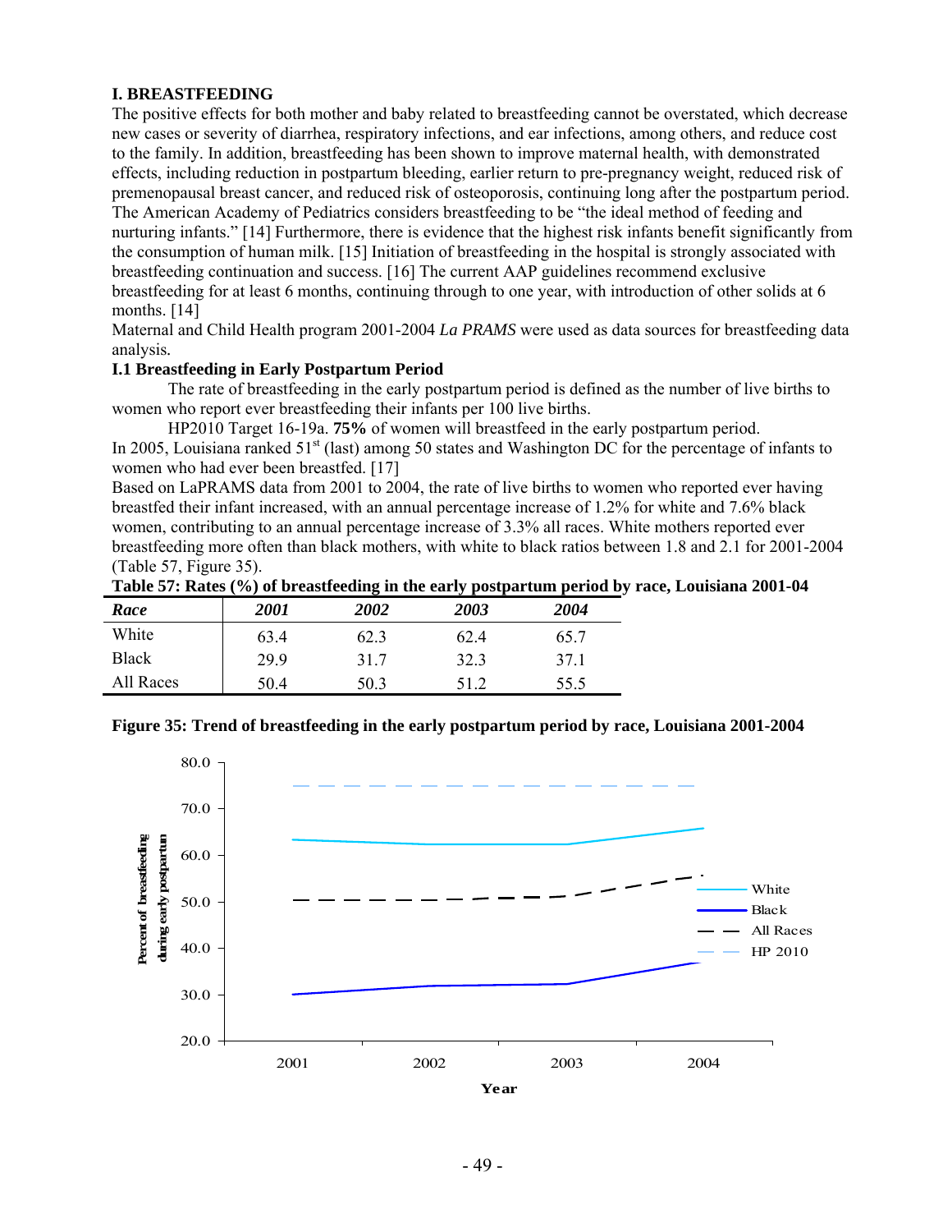## I. BREASTFEEDING

The positive effects for both mother and baby related to breastfeeding cannot be overstated, which decrease new cases or severity of diarrhea, respiratory infections, and ear infections, among others, and reduce cost to the family. In addition, breastfeeding has been shown to improve maternal health, with demonstrated effects, including reduction in postpartum bleeding, earlier return to pre-pregnancy weight, reduced risk of premenopausal breast cancer, and reduced risk of osteoporosis, continuing long after the postpartum period. The American Academy of Pediatrics considers breastfeeding to be "the ideal method of feeding and nurturing infants." [14] Furthermore, there is evidence that the highest risk infants benefit significantly from the consumption of human milk. [15] Initiation of breastfeeding in the hospital is strongly associated with breastfeeding continuation and success. [16] The current AAP guidelines recommend exclusive breastfeeding for at least 6 months, continuing through to one year, with introduction of other solids at 6 months. [14]

Maternal and Child Health program 2001-2004 *La PRAMS* were used as data sources for breastfeeding data analysis.

### I.1 Breastfeeding in Early Postpartum Period

The rate of breastfeeding in the early postpartum period is defined as the number of live births to women who report ever breastfeeding their infants per 100 live births.

HP2010 Target 16-19a. **75%** of women will breastfeed in the early postpartum period.

In 2005, Louisiana ranked 51st (last) among 50 states and Washington DC for the percentage of infants to women who had ever been breastfed. [17]

Based on LaPRAMS data from 2001 to 2004, the rate of live births to women who reported ever having breastfed their infant increased, with an annual percentage increase of 1.2% for white and 7.6% black women, contributing to an annual percentage increase of 3.3% all races. White mothers reported ever breastfeeding more often than black mothers, with white to black ratios between 1.8 and 2.1 for 2001-2004 (Table 57, Figure 35).

**Table 57: Rates (%) of breastfeeding in the early postpartum period by race, Louisiana 2001-04**

| *Race* | *2001* | *2002* | *2003* | *2004* |
|---|---|---|---|---|
| White | 63.4 | 62.3 | 62.4 | 65.7 |
| Black | 29.9 | 31.7 | 32.3 | 37.1 |
| All Races | 50.4 | 50.3 | 51.2 | 55.5 |

**Figure 35: Trend of breastfeeding in the early postpartum period by race, Louisiana 2001-2004**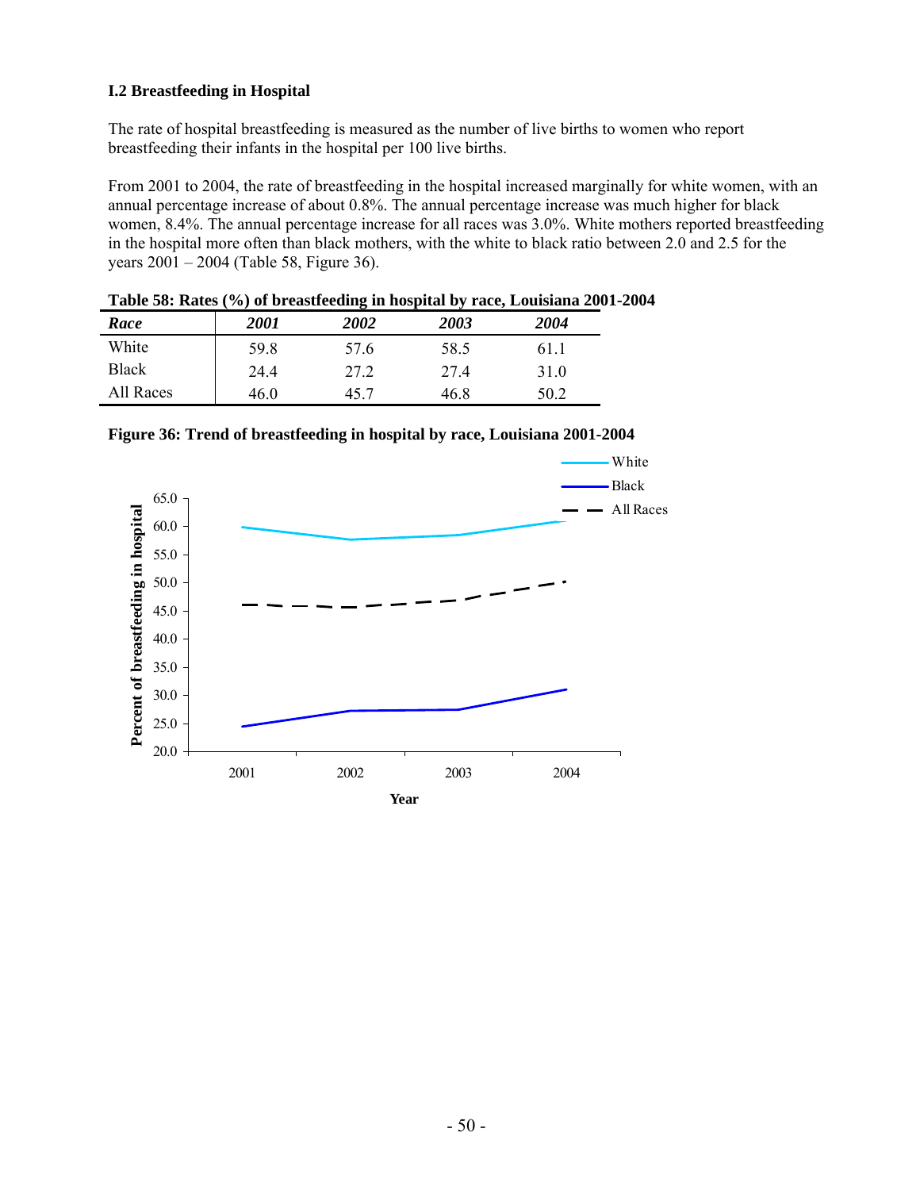### I.2 Breastfeeding in Hospital

The rate of hospital breastfeeding is measured as the number of live births to women who report breastfeeding their infants in the hospital per 100 live births.

From 2001 to 2004, the rate of breastfeeding in the hospital increased marginally for white women, with an annual percentage increase of about 0.8%. The annual percentage increase was much higher for black women, 8.4%. The annual percentage increase for all races was 3.0%. White mothers reported breastfeeding in the hospital more often than black mothers, with the white to black ratio between 2.0 and 2.5 for the years 2001 – 2004 (Table 58, Figure 36).

**Table 58: Rates (%) of breastfeeding in hospital by race, Louisiana 2001-2004**

| *Race* | *2001* | *2002* | *2003* | *2004* |
|---|---|---|---|---|
| White | 59.8 | 57.6 | 58.5 | 61.1 |
| Black | 24.4 | 27.2 | 27.4 | 31.0 |
| All Races | 46.0 | 45.7 | 46.8 | 50.2 |

**Figure 36: Trend of breastfeeding in hospital by race, Louisiana 2001-2004**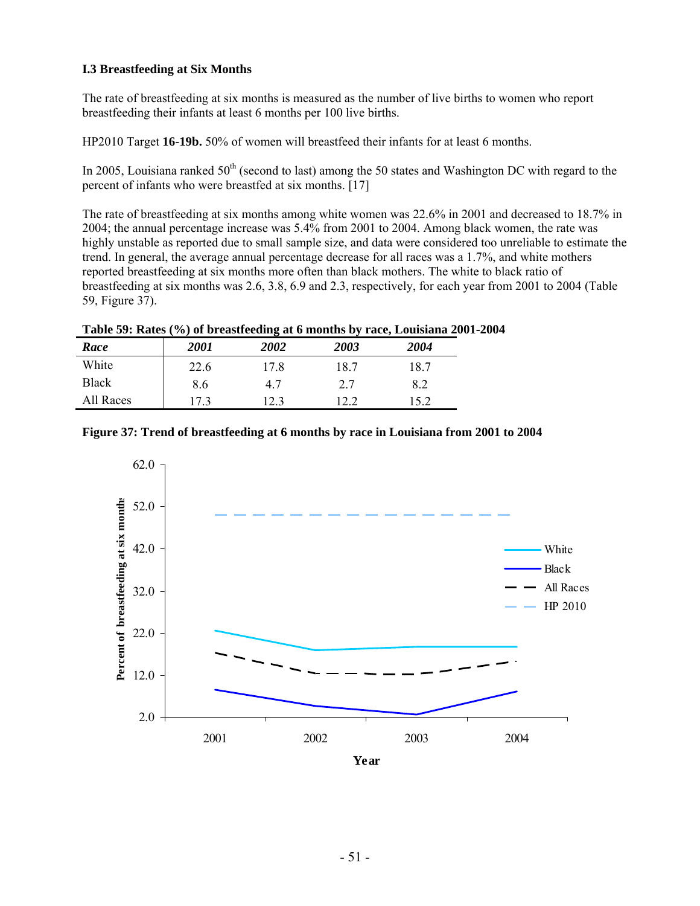### I.3 Breastfeeding at Six Months

The rate of breastfeeding at six months is measured as the number of live births to women who report breastfeeding their infants at least 6 months per 100 live births.

HP2010 Target **16-19b.** 50% of women will breastfeed their infants for at least 6 months.

In 2005, Louisiana ranked 50th (second to last) among the 50 states and Washington DC with regard to the percent of infants who were breastfed at six months. [17]

The rate of breastfeeding at six months among white women was 22.6% in 2001 and decreased to 18.7% in 2004; the annual percentage increase was 5.4% from 2001 to 2004. Among black women, the rate was highly unstable as reported due to small sample size, and data were considered too unreliable to estimate the trend. In general, the average annual percentage decrease for all races was a 1.7%, and white mothers reported breastfeeding at six months more often than black mothers. The white to black ratio of breastfeeding at six months was 2.6, 3.8, 6.9 and 2.3, respectively, for each year from 2001 to 2004 (Table 59, Figure 37).

**Table 59: Rates (%) of breastfeeding at 6 months by race, Louisiana 2001-2004**

| *Race* | *2001* | *2002* | *2003* | *2004* |
|---|---|---|---|---|
| White | 22.6 | 17.8 | 18.7 | 18.7 |
| Black | 8.6 | 4.7 | 2.7 | 8.2 |
| All Races | 17.3 | 12.3 | 12.2 | 15.2 |

**Figure 37: Trend of breastfeeding at 6 months by race in Louisiana from 2001 to 2004**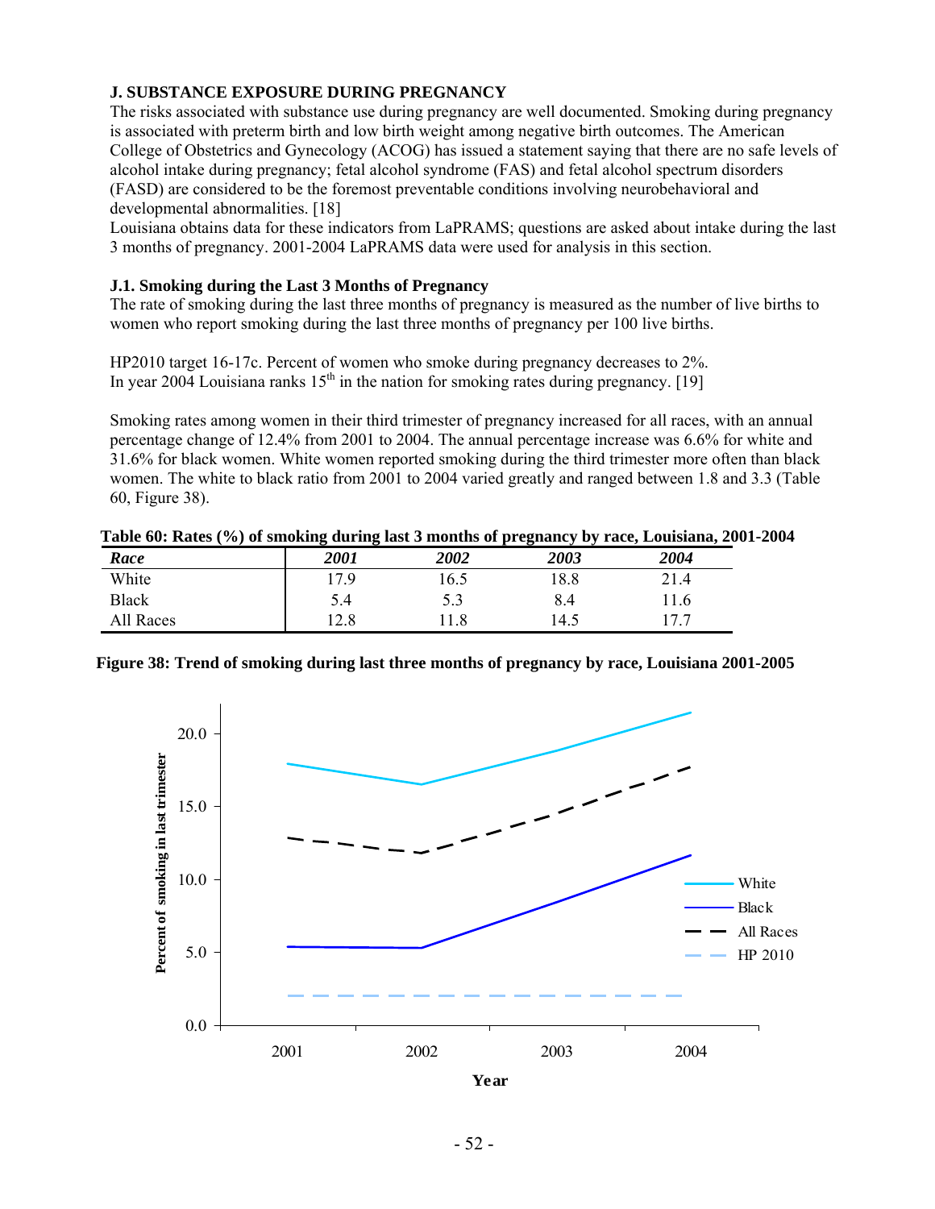## J. SUBSTANCE EXPOSURE DURING PREGNANCY

The risks associated with substance use during pregnancy are well documented. Smoking during pregnancy is associated with preterm birth and low birth weight among negative birth outcomes. The American College of Obstetrics and Gynecology (ACOG) has issued a statement saying that there are no safe levels of alcohol intake during pregnancy; fetal alcohol syndrome (FAS) and fetal alcohol spectrum disorders (FASD) are considered to be the foremost preventable conditions involving neurobehavioral and developmental abnormalities. [18]

Louisiana obtains data for these indicators from LaPRAMS; questions are asked about intake during the last 3 months of pregnancy. 2001-2004 LaPRAMS data were used for analysis in this section.

### J.1. Smoking during the Last 3 Months of Pregnancy

The rate of smoking during the last three months of pregnancy is measured as the number of live births to women who report smoking during the last three months of pregnancy per 100 live births.

HP2010 target 16-17c. Percent of women who smoke during pregnancy decreases to 2%.
In year 2004 Louisiana ranks 15th in the nation for smoking rates during pregnancy. [19]

Smoking rates among women in their third trimester of pregnancy increased for all races, with an annual percentage change of 12.4% from 2001 to 2004. The annual percentage increase was 6.6% for white and 31.6% for black women. White women reported smoking during the third trimester more often than black women. The white to black ratio from 2001 to 2004 varied greatly and ranged between 1.8 and 3.3 (Table 60, Figure 38).

**Table 60: Rates (%) of smoking during last 3 months of pregnancy by race, Louisiana, 2001-2004**

| *Race* | *2001* | *2002* | *2003* | *2004* |
|---|---|---|---|---|
| White | 17.9 | 16.5 | 18.8 | 21.4 |
| Black | 5.4 | 5.3 | 8.4 | 11.6 |
| All Races | 12.8 | 11.8 | 14.5 | 17.7 |

**Figure 38: Trend of smoking during last three months of pregnancy by race, Louisiana 2001-2005**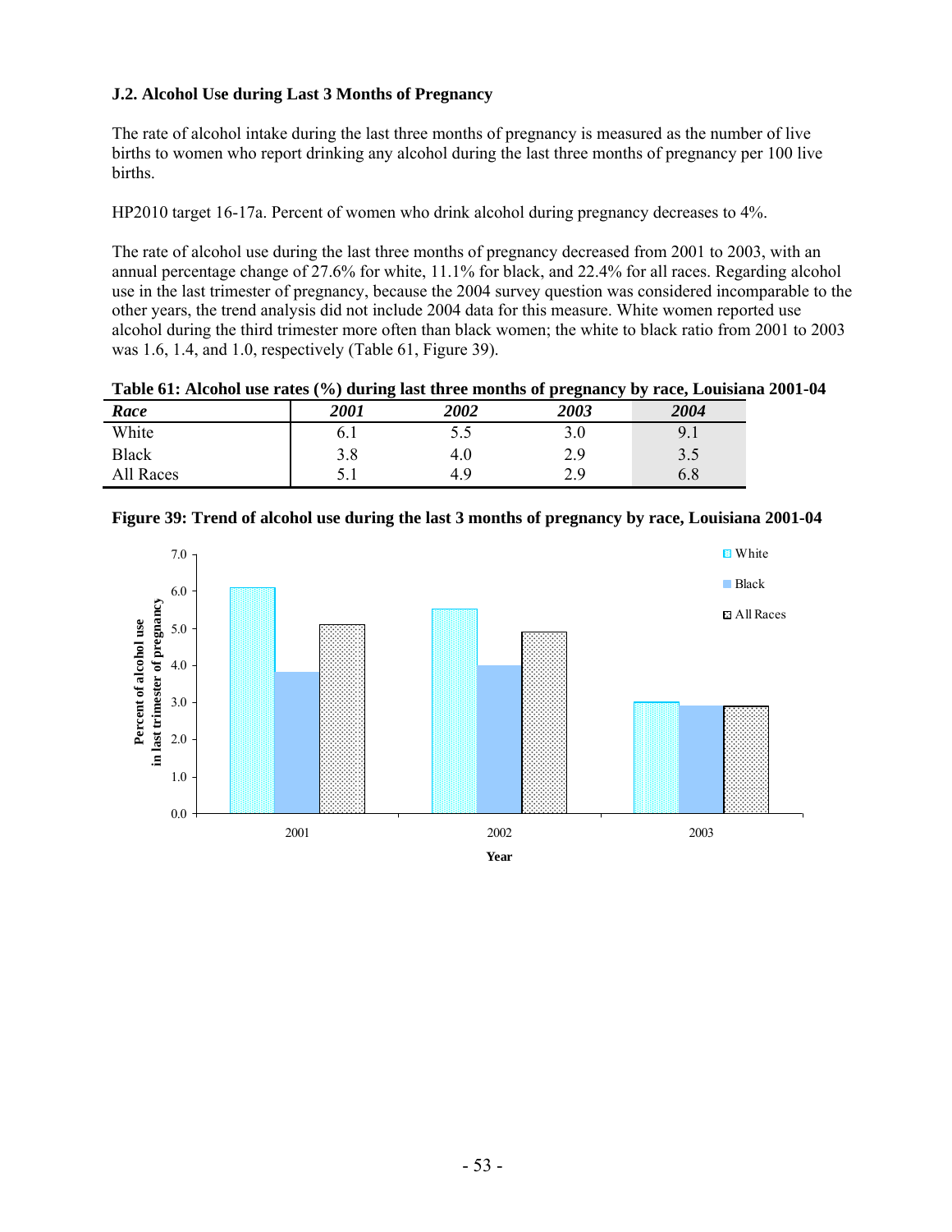### J.2. Alcohol Use during Last 3 Months of Pregnancy

The rate of alcohol intake during the last three months of pregnancy is measured as the number of live births to women who report drinking any alcohol during the last three months of pregnancy per 100 live births.

HP2010 target 16-17a. Percent of women who drink alcohol during pregnancy decreases to 4%.

The rate of alcohol use during the last three months of pregnancy decreased from 2001 to 2003, with an annual percentage change of 27.6% for white, 11.1% for black, and 22.4% for all races. Regarding alcohol use in the last trimester of pregnancy, because the 2004 survey question was considered incomparable to the other years, the trend analysis did not include 2004 data for this measure. White women reported use alcohol during the third trimester more often than black women; the white to black ratio from 2001 to 2003 was 1.6, 1.4, and 1.0, respectively (Table 61, Figure 39).

**Table 61: Alcohol use rates (%) during last three months of pregnancy by race, Louisiana 2001-04**

| *Race* | *2001* | *2002* | *2003* | *2004* |
|---|---|---|---|---|
| White | 6.1 | 5.5 | 3.0 | 9.1 |
| Black | 3.8 | 4.0 | 2.9 | 3.5 |
| All Races | 5.1 | 4.9 | 2.9 | 6.8 |

**Figure 39: Trend of alcohol use during the last 3 months of pregnancy by race, Louisiana 2001-04**

| Year | White | Black | All Races |
|---|---|---|---|
| 2001 | 6.1 | 3.8 | 5.1 |
| 2002 | 5.5 | 4.0 | 4.9 |
| 2003 | 3.0 | 2.9 | 2.9 |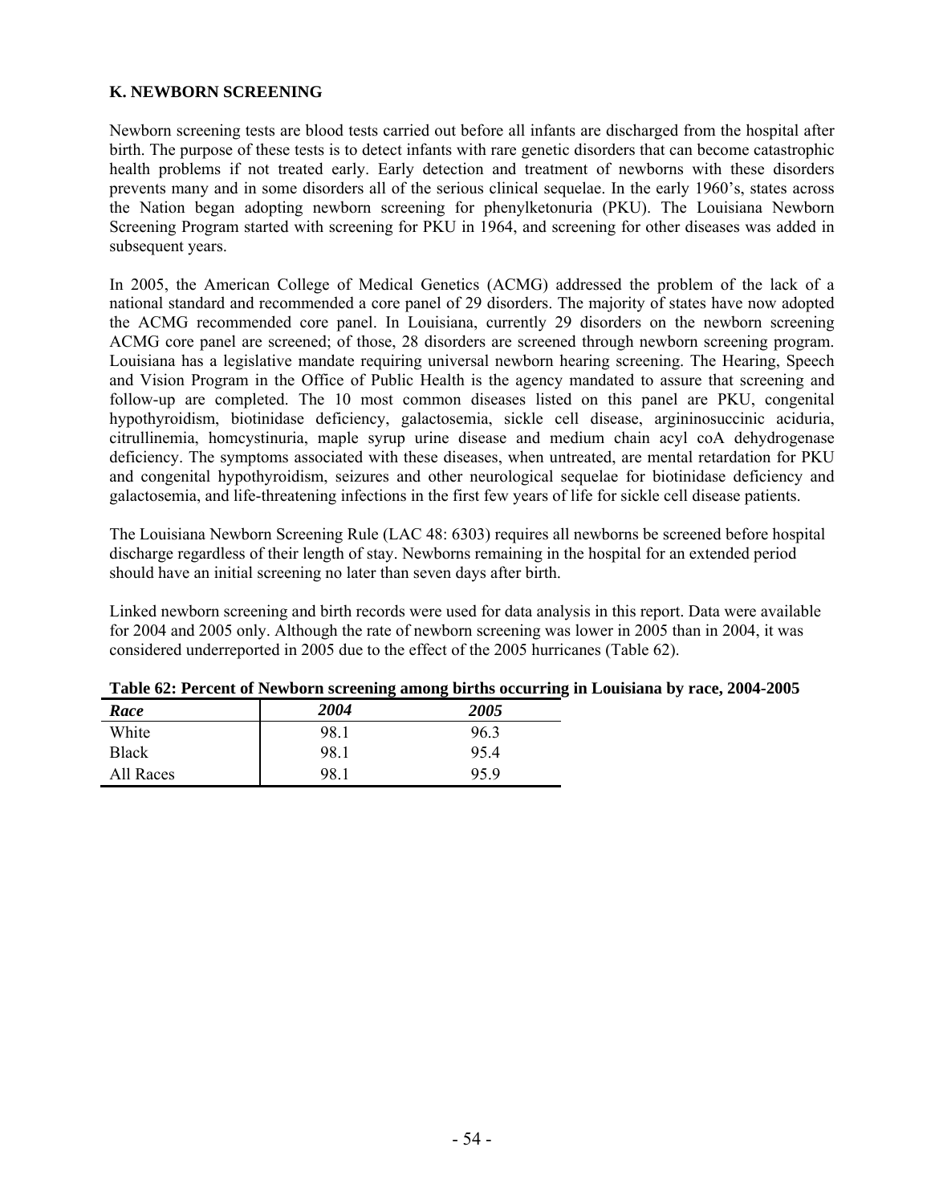## K. NEWBORN SCREENING

Newborn screening tests are blood tests carried out before all infants are discharged from the hospital after birth. The purpose of these tests is to detect infants with rare genetic disorders that can become catastrophic health problems if not treated early. Early detection and treatment of newborns with these disorders prevents many and in some disorders all of the serious clinical sequelae. In the early 1960's, states across the Nation began adopting newborn screening for phenylketonuria (PKU). The Louisiana Newborn Screening Program started with screening for PKU in 1964, and screening for other diseases was added in subsequent years.

In 2005, the American College of Medical Genetics (ACMG) addressed the problem of the lack of a national standard and recommended a core panel of 29 disorders. The majority of states have now adopted the ACMG recommended core panel. In Louisiana, currently 29 disorders on the newborn screening ACMG core panel are screened; of those, 28 disorders are screened through newborn screening program. Louisiana has a legislative mandate requiring universal newborn hearing screening. The Hearing, Speech and Vision Program in the Office of Public Health is the agency mandated to assure that screening and follow-up are completed. The 10 most common diseases listed on this panel are PKU, congenital hypothyroidism, biotinidase deficiency, galactosemia, sickle cell disease, argininosuccinic aciduria, citrullinemia, homcystinuria, maple syrup urine disease and medium chain acyl coA dehydrogenase deficiency. The symptoms associated with these diseases, when untreated, are mental retardation for PKU and congenital hypothyroidism, seizures and other neurological sequelae for biotinidase deficiency and galactosemia, and life-threatening infections in the first few years of life for sickle cell disease patients.

The Louisiana Newborn Screening Rule (LAC 48: 6303) requires all newborns be screened before hospital discharge regardless of their length of stay. Newborns remaining in the hospital for an extended period should have an initial screening no later than seven days after birth.

Linked newborn screening and birth records were used for data analysis in this report. Data were available for 2004 and 2005 only. Although the rate of newborn screening was lower in 2005 than in 2004, it was considered underreported in 2005 due to the effect of the 2005 hurricanes (Table 62).

**Table 62: Percent of Newborn screening among births occurring in Louisiana by race, 2004-2005**

| *Race* | *2004* | *2005* |
|---|---|---|
| White | 98.1 | 96.3 |
| Black | 98.1 | 95.4 |
| All Races | 98.1 | 95.9 |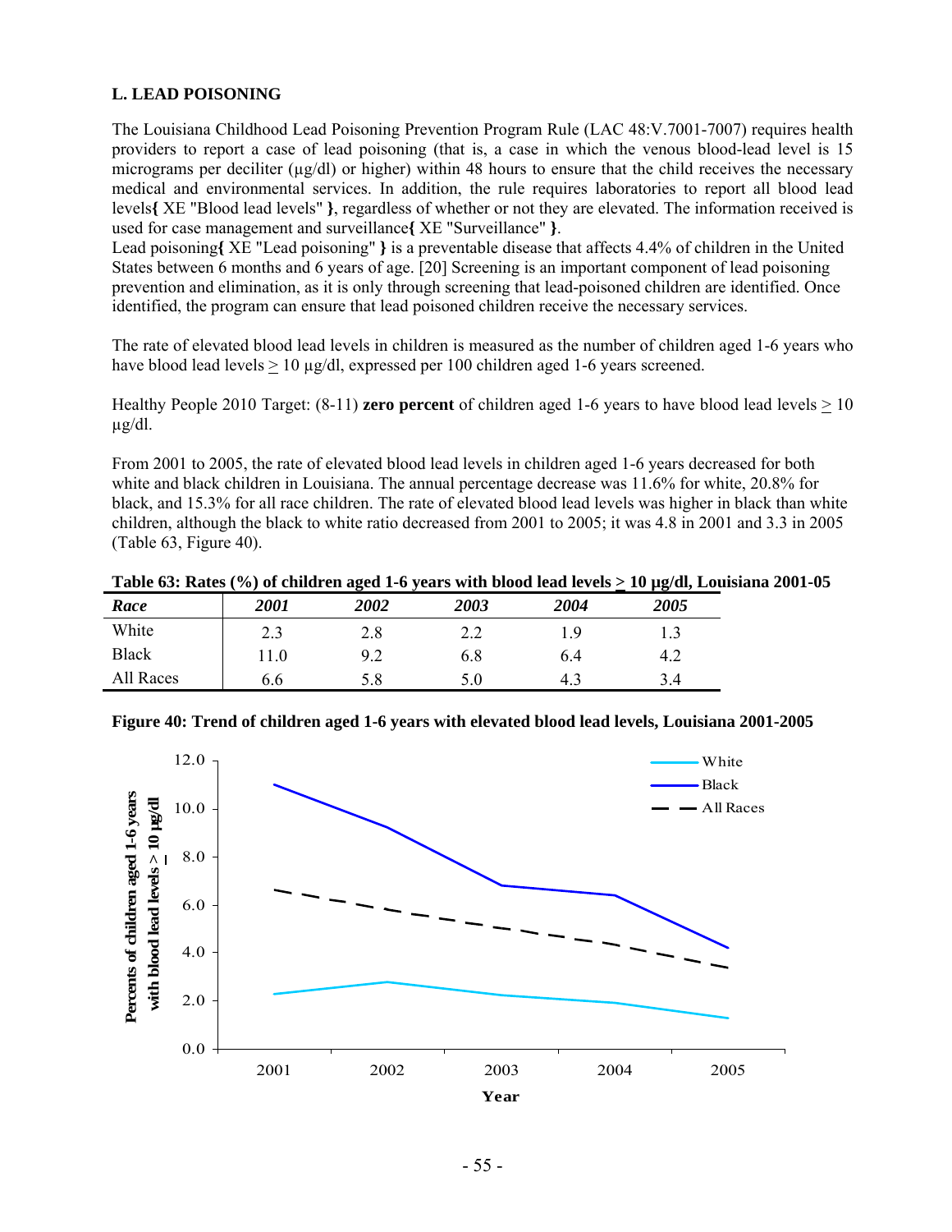## L. LEAD POISONING

The Louisiana Childhood Lead Poisoning Prevention Program Rule (LAC 48:V.7001-7007) requires health providers to report a case of lead poisoning (that is, a case in which the venous blood-lead level is 15 micrograms per deciliter (µg/dl) or higher) within 48 hours to ensure that the child receives the necessary medical and environmental services. In addition, the rule requires laboratories to report all blood lead levels{ XE "Blood lead levels" }, regardless of whether or not they are elevated. The information received is used for case management and surveillance{ XE "Surveillance" }.

Lead poisoning{ XE "Lead poisoning" } is a preventable disease that affects 4.4% of children in the United States between 6 months and 6 years of age. [20] Screening is an important component of lead poisoning prevention and elimination, as it is only through screening that lead-poisoned children are identified. Once identified, the program can ensure that lead poisoned children receive the necessary services.

The rate of elevated blood lead levels in children is measured as the number of children aged 1-6 years who have blood lead levels $\geq$ 10 µg/dl, expressed per 100 children aged 1-6 years screened.

Healthy People 2010 Target: (8-11) **zero percent** of children aged 1-6 years to have blood lead levels $\geq$ 10 µg/dl.

From 2001 to 2005, the rate of elevated blood lead levels in children aged 1-6 years decreased for both white and black children in Louisiana. The annual percentage decrease was 11.6% for white, 20.8% for black, and 15.3% for all race children. The rate of elevated blood lead levels was higher in black than white children, although the black to white ratio decreased from 2001 to 2005; it was 4.8 in 2001 and 3.3 in 2005 (Table 63, Figure 40).

**Table 63: Rates (%) of children aged 1-6 years with blood lead levels $\geq$ 10 µg/dl, Louisiana 2001-05**

| *Race* | *2001* | *2002* | *2003* | *2004* | *2005* |
|---|---|---|---|---|---|
| White | 2.3 | 2.8 | 2.2 | 1.9 | 1.3 |
| Black | 11.0 | 9.2 | 6.8 | 6.4 | 4.2 |
| All Races | 6.6 | 5.8 | 5.0 | 4.3 | 3.4 |

**Figure 40: Trend of children aged 1-6 years with elevated blood lead levels, Louisiana 2001-2005**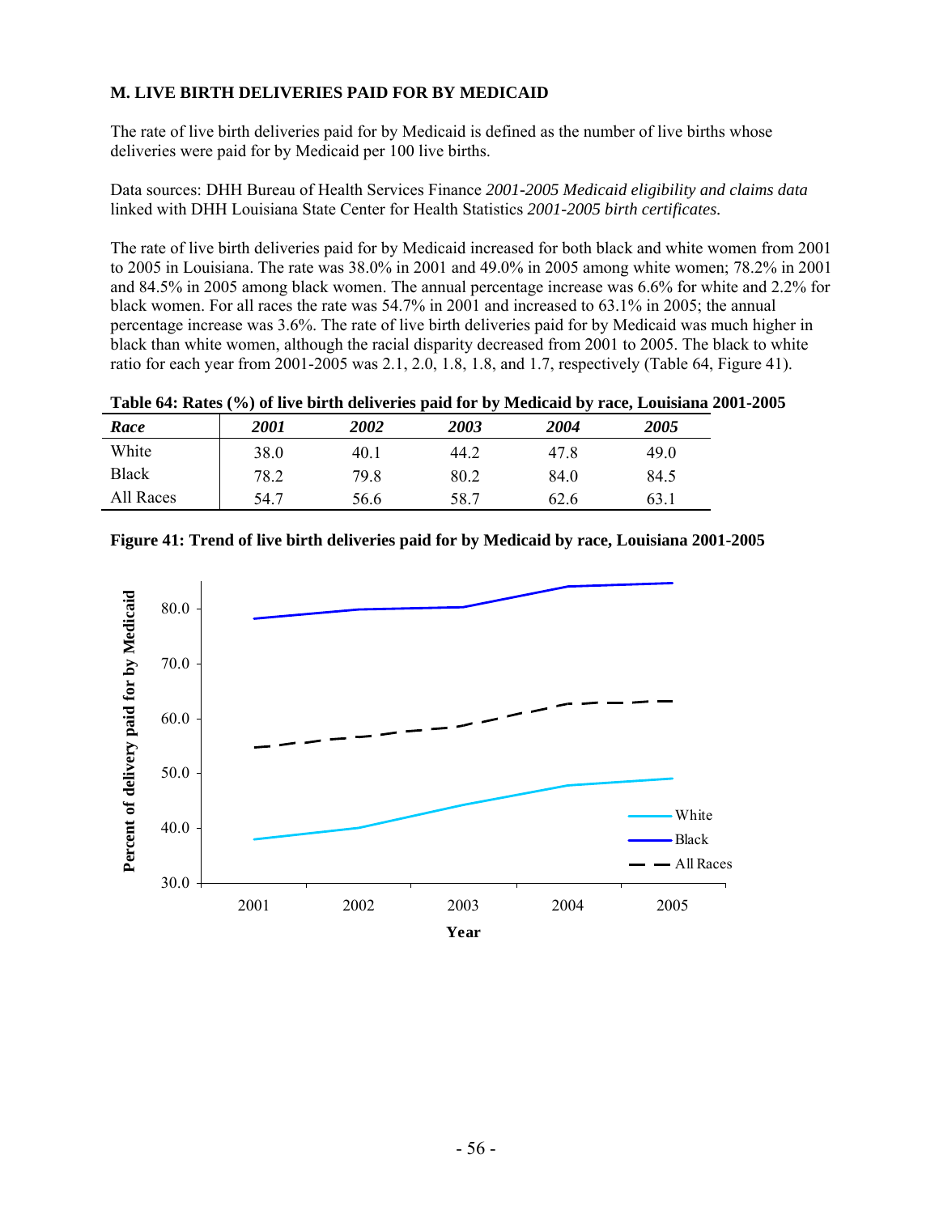## M. LIVE BIRTH DELIVERIES PAID FOR BY MEDICAID

The rate of live birth deliveries paid for by Medicaid is defined as the number of live births whose deliveries were paid for by Medicaid per 100 live births.

Data sources: DHH Bureau of Health Services Finance *2001-2005 Medicaid eligibility and claims data* linked with DHH Louisiana State Center for Health Statistics *2001-2005 birth certificates.*

The rate of live birth deliveries paid for by Medicaid increased for both black and white women from 2001 to 2005 in Louisiana. The rate was 38.0% in 2001 and 49.0% in 2005 among white women; 78.2% in 2001 and 84.5% in 2005 among black women. The annual percentage increase was 6.6% for white and 2.2% for black women. For all races the rate was 54.7% in 2001 and increased to 63.1% in 2005; the annual percentage increase was 3.6%. The rate of live birth deliveries paid for by Medicaid was much higher in black than white women, although the racial disparity decreased from 2001 to 2005. The black to white ratio for each year from 2001-2005 was 2.1, 2.0, 1.8, 1.8, and 1.7, respectively (Table 64, Figure 41).

**Table 64: Rates (%) of live birth deliveries paid for by Medicaid by race, Louisiana 2001-2005**

| *Race* | *2001* | *2002* | *2003* | *2004* | *2005* |
|---|---|---|---|---|---|
| White | 38.0 | 40.1 | 44.2 | 47.8 | 49.0 |
| Black | 78.2 | 79.8 | 80.2 | 84.0 | 84.5 |
| All Races | 54.7 | 56.6 | 58.7 | 62.6 | 63.1 |

**Figure 41: Trend of live birth deliveries paid for by Medicaid by race, Louisiana 2001-2005**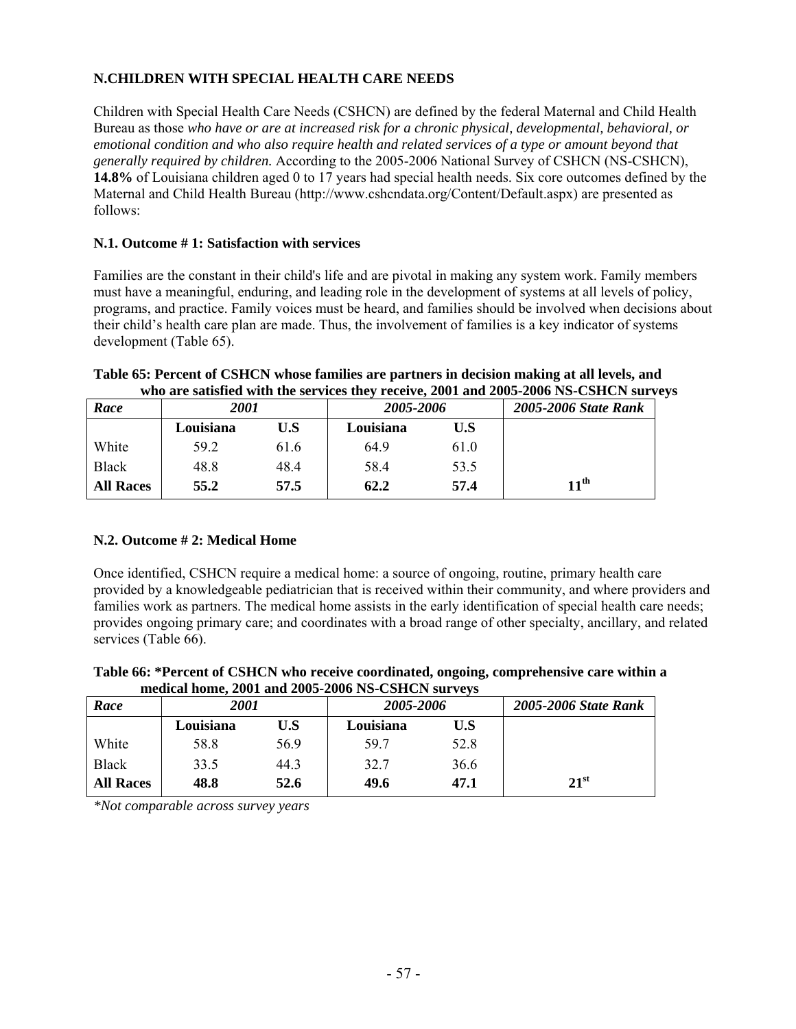## N.CHILDREN WITH SPECIAL HEALTH CARE NEEDS

Children with Special Health Care Needs (CSHCN) are defined by the federal Maternal and Child Health Bureau as those *who have or are at increased risk for a chronic physical, developmental, behavioral, or emotional condition and who also require health and related services of a type or amount beyond that generally required by children.* According to the 2005-2006 National Survey of CSHCN (NS-CSHCN), **14.8%** of Louisiana children aged 0 to 17 years had special health needs. Six core outcomes defined by the Maternal and Child Health Bureau (http://www.cshcndata.org/Content/Default.aspx) are presented as follows:

### N.1. Outcome # 1: Satisfaction with services

Families are the constant in their child's life and are pivotal in making any system work. Family members must have a meaningful, enduring, and leading role in the development of systems at all levels of policy, programs, and practice. Family voices must be heard, and families should be involved when decisions about their child's health care plan are made. Thus, the involvement of families is a key indicator of systems development (Table 65).

**Table 65: Percent of CSHCN whose families are partners in decision making at all levels, and who are satisfied with the services they receive, 2001 and 2005-2006 NS-CSHCN surveys**

| *Race* | *2001* | | *2005-2006* | | *2005-2006 State Rank* |
|---|---|---|---|---|---|
| | **Louisiana** | **U.S** | **Louisiana** | **U.S** | |
| White | 59.2 | 61.6 | 64.9 | 61.0 | |
| Black | 48.8 | 48.4 | 58.4 | 53.5 | |
| **All Races** | **55.2** | **57.5** | **62.2** | **57.4** | **11th** |

### N.2. Outcome # 2: Medical Home

Once identified, CSHCN require a medical home: a source of ongoing, routine, primary health care provided by a knowledgeable pediatrician that is received within their community, and where providers and families work as partners. The medical home assists in the early identification of special health care needs; provides ongoing primary care; and coordinates with a broad range of other specialty, ancillary, and related services (Table 66).

**Table 66: *Percent of CSHCN who receive coordinated, ongoing, comprehensive care within a medical home, 2001 and 2005-2006 NS-CSHCN surveys**

| *Race* | *2001* | | *2005-2006* | | *2005-2006 State Rank* |
|---|---|---|---|---|---|
| | **Louisiana** | **U.S** | **Louisiana** | **U.S** | |
| White | 58.8 | 56.9 | 59.7 | 52.8 | |
| Black | 33.5 | 44.3 | 32.7 | 36.6 | |
| **All Races** | **48.8** | **52.6** | **49.6** | **47.1** | **21st** |

*\*Not comparable across survey years*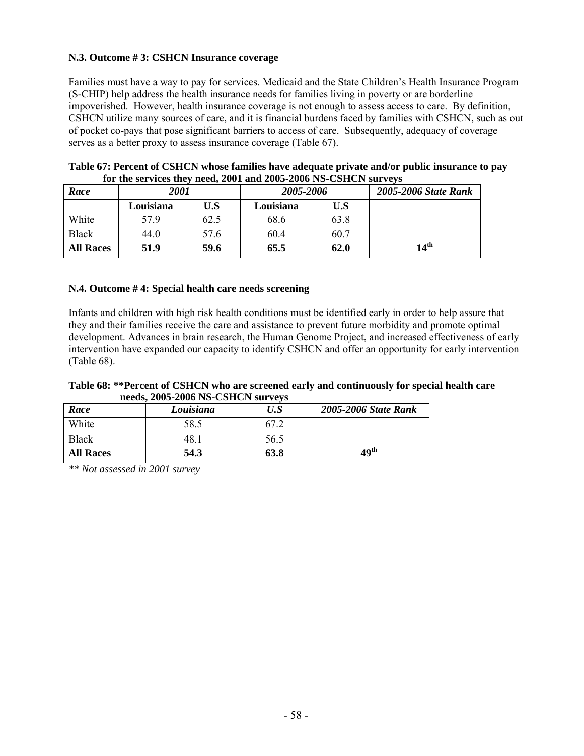**N.3. Outcome # 3: CSHCN Insurance coverage**

Families must have a way to pay for services. Medicaid and the State Children's Health Insurance Program (S-CHIP) help address the health insurance needs for families living in poverty or are borderline impoverished. However, health insurance coverage is not enough to assess access to care. By definition, CSHCN utilize many sources of care, and it is financial burdens faced by families with CSHCN, such as out of pocket co-pays that pose significant barriers to access of care. Subsequently, adequacy of coverage serves as a better proxy to assess insurance coverage (Table 67).

**Table 67: Percent of CSHCN whose families have adequate private and/or public insurance to pay for the services they need, 2001 and 2005-2006 NS-CSHCN surveys**

| *Race* | *2001* | | *2005-2006* | | *2005-2006 State Rank* |
|---|---|---|---|---|---|
| | **Louisiana** | **U.S** | **Louisiana** | **U.S** | |
| White | 57.9 | 62.5 | 68.6 | 63.8 | |
| Black | 44.0 | 57.6 | 60.4 | 60.7 | |
| **All Races** | **51.9** | **59.6** | **65.5** | **62.0** | **14th** |

**N.4. Outcome # 4: Special health care needs screening**

Infants and children with high risk health conditions must be identified early in order to help assure that they and their families receive the care and assistance to prevent future morbidity and promote optimal development. Advances in brain research, the Human Genome Project, and increased effectiveness of early intervention have expanded our capacity to identify CSHCN and offer an opportunity for early intervention (Table 68).

**Table 68: \*\*Percent of CSHCN who are screened early and continuously for special health care needs, 2005-2006 NS-CSHCN surveys**

| *Race* | *Louisiana* | *U.S* | *2005-2006 State Rank* |
|---|---|---|---|
| White | 58.5 | 67.2 | |
| Black | 48.1 | 56.5 | |
| **All Races** | **54.3** | **63.8** | **49th** |

*\*\* Not assessed in 2001 survey*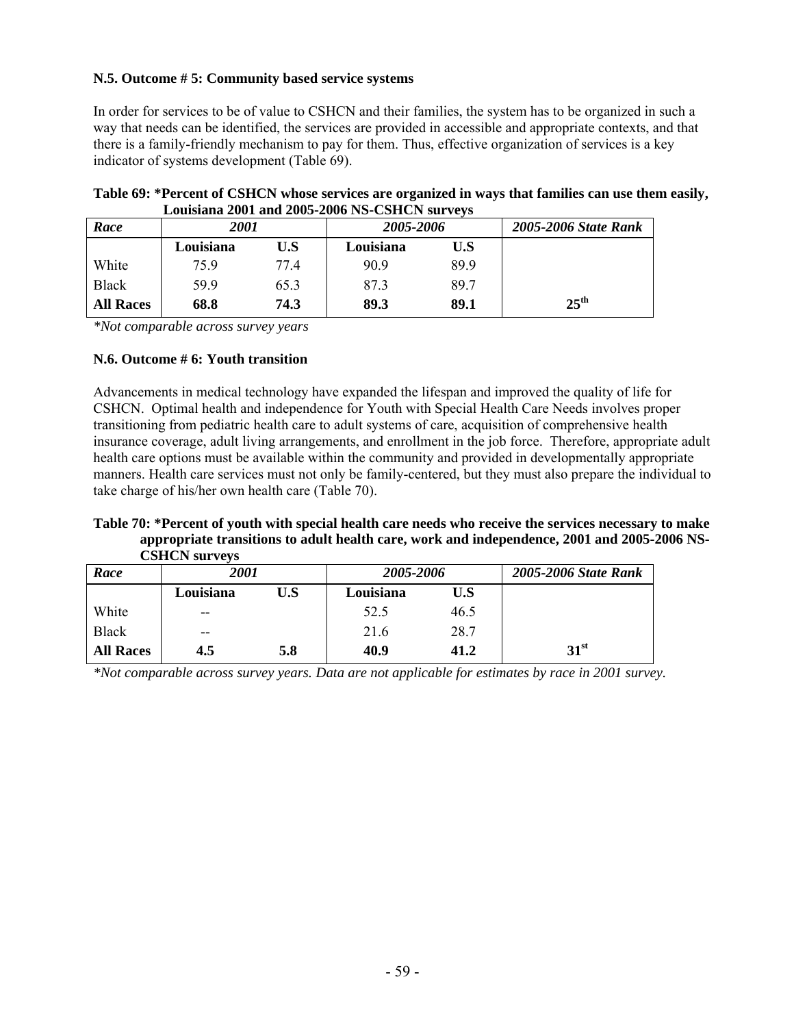**N.5. Outcome # 5: Community based service systems**

In order for services to be of value to CSHCN and their families, the system has to be organized in such a way that needs can be identified, the services are provided in accessible and appropriate contexts, and that there is a family-friendly mechanism to pay for them. Thus, effective organization of services is a key indicator of systems development (Table 69).

**Table 69: *Percent of CSHCN whose services are organized in ways that families can use them easily, Louisiana 2001 and 2005-2006 NS-CSHCN surveys**

| *Race* | *2001* | | *2005-2006* | | *2005-2006 State Rank* |
|---|---|---|---|---|---|
| | **Louisiana** | **U.S** | **Louisiana** | **U.S** | |
| White | 75.9 | 77.4 | 90.9 | 89.9 | |
| Black | 59.9 | 65.3 | 87.3 | 89.7 | |
| **All Races** | **68.8** | **74.3** | **89.3** | **89.1** | **25th** |

*\*Not comparable across survey years*

**N.6. Outcome # 6: Youth transition**

Advancements in medical technology have expanded the lifespan and improved the quality of life for CSHCN. Optimal health and independence for Youth with Special Health Care Needs involves proper transitioning from pediatric health care to adult systems of care, acquisition of comprehensive health insurance coverage, adult living arrangements, and enrollment in the job force. Therefore, appropriate adult health care options must be available within the community and provided in developmentally appropriate manners. Health care services must not only be family-centered, but they must also prepare the individual to take charge of his/her own health care (Table 70).

**Table 70: *Percent of youth with special health care needs who receive the services necessary to make appropriate transitions to adult health care, work and independence, 2001 and 2005-2006 NS-CSHCN surveys**

| *Race* | *2001* | | *2005-2006* | | *2005-2006 State Rank* |
|---|---|---|---|---|---|
| | **Louisiana** | **U.S** | **Louisiana** | **U.S** | |
| White | -- | | 52.5 | 46.5 | |
| Black | -- | | 21.6 | 28.7 | |
| **All Races** | **4.5** | **5.8** | **40.9** | **41.2** | **31st** |

*\*Not comparable across survey years. Data are not applicable for estimates by race in 2001 survey.*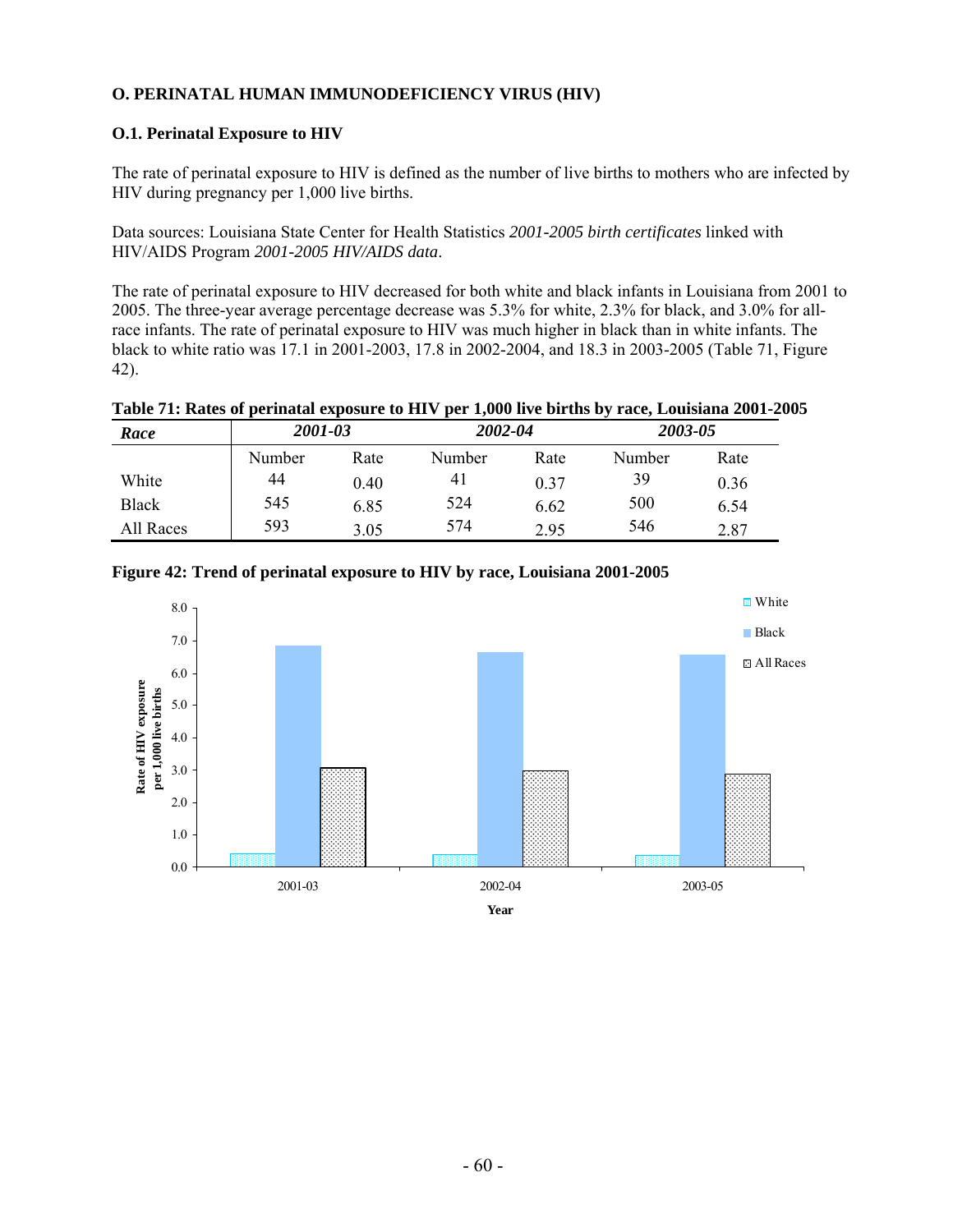## O. PERINATAL HUMAN IMMUNODEFICIENCY VIRUS (HIV)

### O.1. Perinatal Exposure to HIV

The rate of perinatal exposure to HIV is defined as the number of live births to mothers who are infected by HIV during pregnancy per 1,000 live births.

Data sources: Louisiana State Center for Health Statistics *2001-2005 birth certificates* linked with HIV/AIDS Program *2001-2005 HIV/AIDS data*.

The rate of perinatal exposure to HIV decreased for both white and black infants in Louisiana from 2001 to 2005. The three-year average percentage decrease was 5.3% for white, 2.3% for black, and 3.0% for all-race infants. The rate of perinatal exposure to HIV was much higher in black than in white infants. The black to white ratio was 17.1 in 2001-2003, 17.8 in 2002-2004, and 18.3 in 2003-2005 (Table 71, Figure 42).

**Table 71: Rates of perinatal exposure to HIV per 1,000 live births by race, Louisiana 2001-2005**

| *Race* | *2001-03* | | *2002-04* | | *2003-05* | |
|---|---|---|---|---|---|---|
| | Number | Rate | Number | Rate | Number | Rate |
| White | 44 | 0.40 | 41 | 0.37 | 39 | 0.36 |
| Black | 545 | 6.85 | 524 | 6.62 | 500 | 6.54 |
| All Races | 593 | 3.05 | 574 | 2.95 | 546 | 2.87 |

**Figure 42: Trend of perinatal exposure to HIV by race, Louisiana 2001-2005**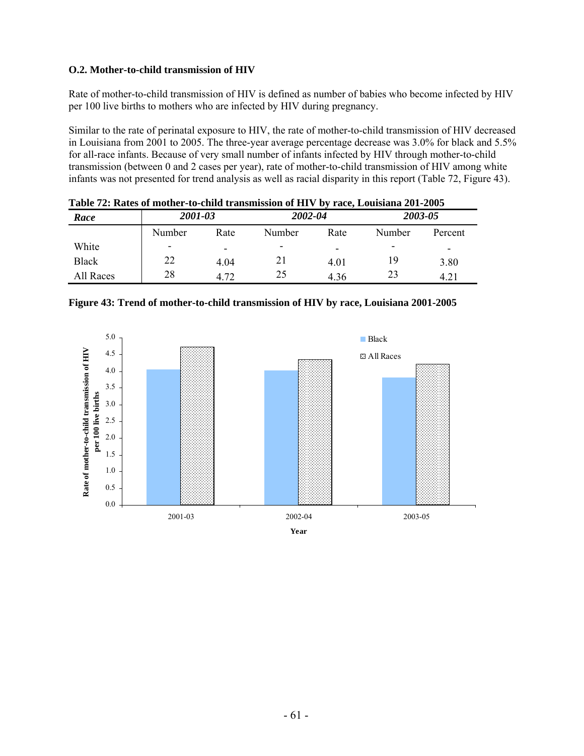**O.2. Mother-to-child transmission of HIV**

Rate of mother-to-child transmission of HIV is defined as number of babies who become infected by HIV per 100 live births to mothers who are infected by HIV during pregnancy.

Similar to the rate of perinatal exposure to HIV, the rate of mother-to-child transmission of HIV decreased in Louisiana from 2001 to 2005. The three-year average percentage decrease was 3.0% for black and 5.5% for all-race infants. Because of very small number of infants infected by HIV through mother-to-child transmission (between 0 and 2 cases per year), rate of mother-to-child transmission of HIV among white infants was not presented for trend analysis as well as racial disparity in this report (Table 72, Figure 43).

**Table 72: Rates of mother-to-child transmission of HIV by race, Louisiana 201-2005**

| *Race* | *2001-03* | | *2002-04* | | *2003-05* | |
|---|---|---|---|---|---|---|
| | Number | Rate | Number | Rate | Number | Percent |
| White | - | - | - | - | - | - |
| Black | 22 | 4.04 | 21 | 4.01 | 19 | 3.80 |
| All Races | 28 | 4.72 | 25 | 4.36 | 23 | 4.21 |

**Figure 43: Trend of mother-to-child transmission of HIV by race, Louisiana 2001-2005**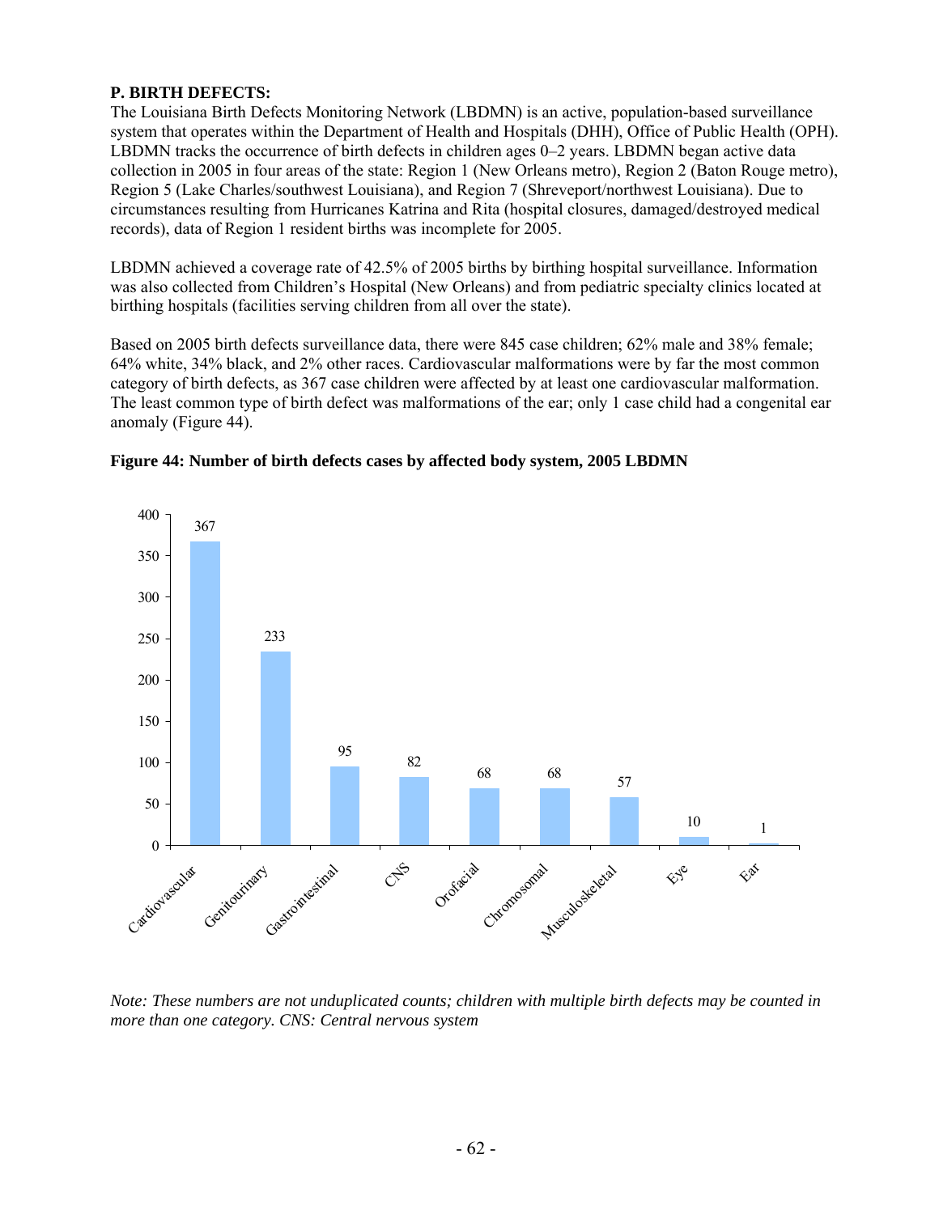**P. BIRTH DEFECTS:**

The Louisiana Birth Defects Monitoring Network (LBDMN) is an active, population-based surveillance system that operates within the Department of Health and Hospitals (DHH), Office of Public Health (OPH). LBDMN tracks the occurrence of birth defects in children ages 0–2 years. LBDMN began active data collection in 2005 in four areas of the state: Region 1 (New Orleans metro), Region 2 (Baton Rouge metro), Region 5 (Lake Charles/southwest Louisiana), and Region 7 (Shreveport/northwest Louisiana). Due to circumstances resulting from Hurricanes Katrina and Rita (hospital closures, damaged/destroyed medical records), data of Region 1 resident births was incomplete for 2005.

LBDMN achieved a coverage rate of 42.5% of 2005 births by birthing hospital surveillance. Information was also collected from Children's Hospital (New Orleans) and from pediatric specialty clinics located at birthing hospitals (facilities serving children from all over the state).

Based on 2005 birth defects surveillance data, there were 845 case children; 62% male and 38% female; 64% white, 34% black, and 2% other races. Cardiovascular malformations were by far the most common category of birth defects, as 367 case children were affected by at least one cardiovascular malformation. The least common type of birth defect was malformations of the ear; only 1 case child had a congenital ear anomaly (Figure 44).

**Figure 44: Number of birth defects cases by affected body system, 2005 LBDMN**

| Body system | Number of cases |
|---|---|
| Cardiovascular | 367 |
| Genitourinary | 233 |
| Gastrointestinal | 95 |
| CNS | 82 |
| Orofacial | 68 |
| Chromosomal | 68 |
| Musculoskeletal | 57 |
| Eye | 10 |
| Ear | 1 |

*Note: These numbers are not unduplicated counts; children with multiple birth defects may be counted in more than one category. CNS: Central nervous system*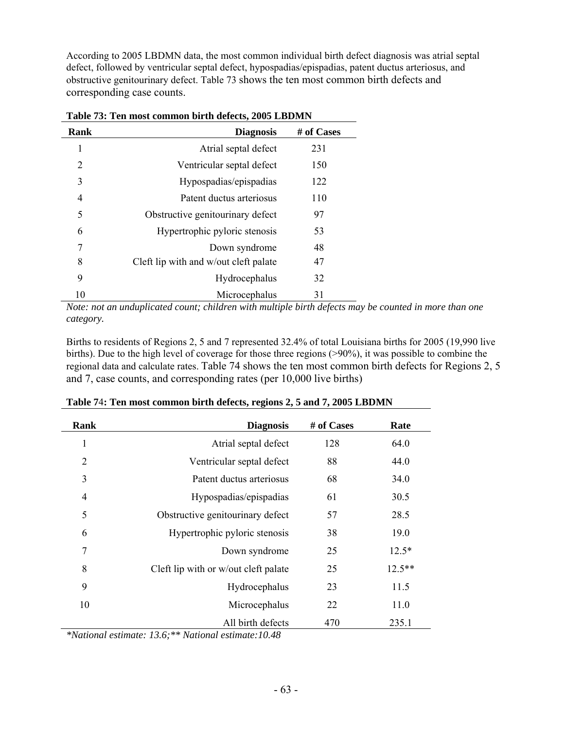According to 2005 LBDMN data, the most common individual birth defect diagnosis was atrial septal defect, followed by ventricular septal defect, hypospadias/epispadias, patent ductus arteriosus, and obstructive genitourinary defect. Table 73 shows the ten most common birth defects and corresponding case counts.

**Table 73: Ten most common birth defects, 2005 LBDMN**

| Rank | Diagnosis | # of Cases |
|---|---|---|
| 1 | Atrial septal defect | 231 |
| 2 | Ventricular septal defect | 150 |
| 3 | Hypospadias/epispadias | 122 |
| 4 | Patent ductus arteriosus | 110 |
| 5 | Obstructive genitourinary defect | 97 |
| 6 | Hypertrophic pyloric stenosis | 53 |
| 7 | Down syndrome | 48 |
| 8 | Cleft lip with and w/out cleft palate | 47 |
| 9 | Hydrocephalus | 32 |
| 10 | Microcephalus | 31 |

*Note: not an unduplicated count; children with multiple birth defects may be counted in more than one category.*

Births to residents of Regions 2, 5 and 7 represented 32.4% of total Louisiana births for 2005 (19,990 live births). Due to the high level of coverage for those three regions (>90%), it was possible to combine the regional data and calculate rates. Table 74 shows the ten most common birth defects for Regions 2, 5 and 7, case counts, and corresponding rates (per 10,000 live births)

**Table 74: Ten most common birth defects, regions 2, 5 and 7, 2005 LBDMN**

| Rank | Diagnosis | # of Cases | Rate |
|---|---|---|---|
| 1 | Atrial septal defect | 128 | 64.0 |
| 2 | Ventricular septal defect | 88 | 44.0 |
| 3 | Patent ductus arteriosus | 68 | 34.0 |
| 4 | Hypospadias/epispadias | 61 | 30.5 |
| 5 | Obstructive genitourinary defect | 57 | 28.5 |
| 6 | Hypertrophic pyloric stenosis | 38 | 19.0 |
| 7 | Down syndrome | 25 | 12.5* |
| 8 | Cleft lip with or w/out cleft palate | 25 | 12.5** |
| 9 | Hydrocephalus | 23 | 11.5 |
| 10 | Microcephalus | 22 | 11.0 |
| | All birth defects | 470 | 235.1 |

*\*National estimate: 13.6;\*\* National estimate:10.48*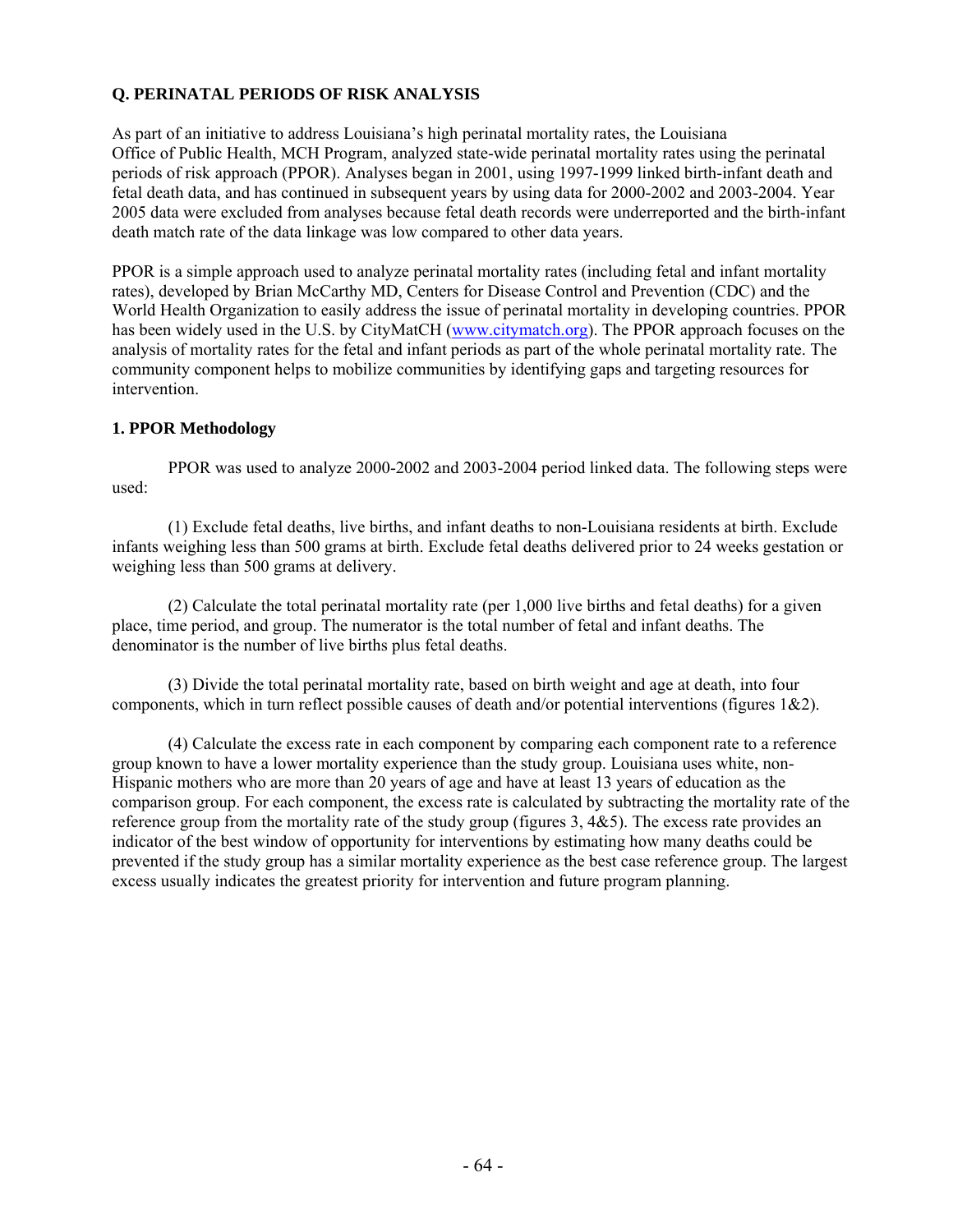## Q. PERINATAL PERIODS OF RISK ANALYSIS

As part of an initiative to address Louisiana's high perinatal mortality rates, the Louisiana Office of Public Health, MCH Program, analyzed state-wide perinatal mortality rates using the perinatal periods of risk approach (PPOR). Analyses began in 2001, using 1997-1999 linked birth-infant death and fetal death data, and has continued in subsequent years by using data for 2000-2002 and 2003-2004. Year 2005 data were excluded from analyses because fetal death records were underreported and the birth-infant death match rate of the data linkage was low compared to other data years.

PPOR is a simple approach used to analyze perinatal mortality rates (including fetal and infant mortality rates), developed by Brian McCarthy MD, Centers for Disease Control and Prevention (CDC) and the World Health Organization to easily address the issue of perinatal mortality in developing countries. PPOR has been widely used in the U.S. by CityMatCH (www.citymatch.org). The PPOR approach focuses on the analysis of mortality rates for the fetal and infant periods as part of the whole perinatal mortality rate. The community component helps to mobilize communities by identifying gaps and targeting resources for intervention.

### 1. PPOR Methodology

PPOR was used to analyze 2000-2002 and 2003-2004 period linked data. The following steps were used:

(1) Exclude fetal deaths, live births, and infant deaths to non-Louisiana residents at birth. Exclude infants weighing less than 500 grams at birth. Exclude fetal deaths delivered prior to 24 weeks gestation or weighing less than 500 grams at delivery.

(2) Calculate the total perinatal mortality rate (per 1,000 live births and fetal deaths) for a given place, time period, and group. The numerator is the total number of fetal and infant deaths. The denominator is the number of live births plus fetal deaths.

(3) Divide the total perinatal mortality rate, based on birth weight and age at death, into four components, which in turn reflect possible causes of death and/or potential interventions (figures 1&2).

(4) Calculate the excess rate in each component by comparing each component rate to a reference group known to have a lower mortality experience than the study group. Louisiana uses white, non-Hispanic mothers who are more than 20 years of age and have at least 13 years of education as the comparison group. For each component, the excess rate is calculated by subtracting the mortality rate of the reference group from the mortality rate of the study group (figures 3, 4&5). The excess rate provides an indicator of the best window of opportunity for interventions by estimating how many deaths could be prevented if the study group has a similar mortality experience as the best case reference group. The largest excess usually indicates the greatest priority for intervention and future program planning.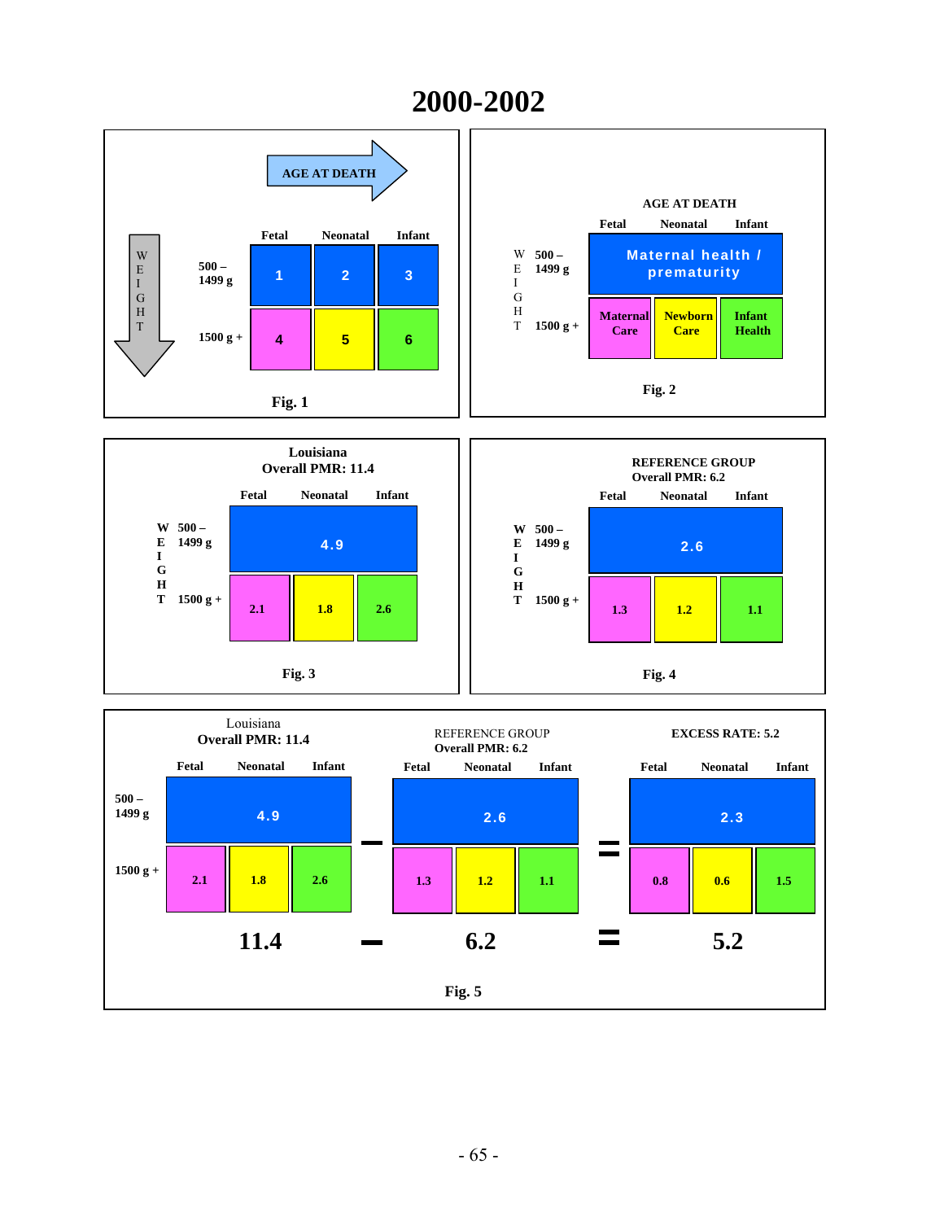# 2000-2002

**AGE AT DEATH** →

↓ WEIGHT

| | Fetal | Neonatal | Infant |
|---|---|---|---|
| 500 – 1499 g | 1 | 2 | 3 |
| 1500 g + | 4 | 5 | 6 |

**Fig. 1**

AGE AT DEATH

| WEIGHT | Fetal | Neonatal | Infant |
|---|---|---|---|
| 500 – 1499 g | Maternal health / prematurity | | |
| 1500 g + | Maternal Care | Newborn Care | Infant Health |

**Fig. 2**

**Louisiana**
**Overall PMR: 11.4**

| WEIGHT | Fetal | Neonatal | Infant |
|---|---|---|---|
| 500 – 1499 g | 4.9 | | |
| 1500 g + | 2.1 | 1.8 | 2.6 |

**Fig. 3**

**REFERENCE GROUP**
**Overall PMR: 6.2**

| WEIGHT | Fetal | Neonatal | Infant |
|---|---|---|---|
| 500 – 1499 g | 2.6 | | |
| 1500 g + | 1.3 | 1.2 | 1.1 |

**Fig. 4**

Louisiana
**Overall PMR: 11.4**

| | Fetal | Neonatal | Infant |
|---|---|---|---|
| 500 – 1499 g | 4.9 | | |
| 1500 g + | 2.1 | 1.8 | 2.6 |

−

REFERENCE GROUP
**Overall PMR: 6.2**

| | Fetal | Neonatal | Infant |
|---|---|---|---|
| 500 – 1499 g | 2.6 | | |
| 1500 g + | 1.3 | 1.2 | 1.1 |

=

**EXCESS RATE: 5.2**

| | Fetal | Neonatal | Infant |
|---|---|---|---|
| 500 – 1499 g | 2.3 | | |
| 1500 g + | 0.8 | 0.6 | 1.5 |

**11.4 − 6.2 = 5.2**

**Fig. 5**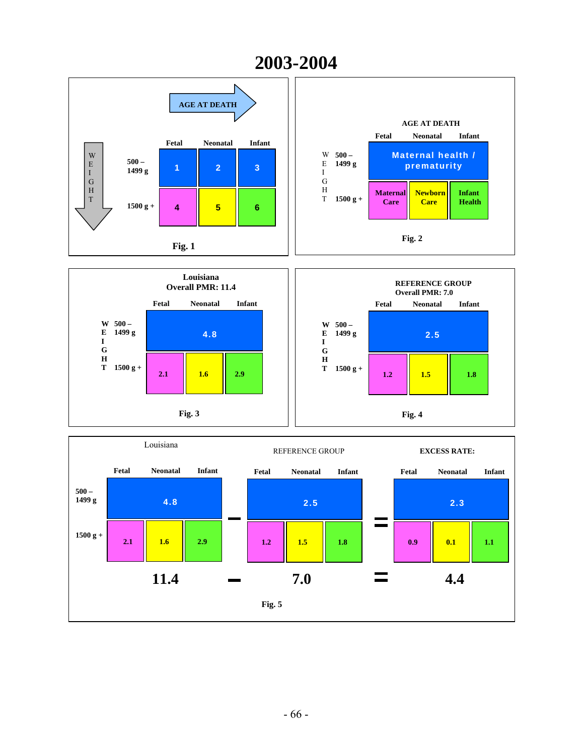# 2003-2004

**AGE AT DEATH**

**WEIGHT**

| | Fetal | Neonatal | Infant |
|---|---|---|---|
| 500 – 1499 g | 1 | 2 | 3 |
| 1500 g + | 4 | 5 | 6 |

**Fig. 1**

**AGE AT DEATH**

**WEIGHT**

| | Fetal | Neonatal | Infant |
|---|---|---|---|
| 500 – 1499 g | Maternal health / prematurity | | |
| 1500 g + | Maternal Care | Newborn Care | Infant Health |

**Fig. 2**

**Louisiana**
**Overall PMR: 11.4**

**WEIGHT**

| | Fetal | Neonatal | Infant |
|---|---|---|---|
| 500 – 1499 g | 4.8 | | |
| 1500 g + | 2.1 | 1.6 | 2.9 |

**Fig. 3**

**REFERENCE GROUP**
**Overall PMR: 7.0**

**WEIGHT**

| | Fetal | Neonatal | Infant |
|---|---|---|---|
| 500 – 1499 g | 2.5 | | |
| 1500 g + | 1.2 | 1.5 | 1.8 |

**Fig. 4**

Louisiana – REFERENCE GROUP = **EXCESS RATE:**

| | Louisiana Fetal | Louisiana Neonatal | Louisiana Infant | | Reference Fetal | Reference Neonatal | Reference Infant | | Excess Fetal | Excess Neonatal | Excess Infant |
|---|---|---|---|---|---|---|---|---|---|---|---|
| 500 – 1499 g | 4.8 | | | – | 2.5 | | | = | 2.3 | | |
| 1500 g + | 2.1 | 1.6 | 2.9 | | 1.2 | 1.5 | 1.8 | | 0.9 | 0.1 | 1.1 |
| | **11.4** | | | **–** | **7.0** | | | **=** | **4.4** | | |

**Fig. 5**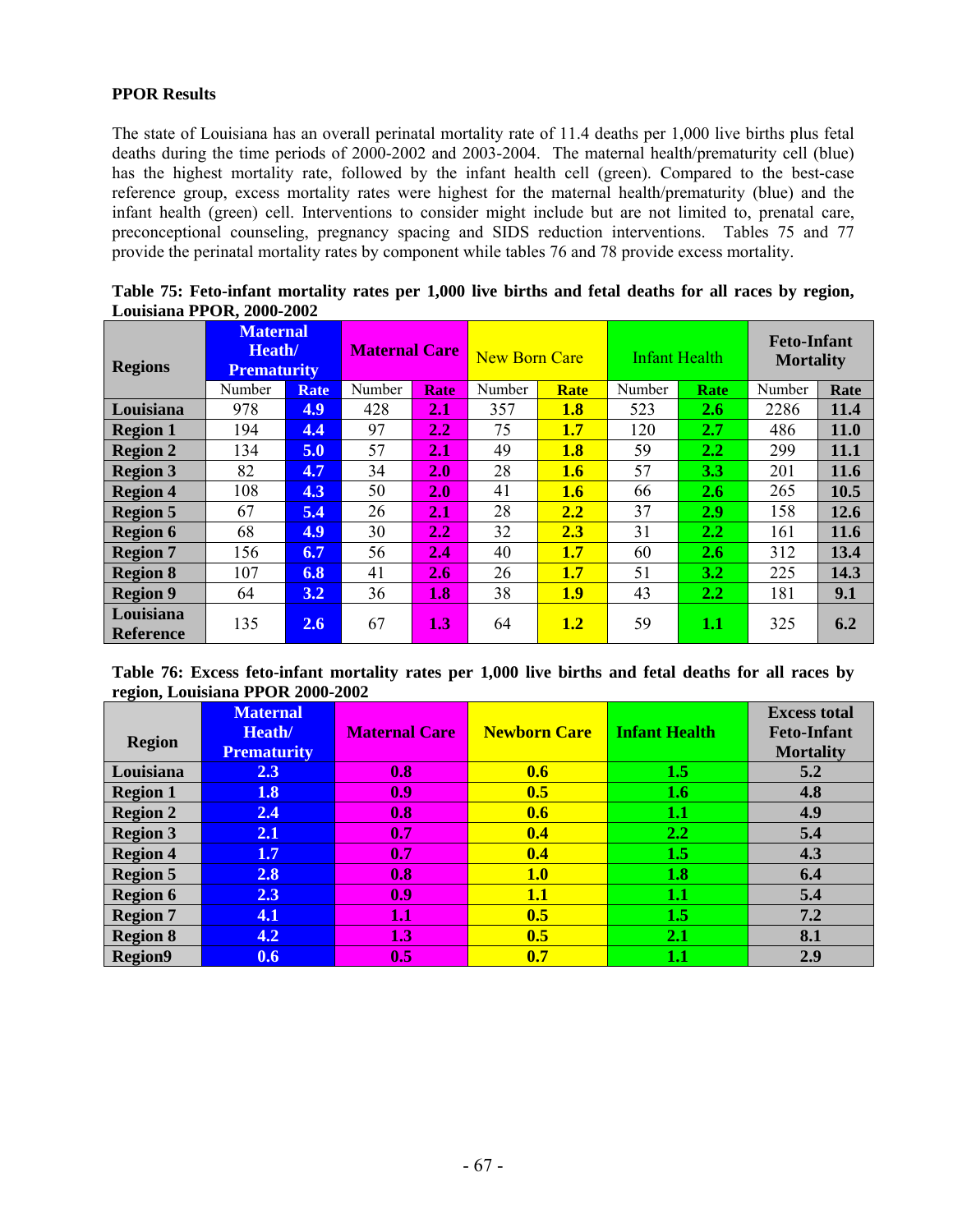**PPOR Results**

The state of Louisiana has an overall perinatal mortality rate of 11.4 deaths per 1,000 live births plus fetal deaths during the time periods of 2000-2002 and 2003-2004. The maternal health/prematurity cell (blue) has the highest mortality rate, followed by the infant health cell (green). Compared to the best-case reference group, excess mortality rates were highest for the maternal health/prematurity (blue) and the infant health (green) cell. Interventions to consider might include but are not limited to, prenatal care, preconceptional counseling, pregnancy spacing and SIDS reduction interventions. Tables 75 and 77 provide the perinatal mortality rates by component while tables 76 and 78 provide excess mortality.

**Table 75: Feto-infant mortality rates per 1,000 live births and fetal deaths for all races by region, Louisiana PPOR, 2000-2002**

| Regions | Maternal Heath/ Prematurity | | Maternal Care | | New Born Care | | Infant Health | | Feto-Infant Mortality | |
|---|---|---|---|---|---|---|---|---|---|---|
| | Number | Rate | Number | Rate | Number | Rate | Number | Rate | Number | Rate |
| **Louisiana** | 978 | **4.9** | 428 | **2.1** | 357 | **1.8** | 523 | **2.6** | 2286 | **11.4** |
| **Region 1** | 194 | **4.4** | 97 | **2.2** | 75 | **1.7** | 120 | **2.7** | 486 | **11.0** |
| **Region 2** | 134 | **5.0** | 57 | **2.1** | 49 | **1.8** | 59 | **2.2** | 299 | **11.1** |
| **Region 3** | 82 | **4.7** | 34 | **2.0** | 28 | **1.6** | 57 | **3.3** | 201 | **11.6** |
| **Region 4** | 108 | **4.3** | 50 | **2.0** | 41 | **1.6** | 66 | **2.6** | 265 | **10.5** |
| **Region 5** | 67 | **5.4** | 26 | **2.1** | 28 | **2.2** | 37 | **2.9** | 158 | **12.6** |
| **Region 6** | 68 | **4.9** | 30 | **2.2** | 32 | **2.3** | 31 | **2.2** | 161 | **11.6** |
| **Region 7** | 156 | **6.7** | 56 | **2.4** | 40 | **1.7** | 60 | **2.6** | 312 | **13.4** |
| **Region 8** | 107 | **6.8** | 41 | **2.6** | 26 | **1.7** | 51 | **3.2** | 225 | **14.3** |
| **Region 9** | 64 | **3.2** | 36 | **1.8** | 38 | **1.9** | 43 | **2.2** | 181 | **9.1** |
| **Louisiana Reference** | 135 | **2.6** | 67 | **1.3** | 64 | **1.2** | 59 | **1.1** | 325 | **6.2** |

**Table 76: Excess feto-infant mortality rates per 1,000 live births and fetal deaths for all races by region, Louisiana PPOR 2000-2002**

| Region | Maternal Heath/ Prematurity | Maternal Care | Newborn Care | Infant Health | Excess total Feto-Infant Mortality |
|---|---|---|---|---|---|
| **Louisiana** | **2.3** | **0.8** | **0.6** | **1.5** | **5.2** |
| **Region 1** | **1.8** | **0.9** | **0.5** | **1.6** | **4.8** |
| **Region 2** | **2.4** | **0.8** | **0.6** | **1.1** | **4.9** |
| **Region 3** | **2.1** | **0.7** | **0.4** | **2.2** | **5.4** |
| **Region 4** | **1.7** | **0.7** | **0.4** | **1.5** | **4.3** |
| **Region 5** | **2.8** | **0.8** | **1.0** | **1.8** | **6.4** |
| **Region 6** | **2.3** | **0.9** | **1.1** | **1.1** | **5.4** |
| **Region 7** | **4.1** | **1.1** | **0.5** | **1.5** | **7.2** |
| **Region 8** | **4.2** | **1.3** | **0.5** | **2.1** | **8.1** |
| **Region9** | **0.6** | **0.5** | **0.7** | **1.1** | **2.9** |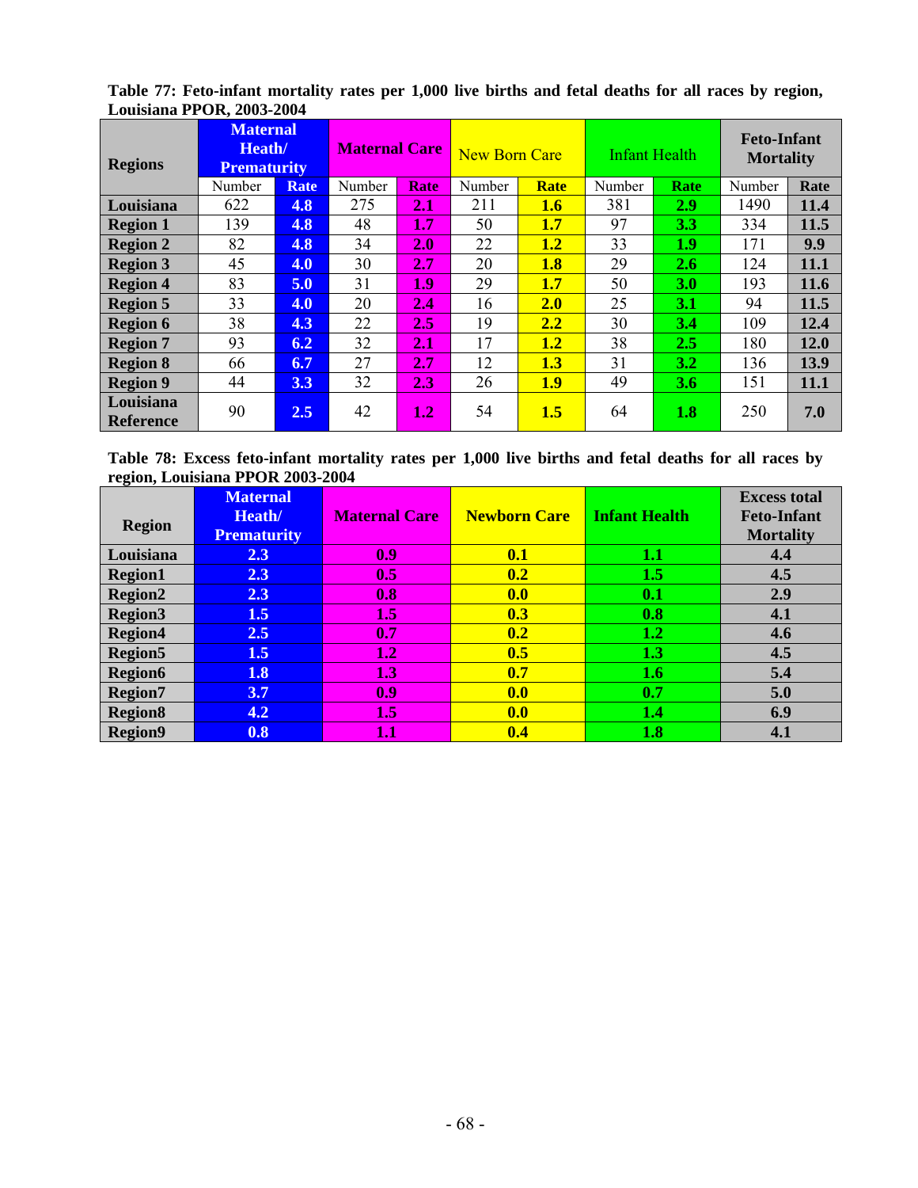**Table 77: Feto-infant mortality rates per 1,000 live births and fetal deaths for all races by region, Louisiana PPOR, 2003-2004**

| Regions | Maternal Heath/ Prematurity | | Maternal Care | | New Born Care | | Infant Health | | Feto-Infant Mortality | |
|---|---|---|---|---|---|---|---|---|---|---|
| | Number | Rate | Number | Rate | Number | Rate | Number | Rate | Number | Rate |
| **Louisiana** | 622 | **4.8** | 275 | **2.1** | 211 | **1.6** | 381 | **2.9** | 1490 | **11.4** |
| **Region 1** | 139 | **4.8** | 48 | **1.7** | 50 | **1.7** | 97 | **3.3** | 334 | **11.5** |
| **Region 2** | 82 | **4.8** | 34 | **2.0** | 22 | **1.2** | 33 | **1.9** | 171 | **9.9** |
| **Region 3** | 45 | **4.0** | 30 | **2.7** | 20 | **1.8** | 29 | **2.6** | 124 | **11.1** |
| **Region 4** | 83 | **5.0** | 31 | **1.9** | 29 | **1.7** | 50 | **3.0** | 193 | **11.6** |
| **Region 5** | 33 | **4.0** | 20 | **2.4** | 16 | **2.0** | 25 | **3.1** | 94 | **11.5** |
| **Region 6** | 38 | **4.3** | 22 | **2.5** | 19 | **2.2** | 30 | **3.4** | 109 | **12.4** |
| **Region 7** | 93 | **6.2** | 32 | **2.1** | 17 | **1.2** | 38 | **2.5** | 180 | **12.0** |
| **Region 8** | 66 | **6.7** | 27 | **2.7** | 12 | **1.3** | 31 | **3.2** | 136 | **13.9** |
| **Region 9** | 44 | **3.3** | 32 | **2.3** | 26 | **1.9** | 49 | **3.6** | 151 | **11.1** |
| **Louisiana Reference** | 90 | **2.5** | 42 | **1.2** | 54 | **1.5** | 64 | **1.8** | 250 | **7.0** |

**Table 78: Excess feto-infant mortality rates per 1,000 live births and fetal deaths for all races by region, Louisiana PPOR 2003-2004**

| Region | Maternal Heath/ Prematurity | Maternal Care | Newborn Care | Infant Health | Excess total Feto-Infant Mortality |
|---|---|---|---|---|---|
| **Louisiana** | **2.3** | **0.9** | **0.1** | **1.1** | **4.4** |
| **Region1** | **2.3** | **0.5** | **0.2** | **1.5** | **4.5** |
| **Region2** | **2.3** | **0.8** | **0.0** | **0.1** | **2.9** |
| **Region3** | **1.5** | **1.5** | **0.3** | **0.8** | **4.1** |
| **Region4** | **2.5** | **0.7** | **0.2** | **1.2** | **4.6** |
| **Region5** | **1.5** | **1.2** | **0.5** | **1.3** | **4.5** |
| **Region6** | **1.8** | **1.3** | **0.7** | **1.6** | **5.4** |
| **Region7** | **3.7** | **0.9** | **0.0** | **0.7** | **5.0** |
| **Region8** | **4.2** | **1.5** | **0.0** | **1.4** | **6.9** |
| **Region9** | **0.8** | **1.1** | **0.4** | **1.8** | **4.1** |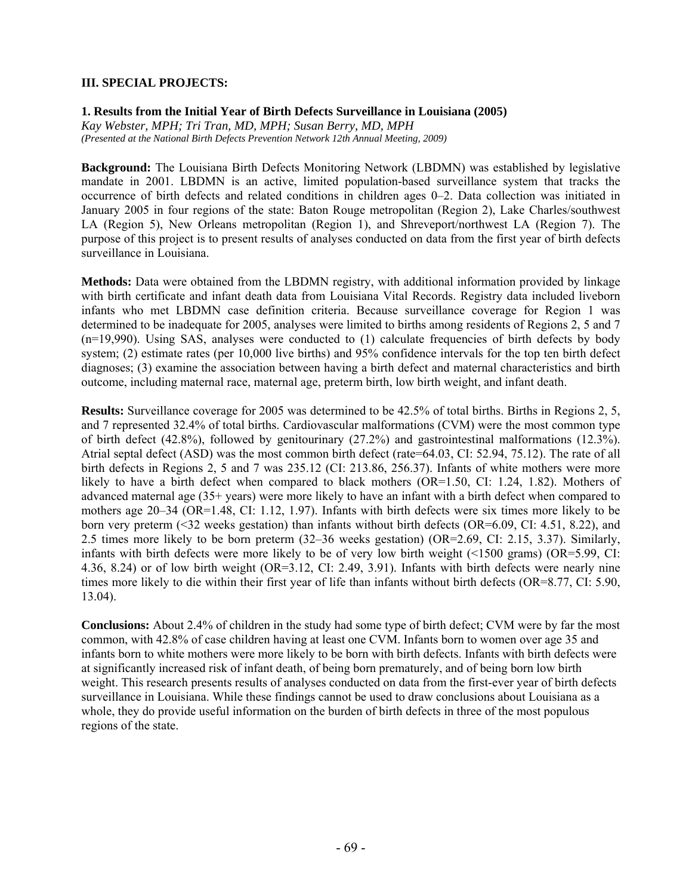### III. SPECIAL PROJECTS:

**1. Results from the Initial Year of Birth Defects Surveillance in Louisiana (2005)**

*Kay Webster, MPH; Tri Tran, MD, MPH; Susan Berry, MD, MPH*
*(Presented at the National Birth Defects Prevention Network 12th Annual Meeting, 2009)*

**Background:** The Louisiana Birth Defects Monitoring Network (LBDMN) was established by legislative mandate in 2001. LBDMN is an active, limited population-based surveillance system that tracks the occurrence of birth defects and related conditions in children ages 0–2. Data collection was initiated in January 2005 in four regions of the state: Baton Rouge metropolitan (Region 2), Lake Charles/southwest LA (Region 5), New Orleans metropolitan (Region 1), and Shreveport/northwest LA (Region 7). The purpose of this project is to present results of analyses conducted on data from the first year of birth defects surveillance in Louisiana.

**Methods:** Data were obtained from the LBDMN registry, with additional information provided by linkage with birth certificate and infant death data from Louisiana Vital Records. Registry data included liveborn infants who met LBDMN case definition criteria. Because surveillance coverage for Region 1 was determined to be inadequate for 2005, analyses were limited to births among residents of Regions 2, 5 and 7 (n=19,990). Using SAS, analyses were conducted to (1) calculate frequencies of birth defects by body system; (2) estimate rates (per 10,000 live births) and 95% confidence intervals for the top ten birth defect diagnoses; (3) examine the association between having a birth defect and maternal characteristics and birth outcome, including maternal race, maternal age, preterm birth, low birth weight, and infant death.

**Results:** Surveillance coverage for 2005 was determined to be 42.5% of total births. Births in Regions 2, 5, and 7 represented 32.4% of total births. Cardiovascular malformations (CVM) were the most common type of birth defect (42.8%), followed by genitourinary (27.2%) and gastrointestinal malformations (12.3%). Atrial septal defect (ASD) was the most common birth defect (rate=64.03, CI: 52.94, 75.12). The rate of all birth defects in Regions 2, 5 and 7 was 235.12 (CI: 213.86, 256.37). Infants of white mothers were more likely to have a birth defect when compared to black mothers (OR=1.50, CI: 1.24, 1.82). Mothers of advanced maternal age (35+ years) were more likely to have an infant with a birth defect when compared to mothers age 20–34 (OR=1.48, CI: 1.12, 1.97). Infants with birth defects were six times more likely to be born very preterm (<32 weeks gestation) than infants without birth defects (OR=6.09, CI: 4.51, 8.22), and 2.5 times more likely to be born preterm (32–36 weeks gestation) (OR=2.69, CI: 2.15, 3.37). Similarly, infants with birth defects were more likely to be of very low birth weight (<1500 grams) (OR=5.99, CI: 4.36, 8.24) or of low birth weight (OR=3.12, CI: 2.49, 3.91). Infants with birth defects were nearly nine times more likely to die within their first year of life than infants without birth defects (OR=8.77, CI: 5.90, 13.04).

**Conclusions:** About 2.4% of children in the study had some type of birth defect; CVM were by far the most common, with 42.8% of case children having at least one CVM. Infants born to women over age 35 and infants born to white mothers were more likely to be born with birth defects. Infants with birth defects were at significantly increased risk of infant death, of being born prematurely, and of being born low birth weight. This research presents results of analyses conducted on data from the first-ever year of birth defects surveillance in Louisiana. While these findings cannot be used to draw conclusions about Louisiana as a whole, they do provide useful information on the burden of birth defects in three of the most populous regions of the state.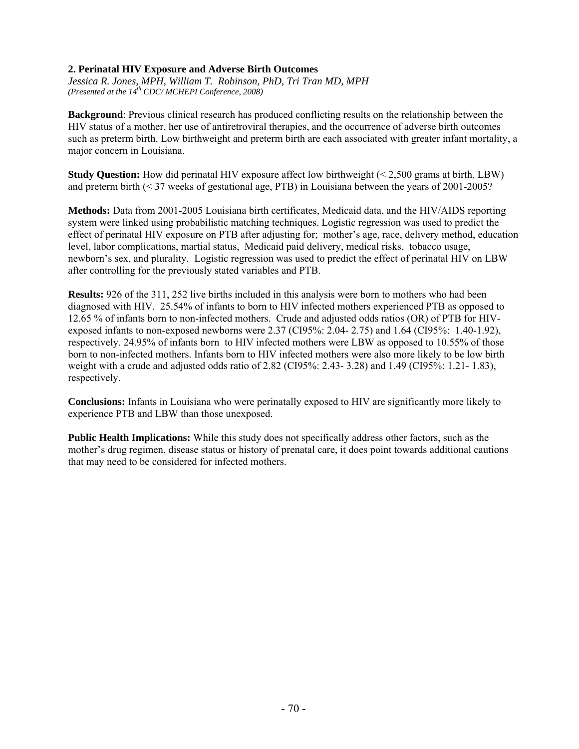## 2. Perinatal HIV Exposure and Adverse Birth Outcomes

*Jessica R. Jones, MPH, William T. Robinson, PhD, Tri Tran MD, MPH*
*(Presented at the 14th CDC/ MCHEPI Conference, 2008)*

**Background**: Previous clinical research has produced conflicting results on the relationship between the HIV status of a mother, her use of antiretroviral therapies, and the occurrence of adverse birth outcomes such as preterm birth. Low birthweight and preterm birth are each associated with greater infant mortality, a major concern in Louisiana.

**Study Question:** How did perinatal HIV exposure affect low birthweight (< 2,500 grams at birth, LBW) and preterm birth (< 37 weeks of gestational age, PTB) in Louisiana between the years of 2001-2005?

**Methods:** Data from 2001-2005 Louisiana birth certificates, Medicaid data, and the HIV/AIDS reporting system were linked using probabilistic matching techniques. Logistic regression was used to predict the effect of perinatal HIV exposure on PTB after adjusting for; mother's age, race, delivery method, education level, labor complications, martial status, Medicaid paid delivery, medical risks, tobacco usage, newborn's sex, and plurality. Logistic regression was used to predict the effect of perinatal HIV on LBW after controlling for the previously stated variables and PTB.

**Results:** 926 of the 311, 252 live births included in this analysis were born to mothers who had been diagnosed with HIV. 25.54% of infants to born to HIV infected mothers experienced PTB as opposed to 12.65 % of infants born to non-infected mothers. Crude and adjusted odds ratios (OR) of PTB for HIV-exposed infants to non-exposed newborns were 2.37 (CI95%: 2.04- 2.75) and 1.64 (CI95%: 1.40-1.92), respectively. 24.95% of infants born to HIV infected mothers were LBW as opposed to 10.55% of those born to non-infected mothers. Infants born to HIV infected mothers were also more likely to be low birth weight with a crude and adjusted odds ratio of 2.82 (CI95%: 2.43- 3.28) and 1.49 (CI95%: 1.21- 1.83), respectively.

**Conclusions:** Infants in Louisiana who were perinatally exposed to HIV are significantly more likely to experience PTB and LBW than those unexposed.

**Public Health Implications:** While this study does not specifically address other factors, such as the mother's drug regimen, disease status or history of prenatal care, it does point towards additional cautions that may need to be considered for infected mothers.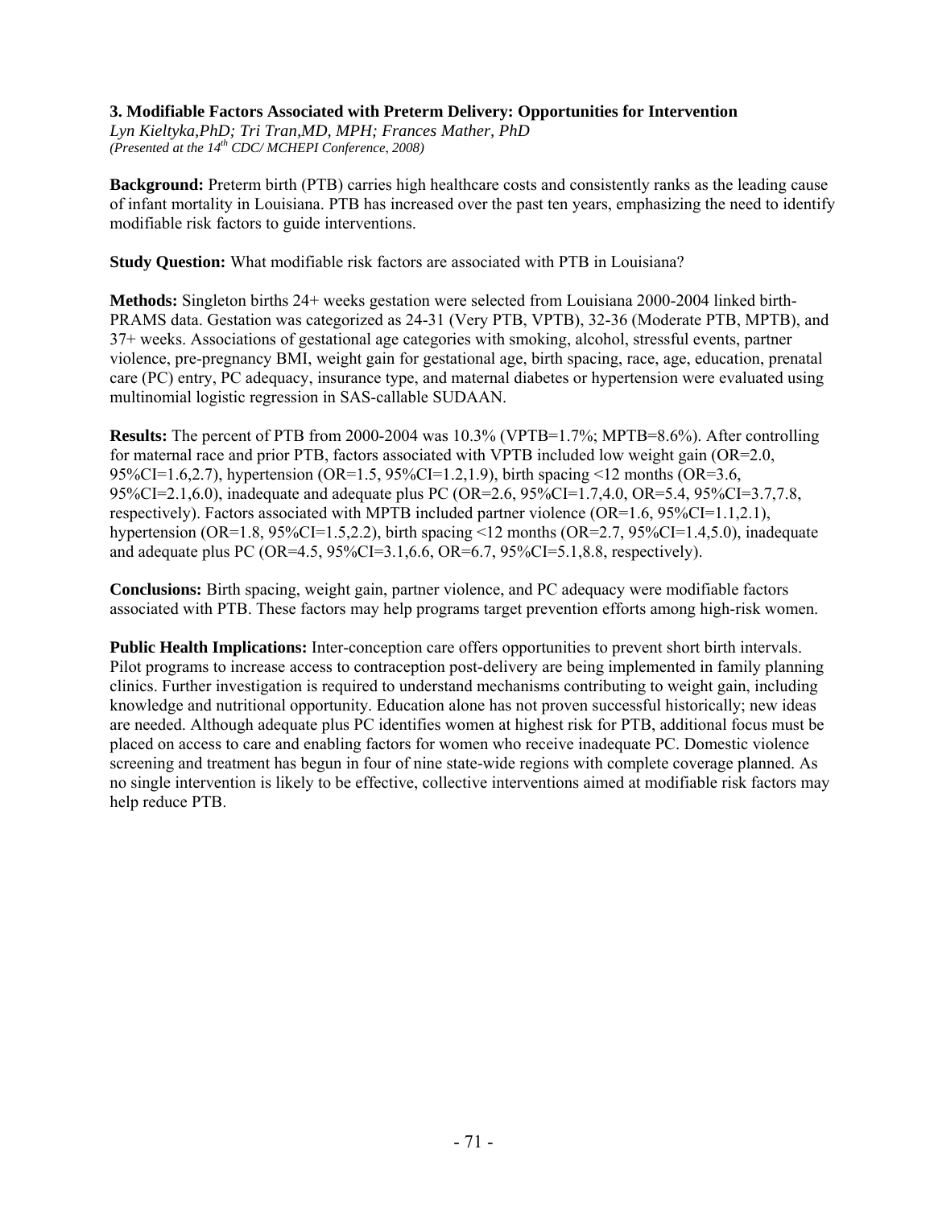### 3. Modifiable Factors Associated with Preterm Delivery: Opportunities for Intervention

*Lyn Kieltyka,PhD; Tri Tran,MD, MPH; Frances Mather, PhD*
*(Presented at the 14th CDC/ MCHEPI Conference, 2008)*

**Background:** Preterm birth (PTB) carries high healthcare costs and consistently ranks as the leading cause of infant mortality in Louisiana. PTB has increased over the past ten years, emphasizing the need to identify modifiable risk factors to guide interventions.

**Study Question:** What modifiable risk factors are associated with PTB in Louisiana?

**Methods:** Singleton births 24+ weeks gestation were selected from Louisiana 2000-2004 linked birth-PRAMS data. Gestation was categorized as 24-31 (Very PTB, VPTB), 32-36 (Moderate PTB, MPTB), and 37+ weeks. Associations of gestational age categories with smoking, alcohol, stressful events, partner violence, pre-pregnancy BMI, weight gain for gestational age, birth spacing, race, age, education, prenatal care (PC) entry, PC adequacy, insurance type, and maternal diabetes or hypertension were evaluated using multinomial logistic regression in SAS-callable SUDAAN.

**Results:** The percent of PTB from 2000-2004 was 10.3% (VPTB=1.7%; MPTB=8.6%). After controlling for maternal race and prior PTB, factors associated with VPTB included low weight gain (OR=2.0, 95%CI=1.6,2.7), hypertension (OR=1.5, 95%CI=1.2,1.9), birth spacing <12 months (OR=3.6, 95%CI=2.1,6.0), inadequate and adequate plus PC (OR=2.6, 95%CI=1.7,4.0, OR=5.4, 95%CI=3.7,7.8, respectively). Factors associated with MPTB included partner violence (OR=1.6, 95%CI=1.1,2.1), hypertension (OR=1.8, 95%CI=1.5,2.2), birth spacing <12 months (OR=2.7, 95%CI=1.4,5.0), inadequate and adequate plus PC (OR=4.5, 95%CI=3.1,6.6, OR=6.7, 95%CI=5.1,8.8, respectively).

**Conclusions:** Birth spacing, weight gain, partner violence, and PC adequacy were modifiable factors associated with PTB. These factors may help programs target prevention efforts among high-risk women.

**Public Health Implications:** Inter-conception care offers opportunities to prevent short birth intervals. Pilot programs to increase access to contraception post-delivery are being implemented in family planning clinics. Further investigation is required to understand mechanisms contributing to weight gain, including knowledge and nutritional opportunity. Education alone has not proven successful historically; new ideas are needed. Although adequate plus PC identifies women at highest risk for PTB, additional focus must be placed on access to care and enabling factors for women who receive inadequate PC. Domestic violence screening and treatment has begun in four of nine state-wide regions with complete coverage planned. As no single intervention is likely to be effective, collective interventions aimed at modifiable risk factors may help reduce PTB.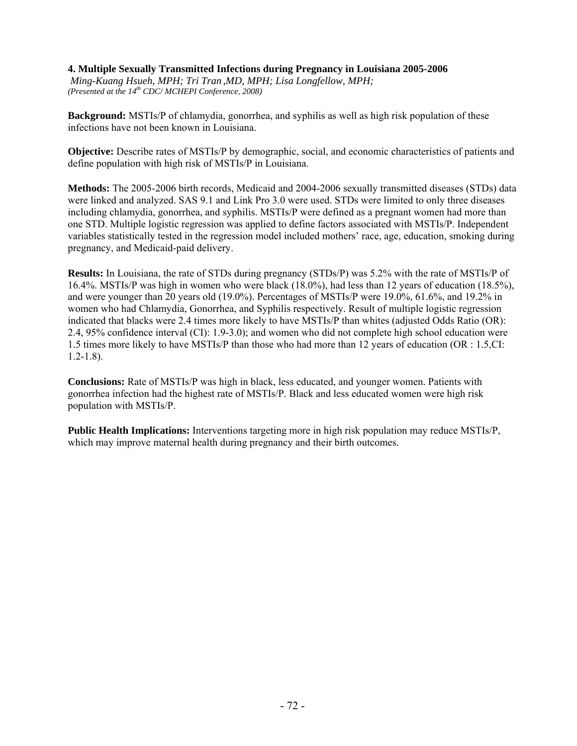### 4. Multiple Sexually Transmitted Infections during Pregnancy in Louisiana 2005-2006

*Ming-Kuang Hsueh, MPH; Tri Tran ,MD, MPH; Lisa Longfellow, MPH;*
*(Presented at the 14th CDC/ MCHEPI Conference, 2008)*

**Background:** MSTIs/P of chlamydia, gonorrhea, and syphilis as well as high risk population of these infections have not been known in Louisiana.

**Objective:** Describe rates of MSTIs/P by demographic, social, and economic characteristics of patients and define population with high risk of MSTIs/P in Louisiana.

**Methods:** The 2005-2006 birth records, Medicaid and 2004-2006 sexually transmitted diseases (STDs) data were linked and analyzed. SAS 9.1 and Link Pro 3.0 were used. STDs were limited to only three diseases including chlamydia, gonorrhea, and syphilis. MSTIs/P were defined as a pregnant women had more than one STD. Multiple logistic regression was applied to define factors associated with MSTIs/P. Independent variables statistically tested in the regression model included mothers' race, age, education, smoking during pregnancy, and Medicaid-paid delivery.

**Results:** In Louisiana, the rate of STDs during pregnancy (STDs/P) was 5.2% with the rate of MSTIs/P of 16.4%. MSTIs/P was high in women who were black (18.0%), had less than 12 years of education (18.5%), and were younger than 20 years old (19.0%). Percentages of MSTIs/P were 19.0%, 61.6%, and 19.2% in women who had Chlamydia, Gonorrhea, and Syphilis respectively. Result of multiple logistic regression indicated that blacks were 2.4 times more likely to have MSTIs/P than whites (adjusted Odds Ratio (OR): 2.4, 95% confidence interval (CI): 1.9-3.0); and women who did not complete high school education were 1.5 times more likely to have MSTIs/P than those who had more than 12 years of education (OR : 1.5,CI: 1.2-1.8).

**Conclusions:** Rate of MSTIs/P was high in black, less educated, and younger women. Patients with gonorrhea infection had the highest rate of MSTIs/P. Black and less educated women were high risk population with MSTIs/P.

**Public Health Implications:** Interventions targeting more in high risk population may reduce MSTIs/P, which may improve maternal health during pregnancy and their birth outcomes.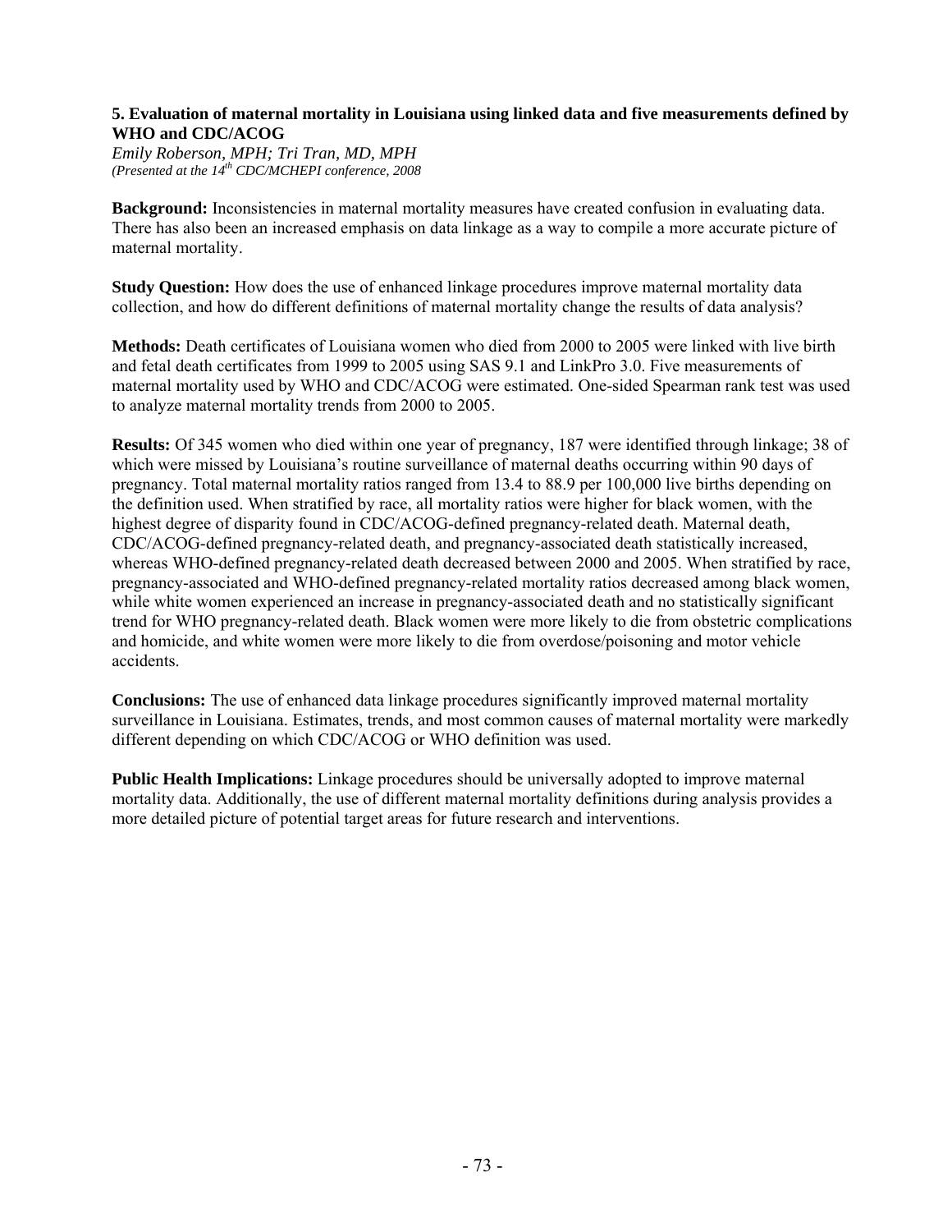### 5. Evaluation of maternal mortality in Louisiana using linked data and five measurements defined by WHO and CDC/ACOG

*Emily Roberson, MPH; Tri Tran, MD, MPH*
*(Presented at the 14th CDC/MCHEPI conference, 2008*

**Background:** Inconsistencies in maternal mortality measures have created confusion in evaluating data. There has also been an increased emphasis on data linkage as a way to compile a more accurate picture of maternal mortality.

**Study Question:** How does the use of enhanced linkage procedures improve maternal mortality data collection, and how do different definitions of maternal mortality change the results of data analysis?

**Methods:** Death certificates of Louisiana women who died from 2000 to 2005 were linked with live birth and fetal death certificates from 1999 to 2005 using SAS 9.1 and LinkPro 3.0. Five measurements of maternal mortality used by WHO and CDC/ACOG were estimated. One-sided Spearman rank test was used to analyze maternal mortality trends from 2000 to 2005.

**Results:** Of 345 women who died within one year of pregnancy, 187 were identified through linkage; 38 of which were missed by Louisiana's routine surveillance of maternal deaths occurring within 90 days of pregnancy. Total maternal mortality ratios ranged from 13.4 to 88.9 per 100,000 live births depending on the definition used. When stratified by race, all mortality ratios were higher for black women, with the highest degree of disparity found in CDC/ACOG-defined pregnancy-related death. Maternal death, CDC/ACOG-defined pregnancy-related death, and pregnancy-associated death statistically increased, whereas WHO-defined pregnancy-related death decreased between 2000 and 2005. When stratified by race, pregnancy-associated and WHO-defined pregnancy-related mortality ratios decreased among black women, while white women experienced an increase in pregnancy-associated death and no statistically significant trend for WHO pregnancy-related death. Black women were more likely to die from obstetric complications and homicide, and white women were more likely to die from overdose/poisoning and motor vehicle accidents.

**Conclusions:** The use of enhanced data linkage procedures significantly improved maternal mortality surveillance in Louisiana. Estimates, trends, and most common causes of maternal mortality were markedly different depending on which CDC/ACOG or WHO definition was used.

**Public Health Implications:** Linkage procedures should be universally adopted to improve maternal mortality data. Additionally, the use of different maternal mortality definitions during analysis provides a more detailed picture of potential target areas for future research and interventions.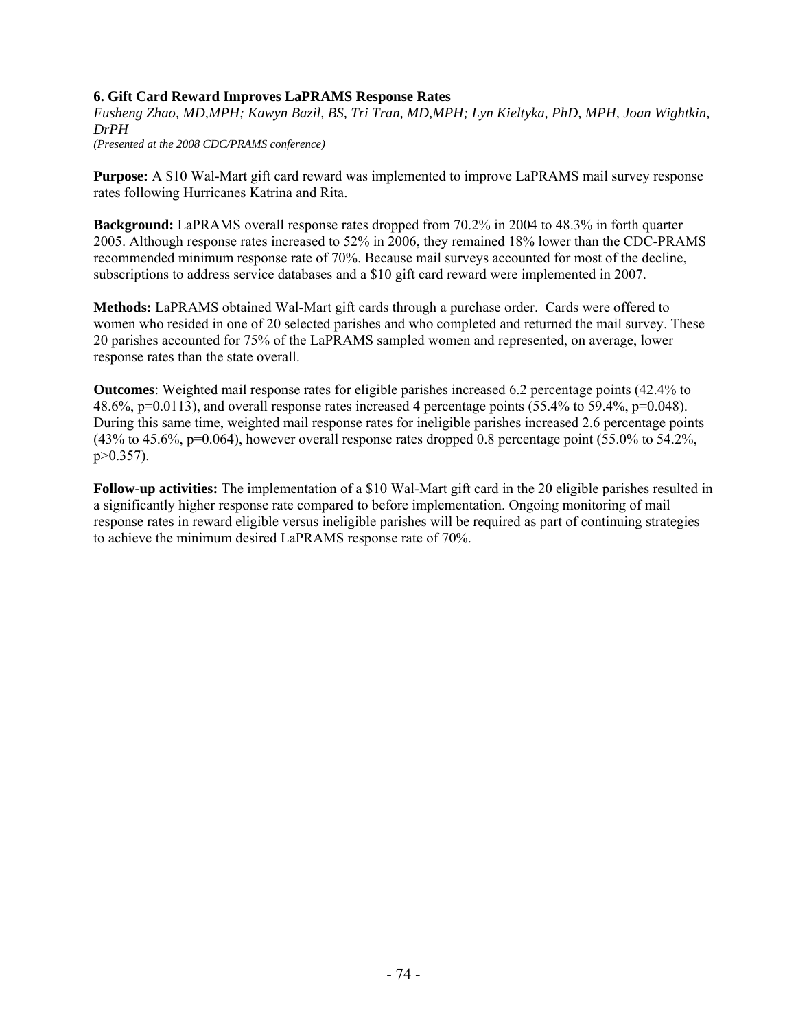### 6. Gift Card Reward Improves LaPRAMS Response Rates

*Fusheng Zhao, MD,MPH; Kawyn Bazil, BS, Tri Tran, MD,MPH; Lyn Kieltyka, PhD, MPH, Joan Wightkin, DrPH*

*(Presented at the 2008 CDC/PRAMS conference)*

**Purpose:** A $10 Wal-Mart gift card reward was implemented to improve LaPRAMS mail survey response rates following Hurricanes Katrina and Rita.

**Background:** LaPRAMS overall response rates dropped from 70.2% in 2004 to 48.3% in forth quarter 2005. Although response rates increased to 52% in 2006, they remained 18% lower than the CDC-PRAMS recommended minimum response rate of 70%. Because mail surveys accounted for most of the decline, subscriptions to address service databases and a $10 gift card reward were implemented in 2007.

**Methods:** LaPRAMS obtained Wal-Mart gift cards through a purchase order. Cards were offered to women who resided in one of 20 selected parishes and who completed and returned the mail survey. These 20 parishes accounted for 75% of the LaPRAMS sampled women and represented, on average, lower response rates than the state overall.

**Outcomes**: Weighted mail response rates for eligible parishes increased 6.2 percentage points (42.4% to 48.6%, $p=0.0113$), and overall response rates increased 4 percentage points (55.4% to 59.4%, $p=0.048$). During this same time, weighted mail response rates for ineligible parishes increased 2.6 percentage points (43% to 45.6%, $p=0.064$), however overall response rates dropped 0.8 percentage point (55.0% to 54.2%, $p>0.357$).

**Follow-up activities:** The implementation of a $10 Wal-Mart gift card in the 20 eligible parishes resulted in a significantly higher response rate compared to before implementation. Ongoing monitoring of mail response rates in reward eligible versus ineligible parishes will be required as part of continuing strategies to achieve the minimum desired LaPRAMS response rate of 70%.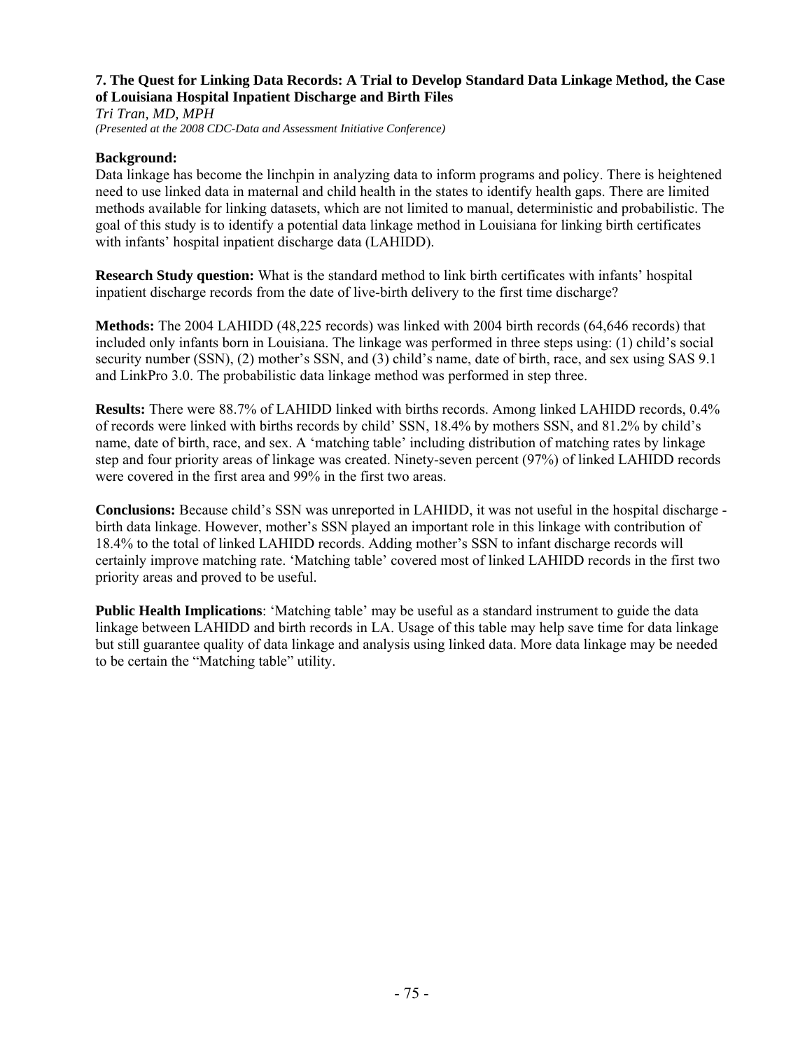### 7. The Quest for Linking Data Records: A Trial to Develop Standard Data Linkage Method, the Case of Louisiana Hospital Inpatient Discharge and Birth Files

*Tri Tran, MD, MPH*
*(Presented at the 2008 CDC-Data and Assessment Initiative Conference)*

**Background:**
Data linkage has become the linchpin in analyzing data to inform programs and policy. There is heightened need to use linked data in maternal and child health in the states to identify health gaps. There are limited methods available for linking datasets, which are not limited to manual, deterministic and probabilistic. The goal of this study is to identify a potential data linkage method in Louisiana for linking birth certificates with infants' hospital inpatient discharge data (LAHIDD).

**Research Study question:** What is the standard method to link birth certificates with infants' hospital inpatient discharge records from the date of live-birth delivery to the first time discharge?

**Methods:** The 2004 LAHIDD (48,225 records) was linked with 2004 birth records (64,646 records) that included only infants born in Louisiana. The linkage was performed in three steps using: (1) child's social security number (SSN), (2) mother's SSN, and (3) child's name, date of birth, race, and sex using SAS 9.1 and LinkPro 3.0. The probabilistic data linkage method was performed in step three.

**Results:** There were 88.7% of LAHIDD linked with births records. Among linked LAHIDD records, 0.4% of records were linked with births records by child' SSN, 18.4% by mothers SSN, and 81.2% by child's name, date of birth, race, and sex. A 'matching table' including distribution of matching rates by linkage step and four priority areas of linkage was created. Ninety-seven percent (97%) of linked LAHIDD records were covered in the first area and 99% in the first two areas.

**Conclusions:** Because child's SSN was unreported in LAHIDD, it was not useful in the hospital discharge - birth data linkage. However, mother's SSN played an important role in this linkage with contribution of 18.4% to the total of linked LAHIDD records. Adding mother's SSN to infant discharge records will certainly improve matching rate. 'Matching table' covered most of linked LAHIDD records in the first two priority areas and proved to be useful.

**Public Health Implications**: 'Matching table' may be useful as a standard instrument to guide the data linkage between LAHIDD and birth records in LA. Usage of this table may help save time for data linkage but still guarantee quality of data linkage and analysis using linked data. More data linkage may be needed to be certain the "Matching table" utility.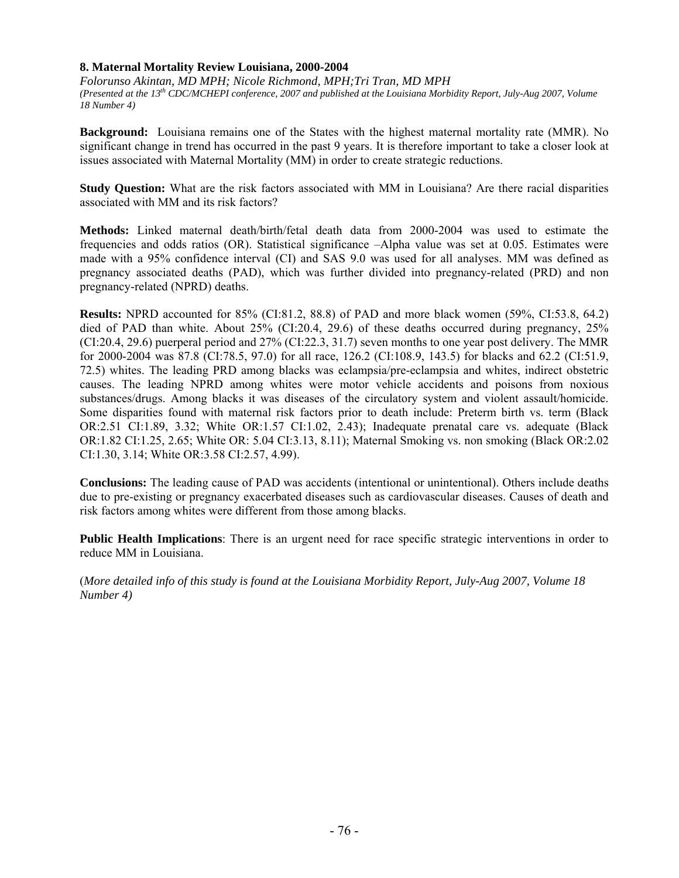### 8. Maternal Mortality Review Louisiana, 2000-2004

*Folorunso Akintan, MD MPH; Nicole Richmond, MPH;Tri Tran, MD MPH*

*(Presented at the 13th CDC/MCHEPI conference, 2007 and published at the Louisiana Morbidity Report, July-Aug 2007, Volume 18 Number 4)*

**Background:** Louisiana remains one of the States with the highest maternal mortality rate (MMR). No significant change in trend has occurred in the past 9 years. It is therefore important to take a closer look at issues associated with Maternal Mortality (MM) in order to create strategic reductions.

**Study Question:** What are the risk factors associated with MM in Louisiana? Are there racial disparities associated with MM and its risk factors?

**Methods:** Linked maternal death/birth/fetal death data from 2000-2004 was used to estimate the frequencies and odds ratios (OR). Statistical significance –Alpha value was set at 0.05. Estimates were made with a 95% confidence interval (CI) and SAS 9.0 was used for all analyses. MM was defined as pregnancy associated deaths (PAD), which was further divided into pregnancy-related (PRD) and non pregnancy-related (NPRD) deaths.

**Results:** NPRD accounted for 85% (CI:81.2, 88.8) of PAD and more black women (59%, CI:53.8, 64.2) died of PAD than white. About 25% (CI:20.4, 29.6) of these deaths occurred during pregnancy, 25% (CI:20.4, 29.6) puerperal period and 27% (CI:22.3, 31.7) seven months to one year post delivery. The MMR for 2000-2004 was 87.8 (CI:78.5, 97.0) for all race, 126.2 (CI:108.9, 143.5) for blacks and 62.2 (CI:51.9, 72.5) whites. The leading PRD among blacks was eclampsia/pre-eclampsia and whites, indirect obstetric causes. The leading NPRD among whites were motor vehicle accidents and poisons from noxious substances/drugs. Among blacks it was diseases of the circulatory system and violent assault/homicide. Some disparities found with maternal risk factors prior to death include: Preterm birth vs. term (Black OR:2.51 CI:1.89, 3.32; White OR:1.57 CI:1.02, 2.43); Inadequate prenatal care vs. adequate (Black OR:1.82 CI:1.25, 2.65; White OR: 5.04 CI:3.13, 8.11); Maternal Smoking vs. non smoking (Black OR:2.02 CI:1.30, 3.14; White OR:3.58 CI:2.57, 4.99).

**Conclusions:** The leading cause of PAD was accidents (intentional or unintentional). Others include deaths due to pre-existing or pregnancy exacerbated diseases such as cardiovascular diseases. Causes of death and risk factors among whites were different from those among blacks.

**Public Health Implications**: There is an urgent need for race specific strategic interventions in order to reduce MM in Louisiana.

(*More detailed info of this study is found at the Louisiana Morbidity Report, July-Aug 2007, Volume 18 Number 4)*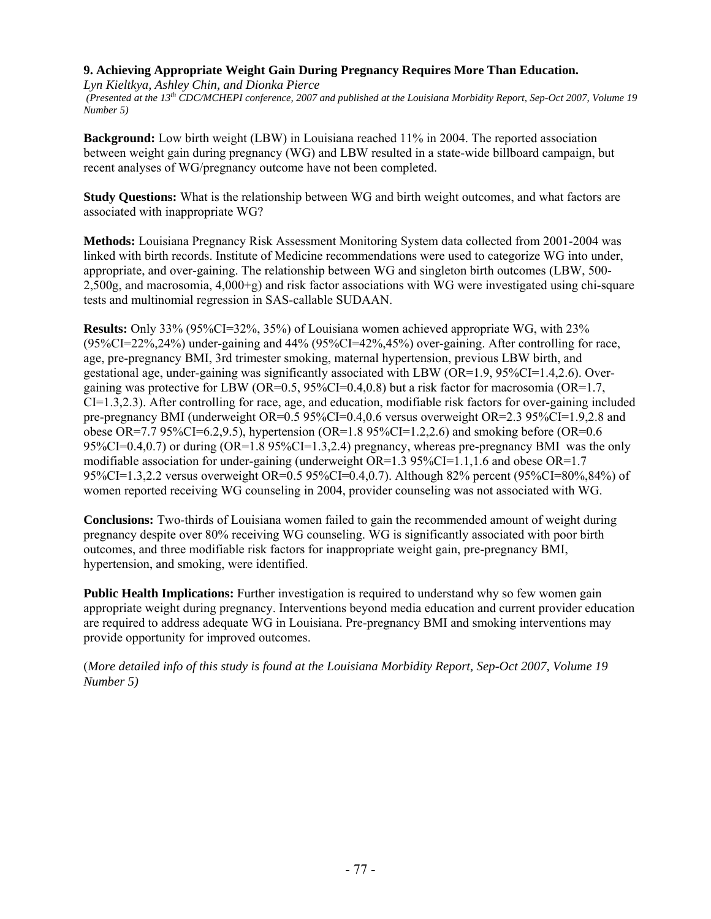### 9. Achieving Appropriate Weight Gain During Pregnancy Requires More Than Education.

*Lyn Kieltkya, Ashley Chin, and Dionka Pierce*

*(Presented at the 13th CDC/MCHEPI conference, 2007 and published at the Louisiana Morbidity Report, Sep-Oct 2007, Volume 19 Number 5)*

**Background:** Low birth weight (LBW) in Louisiana reached 11% in 2004. The reported association between weight gain during pregnancy (WG) and LBW resulted in a state-wide billboard campaign, but recent analyses of WG/pregnancy outcome have not been completed.

**Study Questions:** What is the relationship between WG and birth weight outcomes, and what factors are associated with inappropriate WG?

**Methods:** Louisiana Pregnancy Risk Assessment Monitoring System data collected from 2001-2004 was linked with birth records. Institute of Medicine recommendations were used to categorize WG into under, appropriate, and over-gaining. The relationship between WG and singleton birth outcomes (LBW, 500-2,500g, and macrosomia, 4,000+g) and risk factor associations with WG were investigated using chi-square tests and multinomial regression in SAS-callable SUDAAN.

**Results:** Only 33% (95%CI=32%, 35%) of Louisiana women achieved appropriate WG, with 23% (95%CI=22%,24%) under-gaining and 44% (95%CI=42%,45%) over-gaining. After controlling for race, age, pre-pregnancy BMI, 3rd trimester smoking, maternal hypertension, previous LBW birth, and gestational age, under-gaining was significantly associated with LBW (OR=1.9, 95%CI=1.4,2.6). Over-gaining was protective for LBW (OR=0.5, 95%CI=0.4,0.8) but a risk factor for macrosomia (OR=1.7, CI=1.3,2.3). After controlling for race, age, and education, modifiable risk factors for over-gaining included pre-pregnancy BMI (underweight OR=0.5 95%CI=0.4,0.6 versus overweight OR=2.3 95%CI=1.9,2.8 and obese OR=7.7 95%CI=6.2,9.5), hypertension (OR=1.8 95%CI=1.2,2.6) and smoking before (OR=0.6 95%CI=0.4,0.7) or during (OR=1.8 95%CI=1.3,2.4) pregnancy, whereas pre-pregnancy BMI was the only modifiable association for under-gaining (underweight OR=1.3 95%CI=1.1,1.6 and obese OR=1.7 95%CI=1.3,2.2 versus overweight OR=0.5 95%CI=0.4,0.7). Although 82% percent (95%CI=80%,84%) of women reported receiving WG counseling in 2004, provider counseling was not associated with WG.

**Conclusions:** Two-thirds of Louisiana women failed to gain the recommended amount of weight during pregnancy despite over 80% receiving WG counseling. WG is significantly associated with poor birth outcomes, and three modifiable risk factors for inappropriate weight gain, pre-pregnancy BMI, hypertension, and smoking, were identified.

**Public Health Implications:** Further investigation is required to understand why so few women gain appropriate weight during pregnancy. Interventions beyond media education and current provider education are required to address adequate WG in Louisiana. Pre-pregnancy BMI and smoking interventions may provide opportunity for improved outcomes.

(*More detailed info of this study is found at the Louisiana Morbidity Report, Sep-Oct 2007, Volume 19 Number 5)*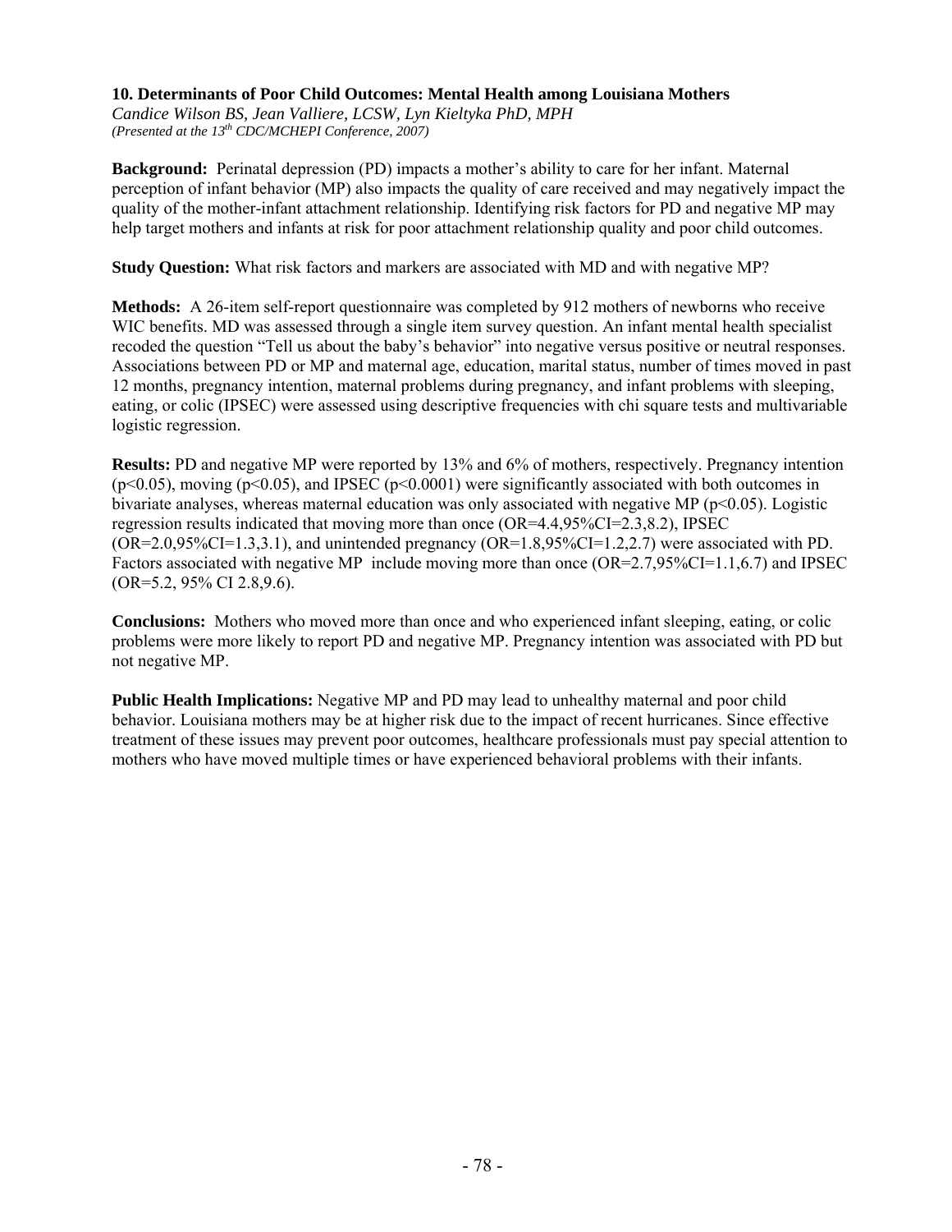### 10. Determinants of Poor Child Outcomes: Mental Health among Louisiana Mothers

*Candice Wilson BS, Jean Valliere, LCSW, Lyn Kieltyka PhD, MPH*
*(Presented at the 13th CDC/MCHEPI Conference, 2007)*

**Background:** Perinatal depression (PD) impacts a mother's ability to care for her infant. Maternal perception of infant behavior (MP) also impacts the quality of care received and may negatively impact the quality of the mother-infant attachment relationship. Identifying risk factors for PD and negative MP may help target mothers and infants at risk for poor attachment relationship quality and poor child outcomes.

**Study Question:** What risk factors and markers are associated with MD and with negative MP?

**Methods:** A 26-item self-report questionnaire was completed by 912 mothers of newborns who receive WIC benefits. MD was assessed through a single item survey question. An infant mental health specialist recoded the question "Tell us about the baby's behavior" into negative versus positive or neutral responses. Associations between PD or MP and maternal age, education, marital status, number of times moved in past 12 months, pregnancy intention, maternal problems during pregnancy, and infant problems with sleeping, eating, or colic (IPSEC) were assessed using descriptive frequencies with chi square tests and multivariable logistic regression.

**Results:** PD and negative MP were reported by 13% and 6% of mothers, respectively. Pregnancy intention ($p<0.05$), moving ($p<0.05$), and IPSEC ($p<0.0001$) were significantly associated with both outcomes in bivariate analyses, whereas maternal education was only associated with negative MP ($p<0.05$). Logistic regression results indicated that moving more than once (OR=4.4,95%CI=2.3,8.2), IPSEC (OR=2.0,95%CI=1.3,3.1), and unintended pregnancy (OR=1.8,95%CI=1.2,2.7) were associated with PD. Factors associated with negative MP include moving more than once (OR=2.7,95%CI=1.1,6.7) and IPSEC (OR=5.2, 95% CI 2.8,9.6).

**Conclusions:** Mothers who moved more than once and who experienced infant sleeping, eating, or colic problems were more likely to report PD and negative MP. Pregnancy intention was associated with PD but not negative MP.

**Public Health Implications:** Negative MP and PD may lead to unhealthy maternal and poor child behavior. Louisiana mothers may be at higher risk due to the impact of recent hurricanes. Since effective treatment of these issues may prevent poor outcomes, healthcare professionals must pay special attention to mothers who have moved multiple times or have experienced behavioral problems with their infants.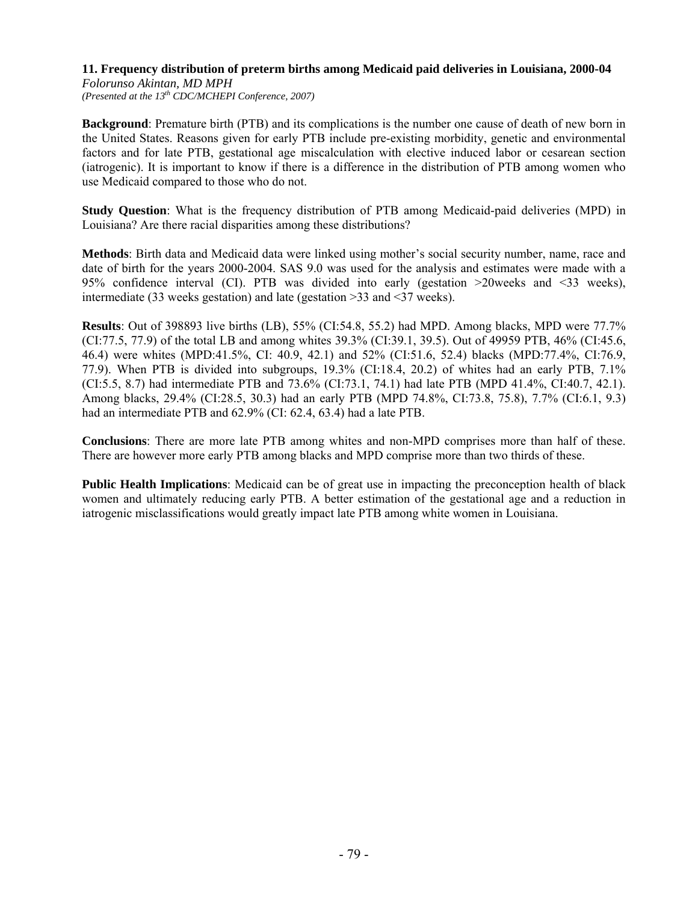**11. Frequency distribution of preterm births among Medicaid paid deliveries in Louisiana, 2000-04**

*Folorunso Akintan, MD MPH*

*(Presented at the 13th CDC/MCHEPI Conference, 2007)*

**Background**: Premature birth (PTB) and its complications is the number one cause of death of new born in the United States. Reasons given for early PTB include pre-existing morbidity, genetic and environmental factors and for late PTB, gestational age miscalculation with elective induced labor or cesarean section (iatrogenic). It is important to know if there is a difference in the distribution of PTB among women who use Medicaid compared to those who do not.

**Study Question**: What is the frequency distribution of PTB among Medicaid-paid deliveries (MPD) in Louisiana? Are there racial disparities among these distributions?

**Methods**: Birth data and Medicaid data were linked using mother's social security number, name, race and date of birth for the years 2000-2004. SAS 9.0 was used for the analysis and estimates were made with a 95% confidence interval (CI). PTB was divided into early (gestation >20weeks and <33 weeks), intermediate (33 weeks gestation) and late (gestation >33 and <37 weeks).

**Results**: Out of 398893 live births (LB), 55% (CI:54.8, 55.2) had MPD. Among blacks, MPD were 77.7% (CI:77.5, 77.9) of the total LB and among whites 39.3% (CI:39.1, 39.5). Out of 49959 PTB, 46% (CI:45.6, 46.4) were whites (MPD:41.5%, CI: 40.9, 42.1) and 52% (CI:51.6, 52.4) blacks (MPD:77.4%, CI:76.9, 77.9). When PTB is divided into subgroups, 19.3% (CI:18.4, 20.2) of whites had an early PTB, 7.1% (CI:5.5, 8.7) had intermediate PTB and 73.6% (CI:73.1, 74.1) had late PTB (MPD 41.4%, CI:40.7, 42.1). Among blacks, 29.4% (CI:28.5, 30.3) had an early PTB (MPD 74.8%, CI:73.8, 75.8), 7.7% (CI:6.1, 9.3) had an intermediate PTB and 62.9% (CI: 62.4, 63.4) had a late PTB.

**Conclusions**: There are more late PTB among whites and non-MPD comprises more than half of these. There are however more early PTB among blacks and MPD comprise more than two thirds of these.

**Public Health Implications**: Medicaid can be of great use in impacting the preconception health of black women and ultimately reducing early PTB. A better estimation of the gestational age and a reduction in iatrogenic misclassifications would greatly impact late PTB among white women in Louisiana.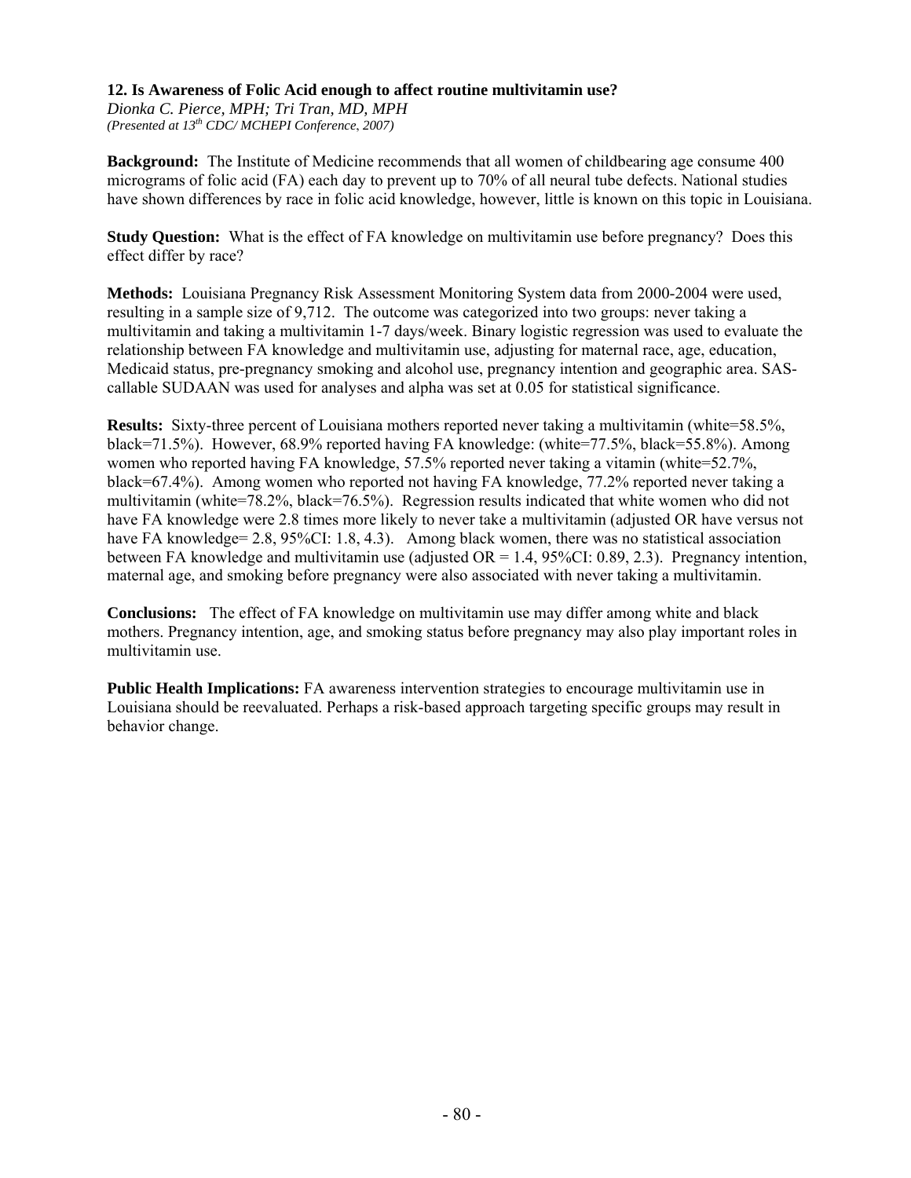### 12. Is Awareness of Folic Acid enough to affect routine multivitamin use?

*Dionka C. Pierce, MPH; Tri Tran, MD, MPH*
*(Presented at 13th CDC/ MCHEPI Conference, 2007)*

**Background:** The Institute of Medicine recommends that all women of childbearing age consume 400 micrograms of folic acid (FA) each day to prevent up to 70% of all neural tube defects. National studies have shown differences by race in folic acid knowledge, however, little is known on this topic in Louisiana.

**Study Question:** What is the effect of FA knowledge on multivitamin use before pregnancy? Does this effect differ by race?

**Methods:** Louisiana Pregnancy Risk Assessment Monitoring System data from 2000-2004 were used, resulting in a sample size of 9,712. The outcome was categorized into two groups: never taking a multivitamin and taking a multivitamin 1-7 days/week. Binary logistic regression was used to evaluate the relationship between FA knowledge and multivitamin use, adjusting for maternal race, age, education, Medicaid status, pre-pregnancy smoking and alcohol use, pregnancy intention and geographic area. SAS-callable SUDAAN was used for analyses and alpha was set at 0.05 for statistical significance.

**Results:** Sixty-three percent of Louisiana mothers reported never taking a multivitamin (white=58.5%, black=71.5%). However, 68.9% reported having FA knowledge: (white=77.5%, black=55.8%). Among women who reported having FA knowledge, 57.5% reported never taking a vitamin (white=52.7%, black=67.4%). Among women who reported not having FA knowledge, 77.2% reported never taking a multivitamin (white=78.2%, black=76.5%). Regression results indicated that white women who did not have FA knowledge were 2.8 times more likely to never take a multivitamin (adjusted OR have versus not have FA knowledge= 2.8, 95%CI: 1.8, 4.3). Among black women, there was no statistical association between FA knowledge and multivitamin use (adjusted OR = 1.4, 95%CI: 0.89, 2.3). Pregnancy intention, maternal age, and smoking before pregnancy were also associated with never taking a multivitamin.

**Conclusions:** The effect of FA knowledge on multivitamin use may differ among white and black mothers. Pregnancy intention, age, and smoking status before pregnancy may also play important roles in multivitamin use.

**Public Health Implications:** FA awareness intervention strategies to encourage multivitamin use in Louisiana should be reevaluated. Perhaps a risk-based approach targeting specific groups may result in behavior change.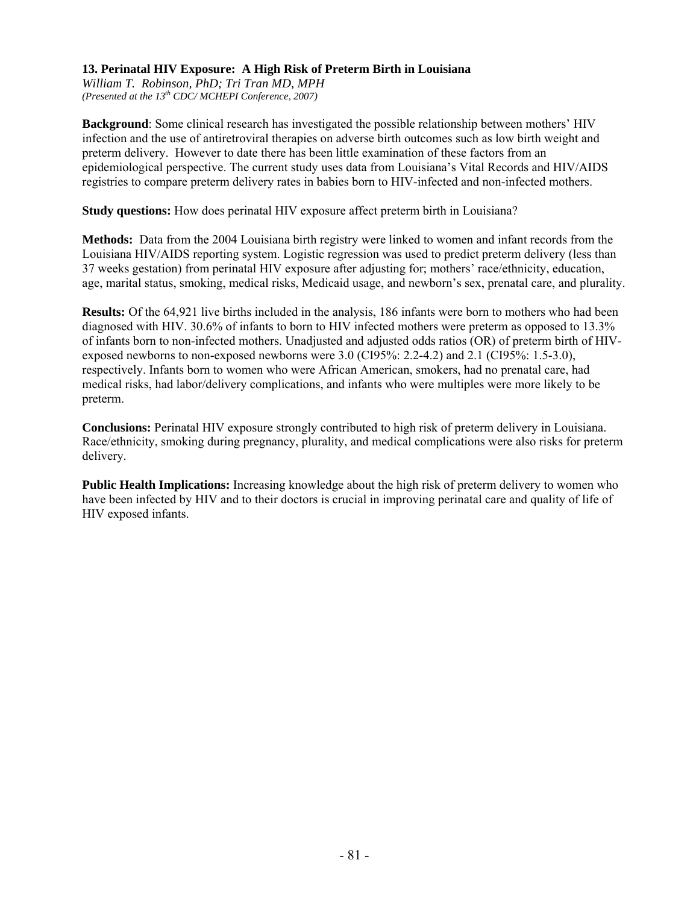### 13. Perinatal HIV Exposure: A High Risk of Preterm Birth in Louisiana

*William T. Robinson, PhD; Tri Tran MD, MPH*
*(Presented at the 13th CDC/ MCHEPI Conference, 2007)*

**Background**: Some clinical research has investigated the possible relationship between mothers' HIV infection and the use of antiretroviral therapies on adverse birth outcomes such as low birth weight and preterm delivery. However to date there has been little examination of these factors from an epidemiological perspective. The current study uses data from Louisiana's Vital Records and HIV/AIDS registries to compare preterm delivery rates in babies born to HIV-infected and non-infected mothers.

**Study questions:** How does perinatal HIV exposure affect preterm birth in Louisiana?

**Methods:** Data from the 2004 Louisiana birth registry were linked to women and infant records from the Louisiana HIV/AIDS reporting system. Logistic regression was used to predict preterm delivery (less than 37 weeks gestation) from perinatal HIV exposure after adjusting for; mothers' race/ethnicity, education, age, marital status, smoking, medical risks, Medicaid usage, and newborn's sex, prenatal care, and plurality.

**Results:** Of the 64,921 live births included in the analysis, 186 infants were born to mothers who had been diagnosed with HIV. 30.6% of infants to born to HIV infected mothers were preterm as opposed to 13.3% of infants born to non-infected mothers. Unadjusted and adjusted odds ratios (OR) of preterm birth of HIV-exposed newborns to non-exposed newborns were 3.0 (CI95%: 2.2-4.2) and 2.1 (CI95%: 1.5-3.0), respectively. Infants born to women who were African American, smokers, had no prenatal care, had medical risks, had labor/delivery complications, and infants who were multiples were more likely to be preterm.

**Conclusions:** Perinatal HIV exposure strongly contributed to high risk of preterm delivery in Louisiana. Race/ethnicity, smoking during pregnancy, plurality, and medical complications were also risks for preterm delivery.

**Public Health Implications:** Increasing knowledge about the high risk of preterm delivery to women who have been infected by HIV and to their doctors is crucial in improving perinatal care and quality of life of HIV exposed infants.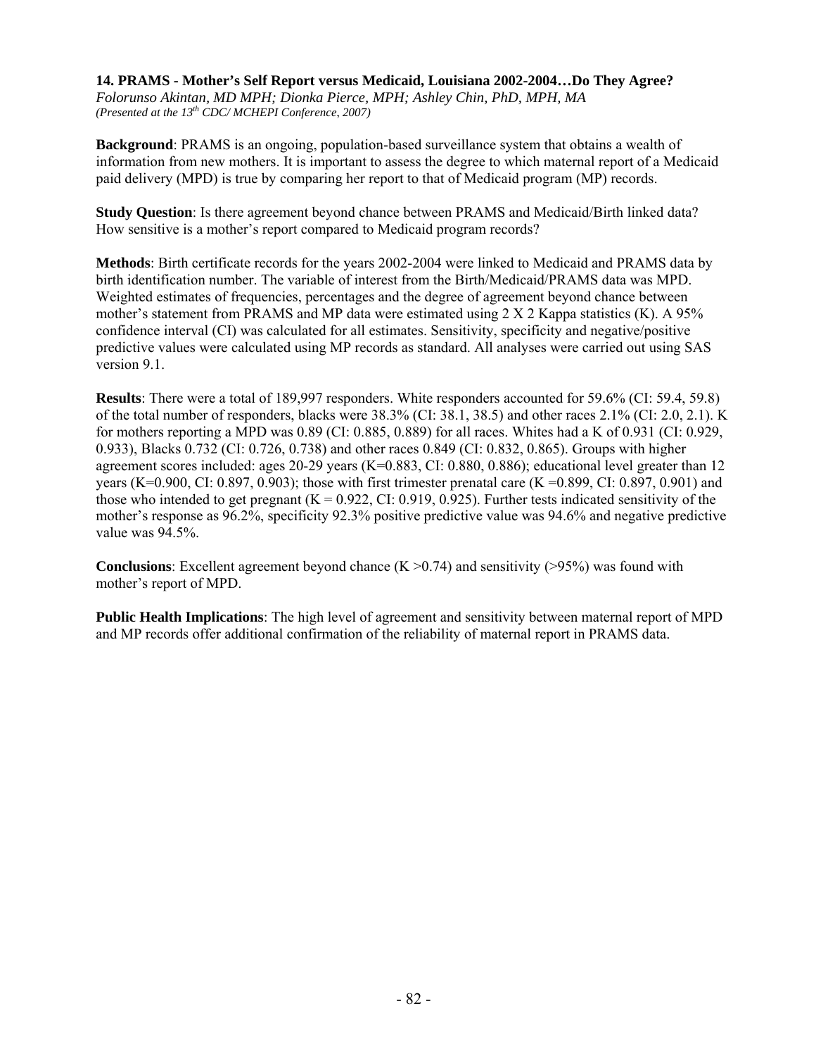**14. PRAMS - Mother's Self Report versus Medicaid, Louisiana 2002-2004…Do They Agree?**

*Folorunso Akintan, MD MPH; Dionka Pierce, MPH; Ashley Chin, PhD, MPH, MA*

*(Presented at the 13th CDC/ MCHEPI Conference, 2007)*

**Background**: PRAMS is an ongoing, population-based surveillance system that obtains a wealth of information from new mothers. It is important to assess the degree to which maternal report of a Medicaid paid delivery (MPD) is true by comparing her report to that of Medicaid program (MP) records.

**Study Question**: Is there agreement beyond chance between PRAMS and Medicaid/Birth linked data? How sensitive is a mother's report compared to Medicaid program records?

**Methods**: Birth certificate records for the years 2002-2004 were linked to Medicaid and PRAMS data by birth identification number. The variable of interest from the Birth/Medicaid/PRAMS data was MPD. Weighted estimates of frequencies, percentages and the degree of agreement beyond chance between mother's statement from PRAMS and MP data were estimated using 2 X 2 Kappa statistics (K). A 95% confidence interval (CI) was calculated for all estimates. Sensitivity, specificity and negative/positive predictive values were calculated using MP records as standard. All analyses were carried out using SAS version 9.1.

**Results**: There were a total of 189,997 responders. White responders accounted for 59.6% (CI: 59.4, 59.8) of the total number of responders, blacks were 38.3% (CI: 38.1, 38.5) and other races 2.1% (CI: 2.0, 2.1). K for mothers reporting a MPD was 0.89 (CI: 0.885, 0.889) for all races. Whites had a K of 0.931 (CI: 0.929, 0.933), Blacks 0.732 (CI: 0.726, 0.738) and other races 0.849 (CI: 0.832, 0.865). Groups with higher agreement scores included: ages 20-29 years (K=0.883, CI: 0.880, 0.886); educational level greater than 12 years (K=0.900, CI: 0.897, 0.903); those with first trimester prenatal care (K =0.899, CI: 0.897, 0.901) and those who intended to get pregnant (K = 0.922, CI: 0.919, 0.925). Further tests indicated sensitivity of the mother's response as 96.2%, specificity 92.3% positive predictive value was 94.6% and negative predictive value was 94.5%.

**Conclusions**: Excellent agreement beyond chance (K >0.74) and sensitivity (>95%) was found with mother's report of MPD.

**Public Health Implications**: The high level of agreement and sensitivity between maternal report of MPD and MP records offer additional confirmation of the reliability of maternal report in PRAMS data.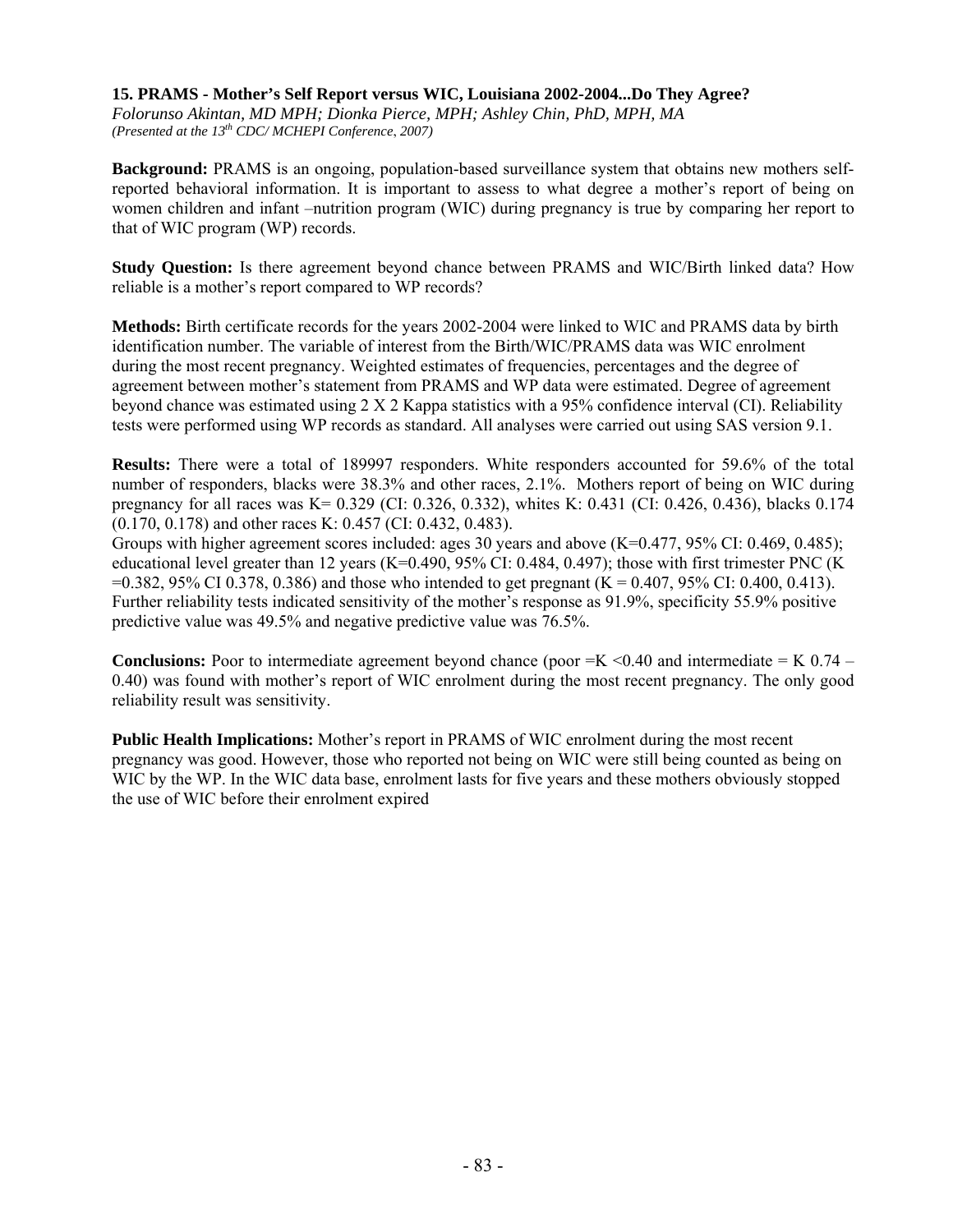### 15. PRAMS - Mother's Self Report versus WIC, Louisiana 2002-2004...Do They Agree?

*Folorunso Akintan, MD MPH; Dionka Pierce, MPH; Ashley Chin, PhD, MPH, MA*
*(Presented at the 13th CDC/ MCHEPI Conference, 2007)*

**Background:** PRAMS is an ongoing, population-based surveillance system that obtains new mothers self-reported behavioral information. It is important to assess to what degree a mother's report of being on women children and infant –nutrition program (WIC) during pregnancy is true by comparing her report to that of WIC program (WP) records.

**Study Question:** Is there agreement beyond chance between PRAMS and WIC/Birth linked data? How reliable is a mother's report compared to WP records?

**Methods:** Birth certificate records for the years 2002-2004 were linked to WIC and PRAMS data by birth identification number. The variable of interest from the Birth/WIC/PRAMS data was WIC enrolment during the most recent pregnancy. Weighted estimates of frequencies, percentages and the degree of agreement between mother's statement from PRAMS and WP data were estimated. Degree of agreement beyond chance was estimated using 2 X 2 Kappa statistics with a 95% confidence interval (CI). Reliability tests were performed using WP records as standard. All analyses were carried out using SAS version 9.1.

**Results:** There were a total of 189997 responders. White responders accounted for 59.6% of the total number of responders, blacks were 38.3% and other races, 2.1%. Mothers report of being on WIC during pregnancy for all races was K= 0.329 (CI: 0.326, 0.332), whites K: 0.431 (CI: 0.426, 0.436), blacks 0.174 (0.170, 0.178) and other races K: 0.457 (CI: 0.432, 0.483).

Groups with higher agreement scores included: ages 30 years and above (K=0.477, 95% CI: 0.469, 0.485); educational level greater than 12 years (K=0.490, 95% CI: 0.484, 0.497); those with first trimester PNC (K =0.382, 95% CI 0.378, 0.386) and those who intended to get pregnant (K = 0.407, 95% CI: 0.400, 0.413). Further reliability tests indicated sensitivity of the mother's response as 91.9%, specificity 55.9% positive predictive value was 49.5% and negative predictive value was 76.5%.

**Conclusions:** Poor to intermediate agreement beyond chance (poor =K <0.40 and intermediate = K 0.74 – 0.40) was found with mother's report of WIC enrolment during the most recent pregnancy. The only good reliability result was sensitivity.

**Public Health Implications:** Mother's report in PRAMS of WIC enrolment during the most recent pregnancy was good. However, those who reported not being on WIC were still being counted as being on WIC by the WP. In the WIC data base, enrolment lasts for five years and these mothers obviously stopped the use of WIC before their enrolment expired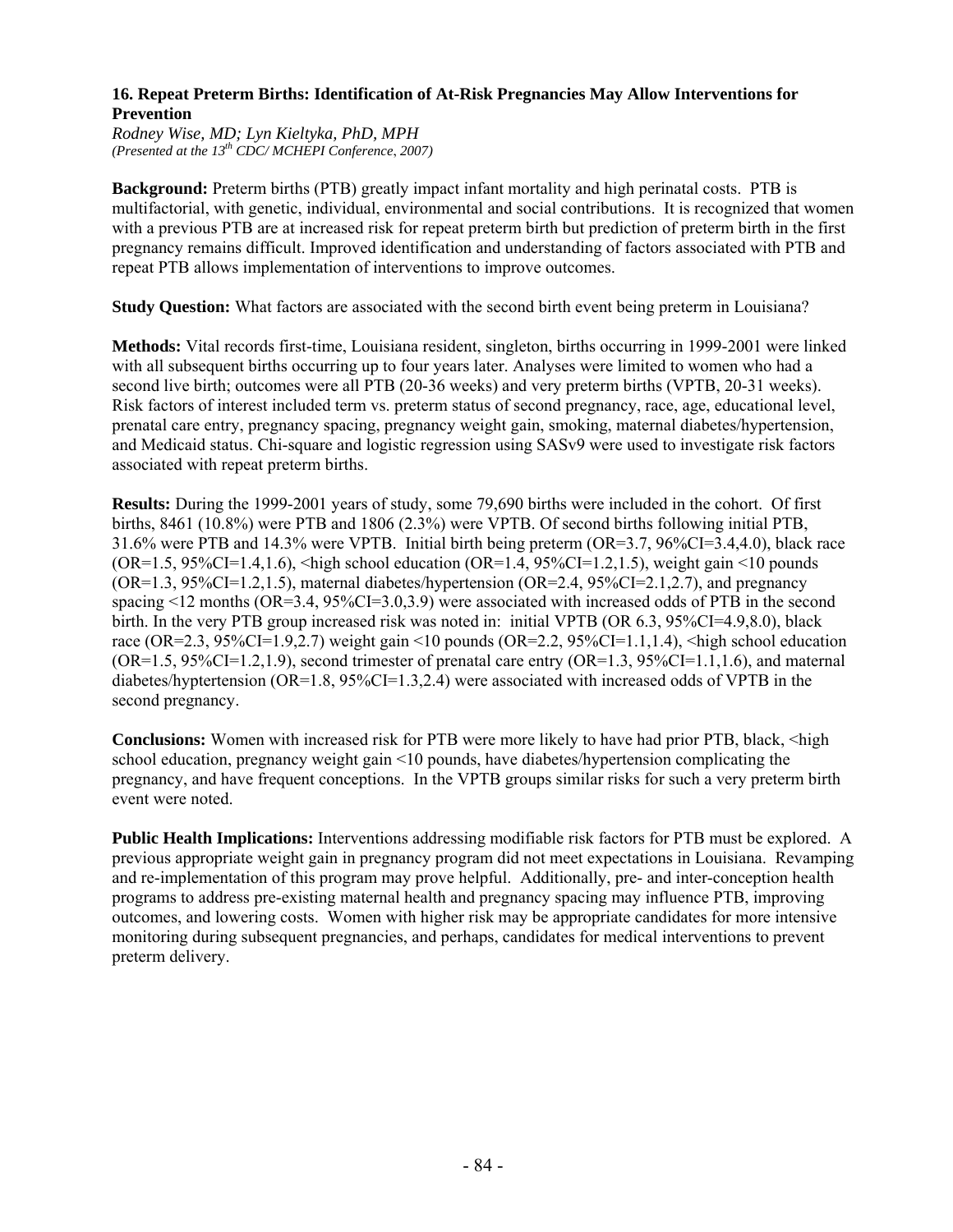### 16. Repeat Preterm Births: Identification of At-Risk Pregnancies May Allow Interventions for Prevention

*Rodney Wise, MD; Lyn Kieltyka, PhD, MPH*
*(Presented at the 13th CDC/ MCHEPI Conference, 2007)*

**Background:** Preterm births (PTB) greatly impact infant mortality and high perinatal costs. PTB is multifactorial, with genetic, individual, environmental and social contributions. It is recognized that women with a previous PTB are at increased risk for repeat preterm birth but prediction of preterm birth in the first pregnancy remains difficult. Improved identification and understanding of factors associated with PTB and repeat PTB allows implementation of interventions to improve outcomes.

**Study Question:** What factors are associated with the second birth event being preterm in Louisiana?

**Methods:** Vital records first-time, Louisiana resident, singleton, births occurring in 1999-2001 were linked with all subsequent births occurring up to four years later. Analyses were limited to women who had a second live birth; outcomes were all PTB (20-36 weeks) and very preterm births (VPTB, 20-31 weeks). Risk factors of interest included term vs. preterm status of second pregnancy, race, age, educational level, prenatal care entry, pregnancy spacing, pregnancy weight gain, smoking, maternal diabetes/hypertension, and Medicaid status. Chi-square and logistic regression using SASv9 were used to investigate risk factors associated with repeat preterm births.

**Results:** During the 1999-2001 years of study, some 79,690 births were included in the cohort. Of first births, 8461 (10.8%) were PTB and 1806 (2.3%) were VPTB. Of second births following initial PTB, 31.6% were PTB and 14.3% were VPTB. Initial birth being preterm (OR=3.7, 96%CI=3.4,4.0), black race (OR=1.5, 95%CI=1.4,1.6), <high school education (OR=1.4, 95%CI=1.2,1.5), weight gain <10 pounds (OR=1.3, 95%CI=1.2,1.5), maternal diabetes/hypertension (OR=2.4, 95%CI=2.1,2.7), and pregnancy spacing <12 months (OR=3.4, 95%CI=3.0,3.9) were associated with increased odds of PTB in the second birth. In the very PTB group increased risk was noted in: initial VPTB (OR 6.3, 95%CI=4.9,8.0), black race (OR=2.3, 95%CI=1.9,2.7) weight gain <10 pounds (OR=2.2, 95%CI=1.1,1.4), <high school education (OR=1.5, 95%CI=1.2,1.9), second trimester of prenatal care entry (OR=1.3, 95%CI=1.1,1.6), and maternal diabetes/hyptertension (OR=1.8, 95%CI=1.3,2.4) were associated with increased odds of VPTB in the second pregnancy.

**Conclusions:** Women with increased risk for PTB were more likely to have had prior PTB, black, <high school education, pregnancy weight gain <10 pounds, have diabetes/hypertension complicating the pregnancy, and have frequent conceptions. In the VPTB groups similar risks for such a very preterm birth event were noted.

**Public Health Implications:** Interventions addressing modifiable risk factors for PTB must be explored. A previous appropriate weight gain in pregnancy program did not meet expectations in Louisiana. Revamping and re-implementation of this program may prove helpful. Additionally, pre- and inter-conception health programs to address pre-existing maternal health and pregnancy spacing may influence PTB, improving outcomes, and lowering costs. Women with higher risk may be appropriate candidates for more intensive monitoring during subsequent pregnancies, and perhaps, candidates for medical interventions to prevent preterm delivery.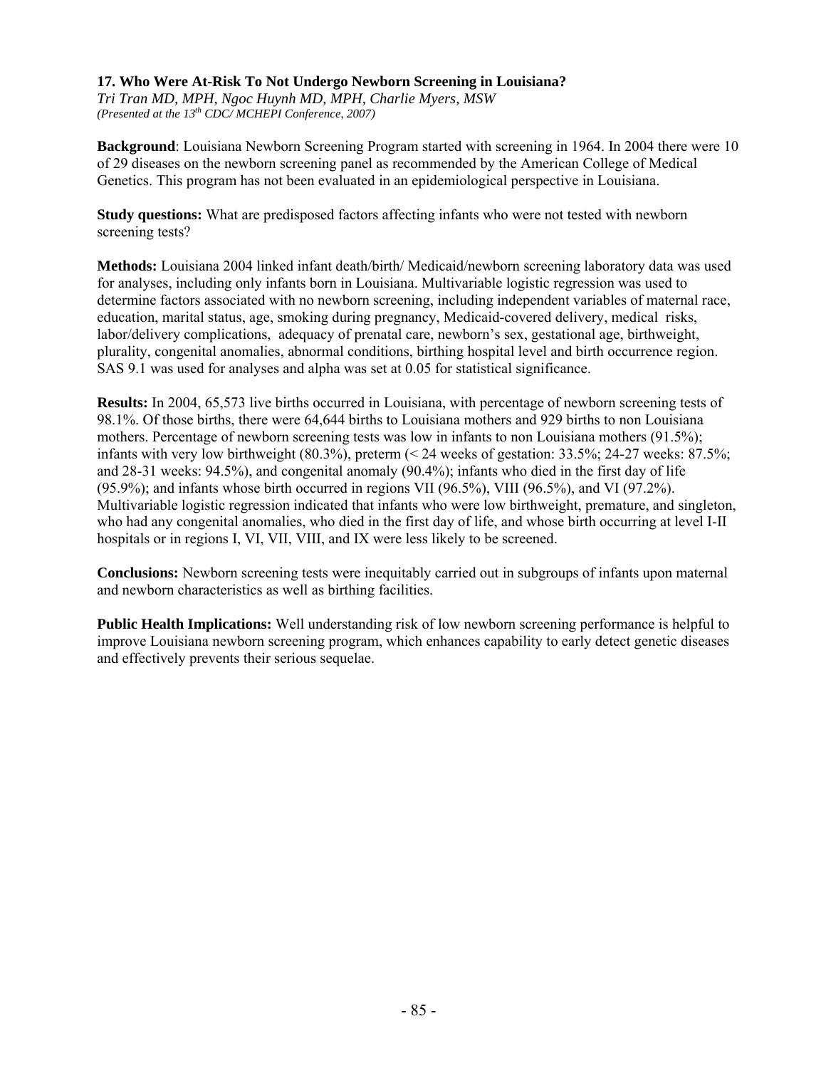### 17. Who Were At-Risk To Not Undergo Newborn Screening in Louisiana?

*Tri Tran MD, MPH, Ngoc Huynh MD, MPH, Charlie Myers, MSW*
*(Presented at the 13th CDC/ MCHEPI Conference, 2007)*

**Background**: Louisiana Newborn Screening Program started with screening in 1964. In 2004 there were 10 of 29 diseases on the newborn screening panel as recommended by the American College of Medical Genetics. This program has not been evaluated in an epidemiological perspective in Louisiana.

**Study questions:** What are predisposed factors affecting infants who were not tested with newborn screening tests?

**Methods:** Louisiana 2004 linked infant death/birth/ Medicaid/newborn screening laboratory data was used for analyses, including only infants born in Louisiana. Multivariable logistic regression was used to determine factors associated with no newborn screening, including independent variables of maternal race, education, marital status, age, smoking during pregnancy, Medicaid-covered delivery, medical risks, labor/delivery complications, adequacy of prenatal care, newborn's sex, gestational age, birthweight, plurality, congenital anomalies, abnormal conditions, birthing hospital level and birth occurrence region. SAS 9.1 was used for analyses and alpha was set at 0.05 for statistical significance.

**Results:** In 2004, 65,573 live births occurred in Louisiana, with percentage of newborn screening tests of 98.1%. Of those births, there were 64,644 births to Louisiana mothers and 929 births to non Louisiana mothers. Percentage of newborn screening tests was low in infants to non Louisiana mothers (91.5%); infants with very low birthweight (80.3%), preterm (< 24 weeks of gestation: 33.5%; 24-27 weeks: 87.5%; and 28-31 weeks: 94.5%), and congenital anomaly (90.4%); infants who died in the first day of life (95.9%); and infants whose birth occurred in regions VII (96.5%), VIII (96.5%), and VI (97.2%). Multivariable logistic regression indicated that infants who were low birthweight, premature, and singleton, who had any congenital anomalies, who died in the first day of life, and whose birth occurring at level I-II hospitals or in regions I, VI, VII, VIII, and IX were less likely to be screened.

**Conclusions:** Newborn screening tests were inequitably carried out in subgroups of infants upon maternal and newborn characteristics as well as birthing facilities.

**Public Health Implications:** Well understanding risk of low newborn screening performance is helpful to improve Louisiana newborn screening program, which enhances capability to early detect genetic diseases and effectively prevents their serious sequelae.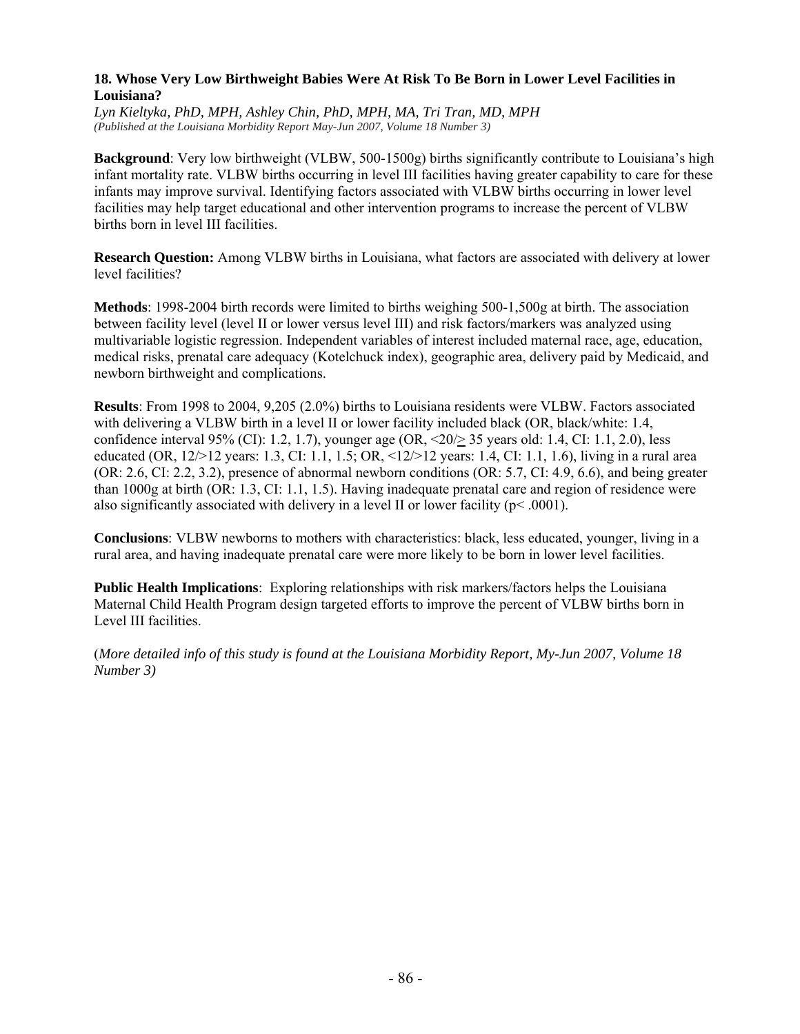### 18. Whose Very Low Birthweight Babies Were At Risk To Be Born in Lower Level Facilities in Louisiana?

*Lyn Kieltyka, PhD, MPH, Ashley Chin, PhD, MPH, MA, Tri Tran, MD, MPH*
*(Published at the Louisiana Morbidity Report May-Jun 2007, Volume 18 Number 3)*

**Background**: Very low birthweight (VLBW, 500-1500g) births significantly contribute to Louisiana's high infant mortality rate. VLBW births occurring in level III facilities having greater capability to care for these infants may improve survival. Identifying factors associated with VLBW births occurring in lower level facilities may help target educational and other intervention programs to increase the percent of VLBW births born in level III facilities.

**Research Question:** Among VLBW births in Louisiana, what factors are associated with delivery at lower level facilities?

**Methods**: 1998-2004 birth records were limited to births weighing 500-1,500g at birth. The association between facility level (level II or lower versus level III) and risk factors/markers was analyzed using multivariable logistic regression. Independent variables of interest included maternal race, age, education, medical risks, prenatal care adequacy (Kotelchuck index), geographic area, delivery paid by Medicaid, and newborn birthweight and complications.

**Results**: From 1998 to 2004, 9,205 (2.0%) births to Louisiana residents were VLBW. Factors associated with delivering a VLBW birth in a level II or lower facility included black (OR, black/white: 1.4, confidence interval 95% (CI): 1.2, 1.7), younger age (OR, <20/≥ 35 years old: 1.4, CI: 1.1, 2.0), less educated (OR, 12/>12 years: 1.3, CI: 1.1, 1.5; OR, <12/>12 years: 1.4, CI: 1.1, 1.6), living in a rural area (OR: 2.6, CI: 2.2, 3.2), presence of abnormal newborn conditions (OR: 5.7, CI: 4.9, 6.6), and being greater than 1000g at birth (OR: 1.3, CI: 1.1, 1.5). Having inadequate prenatal care and region of residence were also significantly associated with delivery in a level II or lower facility ($p < .0001$).

**Conclusions**: VLBW newborns to mothers with characteristics: black, less educated, younger, living in a rural area, and having inadequate prenatal care were more likely to be born in lower level facilities.

**Public Health Implications**: Exploring relationships with risk markers/factors helps the Louisiana Maternal Child Health Program design targeted efforts to improve the percent of VLBW births born in Level III facilities.

(*More detailed info of this study is found at the Louisiana Morbidity Report, My-Jun 2007, Volume 18 Number 3)*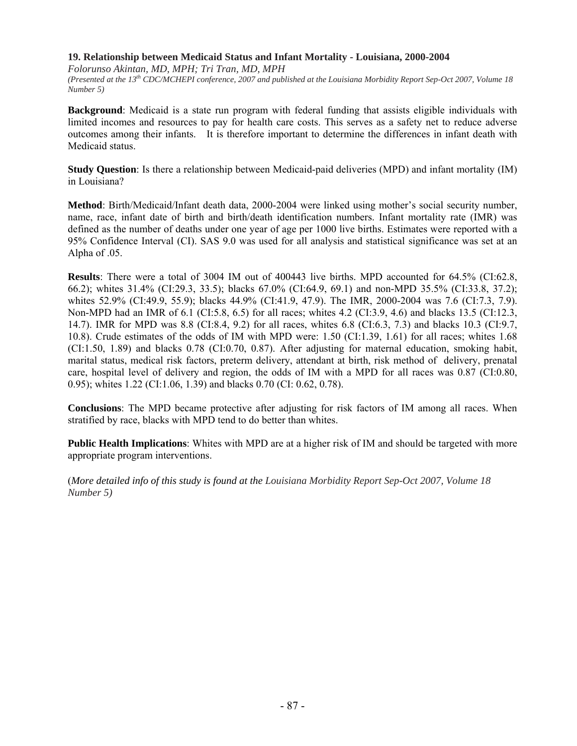### 19. Relationship between Medicaid Status and Infant Mortality - Louisiana, 2000-2004

*Folorunso Akintan, MD, MPH; Tri Tran, MD, MPH*

*(Presented at the 13th CDC/MCHEPI conference, 2007 and published at the Louisiana Morbidity Report Sep-Oct 2007, Volume 18 Number 5)*

**Background**: Medicaid is a state run program with federal funding that assists eligible individuals with limited incomes and resources to pay for health care costs. This serves as a safety net to reduce adverse outcomes among their infants. It is therefore important to determine the differences in infant death with Medicaid status.

**Study Question**: Is there a relationship between Medicaid-paid deliveries (MPD) and infant mortality (IM) in Louisiana?

**Method**: Birth/Medicaid/Infant death data, 2000-2004 were linked using mother's social security number, name, race, infant date of birth and birth/death identification numbers. Infant mortality rate (IMR) was defined as the number of deaths under one year of age per 1000 live births. Estimates were reported with a 95% Confidence Interval (CI). SAS 9.0 was used for all analysis and statistical significance was set at an Alpha of .05.

**Results**: There were a total of 3004 IM out of 400443 live births. MPD accounted for 64.5% (CI:62.8, 66.2); whites 31.4% (CI:29.3, 33.5); blacks 67.0% (CI:64.9, 69.1) and non-MPD 35.5% (CI:33.8, 37.2); whites 52.9% (CI:49.9, 55.9); blacks 44.9% (CI:41.9, 47.9). The IMR, 2000-2004 was 7.6 (CI:7.3, 7.9). Non-MPD had an IMR of 6.1 (CI:5.8, 6.5) for all races; whites 4.2 (CI:3.9, 4.6) and blacks 13.5 (CI:12.3, 14.7). IMR for MPD was 8.8 (CI:8.4, 9.2) for all races, whites 6.8 (CI:6.3, 7.3) and blacks 10.3 (CI:9.7, 10.8). Crude estimates of the odds of IM with MPD were: 1.50 (CI:1.39, 1.61) for all races; whites 1.68 (CI:1.50, 1.89) and blacks 0.78 (CI:0.70, 0.87). After adjusting for maternal education, smoking habit, marital status, medical risk factors, preterm delivery, attendant at birth, risk method of delivery, prenatal care, hospital level of delivery and region, the odds of IM with a MPD for all races was 0.87 (CI:0.80, 0.95); whites 1.22 (CI:1.06, 1.39) and blacks 0.70 (CI: 0.62, 0.78).

**Conclusions**: The MPD became protective after adjusting for risk factors of IM among all races. When stratified by race, blacks with MPD tend to do better than whites.

**Public Health Implications**: Whites with MPD are at a higher risk of IM and should be targeted with more appropriate program interventions.

(*More detailed info of this study is found at the Louisiana Morbidity Report Sep-Oct 2007, Volume 18 Number 5)*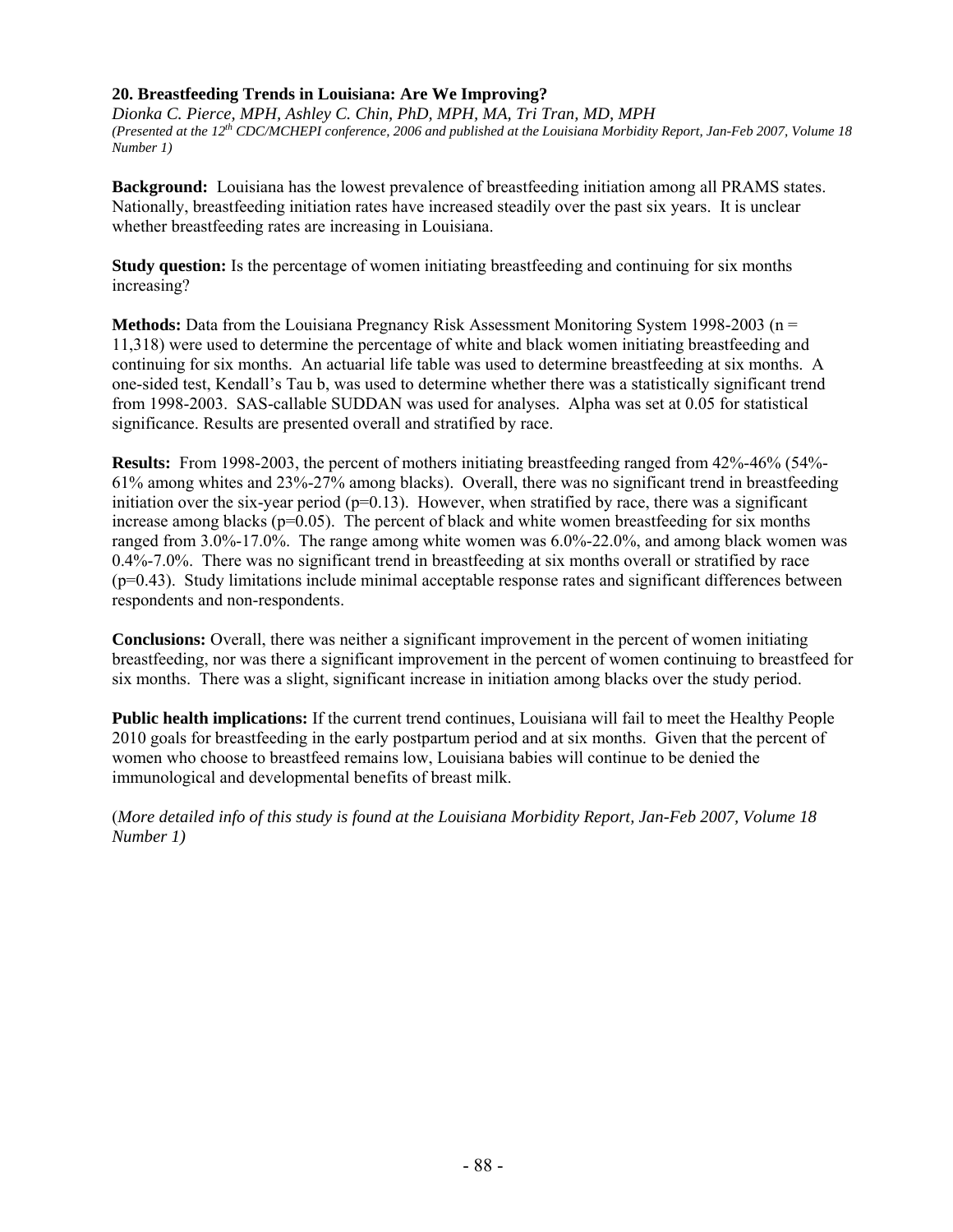### 20. Breastfeeding Trends in Louisiana: Are We Improving?

*Dionka C. Pierce, MPH, Ashley C. Chin, PhD, MPH, MA, Tri Tran, MD, MPH*

*(Presented at the 12th CDC/MCHEPI conference, 2006 and published at the Louisiana Morbidity Report, Jan-Feb 2007, Volume 18 Number 1)*

**Background:** Louisiana has the lowest prevalence of breastfeeding initiation among all PRAMS states. Nationally, breastfeeding initiation rates have increased steadily over the past six years. It is unclear whether breastfeeding rates are increasing in Louisiana.

**Study question:** Is the percentage of women initiating breastfeeding and continuing for six months increasing?

**Methods:** Data from the Louisiana Pregnancy Risk Assessment Monitoring System 1998-2003 (n = 11,318) were used to determine the percentage of white and black women initiating breastfeeding and continuing for six months. An actuarial life table was used to determine breastfeeding at six months. A one-sided test, Kendall's Tau b, was used to determine whether there was a statistically significant trend from 1998-2003. SAS-callable SUDDAN was used for analyses. Alpha was set at 0.05 for statistical significance. Results are presented overall and stratified by race.

**Results:** From 1998-2003, the percent of mothers initiating breastfeeding ranged from 42%-46% (54%-61% among whites and 23%-27% among blacks). Overall, there was no significant trend in breastfeeding initiation over the six-year period ($p=0.13$). However, when stratified by race, there was a significant increase among blacks ($p=0.05$). The percent of black and white women breastfeeding for six months ranged from 3.0%-17.0%. The range among white women was 6.0%-22.0%, and among black women was 0.4%-7.0%. There was no significant trend in breastfeeding at six months overall or stratified by race ($p=0.43$). Study limitations include minimal acceptable response rates and significant differences between respondents and non-respondents.

**Conclusions:** Overall, there was neither a significant improvement in the percent of women initiating breastfeeding, nor was there a significant improvement in the percent of women continuing to breastfeed for six months. There was a slight, significant increase in initiation among blacks over the study period.

**Public health implications:** If the current trend continues, Louisiana will fail to meet the Healthy People 2010 goals for breastfeeding in the early postpartum period and at six months. Given that the percent of women who choose to breastfeed remains low, Louisiana babies will continue to be denied the immunological and developmental benefits of breast milk.

(*More detailed info of this study is found at the Louisiana Morbidity Report, Jan-Feb 2007, Volume 18 Number 1)*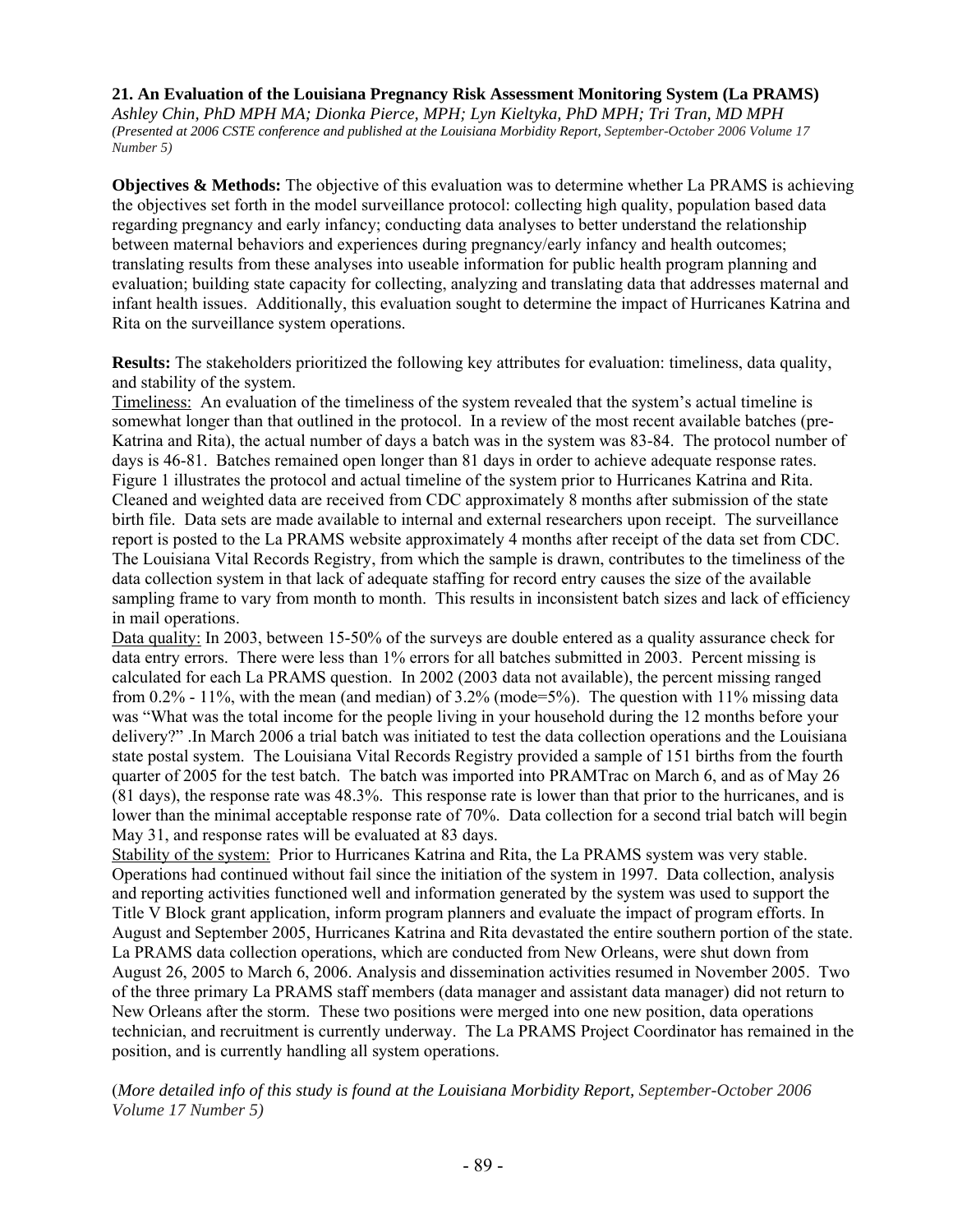**21. An Evaluation of the Louisiana Pregnancy Risk Assessment Monitoring System (La PRAMS)**
*Ashley Chin, PhD MPH MA; Dionka Pierce, MPH; Lyn Kieltyka, PhD MPH; Tri Tran, MD MPH*
*(Presented at 2006 CSTE conference and published at the Louisiana Morbidity Report, September-October 2006 Volume 17 Number 5)*

**Objectives & Methods:** The objective of this evaluation was to determine whether La PRAMS is achieving the objectives set forth in the model surveillance protocol: collecting high quality, population based data regarding pregnancy and early infancy; conducting data analyses to better understand the relationship between maternal behaviors and experiences during pregnancy/early infancy and health outcomes; translating results from these analyses into useable information for public health program planning and evaluation; building state capacity for collecting, analyzing and translating data that addresses maternal and infant health issues. Additionally, this evaluation sought to determine the impact of Hurricanes Katrina and Rita on the surveillance system operations.

**Results:** The stakeholders prioritized the following key attributes for evaluation: timeliness, data quality, and stability of the system.

Timeliness: An evaluation of the timeliness of the system revealed that the system's actual timeline is somewhat longer than that outlined in the protocol. In a review of the most recent available batches (pre-Katrina and Rita), the actual number of days a batch was in the system was 83-84. The protocol number of days is 46-81. Batches remained open longer than 81 days in order to achieve adequate response rates. Figure 1 illustrates the protocol and actual timeline of the system prior to Hurricanes Katrina and Rita. Cleaned and weighted data are received from CDC approximately 8 months after submission of the state birth file. Data sets are made available to internal and external researchers upon receipt. The surveillance report is posted to the La PRAMS website approximately 4 months after receipt of the data set from CDC. The Louisiana Vital Records Registry, from which the sample is drawn, contributes to the timeliness of the data collection system in that lack of adequate staffing for record entry causes the size of the available sampling frame to vary from month to month. This results in inconsistent batch sizes and lack of efficiency in mail operations.

Data quality: In 2003, between 15-50% of the surveys are double entered as a quality assurance check for data entry errors. There were less than 1% errors for all batches submitted in 2003. Percent missing is calculated for each La PRAMS question. In 2002 (2003 data not available), the percent missing ranged from 0.2% - 11%, with the mean (and median) of 3.2% (mode=5%). The question with 11% missing data was "What was the total income for the people living in your household during the 12 months before your delivery?" .In March 2006 a trial batch was initiated to test the data collection operations and the Louisiana state postal system. The Louisiana Vital Records Registry provided a sample of 151 births from the fourth quarter of 2005 for the test batch. The batch was imported into PRAMTrac on March 6, and as of May 26 (81 days), the response rate was 48.3%. This response rate is lower than that prior to the hurricanes, and is lower than the minimal acceptable response rate of 70%. Data collection for a second trial batch will begin May 31, and response rates will be evaluated at 83 days.

Stability of the system: Prior to Hurricanes Katrina and Rita, the La PRAMS system was very stable. Operations had continued without fail since the initiation of the system in 1997. Data collection, analysis and reporting activities functioned well and information generated by the system was used to support the Title V Block grant application, inform program planners and evaluate the impact of program efforts. In August and September 2005, Hurricanes Katrina and Rita devastated the entire southern portion of the state. La PRAMS data collection operations, which are conducted from New Orleans, were shut down from August 26, 2005 to March 6, 2006. Analysis and dissemination activities resumed in November 2005. Two of the three primary La PRAMS staff members (data manager and assistant data manager) did not return to New Orleans after the storm. These two positions were merged into one new position, data operations technician, and recruitment is currently underway. The La PRAMS Project Coordinator has remained in the position, and is currently handling all system operations.

(*More detailed info of this study is found at the Louisiana Morbidity Report, September-October 2006 Volume 17 Number 5)*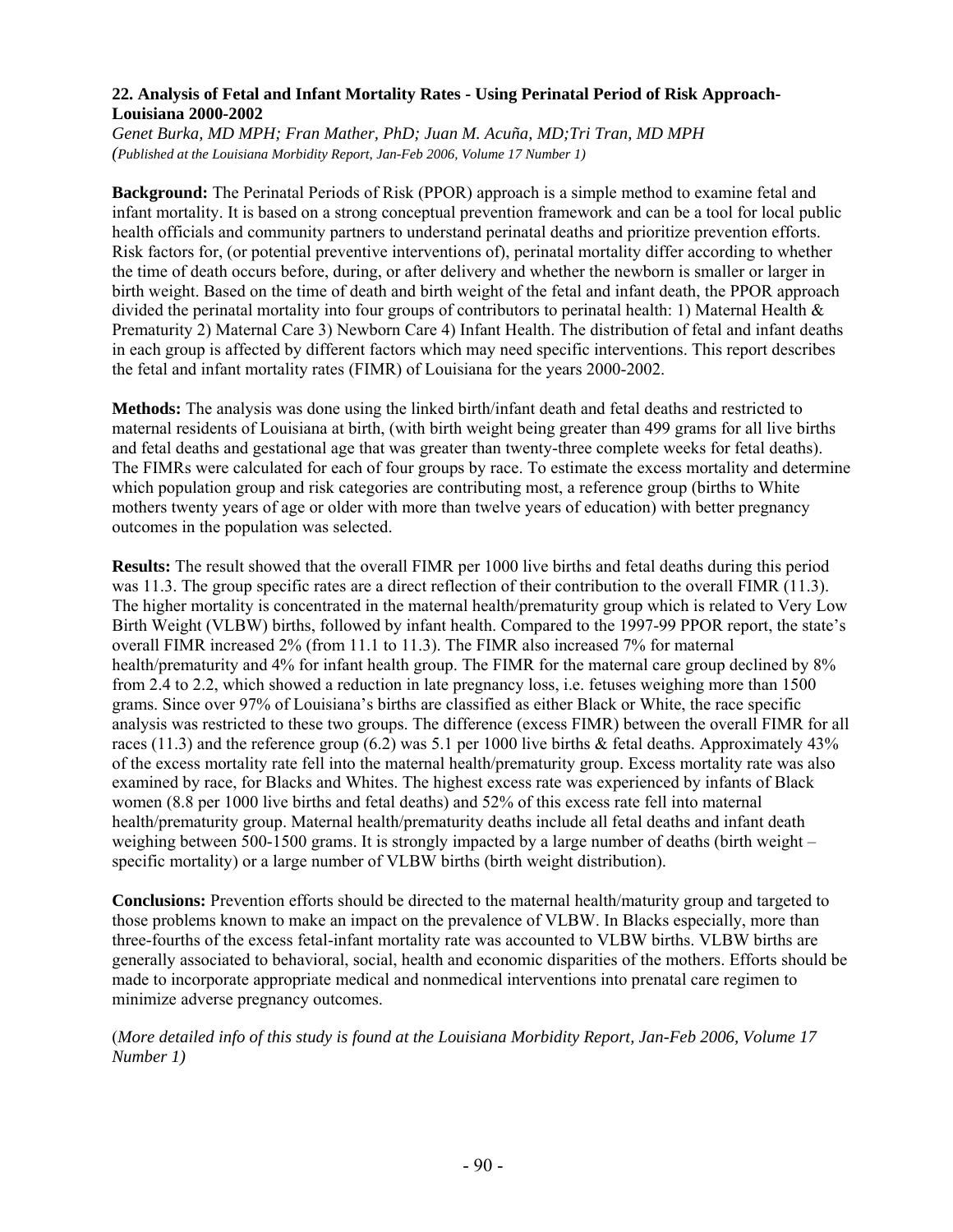## 22. Analysis of Fetal and Infant Mortality Rates - Using Perinatal Period of Risk Approach- Louisiana 2000-2002

*Genet Burka, MD MPH; Fran Mather, PhD; Juan M. Acuña, MD;Tri Tran, MD MPH*
*(Published at the Louisiana Morbidity Report, Jan-Feb 2006, Volume 17 Number 1)*

**Background:** The Perinatal Periods of Risk (PPOR) approach is a simple method to examine fetal and infant mortality. It is based on a strong conceptual prevention framework and can be a tool for local public health officials and community partners to understand perinatal deaths and prioritize prevention efforts. Risk factors for, (or potential preventive interventions of), perinatal mortality differ according to whether the time of death occurs before, during, or after delivery and whether the newborn is smaller or larger in birth weight. Based on the time of death and birth weight of the fetal and infant death, the PPOR approach divided the perinatal mortality into four groups of contributors to perinatal health: 1) Maternal Health & Prematurity 2) Maternal Care 3) Newborn Care 4) Infant Health. The distribution of fetal and infant deaths in each group is affected by different factors which may need specific interventions. This report describes the fetal and infant mortality rates (FIMR) of Louisiana for the years 2000-2002.

**Methods:** The analysis was done using the linked birth/infant death and fetal deaths and restricted to maternal residents of Louisiana at birth, (with birth weight being greater than 499 grams for all live births and fetal deaths and gestational age that was greater than twenty-three complete weeks for fetal deaths). The FIMRs were calculated for each of four groups by race. To estimate the excess mortality and determine which population group and risk categories are contributing most, a reference group (births to White mothers twenty years of age or older with more than twelve years of education) with better pregnancy outcomes in the population was selected.

**Results:** The result showed that the overall FIMR per 1000 live births and fetal deaths during this period was 11.3. The group specific rates are a direct reflection of their contribution to the overall FIMR (11.3). The higher mortality is concentrated in the maternal health/prematurity group which is related to Very Low Birth Weight (VLBW) births, followed by infant health. Compared to the 1997-99 PPOR report, the state's overall FIMR increased 2% (from 11.1 to 11.3). The FIMR also increased 7% for maternal health/prematurity and 4% for infant health group. The FIMR for the maternal care group declined by 8% from 2.4 to 2.2, which showed a reduction in late pregnancy loss, i.e. fetuses weighing more than 1500 grams. Since over 97% of Louisiana's births are classified as either Black or White, the race specific analysis was restricted to these two groups. The difference (excess FIMR) between the overall FIMR for all races (11.3) and the reference group (6.2) was 5.1 per 1000 live births & fetal deaths. Approximately 43% of the excess mortality rate fell into the maternal health/prematurity group. Excess mortality rate was also examined by race, for Blacks and Whites. The highest excess rate was experienced by infants of Black women (8.8 per 1000 live births and fetal deaths) and 52% of this excess rate fell into maternal health/prematurity group. Maternal health/prematurity deaths include all fetal deaths and infant death weighing between 500-1500 grams. It is strongly impacted by a large number of deaths (birth weight – specific mortality) or a large number of VLBW births (birth weight distribution).

**Conclusions:** Prevention efforts should be directed to the maternal health/maturity group and targeted to those problems known to make an impact on the prevalence of VLBW. In Blacks especially, more than three-fourths of the excess fetal-infant mortality rate was accounted to VLBW births. VLBW births are generally associated to behavioral, social, health and economic disparities of the mothers. Efforts should be made to incorporate appropriate medical and nonmedical interventions into prenatal care regimen to minimize adverse pregnancy outcomes.

(*More detailed info of this study is found at the Louisiana Morbidity Report, Jan-Feb 2006, Volume 17 Number 1)*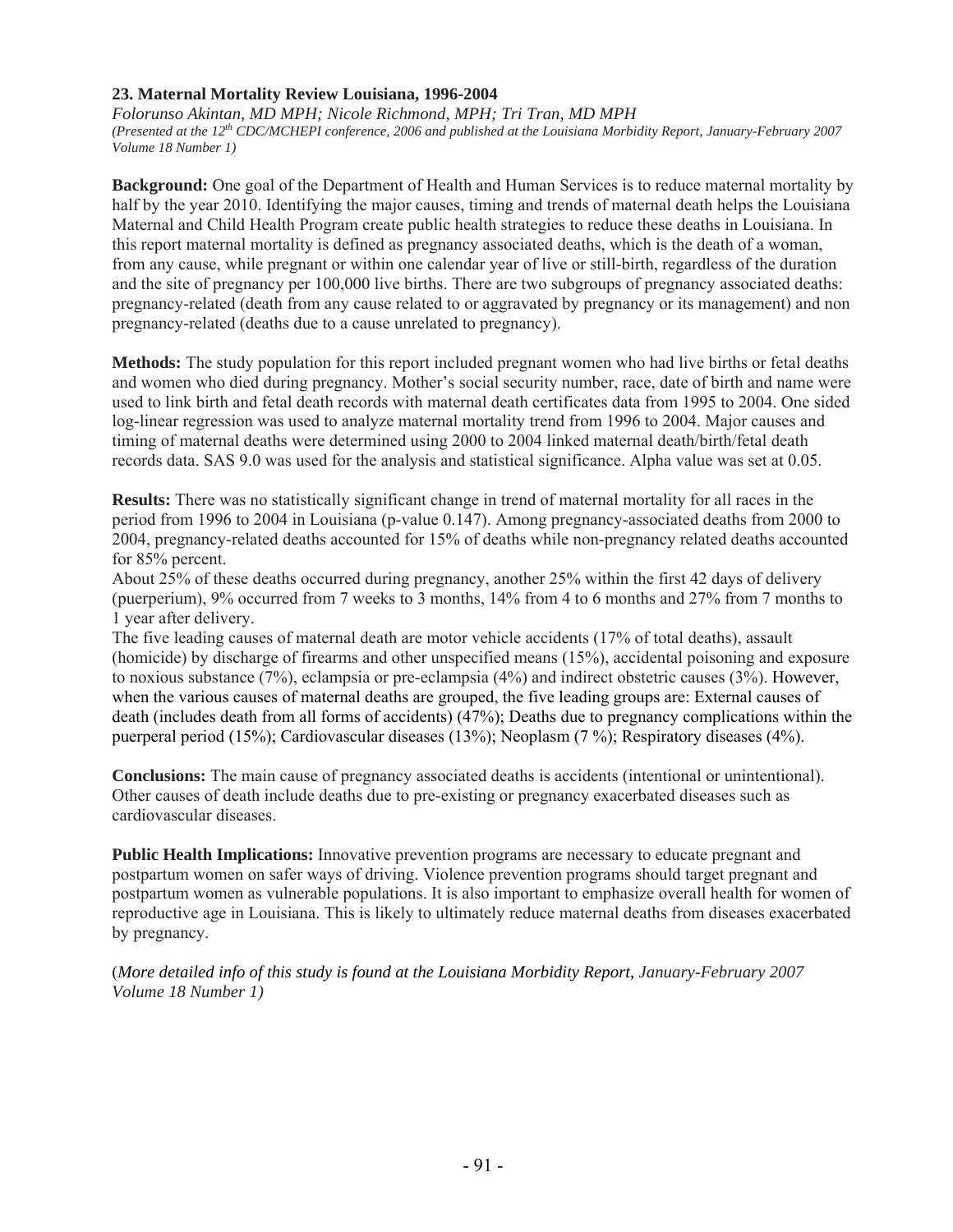### 23. Maternal Mortality Review Louisiana, 1996-2004

*Folorunso Akintan, MD MPH; Nicole Richmond, MPH; Tri Tran, MD MPH*
*(Presented at the 12th CDC/MCHEPI conference, 2006 and published at the Louisiana Morbidity Report, January-February 2007 Volume 18 Number 1)*

**Background:** One goal of the Department of Health and Human Services is to reduce maternal mortality by half by the year 2010. Identifying the major causes, timing and trends of maternal death helps the Louisiana Maternal and Child Health Program create public health strategies to reduce these deaths in Louisiana. In this report maternal mortality is defined as pregnancy associated deaths, which is the death of a woman, from any cause, while pregnant or within one calendar year of live or still-birth, regardless of the duration and the site of pregnancy per 100,000 live births. There are two subgroups of pregnancy associated deaths: pregnancy-related (death from any cause related to or aggravated by pregnancy or its management) and non pregnancy-related (deaths due to a cause unrelated to pregnancy).

**Methods:** The study population for this report included pregnant women who had live births or fetal deaths and women who died during pregnancy. Mother's social security number, race, date of birth and name were used to link birth and fetal death records with maternal death certificates data from 1995 to 2004. One sided log-linear regression was used to analyze maternal mortality trend from 1996 to 2004. Major causes and timing of maternal deaths were determined using 2000 to 2004 linked maternal death/birth/fetal death records data. SAS 9.0 was used for the analysis and statistical significance. Alpha value was set at 0.05.

**Results:** There was no statistically significant change in trend of maternal mortality for all races in the period from 1996 to 2004 in Louisiana (p-value 0.147). Among pregnancy-associated deaths from 2000 to 2004, pregnancy-related deaths accounted for 15% of deaths while non-pregnancy related deaths accounted for 85% percent.
About 25% of these deaths occurred during pregnancy, another 25% within the first 42 days of delivery (puerperium), 9% occurred from 7 weeks to 3 months, 14% from 4 to 6 months and 27% from 7 months to 1 year after delivery.
The five leading causes of maternal death are motor vehicle accidents (17% of total deaths), assault (homicide) by discharge of firearms and other unspecified means (15%), accidental poisoning and exposure to noxious substance (7%), eclampsia or pre-eclampsia (4%) and indirect obstetric causes (3%). However, when the various causes of maternal deaths are grouped, the five leading groups are: External causes of death (includes death from all forms of accidents) (47%); Deaths due to pregnancy complications within the puerperal period (15%); Cardiovascular diseases (13%); Neoplasm (7 %); Respiratory diseases (4%).

**Conclusions:** The main cause of pregnancy associated deaths is accidents (intentional or unintentional). Other causes of death include deaths due to pre-existing or pregnancy exacerbated diseases such as cardiovascular diseases.

**Public Health Implications:** Innovative prevention programs are necessary to educate pregnant and postpartum women on safer ways of driving. Violence prevention programs should target pregnant and postpartum women as vulnerable populations. It is also important to emphasize overall health for women of reproductive age in Louisiana. This is likely to ultimately reduce maternal deaths from diseases exacerbated by pregnancy.

(*More detailed info of this study is found at the Louisiana Morbidity Report, January-February 2007 Volume 18 Number 1)*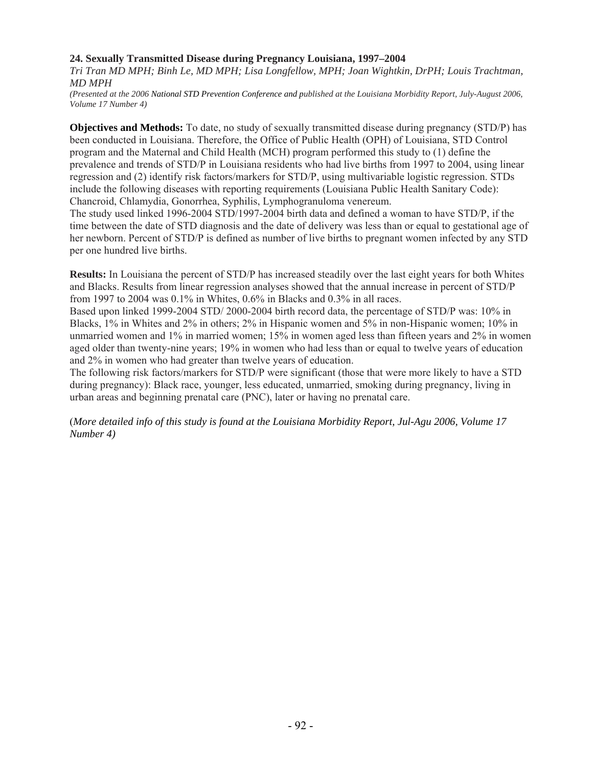### 24. Sexually Transmitted Disease during Pregnancy Louisiana, 1997–2004

*Tri Tran MD MPH; Binh Le, MD MPH; Lisa Longfellow, MPH; Joan Wightkin, DrPH; Louis Trachtman, MD MPH*

*(Presented at the 2006 National STD Prevention Conference and published at the Louisiana Morbidity Report, July-August 2006, Volume 17 Number 4)*

**Objectives and Methods:** To date, no study of sexually transmitted disease during pregnancy (STD/P) has been conducted in Louisiana. Therefore, the Office of Public Health (OPH) of Louisiana, STD Control program and the Maternal and Child Health (MCH) program performed this study to (1) define the prevalence and trends of STD/P in Louisiana residents who had live births from 1997 to 2004, using linear regression and (2) identify risk factors/markers for STD/P, using multivariable logistic regression. STDs include the following diseases with reporting requirements (Louisiana Public Health Sanitary Code): Chancroid, Chlamydia, Gonorrhea, Syphilis, Lymphogranuloma venereum.
The study used linked 1996-2004 STD/1997-2004 birth data and defined a woman to have STD/P, if the time between the date of STD diagnosis and the date of delivery was less than or equal to gestational age of her newborn. Percent of STD/P is defined as number of live births to pregnant women infected by any STD per one hundred live births.

**Results:** In Louisiana the percent of STD/P has increased steadily over the last eight years for both Whites and Blacks. Results from linear regression analyses showed that the annual increase in percent of STD/P from 1997 to 2004 was 0.1% in Whites, 0.6% in Blacks and 0.3% in all races.
Based upon linked 1999-2004 STD/ 2000-2004 birth record data, the percentage of STD/P was: 10% in Blacks, 1% in Whites and 2% in others; 2% in Hispanic women and 5% in non-Hispanic women; 10% in unmarried women and 1% in married women; 15% in women aged less than fifteen years and 2% in women aged older than twenty-nine years; 19% in women who had less than or equal to twelve years of education and 2% in women who had greater than twelve years of education.
The following risk factors/markers for STD/P were significant (those that were more likely to have a STD during pregnancy): Black race, younger, less educated, unmarried, smoking during pregnancy, living in urban areas and beginning prenatal care (PNC), later or having no prenatal care.

(*More detailed info of this study is found at the Louisiana Morbidity Report, Jul-Agu 2006, Volume 17 Number 4)*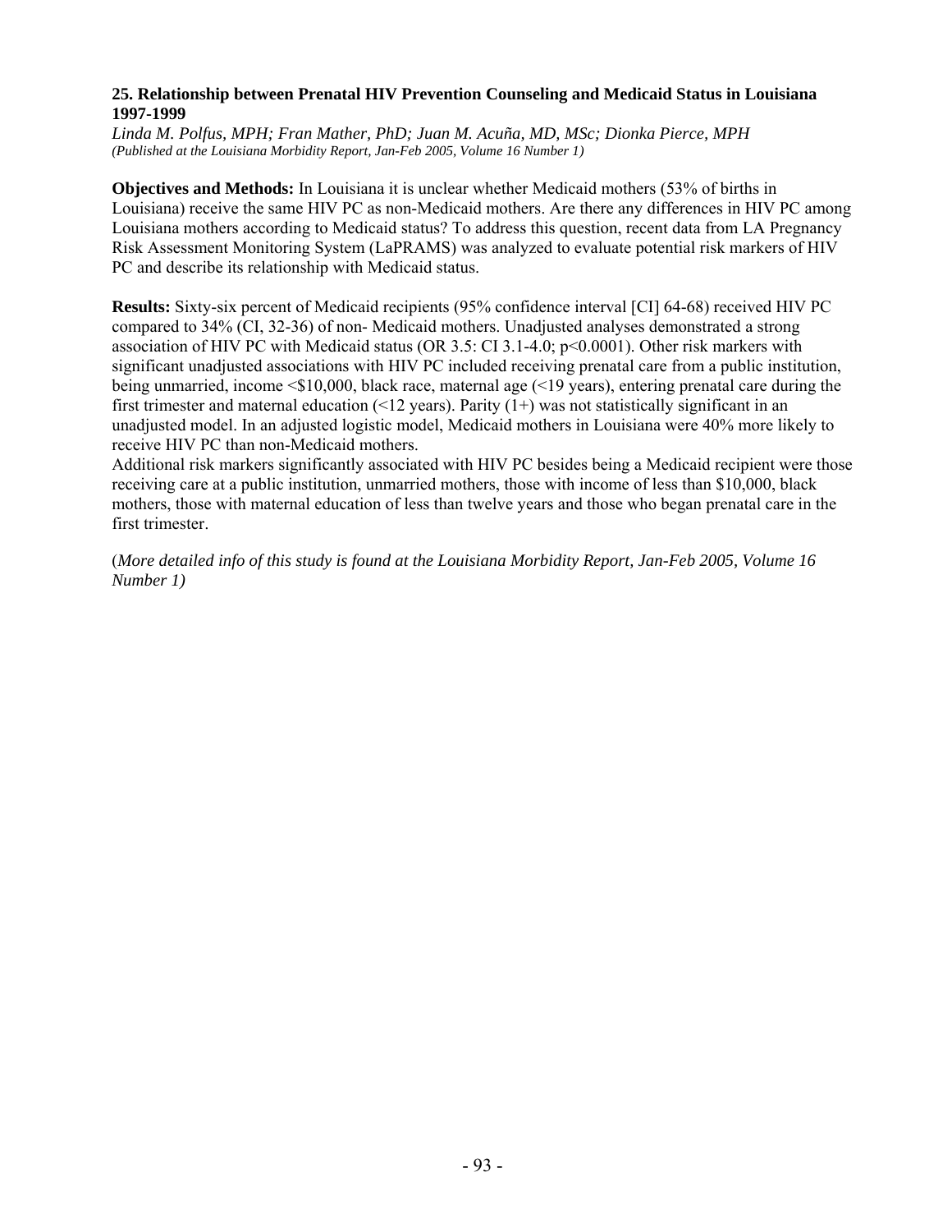### 25. Relationship between Prenatal HIV Prevention Counseling and Medicaid Status in Louisiana 1997-1999

*Linda M. Polfus, MPH; Fran Mather, PhD; Juan M. Acuña, MD, MSc; Dionka Pierce, MPH*
*(Published at the Louisiana Morbidity Report, Jan-Feb 2005, Volume 16 Number 1)*

**Objectives and Methods:** In Louisiana it is unclear whether Medicaid mothers (53% of births in Louisiana) receive the same HIV PC as non-Medicaid mothers. Are there any differences in HIV PC among Louisiana mothers according to Medicaid status? To address this question, recent data from LA Pregnancy Risk Assessment Monitoring System (LaPRAMS) was analyzed to evaluate potential risk markers of HIV PC and describe its relationship with Medicaid status.

**Results:** Sixty-six percent of Medicaid recipients (95% confidence interval [CI] 64-68) received HIV PC compared to 34% (CI, 32-36) of non- Medicaid mothers. Unadjusted analyses demonstrated a strong association of HIV PC with Medicaid status (OR 3.5: CI 3.1-4.0; $p<0.0001$). Other risk markers with significant unadjusted associations with HIV PC included receiving prenatal care from a public institution, being unmarried, income <$10,000, black race, maternal age (<19 years), entering prenatal care during the first trimester and maternal education (<12 years). Parity (1+) was not statistically significant in an unadjusted model. In an adjusted logistic model, Medicaid mothers in Louisiana were 40% more likely to receive HIV PC than non-Medicaid mothers.

Additional risk markers significantly associated with HIV PC besides being a Medicaid recipient were those receiving care at a public institution, unmarried mothers, those with income of less than $10,000, black mothers, those with maternal education of less than twelve years and those who began prenatal care in the first trimester.

(*More detailed info of this study is found at the Louisiana Morbidity Report, Jan-Feb 2005, Volume 16 Number 1)*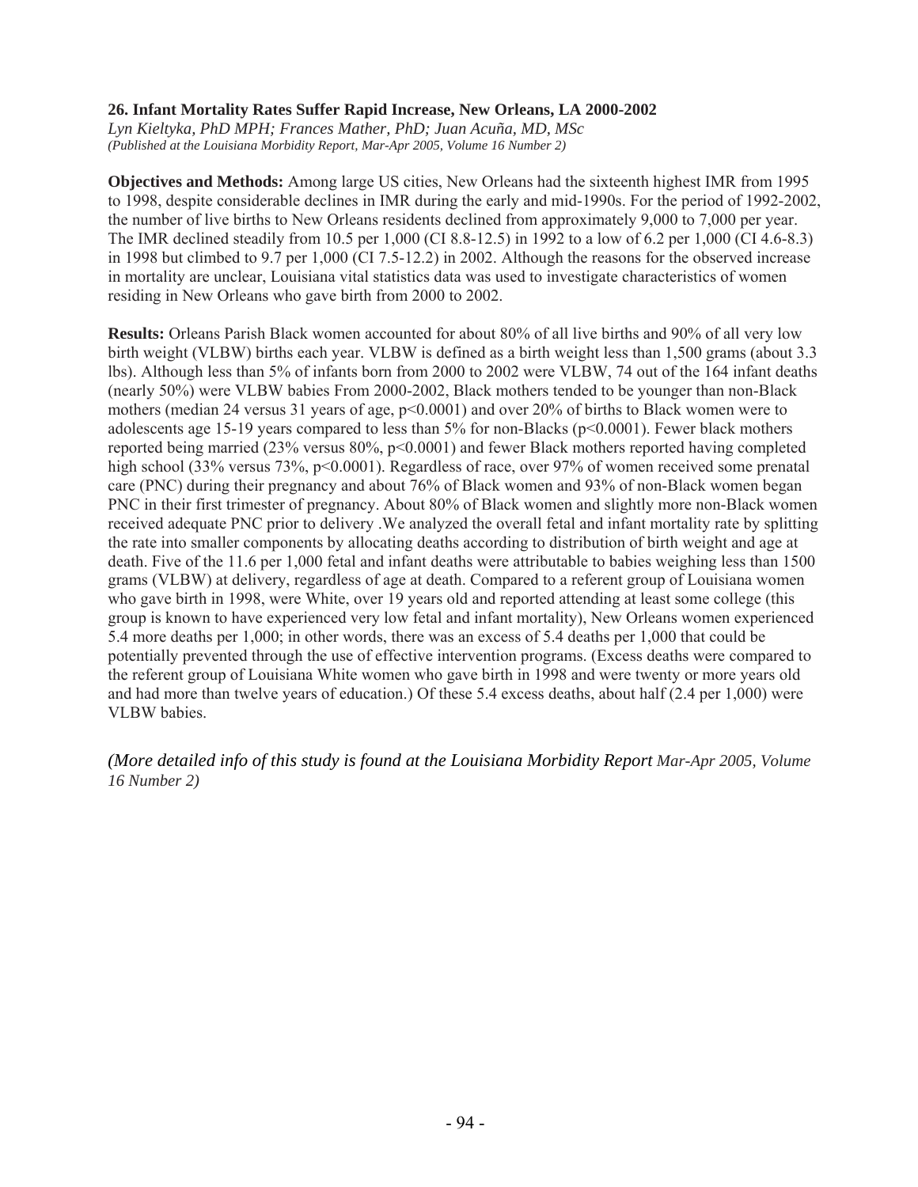### 26. Infant Mortality Rates Suffer Rapid Increase, New Orleans, LA 2000-2002

*Lyn Kieltyka, PhD MPH; Frances Mather, PhD; Juan Acuña, MD, MSc*

*(Published at the Louisiana Morbidity Report, Mar-Apr 2005, Volume 16 Number 2)*

**Objectives and Methods:** Among large US cities, New Orleans had the sixteenth highest IMR from 1995 to 1998, despite considerable declines in IMR during the early and mid-1990s. For the period of 1992-2002, the number of live births to New Orleans residents declined from approximately 9,000 to 7,000 per year. The IMR declined steadily from 10.5 per 1,000 (CI 8.8-12.5) in 1992 to a low of 6.2 per 1,000 (CI 4.6-8.3) in 1998 but climbed to 9.7 per 1,000 (CI 7.5-12.2) in 2002. Although the reasons for the observed increase in mortality are unclear, Louisiana vital statistics data was used to investigate characteristics of women residing in New Orleans who gave birth from 2000 to 2002.

**Results:** Orleans Parish Black women accounted for about 80% of all live births and 90% of all very low birth weight (VLBW) births each year. VLBW is defined as a birth weight less than 1,500 grams (about 3.3 lbs). Although less than 5% of infants born from 2000 to 2002 were VLBW, 74 out of the 164 infant deaths (nearly 50%) were VLBW babies From 2000-2002, Black mothers tended to be younger than non-Black mothers (median 24 versus 31 years of age, $p<0.0001$) and over 20% of births to Black women were to adolescents age 15-19 years compared to less than 5% for non-Blacks ($p<0.0001$). Fewer black mothers reported being married (23% versus 80%, $p<0.0001$) and fewer Black mothers reported having completed high school (33% versus 73%, $p<0.0001$). Regardless of race, over 97% of women received some prenatal care (PNC) during their pregnancy and about 76% of Black women and 93% of non-Black women began PNC in their first trimester of pregnancy. About 80% of Black women and slightly more non-Black women received adequate PNC prior to delivery .We analyzed the overall fetal and infant mortality rate by splitting the rate into smaller components by allocating deaths according to distribution of birth weight and age at death. Five of the 11.6 per 1,000 fetal and infant deaths were attributable to babies weighing less than 1500 grams (VLBW) at delivery, regardless of age at death. Compared to a referent group of Louisiana women who gave birth in 1998, were White, over 19 years old and reported attending at least some college (this group is known to have experienced very low fetal and infant mortality), New Orleans women experienced 5.4 more deaths per 1,000; in other words, there was an excess of 5.4 deaths per 1,000 that could be potentially prevented through the use of effective intervention programs. (Excess deaths were compared to the referent group of Louisiana White women who gave birth in 1998 and were twenty or more years old and had more than twelve years of education.) Of these 5.4 excess deaths, about half (2.4 per 1,000) were VLBW babies.

*(More detailed info of this study is found at the Louisiana Morbidity Report Mar-Apr 2005, Volume 16 Number 2)*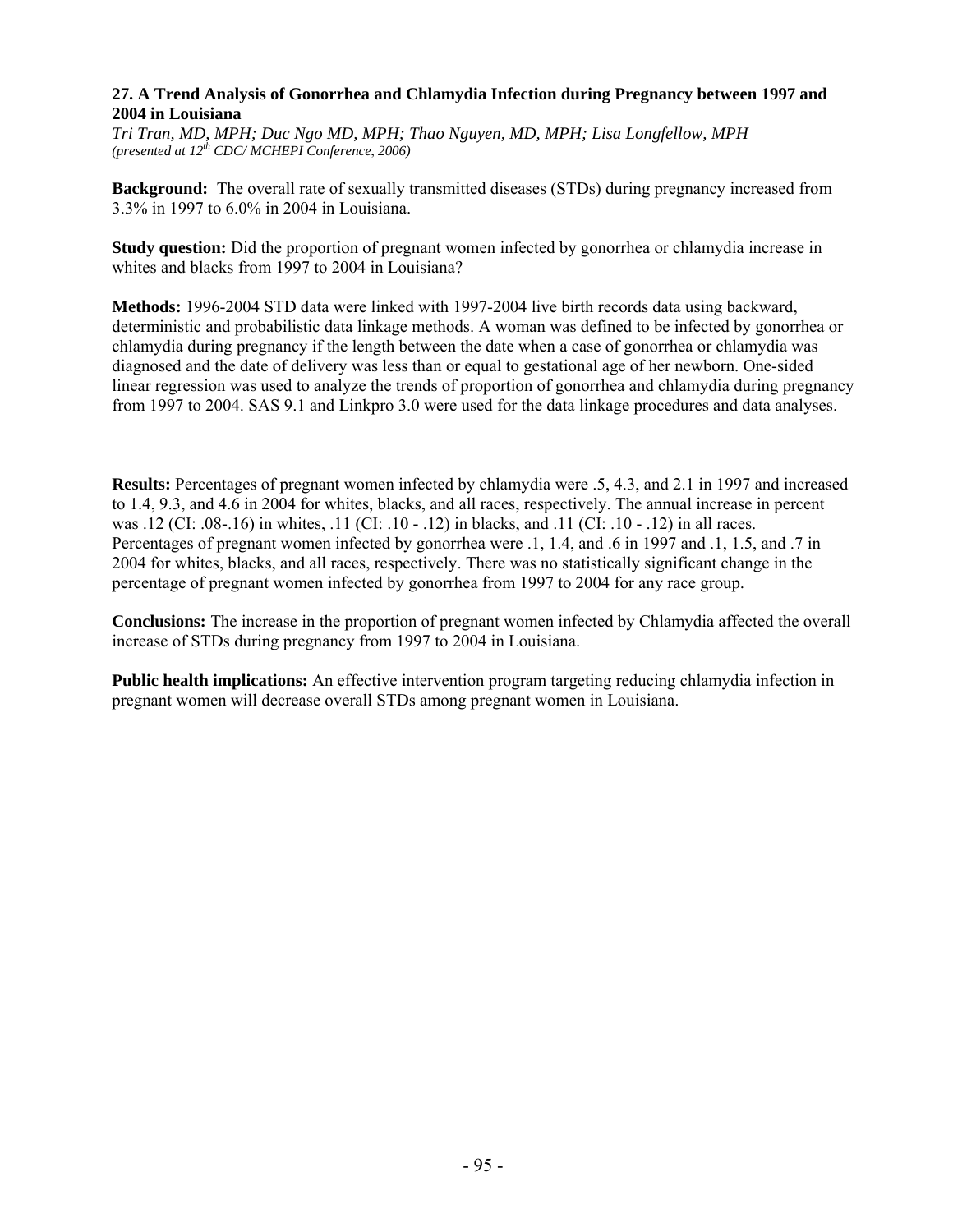## 27. A Trend Analysis of Gonorrhea and Chlamydia Infection during Pregnancy between 1997 and 2004 in Louisiana

*Tri Tran, MD, MPH; Duc Ngo MD, MPH; Thao Nguyen, MD, MPH; Lisa Longfellow, MPH*
*(presented at 12th CDC/ MCHEPI Conference, 2006)*

**Background:** The overall rate of sexually transmitted diseases (STDs) during pregnancy increased from 3.3% in 1997 to 6.0% in 2004 in Louisiana.

**Study question:** Did the proportion of pregnant women infected by gonorrhea or chlamydia increase in whites and blacks from 1997 to 2004 in Louisiana?

**Methods:** 1996-2004 STD data were linked with 1997-2004 live birth records data using backward, deterministic and probabilistic data linkage methods. A woman was defined to be infected by gonorrhea or chlamydia during pregnancy if the length between the date when a case of gonorrhea or chlamydia was diagnosed and the date of delivery was less than or equal to gestational age of her newborn. One-sided linear regression was used to analyze the trends of proportion of gonorrhea and chlamydia during pregnancy from 1997 to 2004. SAS 9.1 and Linkpro 3.0 were used for the data linkage procedures and data analyses.

**Results:** Percentages of pregnant women infected by chlamydia were .5, 4.3, and 2.1 in 1997 and increased to 1.4, 9.3, and 4.6 in 2004 for whites, blacks, and all races, respectively. The annual increase in percent was .12 (CI: .08-.16) in whites, .11 (CI: .10 - .12) in blacks, and .11 (CI: .10 - .12) in all races. Percentages of pregnant women infected by gonorrhea were .1, 1.4, and .6 in 1997 and .1, 1.5, and .7 in 2004 for whites, blacks, and all races, respectively. There was no statistically significant change in the percentage of pregnant women infected by gonorrhea from 1997 to 2004 for any race group.

**Conclusions:** The increase in the proportion of pregnant women infected by Chlamydia affected the overall increase of STDs during pregnancy from 1997 to 2004 in Louisiana.

**Public health implications:** An effective intervention program targeting reducing chlamydia infection in pregnant women will decrease overall STDs among pregnant women in Louisiana.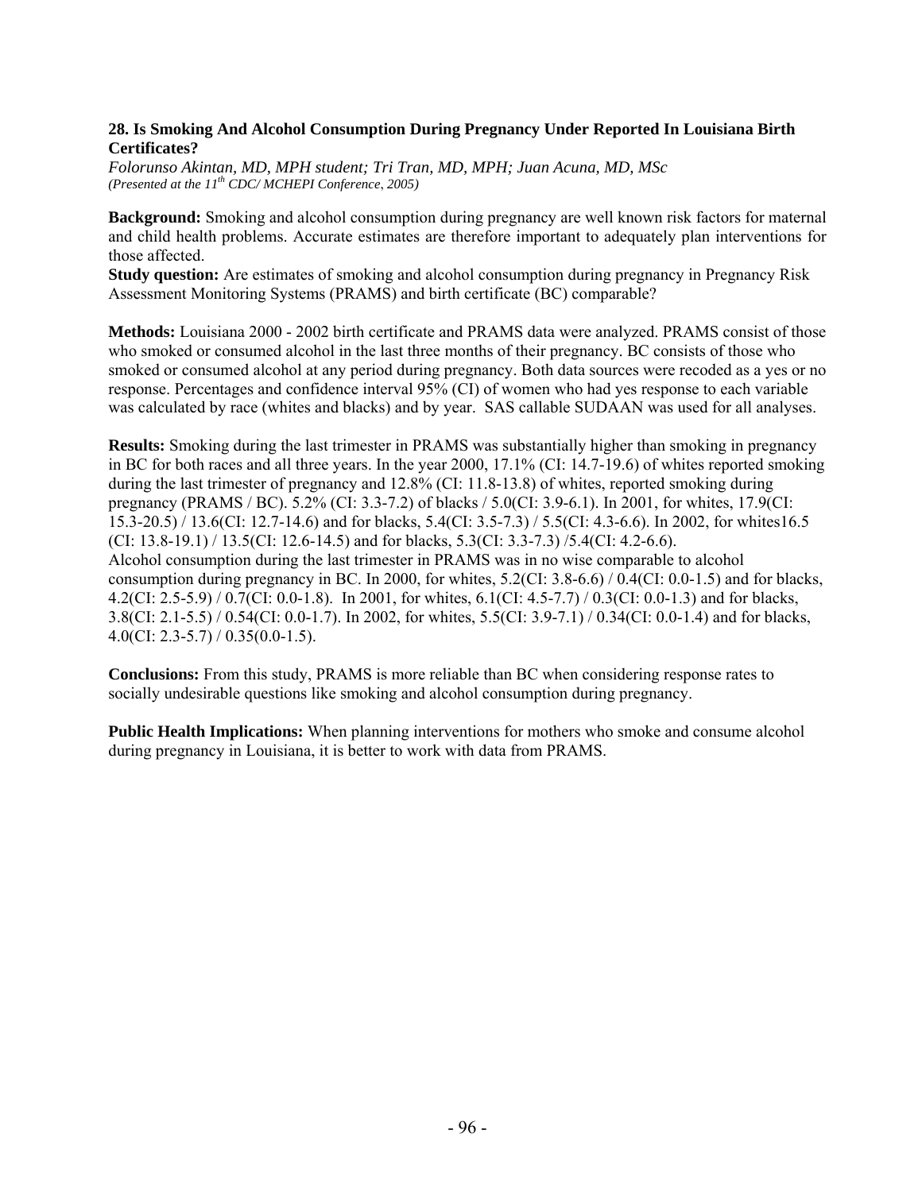**28. Is Smoking And Alcohol Consumption During Pregnancy Under Reported In Louisiana Birth Certificates?**

*Folorunso Akintan, MD, MPH student; Tri Tran, MD, MPH; Juan Acuna, MD, MSc*
*(Presented at the 11th CDC/ MCHEPI Conference, 2005)*

**Background:** Smoking and alcohol consumption during pregnancy are well known risk factors for maternal and child health problems. Accurate estimates are therefore important to adequately plan interventions for those affected.

**Study question:** Are estimates of smoking and alcohol consumption during pregnancy in Pregnancy Risk Assessment Monitoring Systems (PRAMS) and birth certificate (BC) comparable?

**Methods:** Louisiana 2000 - 2002 birth certificate and PRAMS data were analyzed. PRAMS consist of those who smoked or consumed alcohol in the last three months of their pregnancy. BC consists of those who smoked or consumed alcohol at any period during pregnancy. Both data sources were recoded as a yes or no response. Percentages and confidence interval 95% (CI) of women who had yes response to each variable was calculated by race (whites and blacks) and by year. SAS callable SUDAAN was used for all analyses.

**Results:** Smoking during the last trimester in PRAMS was substantially higher than smoking in pregnancy in BC for both races and all three years. In the year 2000, 17.1% (CI: 14.7-19.6) of whites reported smoking during the last trimester of pregnancy and 12.8% (CI: 11.8-13.8) of whites, reported smoking during pregnancy (PRAMS / BC). 5.2% (CI: 3.3-7.2) of blacks / 5.0(CI: 3.9-6.1). In 2001, for whites, 17.9(CI: 15.3-20.5) / 13.6(CI: 12.7-14.6) and for blacks, 5.4(CI: 3.5-7.3) / 5.5(CI: 4.3-6.6). In 2002, for whites16.5 (CI: 13.8-19.1) / 13.5(CI: 12.6-14.5) and for blacks, 5.3(CI: 3.3-7.3) /5.4(CI: 4.2-6.6).
Alcohol consumption during the last trimester in PRAMS was in no wise comparable to alcohol consumption during pregnancy in BC. In 2000, for whites, 5.2(CI: 3.8-6.6) / 0.4(CI: 0.0-1.5) and for blacks, 4.2(CI: 2.5-5.9) / 0.7(CI: 0.0-1.8). In 2001, for whites, 6.1(CI: 4.5-7.7) / 0.3(CI: 0.0-1.3) and for blacks, 3.8(CI: 2.1-5.5) / 0.54(CI: 0.0-1.7). In 2002, for whites, 5.5(CI: 3.9-7.1) / 0.34(CI: 0.0-1.4) and for blacks, 4.0(CI: 2.3-5.7) / 0.35(0.0-1.5).

**Conclusions:** From this study, PRAMS is more reliable than BC when considering response rates to socially undesirable questions like smoking and alcohol consumption during pregnancy.

**Public Health Implications:** When planning interventions for mothers who smoke and consume alcohol during pregnancy in Louisiana, it is better to work with data from PRAMS.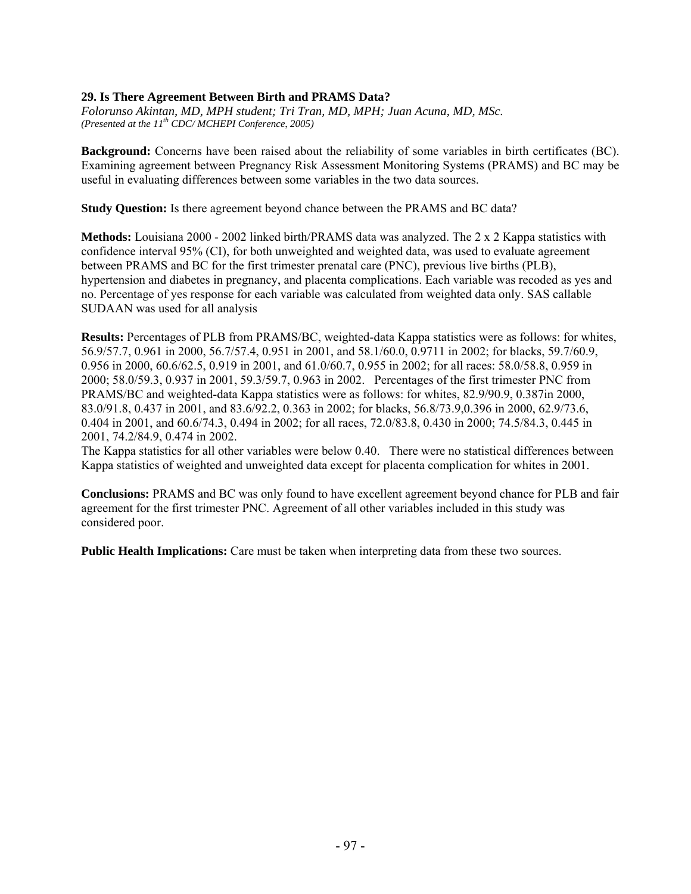## 29. Is There Agreement Between Birth and PRAMS Data?

*Folorunso Akintan, MD, MPH student; Tri Tran, MD, MPH; Juan Acuna, MD, MSc.*
*(Presented at the 11th CDC/ MCHEPI Conference, 2005)*

**Background:** Concerns have been raised about the reliability of some variables in birth certificates (BC). Examining agreement between Pregnancy Risk Assessment Monitoring Systems (PRAMS) and BC may be useful in evaluating differences between some variables in the two data sources.

**Study Question:** Is there agreement beyond chance between the PRAMS and BC data?

**Methods:** Louisiana 2000 - 2002 linked birth/PRAMS data was analyzed. The 2 x 2 Kappa statistics with confidence interval 95% (CI), for both unweighted and weighted data, was used to evaluate agreement between PRAMS and BC for the first trimester prenatal care (PNC), previous live births (PLB), hypertension and diabetes in pregnancy, and placenta complications. Each variable was recoded as yes and no. Percentage of yes response for each variable was calculated from weighted data only. SAS callable SUDAAN was used for all analysis

**Results:** Percentages of PLB from PRAMS/BC, weighted-data Kappa statistics were as follows: for whites, 56.9/57.7, 0.961 in 2000, 56.7/57.4, 0.951 in 2001, and 58.1/60.0, 0.9711 in 2002; for blacks, 59.7/60.9, 0.956 in 2000, 60.6/62.5, 0.919 in 2001, and 61.0/60.7, 0.955 in 2002; for all races: 58.0/58.8, 0.959 in 2000; 58.0/59.3, 0.937 in 2001, 59.3/59.7, 0.963 in 2002. Percentages of the first trimester PNC from PRAMS/BC and weighted-data Kappa statistics were as follows: for whites, 82.9/90.9, 0.387in 2000, 83.0/91.8, 0.437 in 2001, and 83.6/92.2, 0.363 in 2002; for blacks, 56.8/73.9,0.396 in 2000, 62.9/73.6, 0.404 in 2001, and 60.6/74.3, 0.494 in 2002; for all races, 72.0/83.8, 0.430 in 2000; 74.5/84.3, 0.445 in 2001, 74.2/84.9, 0.474 in 2002.

The Kappa statistics for all other variables were below 0.40. There were no statistical differences between Kappa statistics of weighted and unweighted data except for placenta complication for whites in 2001.

**Conclusions:** PRAMS and BC was only found to have excellent agreement beyond chance for PLB and fair agreement for the first trimester PNC. Agreement of all other variables included in this study was considered poor.

**Public Health Implications:** Care must be taken when interpreting data from these two sources.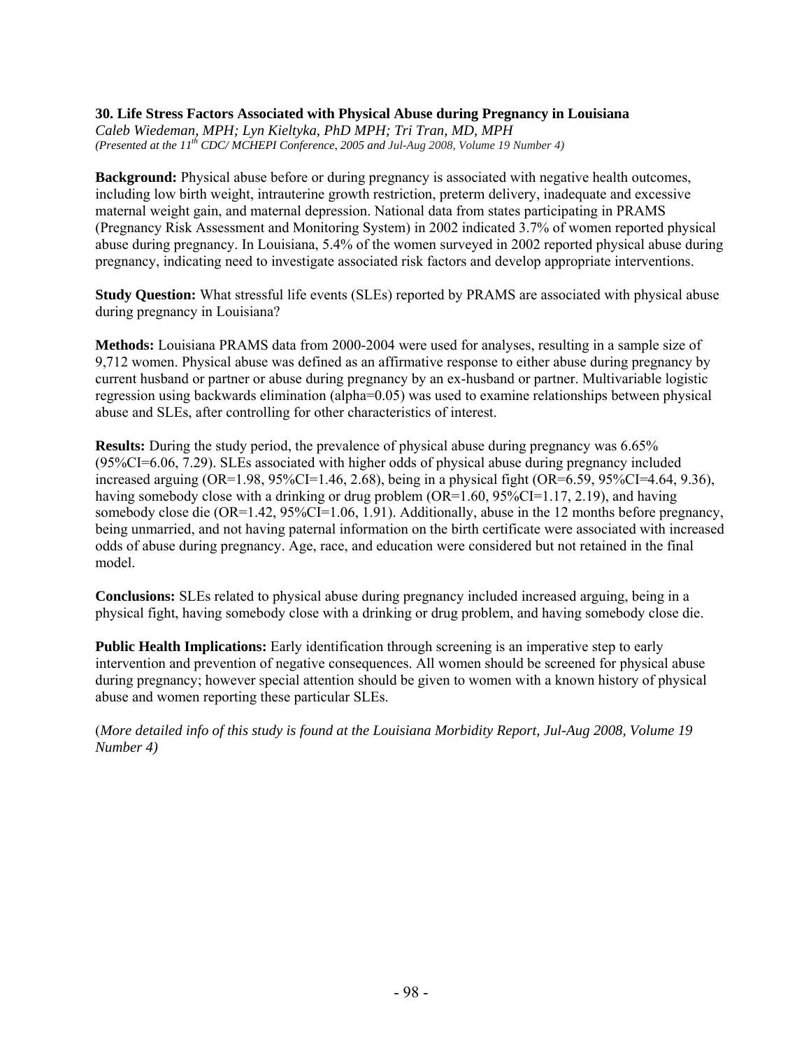### 30. Life Stress Factors Associated with Physical Abuse during Pregnancy in Louisiana

*Caleb Wiedeman, MPH; Lyn Kieltyka, PhD MPH; Tri Tran, MD, MPH*
*(Presented at the 11th CDC/ MCHEPI Conference, 2005 and Jul-Aug 2008, Volume 19 Number 4)*

**Background:** Physical abuse before or during pregnancy is associated with negative health outcomes, including low birth weight, intrauterine growth restriction, preterm delivery, inadequate and excessive maternal weight gain, and maternal depression. National data from states participating in PRAMS (Pregnancy Risk Assessment and Monitoring System) in 2002 indicated 3.7% of women reported physical abuse during pregnancy. In Louisiana, 5.4% of the women surveyed in 2002 reported physical abuse during pregnancy, indicating need to investigate associated risk factors and develop appropriate interventions.

**Study Question:** What stressful life events (SLEs) reported by PRAMS are associated with physical abuse during pregnancy in Louisiana?

**Methods:** Louisiana PRAMS data from 2000-2004 were used for analyses, resulting in a sample size of 9,712 women. Physical abuse was defined as an affirmative response to either abuse during pregnancy by current husband or partner or abuse during pregnancy by an ex-husband or partner. Multivariable logistic regression using backwards elimination (alpha=0.05) was used to examine relationships between physical abuse and SLEs, after controlling for other characteristics of interest.

**Results:** During the study period, the prevalence of physical abuse during pregnancy was 6.65% (95%CI=6.06, 7.29). SLEs associated with higher odds of physical abuse during pregnancy included increased arguing (OR=1.98, 95%CI=1.46, 2.68), being in a physical fight (OR=6.59, 95%CI=4.64, 9.36), having somebody close with a drinking or drug problem (OR=1.60, 95%CI=1.17, 2.19), and having somebody close die (OR=1.42, 95%CI=1.06, 1.91). Additionally, abuse in the 12 months before pregnancy, being unmarried, and not having paternal information on the birth certificate were associated with increased odds of abuse during pregnancy. Age, race, and education were considered but not retained in the final model.

**Conclusions:** SLEs related to physical abuse during pregnancy included increased arguing, being in a physical fight, having somebody close with a drinking or drug problem, and having somebody close die.

**Public Health Implications:** Early identification through screening is an imperative step to early intervention and prevention of negative consequences. All women should be screened for physical abuse during pregnancy; however special attention should be given to women with a known history of physical abuse and women reporting these particular SLEs.

(*More detailed info of this study is found at the Louisiana Morbidity Report, Jul-Aug 2008, Volume 19 Number 4)*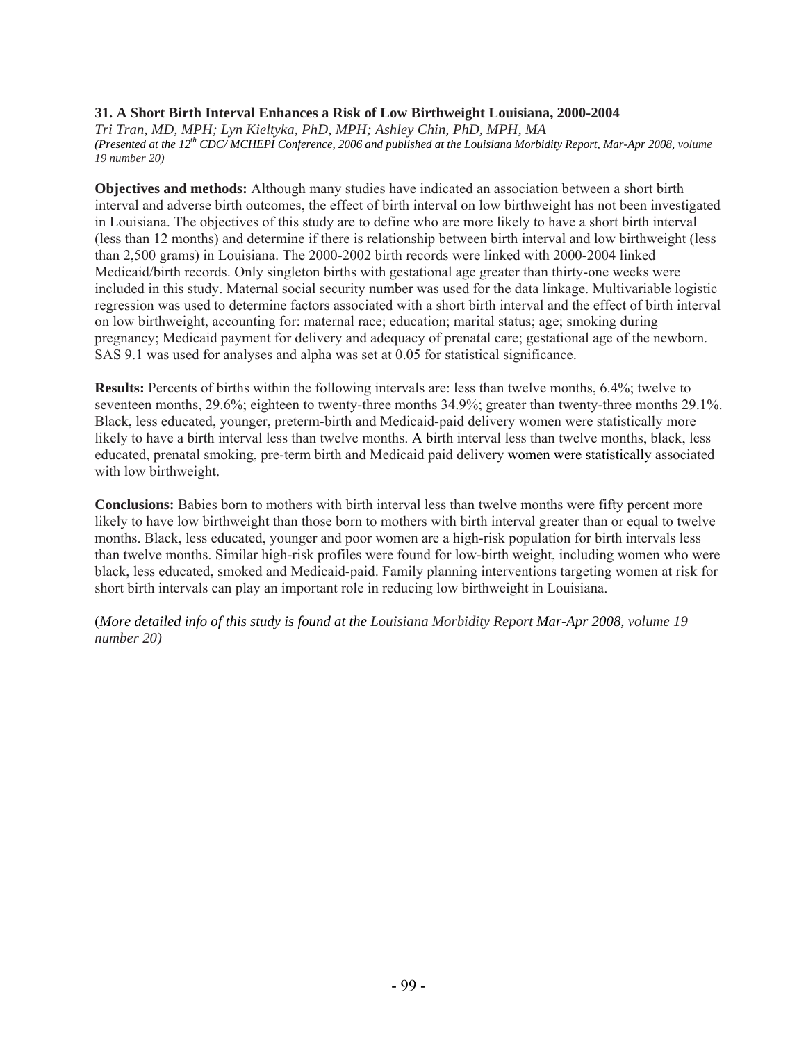### 31. A Short Birth Interval Enhances a Risk of Low Birthweight Louisiana, 2000-2004

*Tri Tran, MD, MPH; Lyn Kieltyka, PhD, MPH; Ashley Chin, PhD, MPH, MA*
*(Presented at the 12th CDC/ MCHEPI Conference, 2006 and published at the Louisiana Morbidity Report, Mar-Apr 2008, volume 19 number 20)*

**Objectives and methods:** Although many studies have indicated an association between a short birth interval and adverse birth outcomes, the effect of birth interval on low birthweight has not been investigated in Louisiana. The objectives of this study are to define who are more likely to have a short birth interval (less than 12 months) and determine if there is relationship between birth interval and low birthweight (less than 2,500 grams) in Louisiana. The 2000-2002 birth records were linked with 2000-2004 linked Medicaid/birth records. Only singleton births with gestational age greater than thirty-one weeks were included in this study. Maternal social security number was used for the data linkage. Multivariable logistic regression was used to determine factors associated with a short birth interval and the effect of birth interval on low birthweight, accounting for: maternal race; education; marital status; age; smoking during pregnancy; Medicaid payment for delivery and adequacy of prenatal care; gestational age of the newborn. SAS 9.1 was used for analyses and alpha was set at 0.05 for statistical significance.

**Results:** Percents of births within the following intervals are: less than twelve months, 6.4%; twelve to seventeen months, 29.6%; eighteen to twenty-three months 34.9%; greater than twenty-three months 29.1%. Black, less educated, younger, preterm-birth and Medicaid-paid delivery women were statistically more likely to have a birth interval less than twelve months. A birth interval less than twelve months, black, less educated, prenatal smoking, pre-term birth and Medicaid paid delivery women were statistically associated with low birthweight.

**Conclusions:** Babies born to mothers with birth interval less than twelve months were fifty percent more likely to have low birthweight than those born to mothers with birth interval greater than or equal to twelve months. Black, less educated, younger and poor women are a high-risk population for birth intervals less than twelve months. Similar high-risk profiles were found for low-birth weight, including women who were black, less educated, smoked and Medicaid-paid. Family planning interventions targeting women at risk for short birth intervals can play an important role in reducing low birthweight in Louisiana.

(*More detailed info of this study is found at the Louisiana Morbidity Report Mar-Apr 2008, volume 19 number 20)*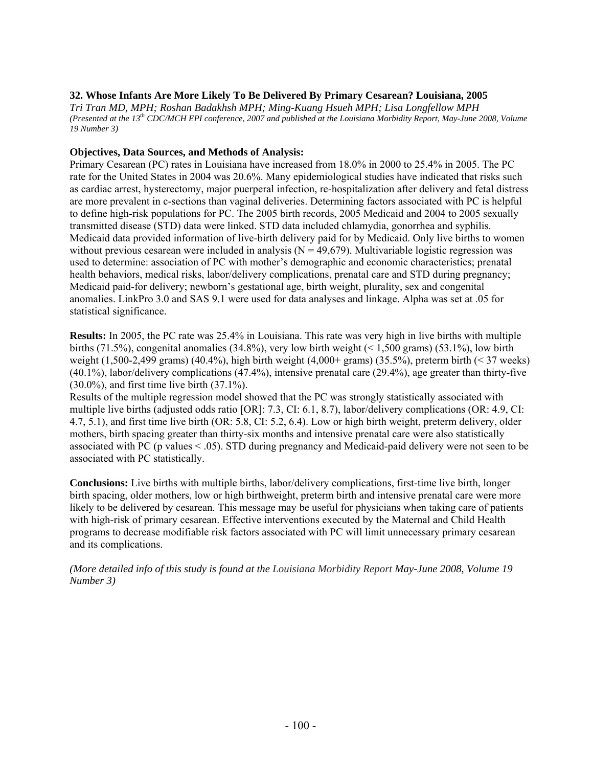### 32. Whose Infants Are More Likely To Be Delivered By Primary Cesarean? Louisiana, 2005

*Tri Tran MD, MPH; Roshan Badakhsh MPH; Ming-Kuang Hsueh MPH; Lisa Longfellow MPH*

*(Presented at the 13th CDC/MCH EPI conference, 2007 and published at the Louisiana Morbidity Report, May-June 2008, Volume 19 Number 3)*

**Objectives, Data Sources, and Methods of Analysis:**

Primary Cesarean (PC) rates in Louisiana have increased from 18.0% in 2000 to 25.4% in 2005. The PC rate for the United States in 2004 was 20.6%. Many epidemiological studies have indicated that risks such as cardiac arrest, hysterectomy, major puerperal infection, re-hospitalization after delivery and fetal distress are more prevalent in c-sections than vaginal deliveries. Determining factors associated with PC is helpful to define high-risk populations for PC. The 2005 birth records, 2005 Medicaid and 2004 to 2005 sexually transmitted disease (STD) data were linked. STD data included chlamydia, gonorrhea and syphilis. Medicaid data provided information of live-birth delivery paid for by Medicaid. Only live births to women without previous cesarean were included in analysis (N = 49,679). Multivariable logistic regression was used to determine: association of PC with mother's demographic and economic characteristics; prenatal health behaviors, medical risks, labor/delivery complications, prenatal care and STD during pregnancy; Medicaid paid-for delivery; newborn's gestational age, birth weight, plurality, sex and congenital anomalies. LinkPro 3.0 and SAS 9.1 were used for data analyses and linkage. Alpha was set at .05 for statistical significance.

**Results:** In 2005, the PC rate was 25.4% in Louisiana. This rate was very high in live births with multiple births (71.5%), congenital anomalies (34.8%), very low birth weight (< 1,500 grams) (53.1%), low birth weight (1,500-2,499 grams) (40.4%), high birth weight (4,000+ grams) (35.5%), preterm birth (< 37 weeks) (40.1%), labor/delivery complications (47.4%), intensive prenatal care (29.4%), age greater than thirty-five (30.0%), and first time live birth (37.1%).

Results of the multiple regression model showed that the PC was strongly statistically associated with multiple live births (adjusted odds ratio [OR]: 7.3, CI: 6.1, 8.7), labor/delivery complications (OR: 4.9, CI: 4.7, 5.1), and first time live birth (OR: 5.8, CI: 5.2, 6.4). Low or high birth weight, preterm delivery, older mothers, birth spacing greater than thirty-six months and intensive prenatal care were also statistically associated with PC (p values < .05). STD during pregnancy and Medicaid-paid delivery were not seen to be associated with PC statistically.

**Conclusions:** Live births with multiple births, labor/delivery complications, first-time live birth, longer birth spacing, older mothers, low or high birthweight, preterm birth and intensive prenatal care were more likely to be delivered by cesarean. This message may be useful for physicians when taking care of patients with high-risk of primary cesarean. Effective interventions executed by the Maternal and Child Health programs to decrease modifiable risk factors associated with PC will limit unnecessary primary cesarean and its complications.

*(More detailed info of this study is found at the Louisiana Morbidity Report May-June 2008, Volume 19 Number 3)*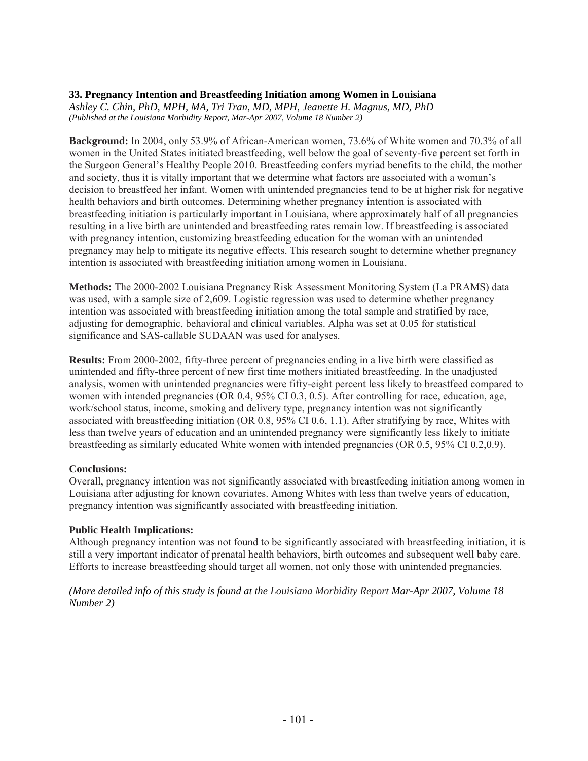### 33. Pregnancy Intention and Breastfeeding Initiation among Women in Louisiana

*Ashley C. Chin, PhD, MPH, MA, Tri Tran, MD, MPH, Jeanette H. Magnus, MD, PhD*
*(Published at the Louisiana Morbidity Report, Mar-Apr 2007, Volume 18 Number 2)*

**Background:** In 2004, only 53.9% of African-American women, 73.6% of White women and 70.3% of all women in the United States initiated breastfeeding, well below the goal of seventy-five percent set forth in the Surgeon General's Healthy People 2010. Breastfeeding confers myriad benefits to the child, the mother and society, thus it is vitally important that we determine what factors are associated with a woman's decision to breastfeed her infant. Women with unintended pregnancies tend to be at higher risk for negative health behaviors and birth outcomes. Determining whether pregnancy intention is associated with breastfeeding initiation is particularly important in Louisiana, where approximately half of all pregnancies resulting in a live birth are unintended and breastfeeding rates remain low. If breastfeeding is associated with pregnancy intention, customizing breastfeeding education for the woman with an unintended pregnancy may help to mitigate its negative effects. This research sought to determine whether pregnancy intention is associated with breastfeeding initiation among women in Louisiana.

**Methods:** The 2000-2002 Louisiana Pregnancy Risk Assessment Monitoring System (La PRAMS) data was used, with a sample size of 2,609. Logistic regression was used to determine whether pregnancy intention was associated with breastfeeding initiation among the total sample and stratified by race, adjusting for demographic, behavioral and clinical variables. Alpha was set at 0.05 for statistical significance and SAS-callable SUDAAN was used for analyses.

**Results:** From 2000-2002, fifty-three percent of pregnancies ending in a live birth were classified as unintended and fifty-three percent of new first time mothers initiated breastfeeding. In the unadjusted analysis, women with unintended pregnancies were fifty-eight percent less likely to breastfeed compared to women with intended pregnancies (OR 0.4, 95% CI 0.3, 0.5). After controlling for race, education, age, work/school status, income, smoking and delivery type, pregnancy intention was not significantly associated with breastfeeding initiation (OR 0.8, 95% CI 0.6, 1.1). After stratifying by race, Whites with less than twelve years of education and an unintended pregnancy were significantly less likely to initiate breastfeeding as similarly educated White women with intended pregnancies (OR 0.5, 95% CI 0.2,0.9).

**Conclusions:**

Overall, pregnancy intention was not significantly associated with breastfeeding initiation among women in Louisiana after adjusting for known covariates. Among Whites with less than twelve years of education, pregnancy intention was significantly associated with breastfeeding initiation.

**Public Health Implications:**

Although pregnancy intention was not found to be significantly associated with breastfeeding initiation, it is still a very important indicator of prenatal health behaviors, birth outcomes and subsequent well baby care. Efforts to increase breastfeeding should target all women, not only those with unintended pregnancies.

*(More detailed info of this study is found at the Louisiana Morbidity Report Mar-Apr 2007, Volume 18 Number 2)*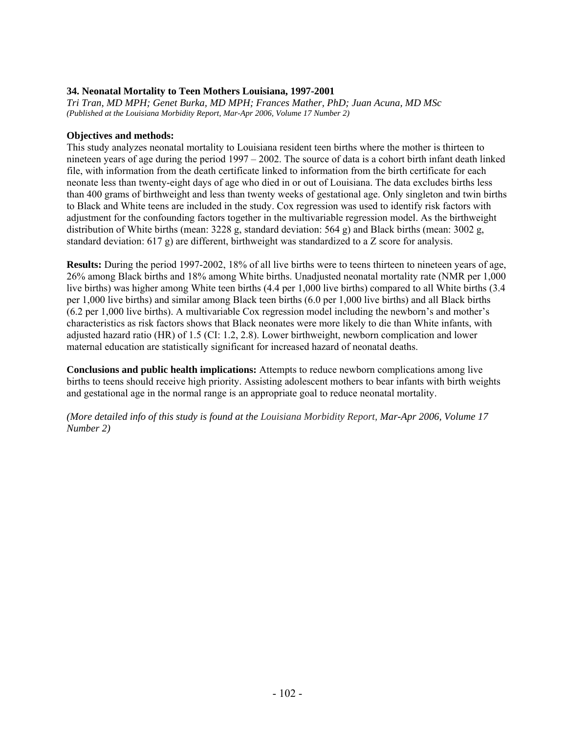### 34. Neonatal Mortality to Teen Mothers Louisiana, 1997-2001

*Tri Tran, MD MPH; Genet Burka, MD MPH; Frances Mather, PhD; Juan Acuna, MD MSc*
*(Published at the Louisiana Morbidity Report, Mar-Apr 2006, Volume 17 Number 2)*

**Objectives and methods:**
This study analyzes neonatal mortality to Louisiana resident teen births where the mother is thirteen to nineteen years of age during the period 1997 – 2002. The source of data is a cohort birth infant death linked file, with information from the death certificate linked to information from the birth certificate for each neonate less than twenty-eight days of age who died in or out of Louisiana. The data excludes births less than 400 grams of birthweight and less than twenty weeks of gestational age. Only singleton and twin births to Black and White teens are included in the study. Cox regression was used to identify risk factors with adjustment for the confounding factors together in the multivariable regression model. As the birthweight distribution of White births (mean: 3228 g, standard deviation: 564 g) and Black births (mean: 3002 g, standard deviation: 617 g) are different, birthweight was standardized to a Z score for analysis.

**Results:** During the period 1997-2002, 18% of all live births were to teens thirteen to nineteen years of age, 26% among Black births and 18% among White births. Unadjusted neonatal mortality rate (NMR per 1,000 live births) was higher among White teen births (4.4 per 1,000 live births) compared to all White births (3.4 per 1,000 live births) and similar among Black teen births (6.0 per 1,000 live births) and all Black births (6.2 per 1,000 live births). A multivariable Cox regression model including the newborn's and mother's characteristics as risk factors shows that Black neonates were more likely to die than White infants, with adjusted hazard ratio (HR) of 1.5 (CI: 1.2, 2.8). Lower birthweight, newborn complication and lower maternal education are statistically significant for increased hazard of neonatal deaths.

**Conclusions and public health implications:** Attempts to reduce newborn complications among live births to teens should receive high priority. Assisting adolescent mothers to bear infants with birth weights and gestational age in the normal range is an appropriate goal to reduce neonatal mortality.

*(More detailed info of this study is found at the Louisiana Morbidity Report, Mar-Apr 2006, Volume 17 Number 2)*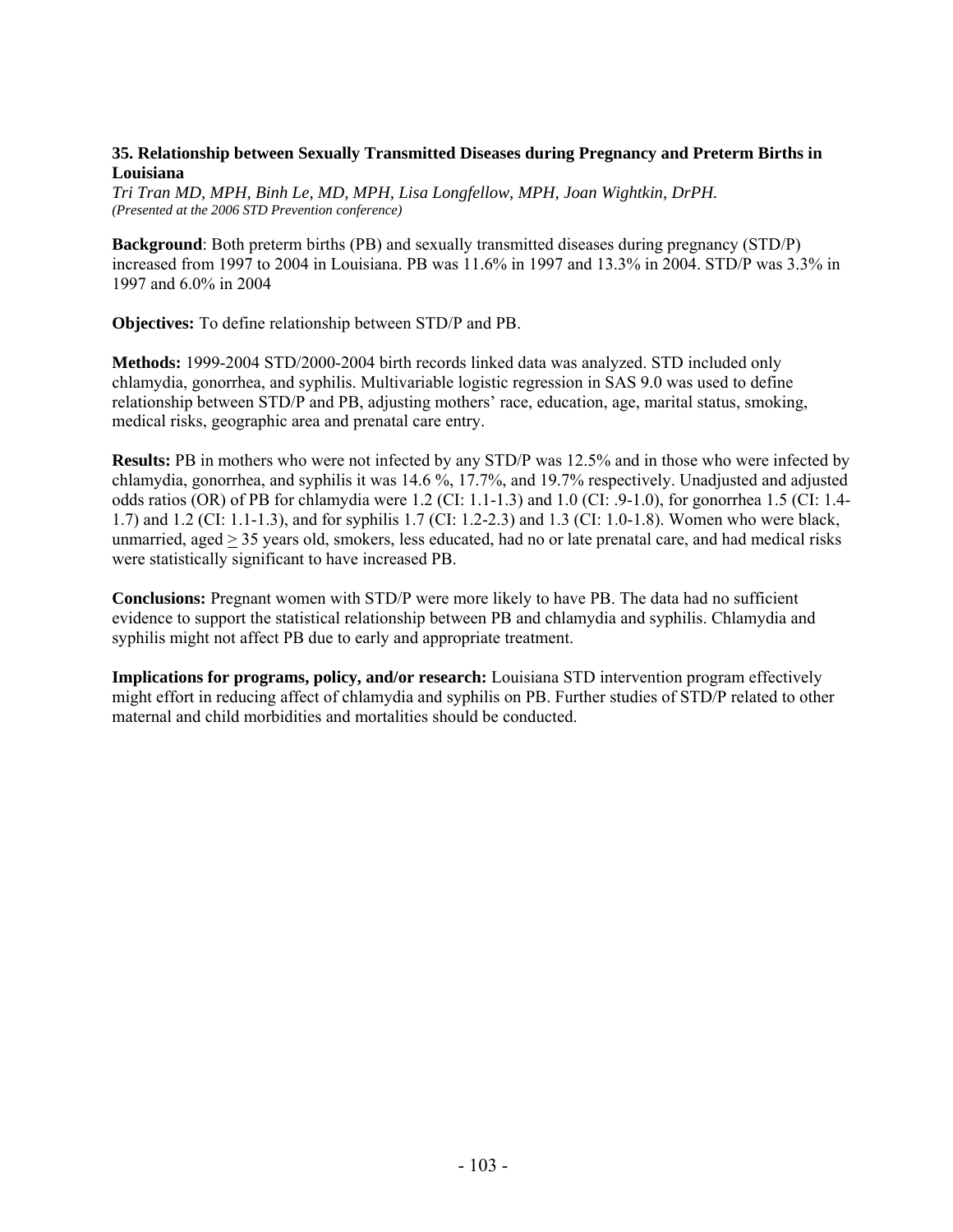### 35. Relationship between Sexually Transmitted Diseases during Pregnancy and Preterm Births in Louisiana

*Tri Tran MD, MPH, Binh Le, MD, MPH, Lisa Longfellow, MPH, Joan Wightkin, DrPH.*
*(Presented at the 2006 STD Prevention conference)*

**Background**: Both preterm births (PB) and sexually transmitted diseases during pregnancy (STD/P) increased from 1997 to 2004 in Louisiana. PB was 11.6% in 1997 and 13.3% in 2004. STD/P was 3.3% in 1997 and 6.0% in 2004

**Objectives:** To define relationship between STD/P and PB.

**Methods:** 1999-2004 STD/2000-2004 birth records linked data was analyzed. STD included only chlamydia, gonorrhea, and syphilis. Multivariable logistic regression in SAS 9.0 was used to define relationship between STD/P and PB, adjusting mothers' race, education, age, marital status, smoking, medical risks, geographic area and prenatal care entry.

**Results:** PB in mothers who were not infected by any STD/P was 12.5% and in those who were infected by chlamydia, gonorrhea, and syphilis it was 14.6 %, 17.7%, and 19.7% respectively. Unadjusted and adjusted odds ratios (OR) of PB for chlamydia were 1.2 (CI: 1.1-1.3) and 1.0 (CI: .9-1.0), for gonorrhea 1.5 (CI: 1.4-1.7) and 1.2 (CI: 1.1-1.3), and for syphilis 1.7 (CI: 1.2-2.3) and 1.3 (CI: 1.0-1.8). Women who were black, unmarried, aged $\geq$ 35 years old, smokers, less educated, had no or late prenatal care, and had medical risks were statistically significant to have increased PB.

**Conclusions:** Pregnant women with STD/P were more likely to have PB. The data had no sufficient evidence to support the statistical relationship between PB and chlamydia and syphilis. Chlamydia and syphilis might not affect PB due to early and appropriate treatment.

**Implications for programs, policy, and/or research:** Louisiana STD intervention program effectively might effort in reducing affect of chlamydia and syphilis on PB. Further studies of STD/P related to other maternal and child morbidities and mortalities should be conducted.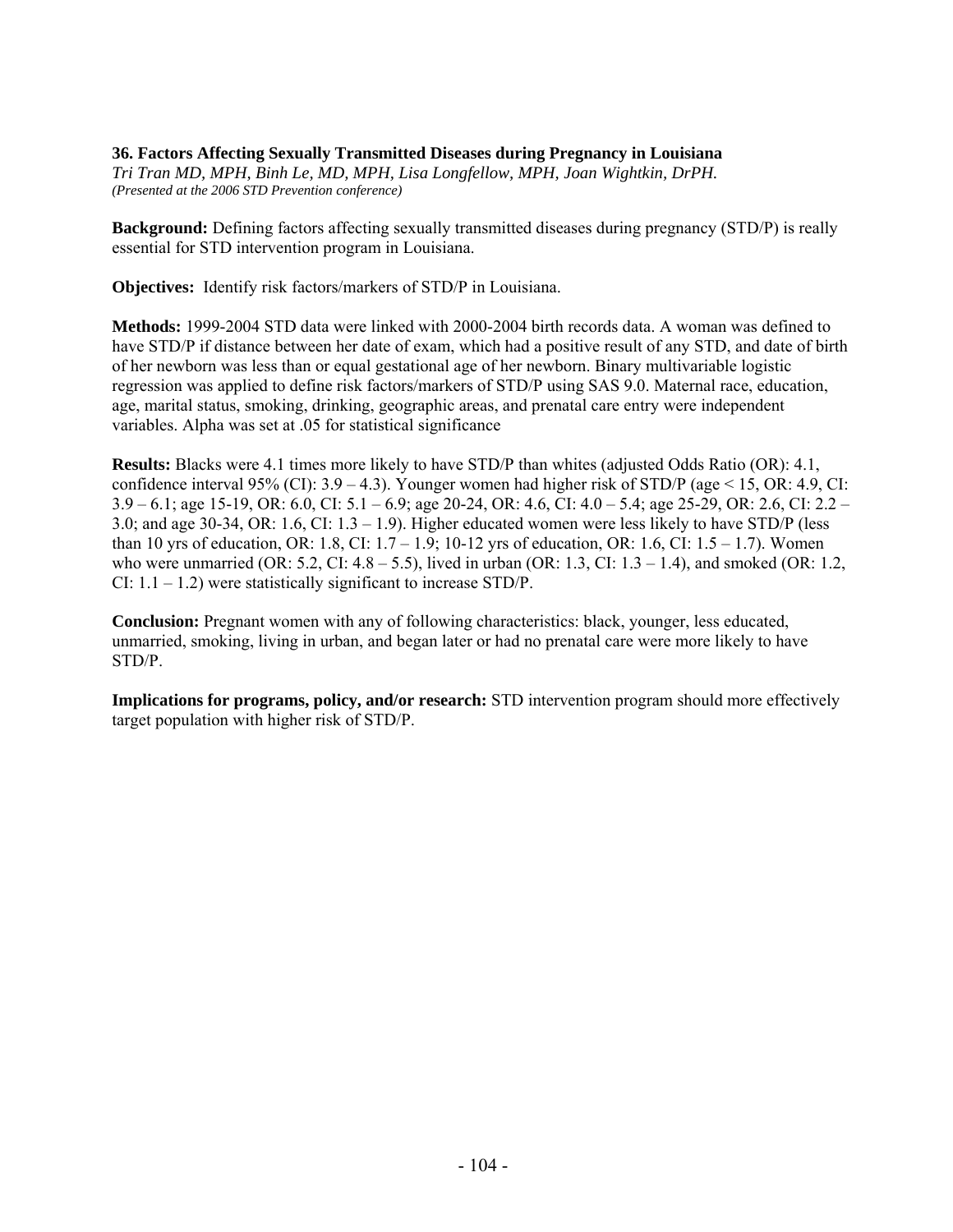### 36. Factors Affecting Sexually Transmitted Diseases during Pregnancy in Louisiana

*Tri Tran MD, MPH, Binh Le, MD, MPH, Lisa Longfellow, MPH, Joan Wightkin, DrPH.*
*(Presented at the 2006 STD Prevention conference)*

**Background:** Defining factors affecting sexually transmitted diseases during pregnancy (STD/P) is really essential for STD intervention program in Louisiana.

**Objectives:** Identify risk factors/markers of STD/P in Louisiana.

**Methods:** 1999-2004 STD data were linked with 2000-2004 birth records data. A woman was defined to have STD/P if distance between her date of exam, which had a positive result of any STD, and date of birth of her newborn was less than or equal gestational age of her newborn. Binary multivariable logistic regression was applied to define risk factors/markers of STD/P using SAS 9.0. Maternal race, education, age, marital status, smoking, drinking, geographic areas, and prenatal care entry were independent variables. Alpha was set at .05 for statistical significance

**Results:** Blacks were 4.1 times more likely to have STD/P than whites (adjusted Odds Ratio (OR): 4.1, confidence interval 95% (CI): 3.9 – 4.3). Younger women had higher risk of STD/P (age < 15, OR: 4.9, CI: 3.9 – 6.1; age 15-19, OR: 6.0, CI: 5.1 – 6.9; age 20-24, OR: 4.6, CI: 4.0 – 5.4; age 25-29, OR: 2.6, CI: 2.2 – 3.0; and age 30-34, OR: 1.6, CI: 1.3 – 1.9). Higher educated women were less likely to have STD/P (less than 10 yrs of education, OR: 1.8, CI: 1.7 – 1.9; 10-12 yrs of education, OR: 1.6, CI: 1.5 – 1.7). Women who were unmarried (OR: 5.2, CI: 4.8 – 5.5), lived in urban (OR: 1.3, CI: 1.3 – 1.4), and smoked (OR: 1.2, CI: 1.1 – 1.2) were statistically significant to increase STD/P.

**Conclusion:** Pregnant women with any of following characteristics: black, younger, less educated, unmarried, smoking, living in urban, and began later or had no prenatal care were more likely to have STD/P.

**Implications for programs, policy, and/or research:** STD intervention program should more effectively target population with higher risk of STD/P.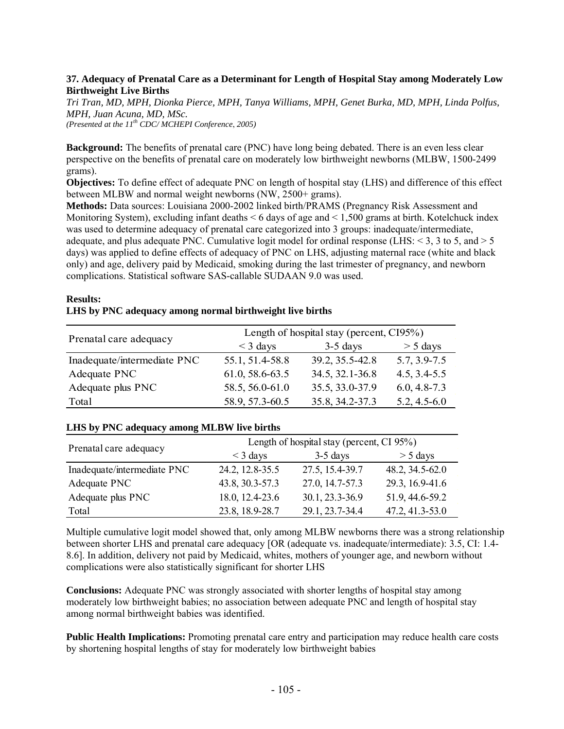### 37. Adequacy of Prenatal Care as a Determinant for Length of Hospital Stay among Moderately Low Birthweight Live Births

*Tri Tran, MD, MPH, Dionka Pierce, MPH, Tanya Williams, MPH, Genet Burka, MD, MPH, Linda Polfus, MPH, Juan Acuna, MD, MSc.*
*(Presented at the 11th CDC/ MCHEPI Conference, 2005)*

**Background:** The benefits of prenatal care (PNC) have long being debated. There is an even less clear perspective on the benefits of prenatal care on moderately low birthweight newborns (MLBW, 1500-2499 grams).

**Objectives:** To define effect of adequate PNC on length of hospital stay (LHS) and difference of this effect between MLBW and normal weight newborns (NW, 2500+ grams).

**Methods:** Data sources: Louisiana 2000-2002 linked birth/PRAMS (Pregnancy Risk Assessment and Monitoring System), excluding infant deaths < 6 days of age and < 1,500 grams at birth. Kotelchuck index was used to determine adequacy of prenatal care categorized into 3 groups: inadequate/intermediate, adequate, and plus adequate PNC. Cumulative logit model for ordinal response (LHS: < 3, 3 to 5, and > 5 days) was applied to define effects of adequacy of PNC on LHS, adjusting maternal race (white and black only) and age, delivery paid by Medicaid, smoking during the last trimester of pregnancy, and newborn complications. Statistical software SAS-callable SUDAAN 9.0 was used.

**Results:**

**LHS by PNC adequacy among normal birthweight live births**

| Prenatal care adequacy | Length of hospital stay (percent, CI95%) | | |
|---|---|---|---|
| | < 3 days | 3-5 days | > 5 days |
| Inadequate/intermediate PNC | 55.1, 51.4-58.8 | 39.2, 35.5-42.8 | 5.7, 3.9-7.5 |
| Adequate PNC | 61.0, 58.6-63.5 | 34.5, 32.1-36.8 | 4.5, 3.4-5.5 |
| Adequate plus PNC | 58.5, 56.0-61.0 | 35.5, 33.0-37.9 | 6.0, 4.8-7.3 |
| Total | 58.9, 57.3-60.5 | 35.8, 34.2-37.3 | 5.2, 4.5-6.0 |

**LHS by PNC adequacy among MLBW live births**

| Prenatal care adequacy | Length of hospital stay (percent, CI 95%) | | |
|---|---|---|---|
| | < 3 days | 3-5 days | > 5 days |
| Inadequate/intermediate PNC | 24.2, 12.8-35.5 | 27.5, 15.4-39.7 | 48.2, 34.5-62.0 |
| Adequate PNC | 43.8, 30.3-57.3 | 27.0, 14.7-57.3 | 29.3, 16.9-41.6 |
| Adequate plus PNC | 18.0, 12.4-23.6 | 30.1, 23.3-36.9 | 51.9, 44.6-59.2 |
| Total | 23.8, 18.9-28.7 | 29.1, 23.7-34.4 | 47.2, 41.3-53.0 |

Multiple cumulative logit model showed that, only among MLBW newborns there was a strong relationship between shorter LHS and prenatal care adequacy [OR (adequate vs. inadequate/intermediate): 3.5, CI: 1.4-8.6]. In addition, delivery not paid by Medicaid, whites, mothers of younger age, and newborn without complications were also statistically significant for shorter LHS

**Conclusions:** Adequate PNC was strongly associated with shorter lengths of hospital stay among moderately low birthweight babies; no association between adequate PNC and length of hospital stay among normal birthweight babies was identified.

**Public Health Implications:** Promoting prenatal care entry and participation may reduce health care costs by shortening hospital lengths of stay for moderately low birthweight babies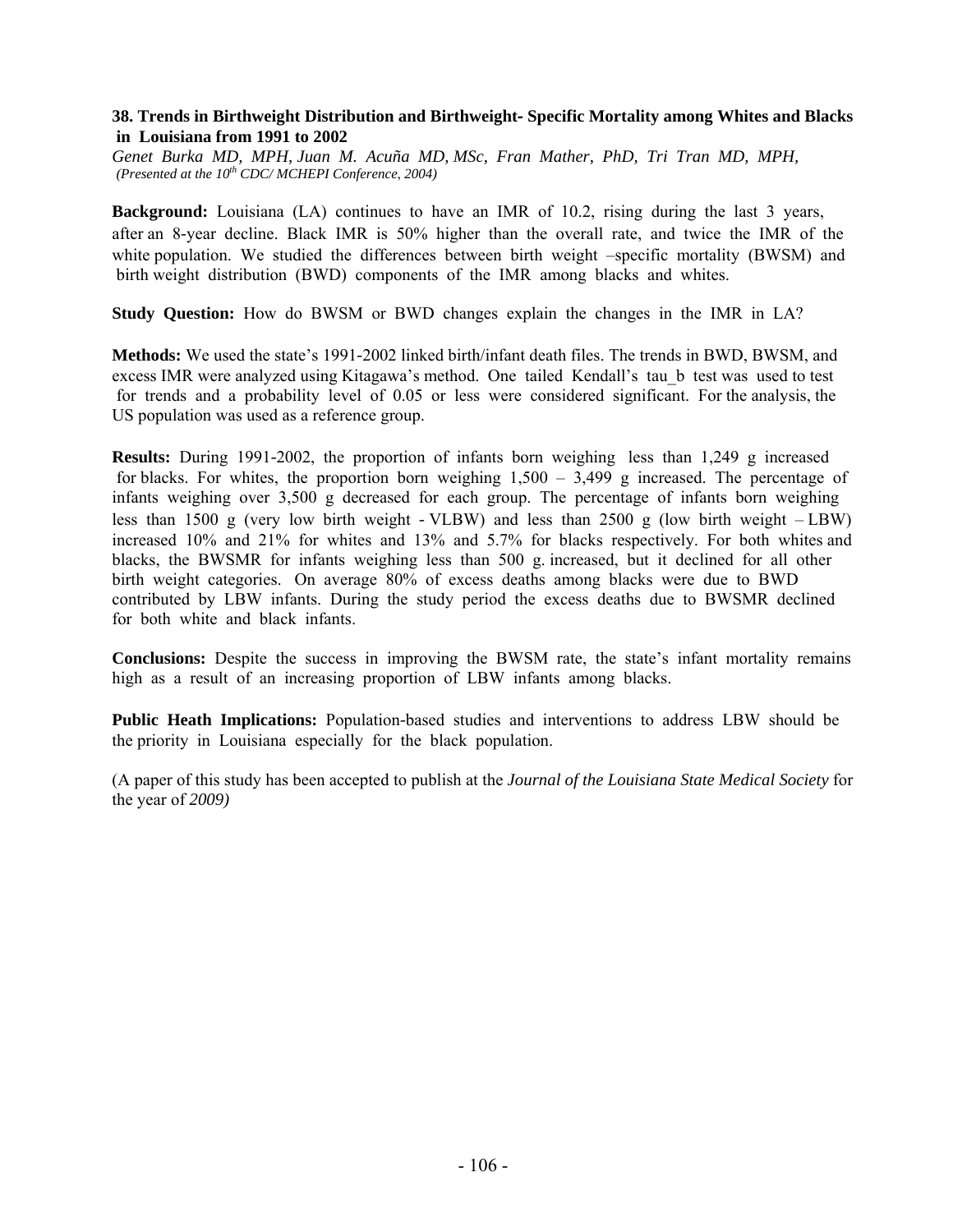### 38. Trends in Birthweight Distribution and Birthweight- Specific Mortality among Whites and Blacks in Louisiana from 1991 to 2002

*Genet Burka MD, MPH, Juan M. Acuña MD, MSc, Fran Mather, PhD, Tri Tran MD, MPH,*
*(Presented at the 10th CDC/ MCHEPI Conference, 2004)*

**Background:** Louisiana (LA) continues to have an IMR of 10.2, rising during the last 3 years, after an 8-year decline. Black IMR is 50% higher than the overall rate, and twice the IMR of the white population. We studied the differences between birth weight –specific mortality (BWSM) and birth weight distribution (BWD) components of the IMR among blacks and whites.

**Study Question:** How do BWSM or BWD changes explain the changes in the IMR in LA?

**Methods:** We used the state's 1991-2002 linked birth/infant death files. The trends in BWD, BWSM, and excess IMR were analyzed using Kitagawa's method. One tailed Kendall's tau_b test was used to test for trends and a probability level of 0.05 or less were considered significant. For the analysis, the US population was used as a reference group.

**Results:** During 1991-2002, the proportion of infants born weighing less than 1,249 g increased for blacks. For whites, the proportion born weighing 1,500 – 3,499 g increased. The percentage of infants weighing over 3,500 g decreased for each group. The percentage of infants born weighing less than 1500 g (very low birth weight - VLBW) and less than 2500 g (low birth weight – LBW) increased 10% and 21% for whites and 13% and 5.7% for blacks respectively. For both whites and blacks, the BWSMR for infants weighing less than 500 g. increased, but it declined for all other birth weight categories. On average 80% of excess deaths among blacks were due to BWD contributed by LBW infants. During the study period the excess deaths due to BWSMR declined for both white and black infants.

**Conclusions:** Despite the success in improving the BWSM rate, the state's infant mortality remains high as a result of an increasing proportion of LBW infants among blacks.

**Public Heath Implications:** Population-based studies and interventions to address LBW should be the priority in Louisiana especially for the black population.

(A paper of this study has been accepted to publish at the *Journal of the Louisiana State Medical Society* for the year of *2009)*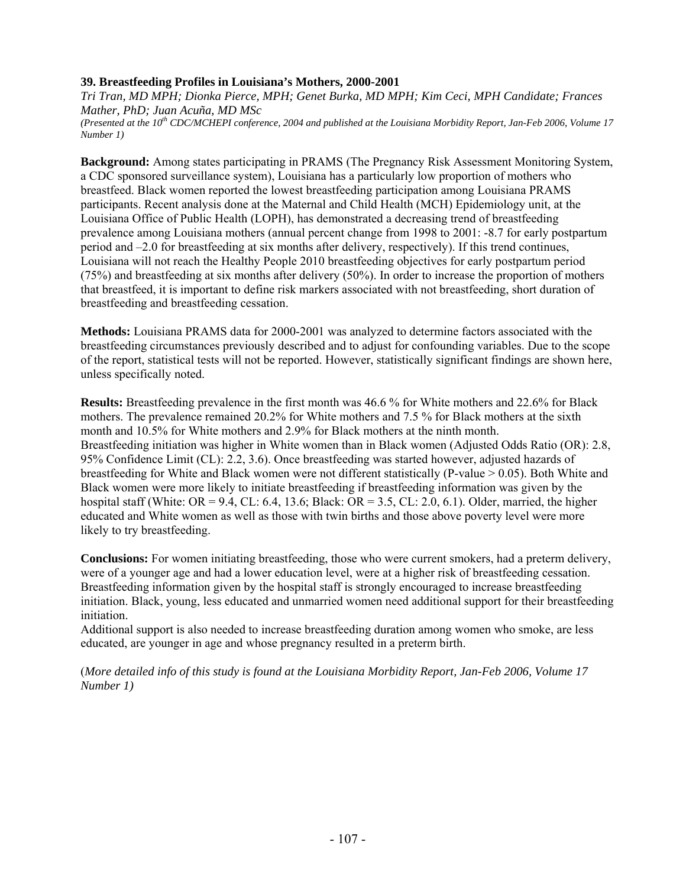### 39. Breastfeeding Profiles in Louisiana's Mothers, 2000-2001

*Tri Tran, MD MPH; Dionka Pierce, MPH; Genet Burka, MD MPH; Kim Ceci, MPH Candidate; Frances Mather, PhD; Juan Acuña, MD MSc*

*(Presented at the 10th CDC/MCHEPI conference, 2004 and published at the Louisiana Morbidity Report, Jan-Feb 2006, Volume 17 Number 1)*

**Background:** Among states participating in PRAMS (The Pregnancy Risk Assessment Monitoring System, a CDC sponsored surveillance system), Louisiana has a particularly low proportion of mothers who breastfeed. Black women reported the lowest breastfeeding participation among Louisiana PRAMS participants. Recent analysis done at the Maternal and Child Health (MCH) Epidemiology unit, at the Louisiana Office of Public Health (LOPH), has demonstrated a decreasing trend of breastfeeding prevalence among Louisiana mothers (annual percent change from 1998 to 2001: -8.7 for early postpartum period and –2.0 for breastfeeding at six months after delivery, respectively). If this trend continues, Louisiana will not reach the Healthy People 2010 breastfeeding objectives for early postpartum period (75%) and breastfeeding at six months after delivery (50%). In order to increase the proportion of mothers that breastfeed, it is important to define risk markers associated with not breastfeeding, short duration of breastfeeding and breastfeeding cessation.

**Methods:** Louisiana PRAMS data for 2000-2001 was analyzed to determine factors associated with the breastfeeding circumstances previously described and to adjust for confounding variables. Due to the scope of the report, statistical tests will not be reported. However, statistically significant findings are shown here, unless specifically noted.

**Results:** Breastfeeding prevalence in the first month was 46.6 % for White mothers and 22.6% for Black mothers. The prevalence remained 20.2% for White mothers and 7.5 % for Black mothers at the sixth month and 10.5% for White mothers and 2.9% for Black mothers at the ninth month.
Breastfeeding initiation was higher in White women than in Black women (Adjusted Odds Ratio (OR): 2.8, 95% Confidence Limit (CL): 2.2, 3.6). Once breastfeeding was started however, adjusted hazards of breastfeeding for White and Black women were not different statistically (P-value > 0.05). Both White and Black women were more likely to initiate breastfeeding if breastfeeding information was given by the hospital staff (White: OR = 9.4, CL: 6.4, 13.6; Black: OR = 3.5, CL: 2.0, 6.1). Older, married, the higher educated and White women as well as those with twin births and those above poverty level were more likely to try breastfeeding.

**Conclusions:** For women initiating breastfeeding, those who were current smokers, had a preterm delivery, were of a younger age and had a lower education level, were at a higher risk of breastfeeding cessation. Breastfeeding information given by the hospital staff is strongly encouraged to increase breastfeeding initiation. Black, young, less educated and unmarried women need additional support for their breastfeeding initiation.
Additional support is also needed to increase breastfeeding duration among women who smoke, are less educated, are younger in age and whose pregnancy resulted in a preterm birth.

(*More detailed info of this study is found at the Louisiana Morbidity Report, Jan-Feb 2006, Volume 17 Number 1)*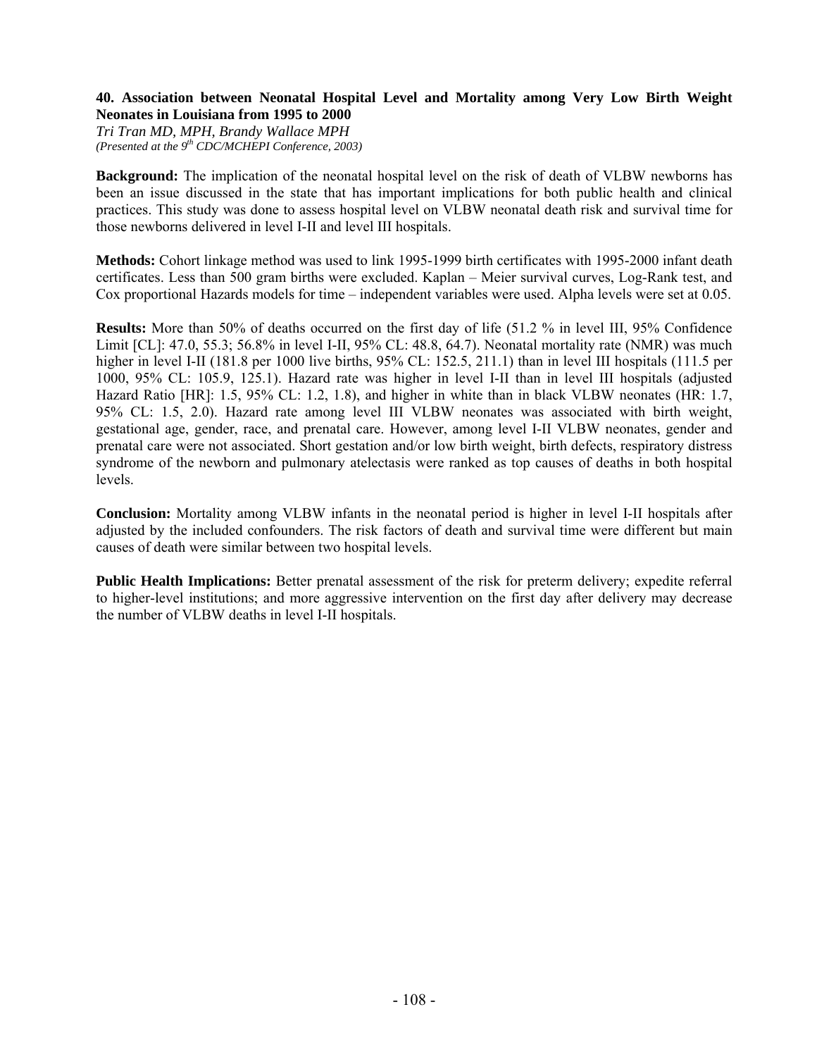### 40. Association between Neonatal Hospital Level and Mortality among Very Low Birth Weight Neonates in Louisiana from 1995 to 2000

*Tri Tran MD, MPH, Brandy Wallace MPH*
*(Presented at the 9th CDC/MCHEPI Conference, 2003)*

**Background:** The implication of the neonatal hospital level on the risk of death of VLBW newborns has been an issue discussed in the state that has important implications for both public health and clinical practices. This study was done to assess hospital level on VLBW neonatal death risk and survival time for those newborns delivered in level I-II and level III hospitals.

**Methods:** Cohort linkage method was used to link 1995-1999 birth certificates with 1995-2000 infant death certificates. Less than 500 gram births were excluded. Kaplan – Meier survival curves, Log-Rank test, and Cox proportional Hazards models for time – independent variables were used. Alpha levels were set at 0.05.

**Results:** More than 50% of deaths occurred on the first day of life (51.2 % in level III, 95% Confidence Limit [CL]: 47.0, 55.3; 56.8% in level I-II, 95% CL: 48.8, 64.7). Neonatal mortality rate (NMR) was much higher in level I-II (181.8 per 1000 live births, 95% CL: 152.5, 211.1) than in level III hospitals (111.5 per 1000, 95% CL: 105.9, 125.1). Hazard rate was higher in level I-II than in level III hospitals (adjusted Hazard Ratio [HR]: 1.5, 95% CL: 1.2, 1.8), and higher in white than in black VLBW neonates (HR: 1.7, 95% CL: 1.5, 2.0). Hazard rate among level III VLBW neonates was associated with birth weight, gestational age, gender, race, and prenatal care. However, among level I-II VLBW neonates, gender and prenatal care were not associated. Short gestation and/or low birth weight, birth defects, respiratory distress syndrome of the newborn and pulmonary atelectasis were ranked as top causes of deaths in both hospital levels.

**Conclusion:** Mortality among VLBW infants in the neonatal period is higher in level I-II hospitals after adjusted by the included confounders. The risk factors of death and survival time were different but main causes of death were similar between two hospital levels.

**Public Health Implications:** Better prenatal assessment of the risk for preterm delivery; expedite referral to higher-level institutions; and more aggressive intervention on the first day after delivery may decrease the number of VLBW deaths in level I-II hospitals.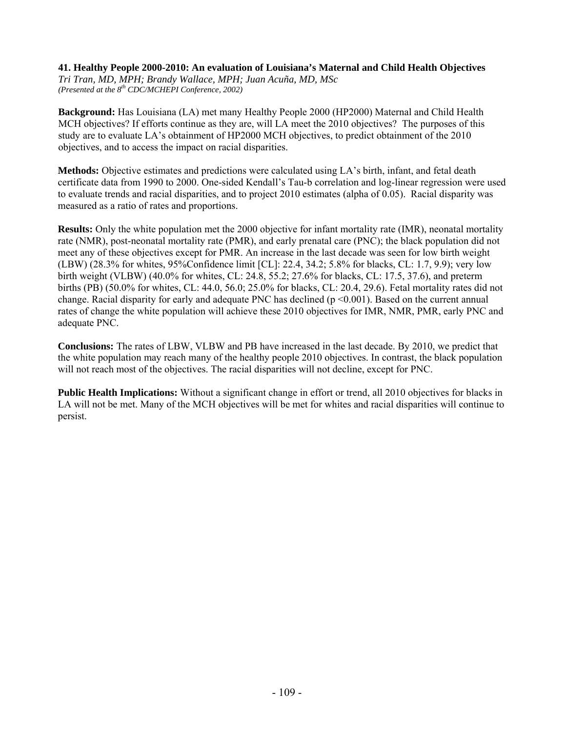### 41. Healthy People 2000-2010: An evaluation of Louisiana's Maternal and Child Health Objectives

*Tri Tran, MD, MPH; Brandy Wallace, MPH; Juan Acuña, MD, MSc*
*(Presented at the 8th CDC/MCHEPI Conference, 2002)*

**Background:** Has Louisiana (LA) met many Healthy People 2000 (HP2000) Maternal and Child Health MCH objectives? If efforts continue as they are, will LA meet the 2010 objectives? The purposes of this study are to evaluate LA's obtainment of HP2000 MCH objectives, to predict obtainment of the 2010 objectives, and to access the impact on racial disparities.

**Methods:** Objective estimates and predictions were calculated using LA's birth, infant, and fetal death certificate data from 1990 to 2000. One-sided Kendall's Tau-b correlation and log-linear regression were used to evaluate trends and racial disparities, and to project 2010 estimates (alpha of 0.05). Racial disparity was measured as a ratio of rates and proportions.

**Results:** Only the white population met the 2000 objective for infant mortality rate (IMR), neonatal mortality rate (NMR), post-neonatal mortality rate (PMR), and early prenatal care (PNC); the black population did not meet any of these objectives except for PMR. An increase in the last decade was seen for low birth weight (LBW) (28.3% for whites, 95%Confidence limit [CL]: 22.4, 34.2; 5.8% for blacks, CL: 1.7, 9.9); very low birth weight (VLBW) (40.0% for whites, CL: 24.8, 55.2; 27.6% for blacks, CL: 17.5, 37.6), and preterm births (PB) (50.0% for whites, CL: 44.0, 56.0; 25.0% for blacks, CL: 20.4, 29.6). Fetal mortality rates did not change. Racial disparity for early and adequate PNC has declined ($p < 0.001$). Based on the current annual rates of change the white population will achieve these 2010 objectives for IMR, NMR, PMR, early PNC and adequate PNC.

**Conclusions:** The rates of LBW, VLBW and PB have increased in the last decade. By 2010, we predict that the white population may reach many of the healthy people 2010 objectives. In contrast, the black population will not reach most of the objectives. The racial disparities will not decline, except for PNC.

**Public Health Implications:** Without a significant change in effort or trend, all 2010 objectives for blacks in LA will not be met. Many of the MCH objectives will be met for whites and racial disparities will continue to persist.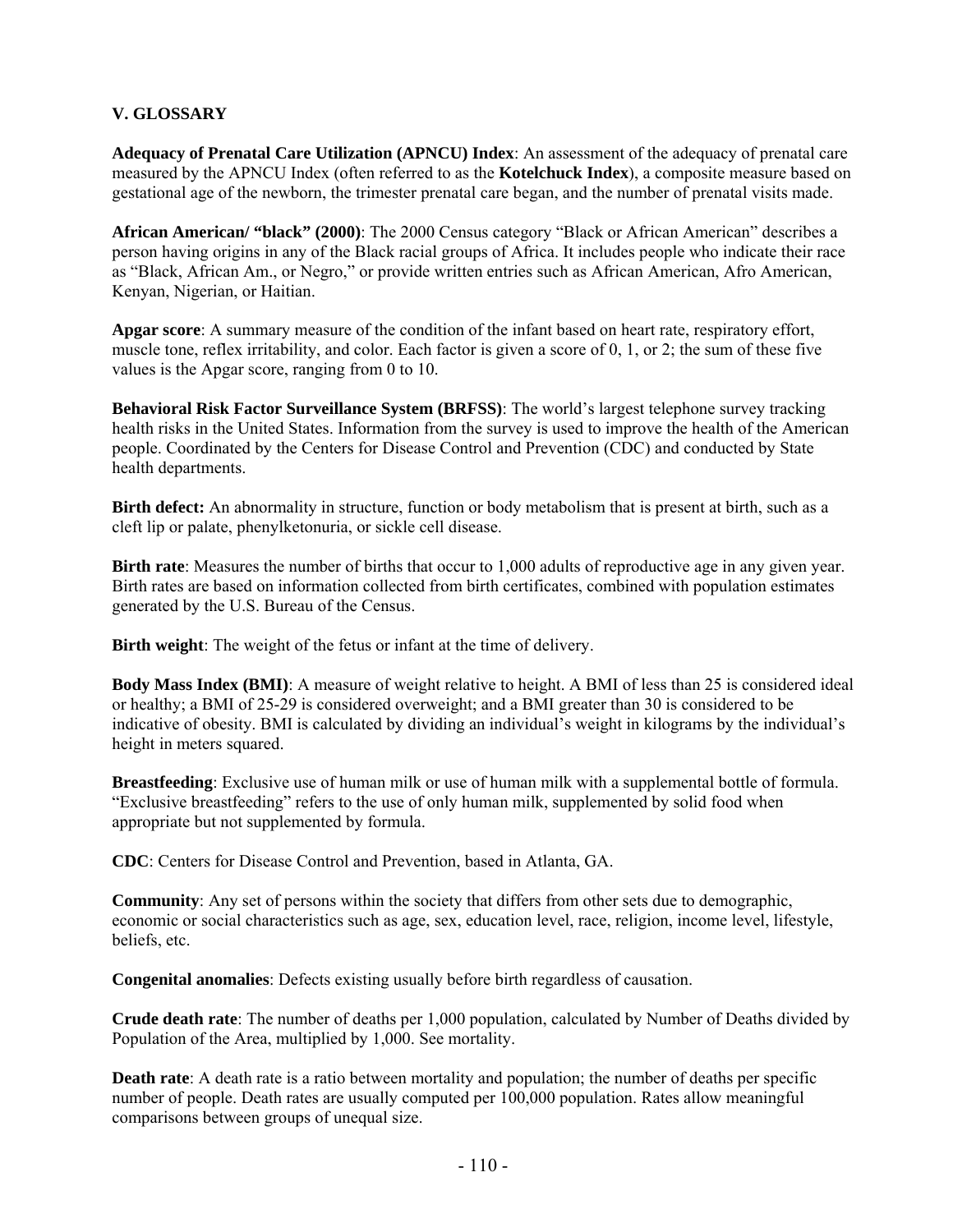## V. GLOSSARY

**Adequacy of Prenatal Care Utilization (APNCU) Index**: An assessment of the adequacy of prenatal care measured by the APNCU Index (often referred to as the **Kotelchuck Index**), a composite measure based on gestational age of the newborn, the trimester prenatal care began, and the number of prenatal visits made.

**African American/ "black" (2000)**: The 2000 Census category "Black or African American" describes a person having origins in any of the Black racial groups of Africa. It includes people who indicate their race as "Black, African Am., or Negro," or provide written entries such as African American, Afro American, Kenyan, Nigerian, or Haitian.

**Apgar score**: A summary measure of the condition of the infant based on heart rate, respiratory effort, muscle tone, reflex irritability, and color. Each factor is given a score of 0, 1, or 2; the sum of these five values is the Apgar score, ranging from 0 to 10.

**Behavioral Risk Factor Surveillance System (BRFSS)**: The world's largest telephone survey tracking health risks in the United States. Information from the survey is used to improve the health of the American people. Coordinated by the Centers for Disease Control and Prevention (CDC) and conducted by State health departments.

**Birth defect:** An abnormality in structure, function or body metabolism that is present at birth, such as a cleft lip or palate, phenylketonuria, or sickle cell disease.

**Birth rate**: Measures the number of births that occur to 1,000 adults of reproductive age in any given year. Birth rates are based on information collected from birth certificates, combined with population estimates generated by the U.S. Bureau of the Census.

**Birth weight**: The weight of the fetus or infant at the time of delivery.

**Body Mass Index (BMI)**: A measure of weight relative to height. A BMI of less than 25 is considered ideal or healthy; a BMI of 25-29 is considered overweight; and a BMI greater than 30 is considered to be indicative of obesity. BMI is calculated by dividing an individual's weight in kilograms by the individual's height in meters squared.

**Breastfeeding**: Exclusive use of human milk or use of human milk with a supplemental bottle of formula. "Exclusive breastfeeding" refers to the use of only human milk, supplemented by solid food when appropriate but not supplemented by formula.

**CDC**: Centers for Disease Control and Prevention, based in Atlanta, GA.

**Community**: Any set of persons within the society that differs from other sets due to demographic, economic or social characteristics such as age, sex, education level, race, religion, income level, lifestyle, beliefs, etc.

**Congenital anomalies**: Defects existing usually before birth regardless of causation.

**Crude death rate**: The number of deaths per 1,000 population, calculated by Number of Deaths divided by Population of the Area, multiplied by 1,000. See mortality.

**Death rate**: A death rate is a ratio between mortality and population; the number of deaths per specific number of people. Death rates are usually computed per 100,000 population. Rates allow meaningful comparisons between groups of unequal size.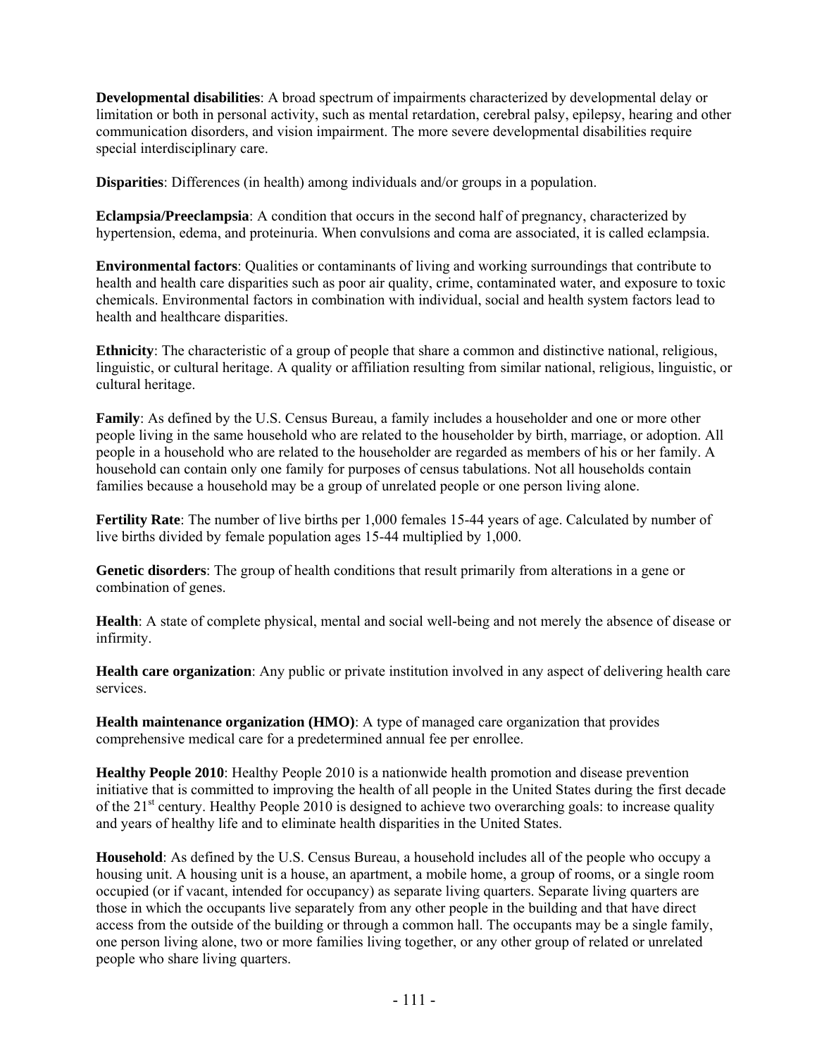**Developmental disabilities**: A broad spectrum of impairments characterized by developmental delay or limitation or both in personal activity, such as mental retardation, cerebral palsy, epilepsy, hearing and other communication disorders, and vision impairment. The more severe developmental disabilities require special interdisciplinary care.

**Disparities**: Differences (in health) among individuals and/or groups in a population.

**Eclampsia/Preeclampsia**: A condition that occurs in the second half of pregnancy, characterized by hypertension, edema, and proteinuria. When convulsions and coma are associated, it is called eclampsia.

**Environmental factors**: Qualities or contaminants of living and working surroundings that contribute to health and health care disparities such as poor air quality, crime, contaminated water, and exposure to toxic chemicals. Environmental factors in combination with individual, social and health system factors lead to health and healthcare disparities.

**Ethnicity**: The characteristic of a group of people that share a common and distinctive national, religious, linguistic, or cultural heritage. A quality or affiliation resulting from similar national, religious, linguistic, or cultural heritage.

**Family**: As defined by the U.S. Census Bureau, a family includes a householder and one or more other people living in the same household who are related to the householder by birth, marriage, or adoption. All people in a household who are related to the householder are regarded as members of his or her family. A household can contain only one family for purposes of census tabulations. Not all households contain families because a household may be a group of unrelated people or one person living alone.

**Fertility Rate**: The number of live births per 1,000 females 15-44 years of age. Calculated by number of live births divided by female population ages 15-44 multiplied by 1,000.

**Genetic disorders**: The group of health conditions that result primarily from alterations in a gene or combination of genes.

**Health**: A state of complete physical, mental and social well-being and not merely the absence of disease or infirmity.

**Health care organization**: Any public or private institution involved in any aspect of delivering health care services.

**Health maintenance organization (HMO)**: A type of managed care organization that provides comprehensive medical care for a predetermined annual fee per enrollee.

**Healthy People 2010**: Healthy People 2010 is a nationwide health promotion and disease prevention initiative that is committed to improving the health of all people in the United States during the first decade of the 21st century. Healthy People 2010 is designed to achieve two overarching goals: to increase quality and years of healthy life and to eliminate health disparities in the United States.

**Household**: As defined by the U.S. Census Bureau, a household includes all of the people who occupy a housing unit. A housing unit is a house, an apartment, a mobile home, a group of rooms, or a single room occupied (or if vacant, intended for occupancy) as separate living quarters. Separate living quarters are those in which the occupants live separately from any other people in the building and that have direct access from the outside of the building or through a common hall. The occupants may be a single family, one person living alone, two or more families living together, or any other group of related or unrelated people who share living quarters.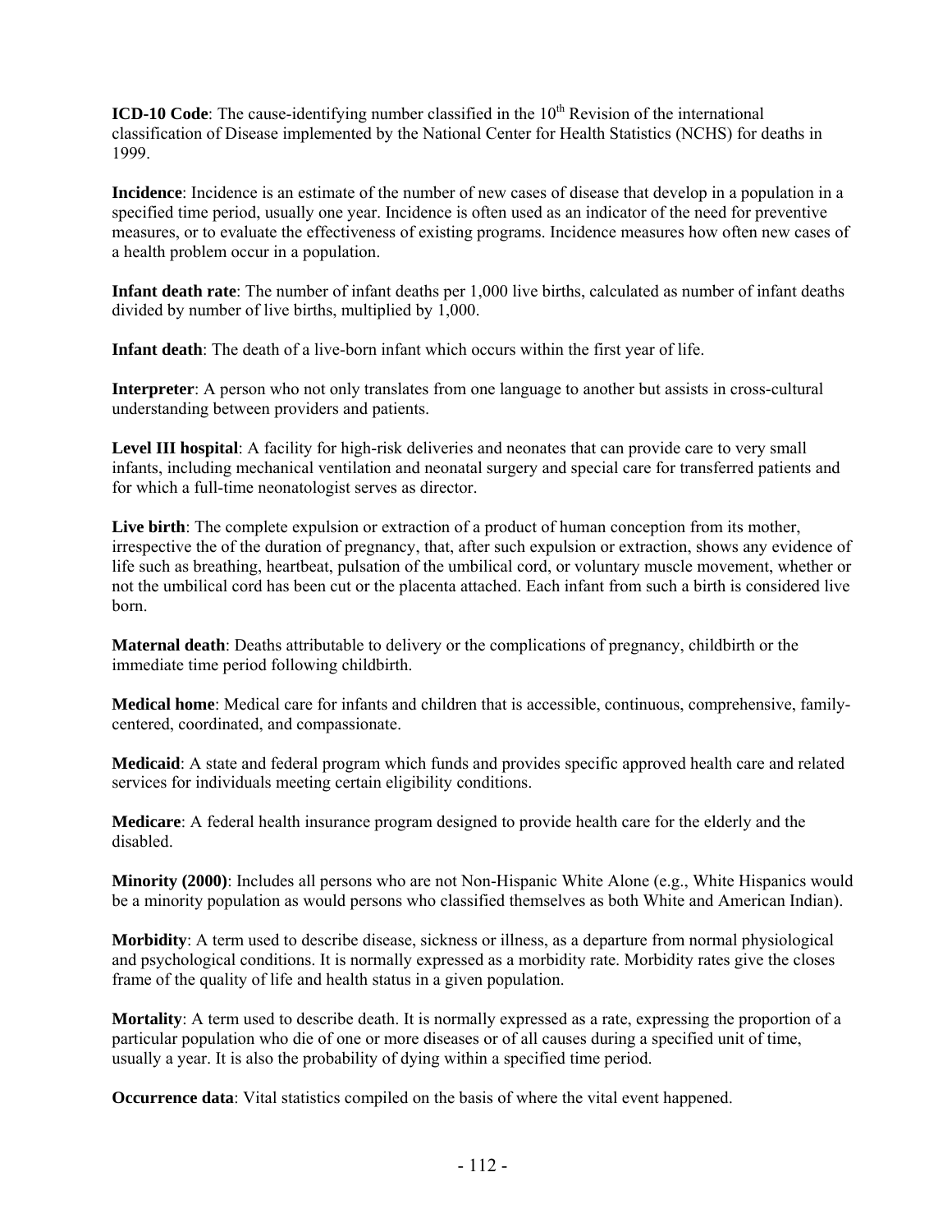**ICD-10 Code**: The cause-identifying number classified in the 10[th] Revision of the international classification of Disease implemented by the National Center for Health Statistics (NCHS) for deaths in 1999.

**Incidence**: Incidence is an estimate of the number of new cases of disease that develop in a population in a specified time period, usually one year. Incidence is often used as an indicator of the need for preventive measures, or to evaluate the effectiveness of existing programs. Incidence measures how often new cases of a health problem occur in a population.

**Infant death rate**: The number of infant deaths per 1,000 live births, calculated as number of infant deaths divided by number of live births, multiplied by 1,000.

**Infant death**: The death of a live-born infant which occurs within the first year of life.

**Interpreter**: A person who not only translates from one language to another but assists in cross-cultural understanding between providers and patients.

**Level III hospital**: A facility for high-risk deliveries and neonates that can provide care to very small infants, including mechanical ventilation and neonatal surgery and special care for transferred patients and for which a full-time neonatologist serves as director.

**Live birth**: The complete expulsion or extraction of a product of human conception from its mother, irrespective the of the duration of pregnancy, that, after such expulsion or extraction, shows any evidence of life such as breathing, heartbeat, pulsation of the umbilical cord, or voluntary muscle movement, whether or not the umbilical cord has been cut or the placenta attached. Each infant from such a birth is considered live born.

**Maternal death**: Deaths attributable to delivery or the complications of pregnancy, childbirth or the immediate time period following childbirth.

**Medical home**: Medical care for infants and children that is accessible, continuous, comprehensive, family-centered, coordinated, and compassionate.

**Medicaid**: A state and federal program which funds and provides specific approved health care and related services for individuals meeting certain eligibility conditions.

**Medicare**: A federal health insurance program designed to provide health care for the elderly and the disabled.

**Minority (2000)**: Includes all persons who are not Non-Hispanic White Alone (e.g., White Hispanics would be a minority population as would persons who classified themselves as both White and American Indian).

**Morbidity**: A term used to describe disease, sickness or illness, as a departure from normal physiological and psychological conditions. It is normally expressed as a morbidity rate. Morbidity rates give the closes frame of the quality of life and health status in a given population.

**Mortality**: A term used to describe death. It is normally expressed as a rate, expressing the proportion of a particular population who die of one or more diseases or of all causes during a specified unit of time, usually a year. It is also the probability of dying within a specified time period.

**Occurrence data**: Vital statistics compiled on the basis of where the vital event happened.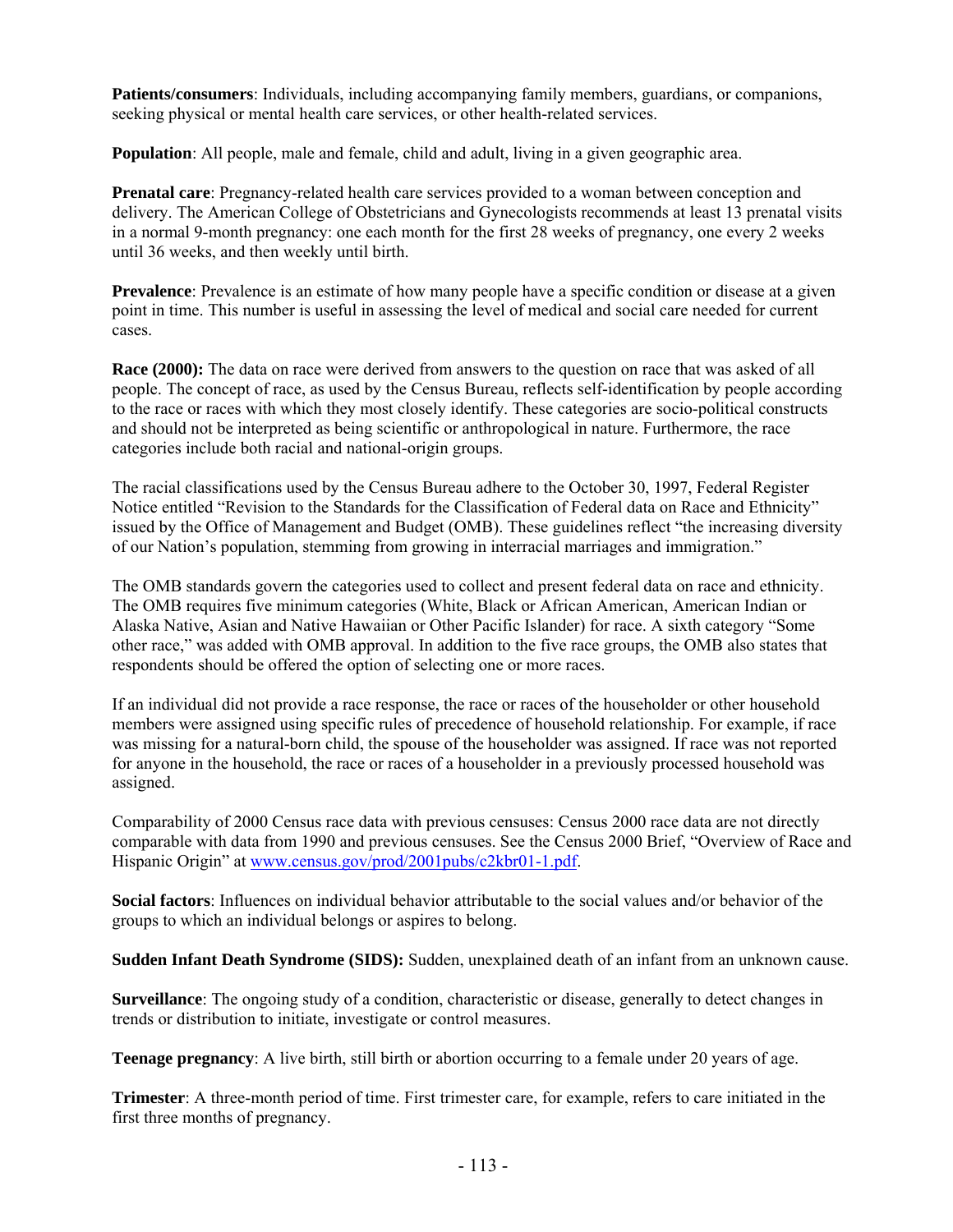**Patients/consumers**: Individuals, including accompanying family members, guardians, or companions, seeking physical or mental health care services, or other health-related services.

**Population**: All people, male and female, child and adult, living in a given geographic area.

**Prenatal care**: Pregnancy-related health care services provided to a woman between conception and delivery. The American College of Obstetricians and Gynecologists recommends at least 13 prenatal visits in a normal 9-month pregnancy: one each month for the first 28 weeks of pregnancy, one every 2 weeks until 36 weeks, and then weekly until birth.

**Prevalence**: Prevalence is an estimate of how many people have a specific condition or disease at a given point in time. This number is useful in assessing the level of medical and social care needed for current cases.

**Race (2000):** The data on race were derived from answers to the question on race that was asked of all people. The concept of race, as used by the Census Bureau, reflects self-identification by people according to the race or races with which they most closely identify. These categories are socio-political constructs and should not be interpreted as being scientific or anthropological in nature. Furthermore, the race categories include both racial and national-origin groups.

The racial classifications used by the Census Bureau adhere to the October 30, 1997, Federal Register Notice entitled "Revision to the Standards for the Classification of Federal data on Race and Ethnicity" issued by the Office of Management and Budget (OMB). These guidelines reflect "the increasing diversity of our Nation's population, stemming from growing in interracial marriages and immigration."

The OMB standards govern the categories used to collect and present federal data on race and ethnicity. The OMB requires five minimum categories (White, Black or African American, American Indian or Alaska Native, Asian and Native Hawaiian or Other Pacific Islander) for race. A sixth category "Some other race," was added with OMB approval. In addition to the five race groups, the OMB also states that respondents should be offered the option of selecting one or more races.

If an individual did not provide a race response, the race or races of the householder or other household members were assigned using specific rules of precedence of household relationship. For example, if race was missing for a natural-born child, the spouse of the householder was assigned. If race was not reported for anyone in the household, the race or races of a householder in a previously processed household was assigned.

Comparability of 2000 Census race data with previous censuses: Census 2000 race data are not directly comparable with data from 1990 and previous censuses. See the Census 2000 Brief, "Overview of Race and Hispanic Origin" at www.census.gov/prod/2001pubs/c2kbr01-1.pdf.

**Social factors**: Influences on individual behavior attributable to the social values and/or behavior of the groups to which an individual belongs or aspires to belong.

**Sudden Infant Death Syndrome (SIDS):** Sudden, unexplained death of an infant from an unknown cause.

**Surveillance**: The ongoing study of a condition, characteristic or disease, generally to detect changes in trends or distribution to initiate, investigate or control measures.

**Teenage pregnancy**: A live birth, still birth or abortion occurring to a female under 20 years of age.

**Trimester**: A three-month period of time. First trimester care, for example, refers to care initiated in the first three months of pregnancy.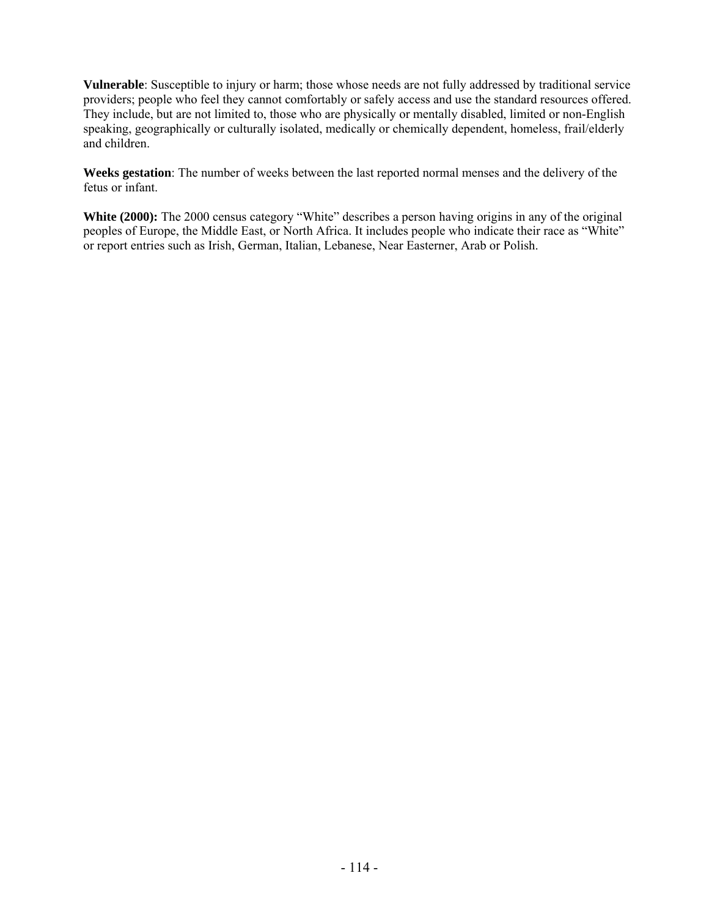**Vulnerable**: Susceptible to injury or harm; those whose needs are not fully addressed by traditional service providers; people who feel they cannot comfortably or safely access and use the standard resources offered. They include, but are not limited to, those who are physically or mentally disabled, limited or non-English speaking, geographically or culturally isolated, medically or chemically dependent, homeless, frail/elderly and children.

**Weeks gestation**: The number of weeks between the last reported normal menses and the delivery of the fetus or infant.

**White (2000):** The 2000 census category "White" describes a person having origins in any of the original peoples of Europe, the Middle East, or North Africa. It includes people who indicate their race as "White" or report entries such as Irish, German, Italian, Lebanese, Near Easterner, Arab or Polish.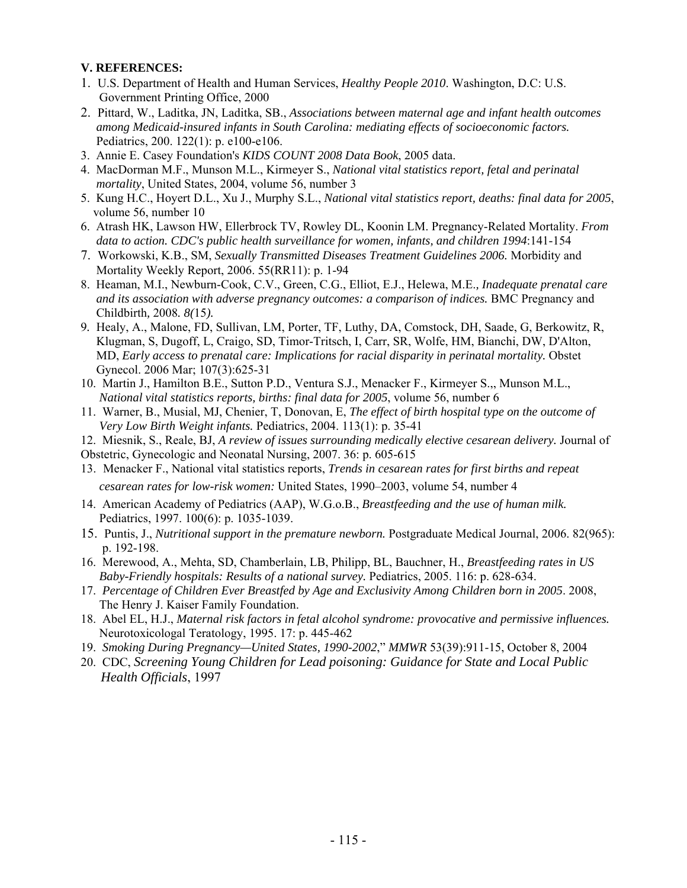**V. REFERENCES:**

1. U.S. Department of Health and Human Services, *Healthy People 2010*. Washington, D.C: U.S. Government Printing Office, 2000
2. Pittard, W., Laditka, JN, Laditka, SB., *Associations between maternal age and infant health outcomes among Medicaid-insured infants in South Carolina: mediating effects of socioeconomic factors.* Pediatrics, 200. 122(1): p. e100-e106.
3. Annie E. Casey Foundation's *KIDS COUNT 2008 Data Book*, 2005 data.
4. MacDorman M.F., Munson M.L., Kirmeyer S., *National vital statistics report, fetal and perinatal mortality*, United States, 2004, volume 56, number 3
5. Kung H.C., Hoyert D.L., Xu J., Murphy S.L., *National vital statistics report, deaths: final data for 2005*, volume 56, number 10
6. Atrash HK, Lawson HW, Ellerbrock TV, Rowley DL, Koonin LM. Pregnancy-Related Mortality. *From data to action. CDC's public health surveillance for women, infants, and children 1994*:141-154
7. Workowski, K.B., SM, *Sexually Transmitted Diseases Treatment Guidelines 2006.* Morbidity and Mortality Weekly Report, 2006. 55(RR11): p. 1-94
8. Heaman, M.I., Newburn-Cook, C.V., Green, C.G., Elliot, E.J., Helewa, M.E., *Inadequate prenatal care and its association with adverse pregnancy outcomes: a comparison of indices.* BMC Pregnancy and Childbirth, 2008. *8(*15*).*
9. Healy, A., Malone, FD, Sullivan, LM, Porter, TF, Luthy, DA, Comstock, DH, Saade, G, Berkowitz, R, Klugman, S, Dugoff, L, Craigo, SD, Timor-Tritsch, I, Carr, SR, Wolfe, HM, Bianchi, DW, D'Alton, MD, *Early access to prenatal care: Implications for racial disparity in perinatal mortality.* Obstet Gynecol. 2006 Mar; 107(3):625-31
10. Martin J., Hamilton B.E., Sutton P.D., Ventura S.J., Menacker F., Kirmeyer S.,, Munson M.L., *National vital statistics reports, births: final data for 2005*, volume 56, number 6
11. Warner, B., Musial, MJ, Chenier, T, Donovan, E, *The effect of birth hospital type on the outcome of Very Low Birth Weight infants.* Pediatrics, 2004. 113(1): p. 35-41
12. Miesnik, S., Reale, BJ, *A review of issues surrounding medically elective cesarean delivery.* Journal of Obstetric, Gynecologic and Neonatal Nursing, 2007. 36: p. 605-615
13. Menacker F., National vital statistics reports, *Trends in cesarean rates for first births and repeat cesarean rates for low-risk women:* United States, 1990–2003, volume 54, number 4
14. American Academy of Pediatrics (AAP), W.G.o.B., *Breastfeeding and the use of human milk.* Pediatrics, 1997. 100(6): p. 1035-1039.
15. Puntis, J., *Nutritional support in the premature newborn.* Postgraduate Medical Journal, 2006. 82(965): p. 192-198.
16. Merewood, A., Mehta, SD, Chamberlain, LB, Philipp, BL, Bauchner, H., *Breastfeeding rates in US Baby-Friendly hospitals: Results of a national survey.* Pediatrics, 2005. 116: p. 628-634.
17. *Percentage of Children Ever Breastfed by Age and Exclusivity Among Children born in 2005*. 2008, The Henry J. Kaiser Family Foundation.
18. Abel EL, H.J., *Maternal risk factors in fetal alcohol syndrome: provocative and permissive influences.* Neurotoxicologal Teratology, 1995. 17: p. 445-462
19. *Smoking During Pregnancy—United States, 1990-2002*," *MMWR* 53(39):911-15, October 8, 2004
20. CDC, *Screening Young Children for Lead poisoning: Guidance for State and Local Public Health Officials*, 1997